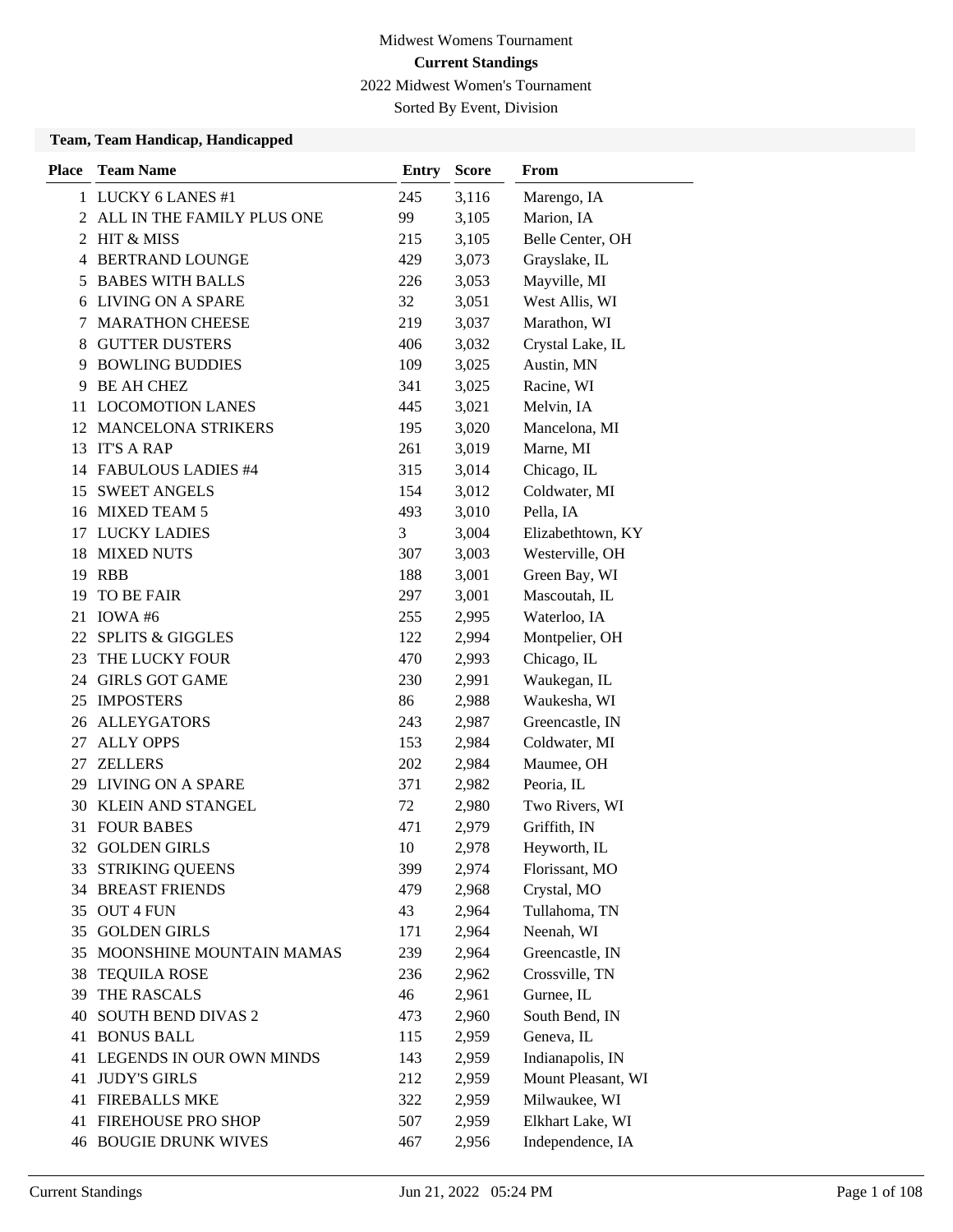Midwest Womens Tournament

**Current Standings**

2022 Midwest Women's Tournament

Sorted By Event, Division

**Team, Team Handicap, Handicapped**

| Place | Team Name | Entry | Score | From |
|---|---|---|---|---|
| 1 | LUCKY 6 LANES #1 | 245 | 3,116 | Marengo, IA |
| 2 | ALL IN THE FAMILY PLUS ONE | 99 | 3,105 | Marion, IA |
| 2 | HIT & MISS | 215 | 3,105 | Belle Center, OH |
| 4 | BERTRAND LOUNGE | 429 | 3,073 | Grayslake, IL |
| 5 | BABES WITH BALLS | 226 | 3,053 | Mayville, MI |
| 6 | LIVING ON A SPARE | 32 | 3,051 | West Allis, WI |
| 7 | MARATHON CHEESE | 219 | 3,037 | Marathon, WI |
| 8 | GUTTER DUSTERS | 406 | 3,032 | Crystal Lake, IL |
| 9 | BOWLING BUDDIES | 109 | 3,025 | Austin, MN |
| 9 | BE AH CHEZ | 341 | 3,025 | Racine, WI |
| 11 | LOCOMOTION LANES | 445 | 3,021 | Melvin, IA |
| 12 | MANCELONA STRIKERS | 195 | 3,020 | Mancelona, MI |
| 13 | IT'S A RAP | 261 | 3,019 | Marne, MI |
| 14 | FABULOUS LADIES #4 | 315 | 3,014 | Chicago, IL |
| 15 | SWEET ANGELS | 154 | 3,012 | Coldwater, MI |
| 16 | MIXED TEAM 5 | 493 | 3,010 | Pella, IA |
| 17 | LUCKY LADIES | 3 | 3,004 | Elizabethtown, KY |
| 18 | MIXED NUTS | 307 | 3,003 | Westerville, OH |
| 19 | RBB | 188 | 3,001 | Green Bay, WI |
| 19 | TO BE FAIR | 297 | 3,001 | Mascoutah, IL |
| 21 | IOWA #6 | 255 | 2,995 | Waterloo, IA |
| 22 | SPLITS & GIGGLES | 122 | 2,994 | Montpelier, OH |
| 23 | THE LUCKY FOUR | 470 | 2,993 | Chicago, IL |
| 24 | GIRLS GOT GAME | 230 | 2,991 | Waukegan, IL |
| 25 | IMPOSTERS | 86 | 2,988 | Waukesha, WI |
| 26 | ALLEYGATORS | 243 | 2,987 | Greencastle, IN |
| 27 | ALLY OPPS | 153 | 2,984 | Coldwater, MI |
| 27 | ZELLERS | 202 | 2,984 | Maumee, OH |
| 29 | LIVING ON A SPARE | 371 | 2,982 | Peoria, IL |
| 30 | KLEIN AND STANGEL | 72 | 2,980 | Two Rivers, WI |
| 31 | FOUR BABES | 471 | 2,979 | Griffith, IN |
| 32 | GOLDEN GIRLS | 10 | 2,978 | Heyworth, IL |
| 33 | STRIKING QUEENS | 399 | 2,974 | Florissant, MO |
| 34 | BREAST FRIENDS | 479 | 2,968 | Crystal, MO |
| 35 | OUT 4 FUN | 43 | 2,964 | Tullahoma, TN |
| 35 | GOLDEN GIRLS | 171 | 2,964 | Neenah, WI |
| 35 | MOONSHINE MOUNTAIN MAMAS | 239 | 2,964 | Greencastle, IN |
| 38 | TEQUILA ROSE | 236 | 2,962 | Crossville, TN |
| 39 | THE RASCALS | 46 | 2,961 | Gurnee, IL |
| 40 | SOUTH BEND DIVAS 2 | 473 | 2,960 | South Bend, IN |
| 41 | BONUS BALL | 115 | 2,959 | Geneva, IL |
| 41 | LEGENDS IN OUR OWN MINDS | 143 | 2,959 | Indianapolis, IN |
| 41 | JUDY'S GIRLS | 212 | 2,959 | Mount Pleasant, WI |
| 41 | FIREBALLS MKE | 322 | 2,959 | Milwaukee, WI |
| 41 | FIREHOUSE PRO SHOP | 507 | 2,959 | Elkhart Lake, WI |
| 46 | BOUGIE DRUNK WIVES | 467 | 2,956 | Independence, IA |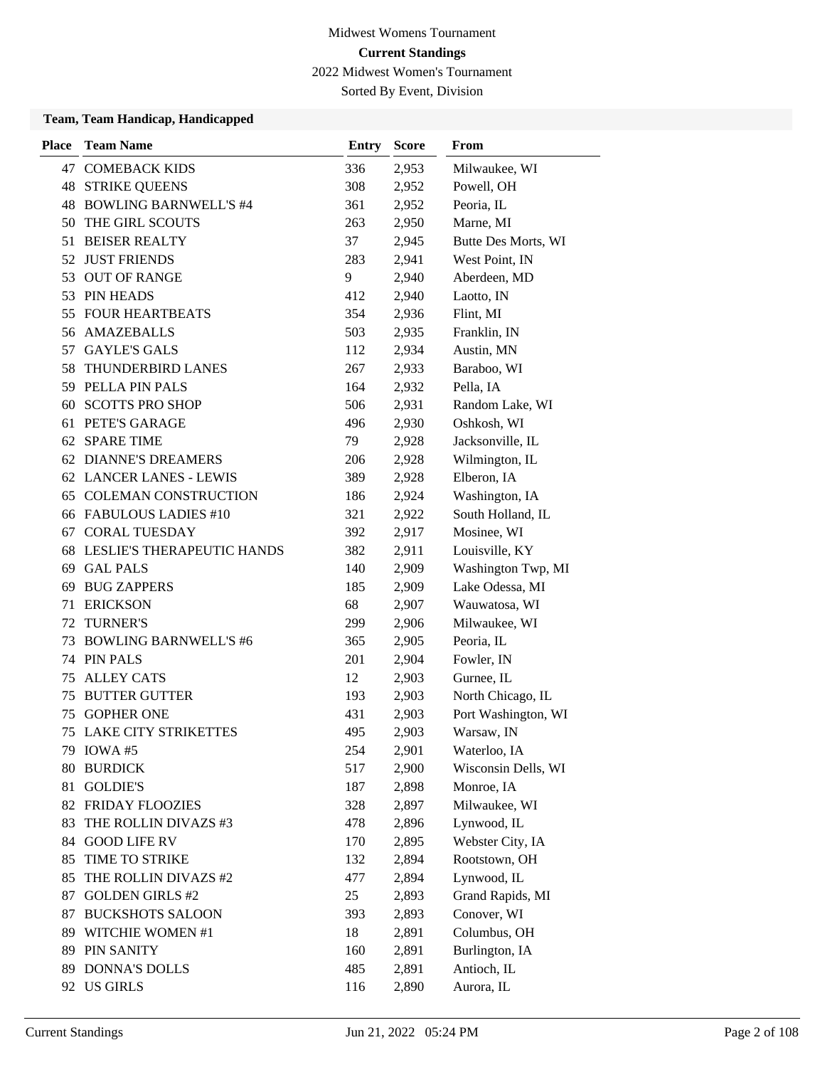Midwest Womens Tournament

**Current Standings**

2022 Midwest Women's Tournament

Sorted By Event, Division

**Team, Team Handicap, Handicapped**

| Place | Team Name | Entry | Score | From |
|---|---|---|---|---|
| 47 | COMEBACK KIDS | 336 | 2,953 | Milwaukee, WI |
| 48 | STRIKE QUEENS | 308 | 2,952 | Powell, OH |
| 48 | BOWLING BARNWELL'S #4 | 361 | 2,952 | Peoria, IL |
| 50 | THE GIRL SCOUTS | 263 | 2,950 | Marne, MI |
| 51 | BEISER REALTY | 37 | 2,945 | Butte Des Morts, WI |
| 52 | JUST FRIENDS | 283 | 2,941 | West Point, IN |
| 53 | OUT OF RANGE | 9 | 2,940 | Aberdeen, MD |
| 53 | PIN HEADS | 412 | 2,940 | Laotto, IN |
| 55 | FOUR HEARTBEATS | 354 | 2,936 | Flint, MI |
| 56 | AMAZEBALLS | 503 | 2,935 | Franklin, IN |
| 57 | GAYLE'S GALS | 112 | 2,934 | Austin, MN |
| 58 | THUNDERBIRD LANES | 267 | 2,933 | Baraboo, WI |
| 59 | PELLA PIN PALS | 164 | 2,932 | Pella, IA |
| 60 | SCOTTS PRO SHOP | 506 | 2,931 | Random Lake, WI |
| 61 | PETE'S GARAGE | 496 | 2,930 | Oshkosh, WI |
| 62 | SPARE TIME | 79 | 2,928 | Jacksonville, IL |
| 62 | DIANNE'S DREAMERS | 206 | 2,928 | Wilmington, IL |
| 62 | LANCER LANES - LEWIS | 389 | 2,928 | Elberon, IA |
| 65 | COLEMAN CONSTRUCTION | 186 | 2,924 | Washington, IA |
| 66 | FABULOUS LADIES #10 | 321 | 2,922 | South Holland, IL |
| 67 | CORAL TUESDAY | 392 | 2,917 | Mosinee, WI |
| 68 | LESLIE'S THERAPEUTIC HANDS | 382 | 2,911 | Louisville, KY |
| 69 | GAL PALS | 140 | 2,909 | Washington Twp, MI |
| 69 | BUG ZAPPERS | 185 | 2,909 | Lake Odessa, MI |
| 71 | ERICKSON | 68 | 2,907 | Wauwatosa, WI |
| 72 | TURNER'S | 299 | 2,906 | Milwaukee, WI |
| 73 | BOWLING BARNWELL'S #6 | 365 | 2,905 | Peoria, IL |
| 74 | PIN PALS | 201 | 2,904 | Fowler, IN |
| 75 | ALLEY CATS | 12 | 2,903 | Gurnee, IL |
| 75 | BUTTER GUTTER | 193 | 2,903 | North Chicago, IL |
| 75 | GOPHER ONE | 431 | 2,903 | Port Washington, WI |
| 75 | LAKE CITY STRIKETTES | 495 | 2,903 | Warsaw, IN |
| 79 | IOWA #5 | 254 | 2,901 | Waterloo, IA |
| 80 | BURDICK | 517 | 2,900 | Wisconsin Dells, WI |
| 81 | GOLDIE'S | 187 | 2,898 | Monroe, IA |
| 82 | FRIDAY FLOOZIES | 328 | 2,897 | Milwaukee, WI |
| 83 | THE ROLLIN DIVAZS #3 | 478 | 2,896 | Lynwood, IL |
| 84 | GOOD LIFE RV | 170 | 2,895 | Webster City, IA |
| 85 | TIME TO STRIKE | 132 | 2,894 | Rootstown, OH |
| 85 | THE ROLLIN DIVAZS #2 | 477 | 2,894 | Lynwood, IL |
| 87 | GOLDEN GIRLS #2 | 25 | 2,893 | Grand Rapids, MI |
| 87 | BUCKSHOTS SALOON | 393 | 2,893 | Conover, WI |
| 89 | WITCHIE WOMEN #1 | 18 | 2,891 | Columbus, OH |
| 89 | PIN SANITY | 160 | 2,891 | Burlington, IA |
| 89 | DONNA'S DOLLS | 485 | 2,891 | Antioch, IL |
| 92 | US GIRLS | 116 | 2,890 | Aurora, IL |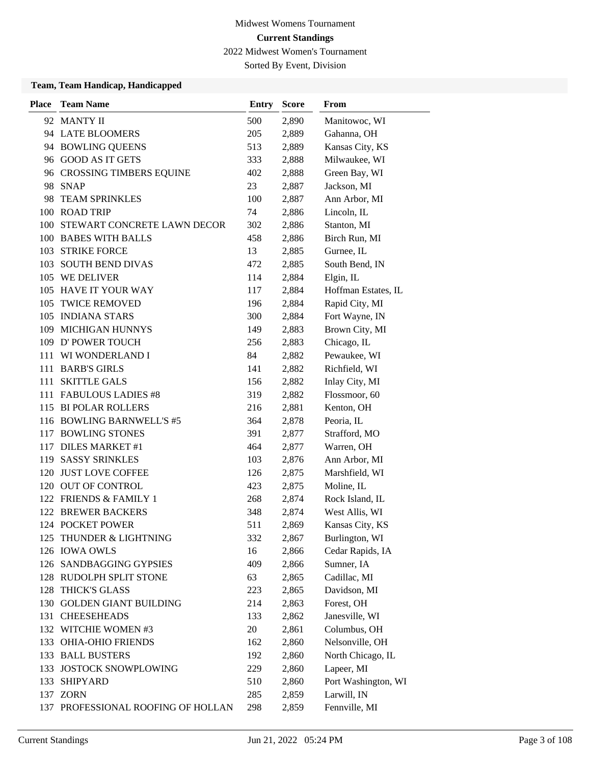Midwest Womens Tournament

**Current Standings**

2022 Midwest Women's Tournament

Sorted By Event, Division

**Team, Team Handicap, Handicapped**

| Place | Team Name | Entry | Score | From |
|---|---|---|---|---|
| 92 | MANTY II | 500 | 2,890 | Manitowoc, WI |
| 94 | LATE BLOOMERS | 205 | 2,889 | Gahanna, OH |
| 94 | BOWLING QUEENS | 513 | 2,889 | Kansas City, KS |
| 96 | GOOD AS IT GETS | 333 | 2,888 | Milwaukee, WI |
| 96 | CROSSING TIMBERS EQUINE | 402 | 2,888 | Green Bay, WI |
| 98 | SNAP | 23 | 2,887 | Jackson, MI |
| 98 | TEAM SPRINKLES | 100 | 2,887 | Ann Arbor, MI |
| 100 | ROAD TRIP | 74 | 2,886 | Lincoln, IL |
| 100 | STEWART CONCRETE LAWN DECOR | 302 | 2,886 | Stanton, MI |
| 100 | BABES WITH BALLS | 458 | 2,886 | Birch Run, MI |
| 103 | STRIKE FORCE | 13 | 2,885 | Gurnee, IL |
| 103 | SOUTH BEND DIVAS | 472 | 2,885 | South Bend, IN |
| 105 | WE DELIVER | 114 | 2,884 | Elgin, IL |
| 105 | HAVE IT YOUR WAY | 117 | 2,884 | Hoffman Estates, IL |
| 105 | TWICE REMOVED | 196 | 2,884 | Rapid City, MI |
| 105 | INDIANA STARS | 300 | 2,884 | Fort Wayne, IN |
| 109 | MICHIGAN HUNNYS | 149 | 2,883 | Brown City, MI |
| 109 | D' POWER TOUCH | 256 | 2,883 | Chicago, IL |
| 111 | WI WONDERLAND I | 84 | 2,882 | Pewaukee, WI |
| 111 | BARB'S GIRLS | 141 | 2,882 | Richfield, WI |
| 111 | SKITTLE GALS | 156 | 2,882 | Inlay City, MI |
| 111 | FABULOUS LADIES #8 | 319 | 2,882 | Flossmoor, 60 |
| 115 | BI POLAR ROLLERS | 216 | 2,881 | Kenton, OH |
| 116 | BOWLING BARNWELL'S #5 | 364 | 2,878 | Peoria, IL |
| 117 | BOWLING STONES | 391 | 2,877 | Strafford, MO |
| 117 | DILES MARKET #1 | 464 | 2,877 | Warren, OH |
| 119 | SASSY SRINKLES | 103 | 2,876 | Ann Arbor, MI |
| 120 | JUST LOVE COFFEE | 126 | 2,875 | Marshfield, WI |
| 120 | OUT OF CONTROL | 423 | 2,875 | Moline, IL |
| 122 | FRIENDS & FAMILY 1 | 268 | 2,874 | Rock Island, IL |
| 122 | BREWER BACKERS | 348 | 2,874 | West Allis, WI |
| 124 | POCKET POWER | 511 | 2,869 | Kansas City, KS |
| 125 | THUNDER & LIGHTNING | 332 | 2,867 | Burlington, WI |
| 126 | IOWA OWLS | 16 | 2,866 | Cedar Rapids, IA |
| 126 | SANDBAGGING GYPSIES | 409 | 2,866 | Sumner, IA |
| 128 | RUDOLPH SPLIT STONE | 63 | 2,865 | Cadillac, MI |
| 128 | THICK'S GLASS | 223 | 2,865 | Davidson, MI |
| 130 | GOLDEN GIANT BUILDING | 214 | 2,863 | Forest, OH |
| 131 | CHEESEHEADS | 133 | 2,862 | Janesville, WI |
| 132 | WITCHIE WOMEN #3 | 20 | 2,861 | Columbus, OH |
| 133 | OHIA-OHIO FRIENDS | 162 | 2,860 | Nelsonville, OH |
| 133 | BALL BUSTERS | 192 | 2,860 | North Chicago, IL |
| 133 | JOSTOCK SNOWPLOWING | 229 | 2,860 | Lapeer, MI |
| 133 | SHIPYARD | 510 | 2,860 | Port Washington, WI |
| 137 | ZORN | 285 | 2,859 | Larwill, IN |
| 137 | PROFESSIONAL ROOFING OF HOLLAN | 298 | 2,859 | Fennville, MI |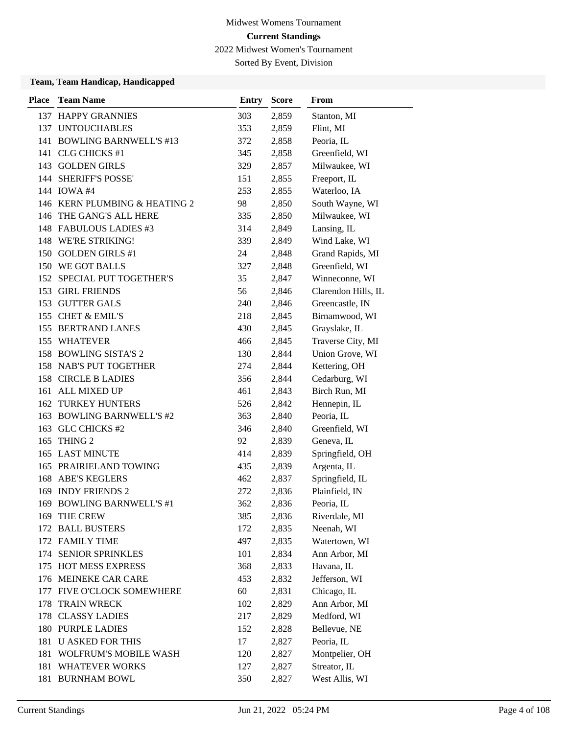Midwest Womens Tournament

**Current Standings**

2022 Midwest Women's Tournament

Sorted By Event, Division

### Team, Team Handicap, Handicapped

| Place | Team Name | Entry | Score | From |
|---|---|---|---|---|
| 137 | HAPPY GRANNIES | 303 | 2,859 | Stanton, MI |
| 137 | UNTOUCHABLES | 353 | 2,859 | Flint, MI |
| 141 | BOWLING BARNWELL'S #13 | 372 | 2,858 | Peoria, IL |
| 141 | CLG CHICKS #1 | 345 | 2,858 | Greenfield, WI |
| 143 | GOLDEN GIRLS | 329 | 2,857 | Milwaukee, WI |
| 144 | SHERIFF'S POSSE' | 151 | 2,855 | Freeport, IL |
| 144 | IOWA #4 | 253 | 2,855 | Waterloo, IA |
| 146 | KERN PLUMBING & HEATING 2 | 98 | 2,850 | South Wayne, WI |
| 146 | THE GANG'S ALL HERE | 335 | 2,850 | Milwaukee, WI |
| 148 | FABULOUS LADIES #3 | 314 | 2,849 | Lansing, IL |
| 148 | WE'RE STRIKING! | 339 | 2,849 | Wind Lake, WI |
| 150 | GOLDEN GIRLS #1 | 24 | 2,848 | Grand Rapids, MI |
| 150 | WE GOT BALLS | 327 | 2,848 | Greenfield, WI |
| 152 | SPECIAL PUT TOGETHER'S | 35 | 2,847 | Winneconne, WI |
| 153 | GIRL FRIENDS | 56 | 2,846 | Clarendon Hills, IL |
| 153 | GUTTER GALS | 240 | 2,846 | Greencastle, IN |
| 155 | CHET & EMIL'S | 218 | 2,845 | Birnamwood, WI |
| 155 | BERTRAND LANES | 430 | 2,845 | Grayslake, IL |
| 155 | WHATEVER | 466 | 2,845 | Traverse City, MI |
| 158 | BOWLING SISTA'S 2 | 130 | 2,844 | Union Grove, WI |
| 158 | NAB'S PUT TOGETHER | 274 | 2,844 | Kettering, OH |
| 158 | CIRCLE B LADIES | 356 | 2,844 | Cedarburg, WI |
| 161 | ALL MIXED UP | 461 | 2,843 | Birch Run, MI |
| 162 | TURKEY HUNTERS | 526 | 2,842 | Hennepin, IL |
| 163 | BOWLING BARNWELL'S #2 | 363 | 2,840 | Peoria, IL |
| 163 | GLC CHICKS #2 | 346 | 2,840 | Geenfield, WI |
| 165 | THING 2 | 92 | 2,839 | Geneva, IL |
| 165 | LAST MINUTE | 414 | 2,839 | Springfield, OH |
| 165 | PRAIRIELAND TOWING | 435 | 2,839 | Argenta, IL |
| 168 | ABE'S KEGLERS | 462 | 2,837 | Springfield, IL |
| 169 | INDY FRIENDS 2 | 272 | 2,836 | Plainfield, IN |
| 169 | BOWLING BARNWELL'S #1 | 362 | 2,836 | Peoria, IL |
| 169 | THE CREW | 385 | 2,836 | Riverdale, MI |
| 172 | BALL BUSTERS | 172 | 2,835 | Neenah, WI |
| 172 | FAMILY TIME | 497 | 2,835 | Watertown, WI |
| 174 | SENIOR SPRINKLES | 101 | 2,834 | Ann Arbor, MI |
| 175 | HOT MESS EXPRESS | 368 | 2,833 | Havana, IL |
| 176 | MEINEKE CAR CARE | 453 | 2,832 | Jefferson, WI |
| 177 | FIVE O'CLOCK SOMEWHERE | 60 | 2,831 | Chicago, IL |
| 178 | TRAIN WRECK | 102 | 2,829 | Ann Arbor, MI |
| 178 | CLASSY LADIES | 217 | 2,829 | Medford, WI |
| 180 | PURPLE LADIES | 152 | 2,828 | Bellevue, NE |
| 181 | U ASKED FOR THIS | 17 | 2,827 | Peoria, IL |
| 181 | WOLFRUM'S MOBILE WASH | 120 | 2,827 | Montpelier, OH |
| 181 | WHATEVER WORKS | 127 | 2,827 | Streator, IL |
| 181 | BURNHAM BOWL | 350 | 2,827 | West Allis, WI |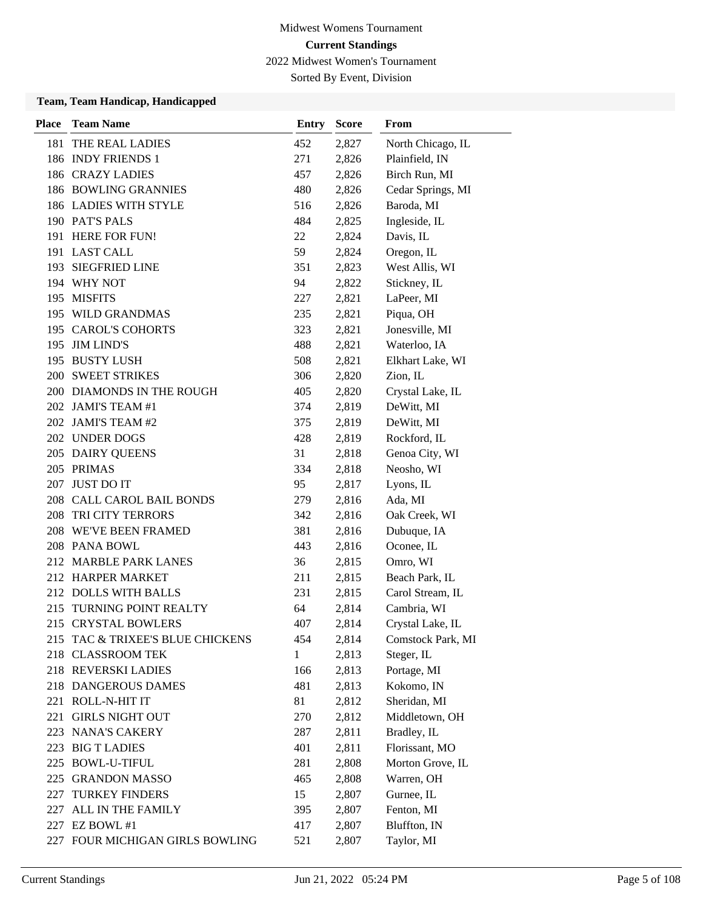Midwest Womens Tournament

**Current Standings**

2022 Midwest Women's Tournament

Sorted By Event, Division

**Team, Team Handicap, Handicapped**

| Place | Team Name | Entry | Score | From |
|---|---|---|---|---|
| 181 | THE REAL LADIES | 452 | 2,827 | North Chicago, IL |
| 186 | INDY FRIENDS 1 | 271 | 2,826 | Plainfield, IN |
| 186 | CRAZY LADIES | 457 | 2,826 | Birch Run, MI |
| 186 | BOWLING GRANNIES | 480 | 2,826 | Cedar Springs, MI |
| 186 | LADIES WITH STYLE | 516 | 2,826 | Baroda, MI |
| 190 | PAT'S PALS | 484 | 2,825 | Ingleside, IL |
| 191 | HERE FOR FUN! | 22 | 2,824 | Davis, IL |
| 191 | LAST CALL | 59 | 2,824 | Oregon, IL |
| 193 | SIEGFRIED LINE | 351 | 2,823 | West Allis, WI |
| 194 | WHY NOT | 94 | 2,822 | Stickney, IL |
| 195 | MISFITS | 227 | 2,821 | LaPeer, MI |
| 195 | WILD GRANDMAS | 235 | 2,821 | Piqua, OH |
| 195 | CAROL'S COHORTS | 323 | 2,821 | Jonesville, MI |
| 195 | JIM LIND'S | 488 | 2,821 | Waterloo, IA |
| 195 | BUSTY LUSH | 508 | 2,821 | Elkhart Lake, WI |
| 200 | SWEET STRIKES | 306 | 2,820 | Zion, IL |
| 200 | DIAMONDS IN THE ROUGH | 405 | 2,820 | Crystal Lake, IL |
| 202 | JAMI'S TEAM #1 | 374 | 2,819 | DeWitt, MI |
| 202 | JAMI'S TEAM #2 | 375 | 2,819 | DeWitt, MI |
| 202 | UNDER DOGS | 428 | 2,819 | Rockford, IL |
| 205 | DAIRY QUEENS | 31 | 2,818 | Genoa City, WI |
| 205 | PRIMAS | 334 | 2,818 | Neosho, WI |
| 207 | JUST DO IT | 95 | 2,817 | Lyons, IL |
| 208 | CALL CAROL BAIL BONDS | 279 | 2,816 | Ada, MI |
| 208 | TRI CITY TERRORS | 342 | 2,816 | Oak Creek, WI |
| 208 | WE'VE BEEN FRAMED | 381 | 2,816 | Dubuque, IA |
| 208 | PANA BOWL | 443 | 2,816 | Oconee, IL |
| 212 | MARBLE PARK LANES | 36 | 2,815 | Omro, WI |
| 212 | HARPER MARKET | 211 | 2,815 | Beach Park, IL |
| 212 | DOLLS WITH BALLS | 231 | 2,815 | Carol Stream, IL |
| 215 | TURNING POINT REALTY | 64 | 2,814 | Cambria, WI |
| 215 | CRYSTAL BOWLERS | 407 | 2,814 | Crystal Lake, IL |
| 215 | TAC & TRIXEE'S BLUE CHICKENS | 454 | 2,814 | Comstock Park, MI |
| 218 | CLASSROOM TEK | 1 | 2,813 | Steger, IL |
| 218 | REVERSKI LADIES | 166 | 2,813 | Portage, MI |
| 218 | DANGEROUS DAMES | 481 | 2,813 | Kokomo, IN |
| 221 | ROLL-N-HIT IT | 81 | 2,812 | Sheridan, MI |
| 221 | GIRLS NIGHT OUT | 270 | 2,812 | Middletown, OH |
| 223 | NANA'S CAKERY | 287 | 2,811 | Bradley, IL |
| 223 | BIG T LADIES | 401 | 2,811 | Florissant, MO |
| 225 | BOWL-U-TIFUL | 281 | 2,808 | Morton Grove, IL |
| 225 | GRANDON MASSO | 465 | 2,808 | Warren, OH |
| 227 | TURKEY FINDERS | 15 | 2,807 | Gurnee, IL |
| 227 | ALL IN THE FAMILY | 395 | 2,807 | Fenton, MI |
| 227 | EZ BOWL #1 | 417 | 2,807 | Bluffton, IN |
| 227 | FOUR MICHIGAN GIRLS BOWLING | 521 | 2,807 | Taylor, MI |

Current Standings Jun 21, 2022 05:24 PM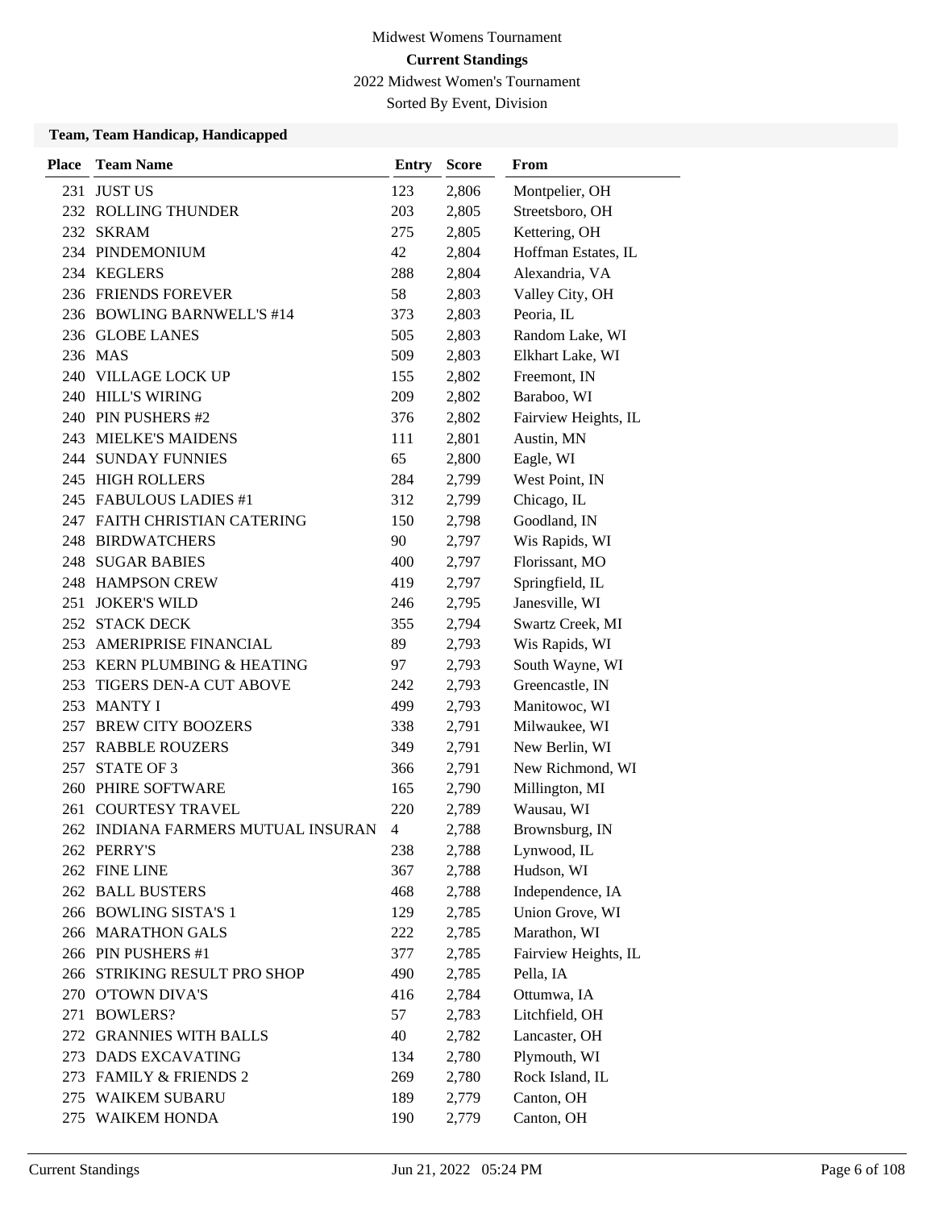Midwest Womens Tournament

**Current Standings**

2022 Midwest Women's Tournament

Sorted By Event, Division

**Team, Team Handicap, Handicapped**

| Place | Team Name | Entry | Score | From |
|---|---|---|---|---|
| 231 | JUST US | 123 | 2,806 | Montpelier, OH |
| 232 | ROLLING THUNDER | 203 | 2,805 | Streetsboro, OH |
| 232 | SKRAM | 275 | 2,805 | Kettering, OH |
| 234 | PINDEMONIUM | 42 | 2,804 | Hoffman Estates, IL |
| 234 | KEGLERS | 288 | 2,804 | Alexandria, VA |
| 236 | FRIENDS FOREVER | 58 | 2,803 | Valley City, OH |
| 236 | BOWLING BARNWELL'S #14 | 373 | 2,803 | Peoria, IL |
| 236 | GLOBE LANES | 505 | 2,803 | Random Lake, WI |
| 236 | MAS | 509 | 2,803 | Elkhart Lake, WI |
| 240 | VILLAGE LOCK UP | 155 | 2,802 | Freemont, IN |
| 240 | HILL'S WIRING | 209 | 2,802 | Baraboo, WI |
| 240 | PIN PUSHERS #2 | 376 | 2,802 | Fairview Heights, IL |
| 243 | MIELKE'S MAIDENS | 111 | 2,801 | Austin, MN |
| 244 | SUNDAY FUNNIES | 65 | 2,800 | Eagle, WI |
| 245 | HIGH ROLLERS | 284 | 2,799 | West Point, IN |
| 245 | FABULOUS LADIES #1 | 312 | 2,799 | Chicago, IL |
| 247 | FAITH CHRISTIAN CATERING | 150 | 2,798 | Goodland, IN |
| 248 | BIRDWATCHERS | 90 | 2,797 | Wis Rapids, WI |
| 248 | SUGAR BABIES | 400 | 2,797 | Florissant, MO |
| 248 | HAMPSON CREW | 419 | 2,797 | Springfield, IL |
| 251 | JOKER'S WILD | 246 | 2,795 | Janesville, WI |
| 252 | STACK DECK | 355 | 2,794 | Swartz Creek, MI |
| 253 | AMERIPRISE FINANCIAL | 89 | 2,793 | Wis Rapids, WI |
| 253 | KERN PLUMBING & HEATING | 97 | 2,793 | South Wayne, WI |
| 253 | TIGERS DEN-A CUT ABOVE | 242 | 2,793 | Greencastle, IN |
| 253 | MANTY I | 499 | 2,793 | Manitowoc, WI |
| 257 | BREW CITY BOOZERS | 338 | 2,791 | Milwaukee, WI |
| 257 | RABBLE ROUZERS | 349 | 2,791 | New Berlin, WI |
| 257 | STATE OF 3 | 366 | 2,791 | New Richmond, WI |
| 260 | PHIRE SOFTWARE | 165 | 2,790 | Millington, MI |
| 261 | COURTESY TRAVEL | 220 | 2,789 | Wausau, WI |
| 262 | INDIANA FARMERS MUTUAL INSURAN | 4 | 2,788 | Brownsburg, IN |
| 262 | PERRY'S | 238 | 2,788 | Lynwood, IL |
| 262 | FINE LINE | 367 | 2,788 | Hudson, WI |
| 262 | BALL BUSTERS | 468 | 2,788 | Independence, IA |
| 266 | BOWLING SISTA'S 1 | 129 | 2,785 | Union Grove, WI |
| 266 | MARATHON GALS | 222 | 2,785 | Marathon, WI |
| 266 | PIN PUSHERS #1 | 377 | 2,785 | Fairview Heights, IL |
| 266 | STRIKING RESULT PRO SHOP | 490 | 2,785 | Pella, IA |
| 270 | O'TOWN DIVA'S | 416 | 2,784 | Ottumwa, IA |
| 271 | BOWLERS? | 57 | 2,783 | Litchfield, OH |
| 272 | GRANNIES WITH BALLS | 40 | 2,782 | Lancaster, OH |
| 273 | DADS EXCAVATING | 134 | 2,780 | Plymouth, WI |
| 273 | FAMILY & FRIENDS 2 | 269 | 2,780 | Rock Island, IL |
| 275 | WAIKEM SUBARU | 189 | 2,779 | Canton, OH |
| 275 | WAIKEM HONDA | 190 | 2,779 | Canton, OH |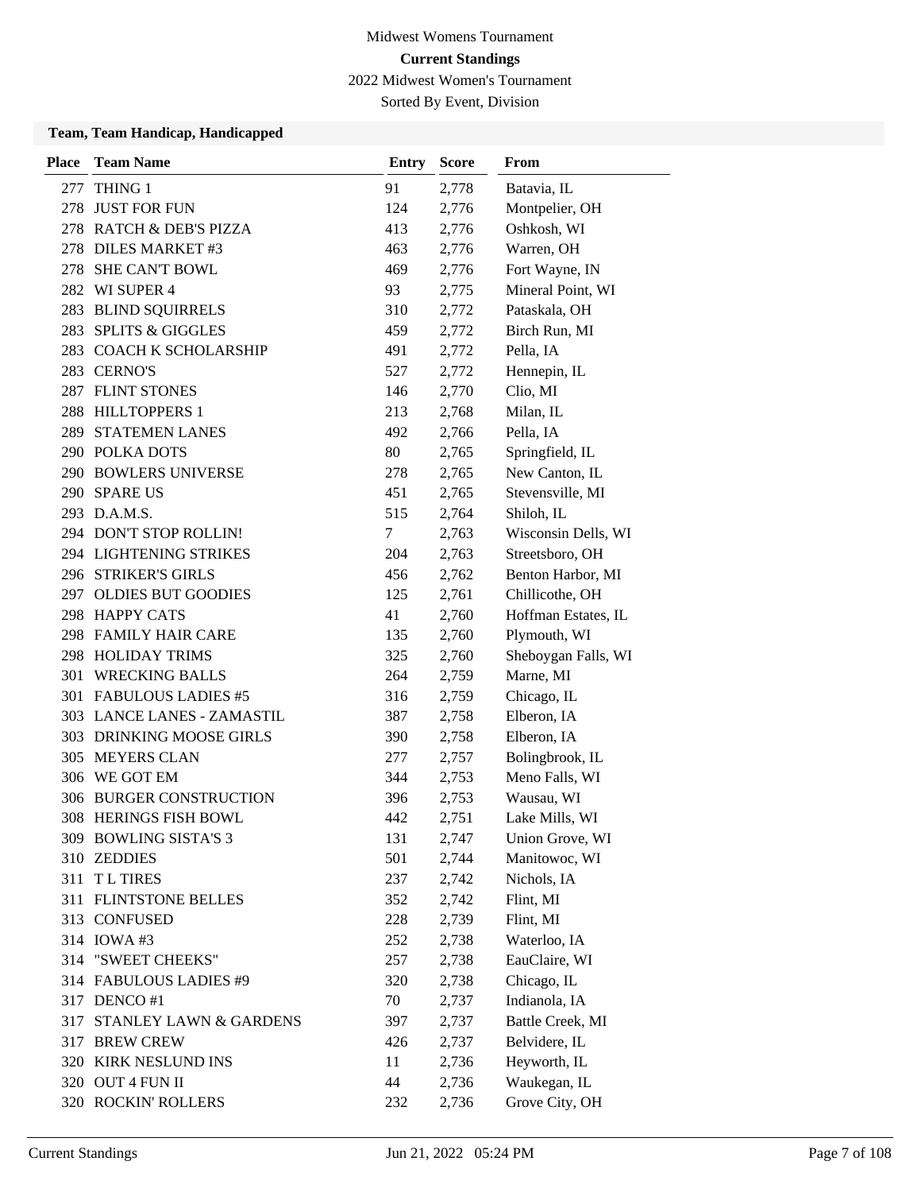Midwest Womens Tournament

**Current Standings**

2022 Midwest Women's Tournament

Sorted By Event, Division

**Team, Team Handicap, Handicapped**

| Place | Team Name | Entry | Score | From |
|---|---|---|---|---|
| 277 | THING 1 | 91 | 2,778 | Batavia, IL |
| 278 | JUST FOR FUN | 124 | 2,776 | Montpelier, OH |
| 278 | RATCH & DEB'S PIZZA | 413 | 2,776 | Oshkosh, WI |
| 278 | DILES MARKET #3 | 463 | 2,776 | Warren, OH |
| 278 | SHE CAN'T BOWL | 469 | 2,776 | Fort Wayne, IN |
| 282 | WI SUPER 4 | 93 | 2,775 | Mineral Point, WI |
| 283 | BLIND SQUIRRELS | 310 | 2,772 | Pataskala, OH |
| 283 | SPLITS & GIGGLES | 459 | 2,772 | Birch Run, MI |
| 283 | COACH K SCHOLARSHIP | 491 | 2,772 | Pella, IA |
| 283 | CERNO'S | 527 | 2,772 | Hennepin, IL |
| 287 | FLINT STONES | 146 | 2,770 | Clio, MI |
| 288 | HILLTOPPERS 1 | 213 | 2,768 | Milan, IL |
| 289 | STATEMEN LANES | 492 | 2,766 | Pella, IA |
| 290 | POLKA DOTS | 80 | 2,765 | Springfield, IL |
| 290 | BOWLERS UNIVERSE | 278 | 2,765 | New Canton, IL |
| 290 | SPARE US | 451 | 2,765 | Stevensville, MI |
| 293 | D.A.M.S. | 515 | 2,764 | Shiloh, IL |
| 294 | DON'T STOP ROLLIN! | 7 | 2,763 | Wisconsin Dells, WI |
| 294 | LIGHTENING STRIKES | 204 | 2,763 | Streetsboro, OH |
| 296 | STRIKER'S GIRLS | 456 | 2,762 | Benton Harbor, MI |
| 297 | OLDIES BUT GOODIES | 125 | 2,761 | Chillicothe, OH |
| 298 | HAPPY CATS | 41 | 2,760 | Hoffman Estates, IL |
| 298 | FAMILY HAIR CARE | 135 | 2,760 | Plymouth, WI |
| 298 | HOLIDAY TRIMS | 325 | 2,760 | Sheboygan Falls, WI |
| 301 | WRECKING BALLS | 264 | 2,759 | Marne, MI |
| 301 | FABULOUS LADIES #5 | 316 | 2,759 | Chicago, IL |
| 303 | LANCE LANES - ZAMASTIL | 387 | 2,758 | Elberon, IA |
| 303 | DRINKING MOOSE GIRLS | 390 | 2,758 | Elberon, IA |
| 305 | MEYERS CLAN | 277 | 2,757 | Bolingbrook, IL |
| 306 | WE GOT EM | 344 | 2,753 | Meno Falls, WI |
| 306 | BURGER CONSTRUCTION | 396 | 2,753 | Wausau, WI |
| 308 | HERINGS FISH BOWL | 442 | 2,751 | Lake Mills, WI |
| 309 | BOWLING SISTA'S 3 | 131 | 2,747 | Union Grove, WI |
| 310 | ZEDDIES | 501 | 2,744 | Manitowoc, WI |
| 311 | T L TIRES | 237 | 2,742 | Nichols, IA |
| 311 | FLINTSTONE BELLES | 352 | 2,742 | Flint, MI |
| 313 | CONFUSED | 228 | 2,739 | Flint, MI |
| 314 | IOWA #3 | 252 | 2,738 | Waterloo, IA |
| 314 | "SWEET CHEEKS" | 257 | 2,738 | EauClaire, WI |
| 314 | FABULOUS LADIES #9 | 320 | 2,738 | Chicago, IL |
| 317 | DENCO #1 | 70 | 2,737 | Indianola, IA |
| 317 | STANLEY LAWN & GARDENS | 397 | 2,737 | Battle Creek, MI |
| 317 | BREW CREW | 426 | 2,737 | Belvidere, IL |
| 320 | KIRK NESLUND INS | 11 | 2,736 | Heyworth, IL |
| 320 | OUT 4 FUN II | 44 | 2,736 | Waukegan, IL |
| 320 | ROCKIN' ROLLERS | 232 | 2,736 | Grove City, OH |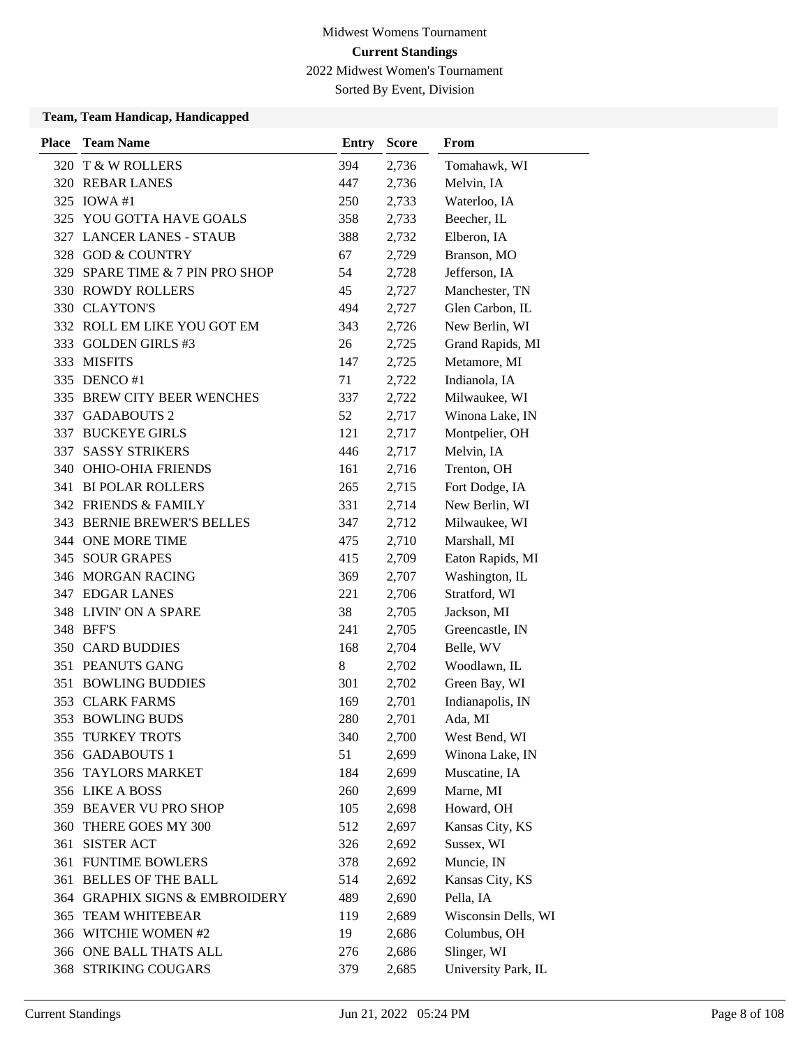# Midwest Womens Tournament

**Current Standings**

2022 Midwest Women's Tournament

Sorted By Event, Division

### Team, Team Handicap, Handicapped

| Place | Team Name | Entry | Score | From |
|---|---|---|---|---|
| 320 | T & W ROLLERS | 394 | 2,736 | Tomahawk, WI |
| 320 | REBAR LANES | 447 | 2,736 | Melvin, IA |
| 325 | IOWA #1 | 250 | 2,733 | Waterloo, IA |
| 325 | YOU GOTTA HAVE GOALS | 358 | 2,733 | Beecher, IL |
| 327 | LANCER LANES - STAUB | 388 | 2,732 | Elberon, IA |
| 328 | GOD & COUNTRY | 67 | 2,729 | Branson, MO |
| 329 | SPARE TIME & 7 PIN PRO SHOP | 54 | 2,728 | Jefferson, IA |
| 330 | ROWDY ROLLERS | 45 | 2,727 | Manchester, TN |
| 330 | CLAYTON'S | 494 | 2,727 | Glen Carbon, IL |
| 332 | ROLL EM LIKE YOU GOT EM | 343 | 2,726 | New Berlin, WI |
| 333 | GOLDEN GIRLS #3 | 26 | 2,725 | Grand Rapids, MI |
| 333 | MISFITS | 147 | 2,725 | Metamore, MI |
| 335 | DENCO #1 | 71 | 2,722 | Indianola, IA |
| 335 | BREW CITY BEER WENCHES | 337 | 2,722 | Milwaukee, WI |
| 337 | GADABOUTS 2 | 52 | 2,717 | Winona Lake, IN |
| 337 | BUCKEYE GIRLS | 121 | 2,717 | Montpelier, OH |
| 337 | SASSY STRIKERS | 446 | 2,717 | Melvin, IA |
| 340 | OHIO-OHIA FRIENDS | 161 | 2,716 | Trenton, OH |
| 341 | BI POLAR ROLLERS | 265 | 2,715 | Fort Dodge, IA |
| 342 | FRIENDS & FAMILY | 331 | 2,714 | New Berlin, WI |
| 343 | BERNIE BREWER'S BELLES | 347 | 2,712 | Milwaukee, WI |
| 344 | ONE MORE TIME | 475 | 2,710 | Marshall, MI |
| 345 | SOUR GRAPES | 415 | 2,709 | Eaton Rapids, MI |
| 346 | MORGAN RACING | 369 | 2,707 | Washington, IL |
| 347 | EDGAR LANES | 221 | 2,706 | Stratford, WI |
| 348 | LIVIN' ON A SPARE | 38 | 2,705 | Jackson, MI |
| 348 | BFF'S | 241 | 2,705 | Greencastle, IN |
| 350 | CARD BUDDIES | 168 | 2,704 | Belle, WV |
| 351 | PEANUTS GANG | 8 | 2,702 | Woodlawn, IL |
| 351 | BOWLING BUDDIES | 301 | 2,702 | Green Bay, WI |
| 353 | CLARK FARMS | 169 | 2,701 | Indianapolis, IN |
| 353 | BOWLING BUDS | 280 | 2,701 | Ada, MI |
| 355 | TURKEY TROTS | 340 | 2,700 | West Bend, WI |
| 356 | GADABOUTS 1 | 51 | 2,699 | Winona Lake, IN |
| 356 | TAYLORS MARKET | 184 | 2,699 | Muscatine, IA |
| 356 | LIKE A BOSS | 260 | 2,699 | Marne, MI |
| 359 | BEAVER VU PRO SHOP | 105 | 2,698 | Howard, OH |
| 360 | THERE GOES MY 300 | 512 | 2,697 | Kansas City, KS |
| 361 | SISTER ACT | 326 | 2,692 | Sussex, WI |
| 361 | FUNTIME BOWLERS | 378 | 2,692 | Muncie, IN |
| 361 | BELLES OF THE BALL | 514 | 2,692 | Kansas City, KS |
| 364 | GRAPHIX SIGNS & EMBROIDERY | 489 | 2,690 | Pella, IA |
| 365 | TEAM WHITEBEAR | 119 | 2,689 | Wisconsin Dells, WI |
| 366 | WITCHIE WOMEN #2 | 19 | 2,686 | Columbus, OH |
| 366 | ONE BALL THATS ALL | 276 | 2,686 | Slinger, WI |
| 368 | STRIKING COUGARS | 379 | 2,685 | University Park, IL |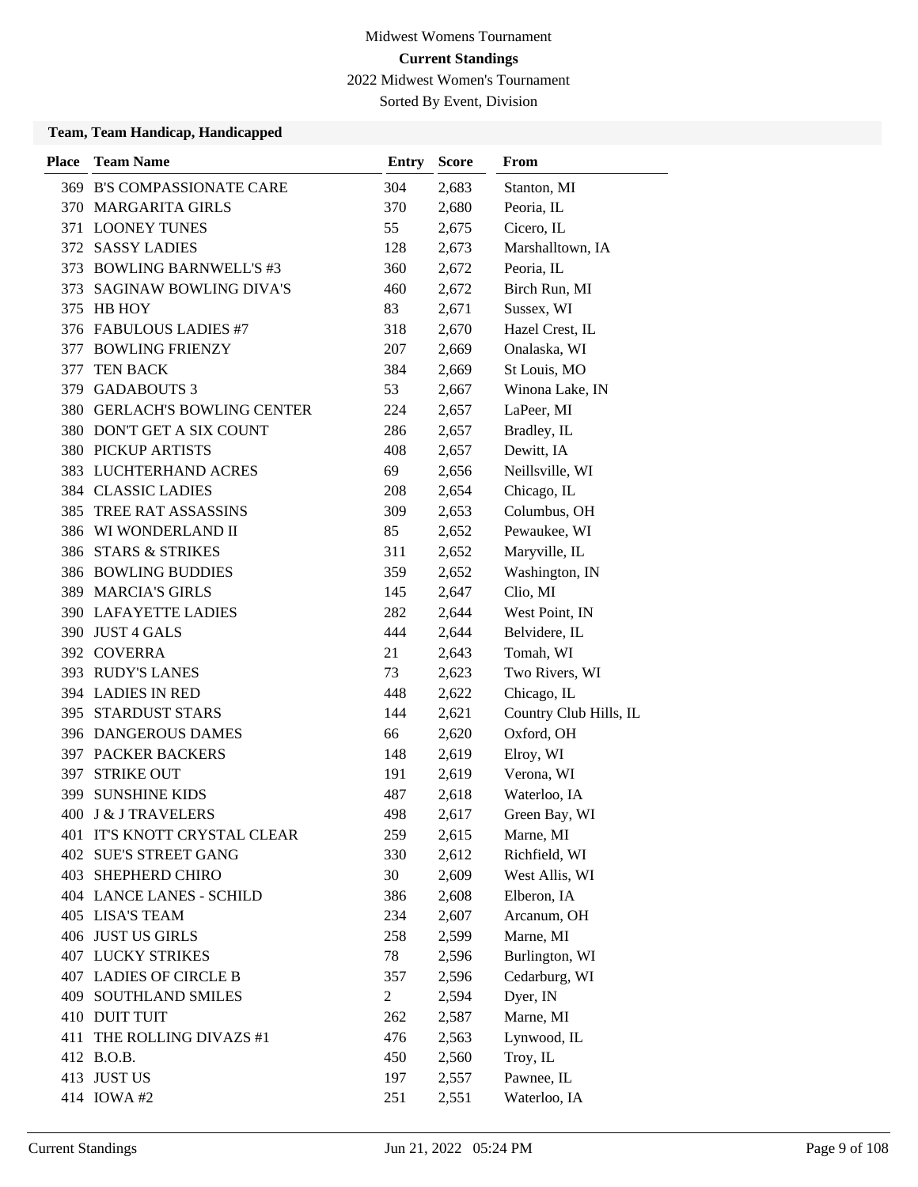Midwest Womens Tournament

**Current Standings**

2022 Midwest Women's Tournament

Sorted By Event, Division

**Team, Team Handicap, Handicapped**

| Place | Team Name | Entry | Score | From |
|---|---|---|---|---|
| 369 | B'S COMPASSIONATE CARE | 304 | 2,683 | Stanton, MI |
| 370 | MARGARITA GIRLS | 370 | 2,680 | Peoria, IL |
| 371 | LOONEY TUNES | 55 | 2,675 | Cicero, IL |
| 372 | SASSY LADIES | 128 | 2,673 | Marshalltown, IA |
| 373 | BOWLING BARNWELL'S #3 | 360 | 2,672 | Peoria, IL |
| 373 | SAGINAW BOWLING DIVA'S | 460 | 2,672 | Birch Run, MI |
| 375 | HB HOY | 83 | 2,671 | Sussex, WI |
| 376 | FABULOUS LADIES #7 | 318 | 2,670 | Hazel Crest, IL |
| 377 | BOWLING FRIENZY | 207 | 2,669 | Onalaska, WI |
| 377 | TEN BACK | 384 | 2,669 | St Louis, MO |
| 379 | GADABOUTS 3 | 53 | 2,667 | Winona Lake, IN |
| 380 | GERLACH'S BOWLING CENTER | 224 | 2,657 | LaPeer, MI |
| 380 | DON'T GET A SIX COUNT | 286 | 2,657 | Bradley, IL |
| 380 | PICKUP ARTISTS | 408 | 2,657 | Dewitt, IA |
| 383 | LUCHTERHAND ACRES | 69 | 2,656 | Neillsville, WI |
| 384 | CLASSIC LADIES | 208 | 2,654 | Chicago, IL |
| 385 | TREE RAT ASSASSINS | 309 | 2,653 | Columbus, OH |
| 386 | WI WONDERLAND II | 85 | 2,652 | Pewaukee, WI |
| 386 | STARS & STRIKES | 311 | 2,652 | Maryville, IL |
| 386 | BOWLING BUDDIES | 359 | 2,652 | Washington, IN |
| 389 | MARCIA'S GIRLS | 145 | 2,647 | Clio, MI |
| 390 | LAFAYETTE LADIES | 282 | 2,644 | West Point, IN |
| 390 | JUST 4 GALS | 444 | 2,644 | Belvidere, IL |
| 392 | COVERRA | 21 | 2,643 | Tomah, WI |
| 393 | RUDY'S LANES | 73 | 2,623 | Two Rivers, WI |
| 394 | LADIES IN RED | 448 | 2,622 | Chicago, IL |
| 395 | STARDUST STARS | 144 | 2,621 | Country Club Hills, IL |
| 396 | DANGEROUS DAMES | 66 | 2,620 | Oxford, OH |
| 397 | PACKER BACKERS | 148 | 2,619 | Elroy, WI |
| 397 | STRIKE OUT | 191 | 2,619 | Verona, WI |
| 399 | SUNSHINE KIDS | 487 | 2,618 | Waterloo, IA |
| 400 | J & J TRAVELERS | 498 | 2,617 | Green Bay, WI |
| 401 | IT'S KNOTT CRYSTAL CLEAR | 259 | 2,615 | Marne, MI |
| 402 | SUE'S STREET GANG | 330 | 2,612 | Richfield, WI |
| 403 | SHEPHERD CHIRO | 30 | 2,609 | West Allis, WI |
| 404 | LANCE LANES - SCHILD | 386 | 2,608 | Elberon, IA |
| 405 | LISA'S TEAM | 234 | 2,607 | Arcanum, OH |
| 406 | JUST US GIRLS | 258 | 2,599 | Marne, MI |
| 407 | LUCKY STRIKES | 78 | 2,596 | Burlington, WI |
| 407 | LADIES OF CIRCLE B | 357 | 2,596 | Cedarburg, WI |
| 409 | SOUTHLAND SMILES | 2 | 2,594 | Dyer, IN |
| 410 | DUIT TUIT | 262 | 2,587 | Marne, MI |
| 411 | THE ROLLING DIVAZS #1 | 476 | 2,563 | Lynwood, IL |
| 412 | B.O.B. | 450 | 2,560 | Troy, IL |
| 413 | JUST US | 197 | 2,557 | Pawnee, IL |
| 414 | IOWA #2 | 251 | 2,551 | Waterloo, IA |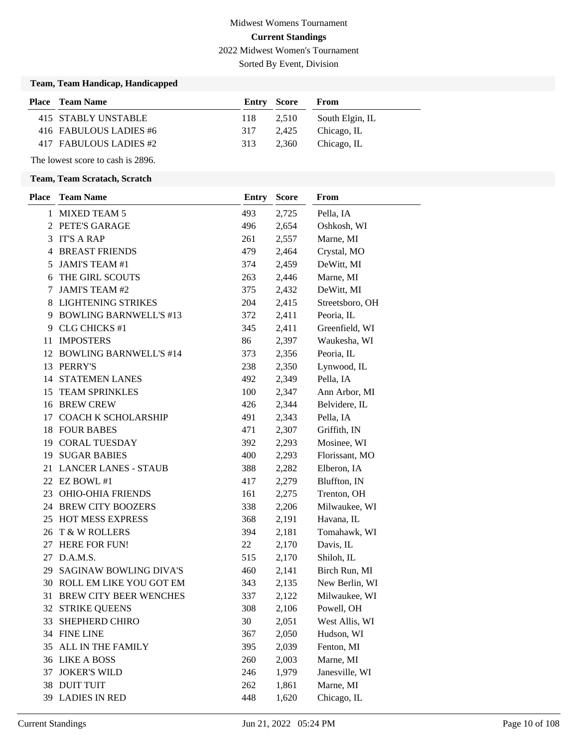Midwest Womens Tournament

**Current Standings**

2022 Midwest Women's Tournament

Sorted By Event, Division

### Team, Team Handicap, Handicapped

| Place | Team Name | Entry | Score | From |
|---|---|---|---|---|
| 415 | STABLY UNSTABLE | 118 | 2,510 | South Elgin, IL |
| 416 | FABULOUS LADIES #6 | 317 | 2,425 | Chicago, IL |
| 417 | FABULOUS LADIES #2 | 313 | 2,360 | Chicago, IL |

The lowest score to cash is 2896.

### Team, Team Scratach, Scratch

| Place | Team Name | Entry | Score | From |
|---|---|---|---|---|
| 1 | MIXED TEAM 5 | 493 | 2,725 | Pella, IA |
| 2 | PETE'S GARAGE | 496 | 2,654 | Oshkosh, WI |
| 3 | IT'S A RAP | 261 | 2,557 | Marne, MI |
| 4 | BREAST FRIENDS | 479 | 2,464 | Crystal, MO |
| 5 | JAMI'S TEAM #1 | 374 | 2,459 | DeWitt, MI |
| 6 | THE GIRL SCOUTS | 263 | 2,446 | Marne, MI |
| 7 | JAMI'S TEAM #2 | 375 | 2,432 | DeWitt, MI |
| 8 | LIGHTENING STRIKES | 204 | 2,415 | Streetsboro, OH |
| 9 | BOWLING BARNWELL'S #13 | 372 | 2,411 | Peoria, IL |
| 9 | CLG CHICKS #1 | 345 | 2,411 | Greenfield, WI |
| 11 | IMPOSTERS | 86 | 2,397 | Waukesha, WI |
| 12 | BOWLING BARNWELL'S #14 | 373 | 2,356 | Peoria, IL |
| 13 | PERRY'S | 238 | 2,350 | Lynwood, IL |
| 14 | STATEMEN LANES | 492 | 2,349 | Pella, IA |
| 15 | TEAM SPRINKLES | 100 | 2,347 | Ann Arbor, MI |
| 16 | BREW CREW | 426 | 2,344 | Belvidere, IL |
| 17 | COACH K SCHOLARSHIP | 491 | 2,343 | Pella, IA |
| 18 | FOUR BABES | 471 | 2,307 | Griffith, IN |
| 19 | CORAL TUESDAY | 392 | 2,293 | Mosinee, WI |
| 19 | SUGAR BABIES | 400 | 2,293 | Florissant, MO |
| 21 | LANCER LANES - STAUB | 388 | 2,282 | Elberon, IA |
| 22 | EZ BOWL #1 | 417 | 2,279 | Bluffton, IN |
| 23 | OHIO-OHIA FRIENDS | 161 | 2,275 | Trenton, OH |
| 24 | BREW CITY BOOZERS | 338 | 2,206 | Milwaukee, WI |
| 25 | HOT MESS EXPRESS | 368 | 2,191 | Havana, IL |
| 26 | T & W ROLLERS | 394 | 2,181 | Tomahawk, WI |
| 27 | HERE FOR FUN! | 22 | 2,170 | Davis, IL |
| 27 | D.A.M.S. | 515 | 2,170 | Shiloh, IL |
| 29 | SAGINAW BOWLING DIVA'S | 460 | 2,141 | Birch Run, MI |
| 30 | ROLL EM LIKE YOU GOT EM | 343 | 2,135 | New Berlin, WI |
| 31 | BREW CITY BEER WENCHES | 337 | 2,122 | Milwaukee, WI |
| 32 | STRIKE QUEENS | 308 | 2,106 | Powell, OH |
| 33 | SHEPHERD CHIRO | 30 | 2,051 | West Allis, WI |
| 34 | FINE LINE | 367 | 2,050 | Hudson, WI |
| 35 | ALL IN THE FAMILY | 395 | 2,039 | Fenton, MI |
| 36 | LIKE A BOSS | 260 | 2,003 | Marne, MI |
| 37 | JOKER'S WILD | 246 | 1,979 | Janesville, WI |
| 38 | DUIT TUIT | 262 | 1,861 | Marne, MI |
| 39 | LADIES IN RED | 448 | 1,620 | Chicago, IL |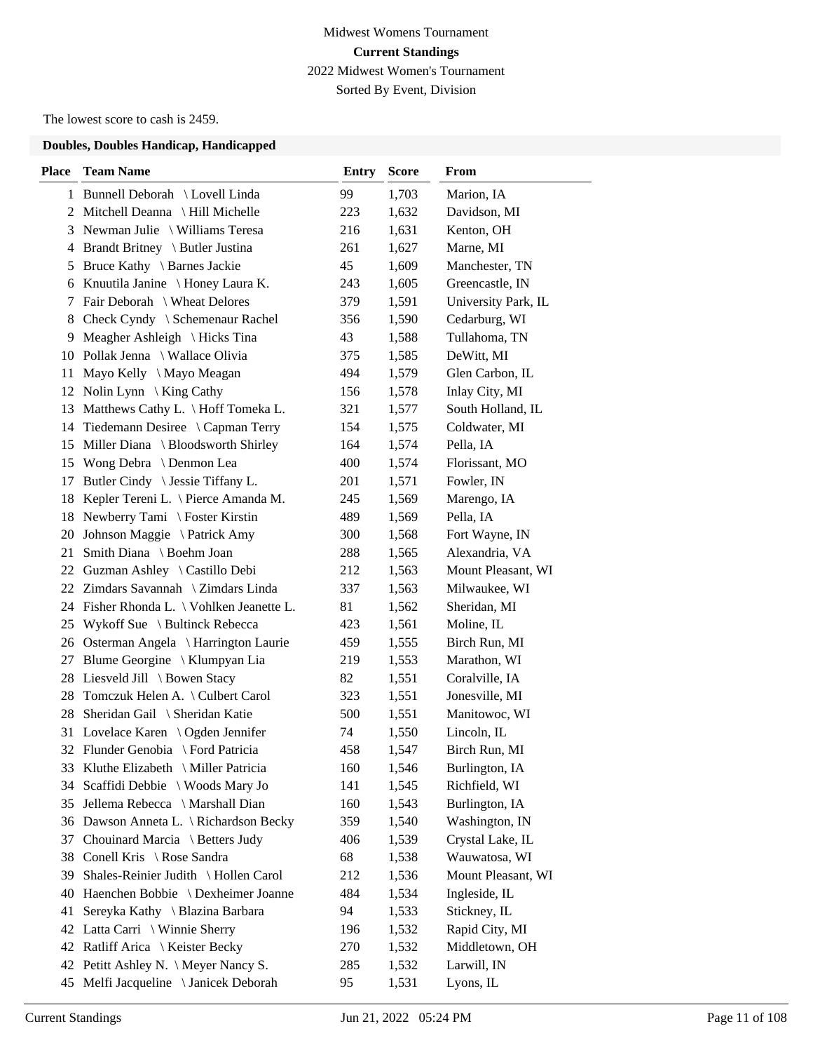Midwest Womens Tournament

**Current Standings**

2022 Midwest Women's Tournament

Sorted By Event, Division

The lowest score to cash is 2459.

### Doubles, Doubles Handicap, Handicapped

| Place | Team Name | Entry | Score | From |
|---|---|---|---|---|
| 1 | Bunnell Deborah \ Lovell Linda | 99 | 1,703 | Marion, IA |
| 2 | Mitchell Deanna \ Hill Michelle | 223 | 1,632 | Davidson, MI |
| 3 | Newman Julie \ Williams Teresa | 216 | 1,631 | Kenton, OH |
| 4 | Brandt Britney \ Butler Justina | 261 | 1,627 | Marne, MI |
| 5 | Bruce Kathy \ Barnes Jackie | 45 | 1,609 | Manchester, TN |
| 6 | Knuutila Janine \ Honey Laura K. | 243 | 1,605 | Greencastle, IN |
| 7 | Fair Deborah \ Wheat Delores | 379 | 1,591 | University Park, IL |
| 8 | Check Cyndy \ Schemenaur Rachel | 356 | 1,590 | Cedarburg, WI |
| 9 | Meagher Ashleigh \ Hicks Tina | 43 | 1,588 | Tullahoma, TN |
| 10 | Pollak Jenna \ Wallace Olivia | 375 | 1,585 | DeWitt, MI |
| 11 | Mayo Kelly \ Mayo Meagan | 494 | 1,579 | Glen Carbon, IL |
| 12 | Nolin Lynn \ King Cathy | 156 | 1,578 | Inlay City, MI |
| 13 | Matthews Cathy L. \ Hoff Tomeka L. | 321 | 1,577 | South Holland, IL |
| 14 | Tiedemann Desiree \ Capman Terry | 154 | 1,575 | Coldwater, MI |
| 15 | Miller Diana \ Bloodsworth Shirley | 164 | 1,574 | Pella, IA |
| 15 | Wong Debra \ Denmon Lea | 400 | 1,574 | Florissant, MO |
| 17 | Butler Cindy \ Jessie Tiffany L. | 201 | 1,571 | Fowler, IN |
| 18 | Kepler Tereni L. \ Pierce Amanda M. | 245 | 1,569 | Marengo, IA |
| 18 | Newberry Tami \ Foster Kirstin | 489 | 1,569 | Pella, IA |
| 20 | Johnson Maggie \ Patrick Amy | 300 | 1,568 | Fort Wayne, IN |
| 21 | Smith Diana \ Boehm Joan | 288 | 1,565 | Alexandria, VA |
| 22 | Guzman Ashley \ Castillo Debi | 212 | 1,563 | Mount Pleasant, WI |
| 22 | Zimdars Savannah \ Zimdars Linda | 337 | 1,563 | Milwaukee, WI |
| 24 | Fisher Rhonda L. \ Vohlken Jeanette L. | 81 | 1,562 | Sheridan, MI |
| 25 | Wykoff Sue \ Bultinck Rebecca | 423 | 1,561 | Moline, IL |
| 26 | Osterman Angela \ Harrington Laurie | 459 | 1,555 | Birch Run, MI |
| 27 | Blume Georgine \ Klumpyan Lia | 219 | 1,553 | Marathon, WI |
| 28 | Liesveld Jill \ Bowen Stacy | 82 | 1,551 | Coralville, IA |
| 28 | Tomczuk Helen A. \ Culbert Carol | 323 | 1,551 | Jonesville, MI |
| 28 | Sheridan Gail \ Sheridan Katie | 500 | 1,551 | Manitowoc, WI |
| 31 | Lovelace Karen \ Ogden Jennifer | 74 | 1,550 | Lincoln, IL |
| 32 | Flunder Genobia \ Ford Patricia | 458 | 1,547 | Birch Run, MI |
| 33 | Kluthe Elizabeth \ Miller Patricia | 160 | 1,546 | Burlington, IA |
| 34 | Scaffidi Debbie \ Woods Mary Jo | 141 | 1,545 | Richfield, WI |
| 35 | Jellema Rebecca \ Marshall Dian | 160 | 1,543 | Burlington, IA |
| 36 | Dawson Anneta L. \ Richardson Becky | 359 | 1,540 | Washington, IN |
| 37 | Chouinard Marcia \ Betters Judy | 406 | 1,539 | Crystal Lake, IL |
| 38 | Conell Kris \ Rose Sandra | 68 | 1,538 | Wauwatosa, WI |
| 39 | Shales-Reinier Judith \ Hollen Carol | 212 | 1,536 | Mount Pleasant, WI |
| 40 | Haenchen Bobbie \ Dexheimer Joanne | 484 | 1,534 | Ingleside, IL |
| 41 | Sereyka Kathy \ Blazina Barbara | 94 | 1,533 | Stickney, IL |
| 42 | Latta Carri \ Winnie Sherry | 196 | 1,532 | Rapid City, MI |
| 42 | Ratliff Arica \ Keister Becky | 270 | 1,532 | Middletown, OH |
| 42 | Petitt Ashley N. \ Meyer Nancy S. | 285 | 1,532 | Larwill, IN |
| 45 | Melfi Jacqueline \ Janicek Deborah | 95 | 1,531 | Lyons, IL |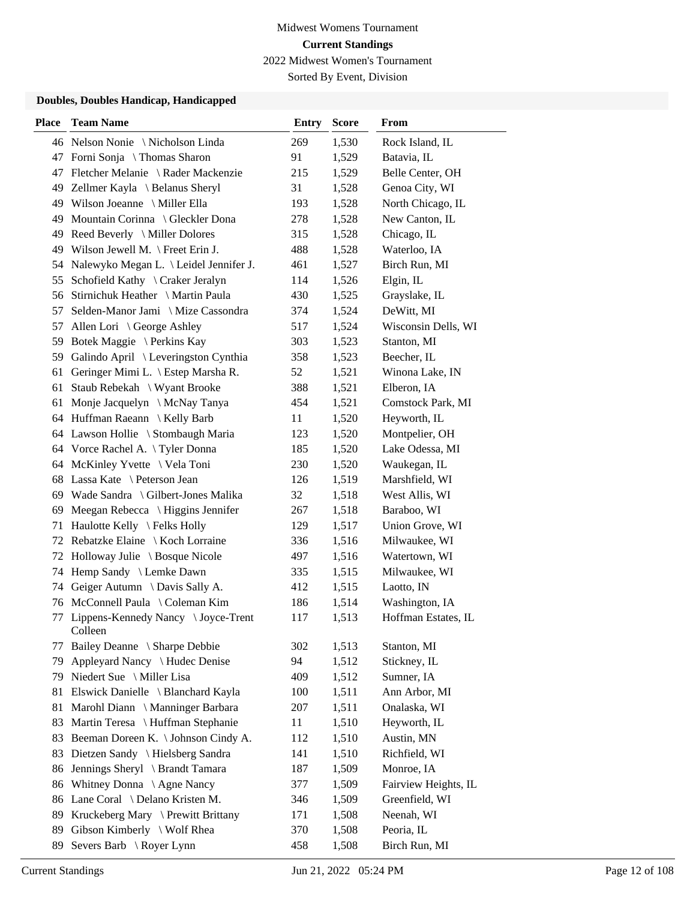Midwest Womens Tournament

**Current Standings**

2022 Midwest Women's Tournament

Sorted By Event, Division

### Doubles, Doubles Handicap, Handicapped

| Place | Team Name | Entry | Score | From |
|---|---|---|---|---|
| 46 | Nelson Nonie \ Nicholson Linda | 269 | 1,530 | Rock Island, IL |
| 47 | Forni Sonja \ Thomas Sharon | 91 | 1,529 | Batavia, IL |
| 47 | Fletcher Melanie \ Rader Mackenzie | 215 | 1,529 | Belle Center, OH |
| 49 | Zellmer Kayla \ Belanus Sheryl | 31 | 1,528 | Genoa City, WI |
| 49 | Wilson Joeanne \ Miller Ella | 193 | 1,528 | North Chicago, IL |
| 49 | Mountain Corinna \ Gleckler Dona | 278 | 1,528 | New Canton, IL |
| 49 | Reed Beverly \ Miller Dolores | 315 | 1,528 | Chicago, IL |
| 49 | Wilson Jewell M. \ Freet Erin J. | 488 | 1,528 | Waterloo, IA |
| 54 | Nalewyko Megan L. \ Leidel Jennifer J. | 461 | 1,527 | Birch Run, MI |
| 55 | Schofield Kathy \ Craker Jeralyn | 114 | 1,526 | Elgin, IL |
| 56 | Stirnichuk Heather \ Martin Paula | 430 | 1,525 | Grayslake, IL |
| 57 | Selden-Manor Jami \ Mize Cassondra | 374 | 1,524 | DeWitt, MI |
| 57 | Allen Lori \ George Ashley | 517 | 1,524 | Wisconsin Dells, WI |
| 59 | Botek Maggie \ Perkins Kay | 303 | 1,523 | Stanton, MI |
| 59 | Galindo April \ Leveringston Cynthia | 358 | 1,523 | Beecher, IL |
| 61 | Geringer Mimi L. \ Estep Marsha R. | 52 | 1,521 | Winona Lake, IN |
| 61 | Staub Rebekah \ Wyant Brooke | 388 | 1,521 | Elberon, IA |
| 61 | Monje Jacquelyn \ McNay Tanya | 454 | 1,521 | Comstock Park, MI |
| 64 | Huffman Raeann \ Kelly Barb | 11 | 1,520 | Heyworth, IL |
| 64 | Lawson Hollie \ Stombaugh Maria | 123 | 1,520 | Montpelier, OH |
| 64 | Vorce Rachel A. \ Tyler Donna | 185 | 1,520 | Lake Odessa, MI |
| 64 | McKinley Yvette \ Vela Toni | 230 | 1,520 | Waukegan, IL |
| 68 | Lassa Kate \ Peterson Jean | 126 | 1,519 | Marshfield, WI |
| 69 | Wade Sandra \ Gilbert-Jones Malika | 32 | 1,518 | West Allis, WI |
| 69 | Meegan Rebecca \ Higgins Jennifer | 267 | 1,518 | Baraboo, WI |
| 71 | Haulotte Kelly \ Felks Holly | 129 | 1,517 | Union Grove, WI |
| 72 | Rebatzke Elaine \ Koch Lorraine | 336 | 1,516 | Milwaukee, WI |
| 72 | Holloway Julie \ Bosque Nicole | 497 | 1,516 | Watertown, WI |
| 74 | Hemp Sandy \ Lemke Dawn | 335 | 1,515 | Milwaukee, WI |
| 74 | Geiger Autumn \ Davis Sally A. | 412 | 1,515 | Laotto, IN |
| 76 | McConnell Paula \ Coleman Kim | 186 | 1,514 | Washington, IA |
| 77 | Lippens-Kennedy Nancy \ Joyce-Trent Colleen | 117 | 1,513 | Hoffman Estates, IL |
| 77 | Bailey Deanne \ Sharpe Debbie | 302 | 1,513 | Stanton, MI |
| 79 | Appleyard Nancy \ Hudec Denise | 94 | 1,512 | Stickney, IL |
| 79 | Niedert Sue \ Miller Lisa | 409 | 1,512 | Sumner, IA |
| 81 | Elswick Danielle \ Blanchard Kayla | 100 | 1,511 | Ann Arbor, MI |
| 81 | Marohl Diann \ Manninger Barbara | 207 | 1,511 | Onalaska, WI |
| 83 | Martin Teresa \ Huffman Stephanie | 11 | 1,510 | Heyworth, IL |
| 83 | Beeman Doreen K. \ Johnson Cindy A. | 112 | 1,510 | Austin, MN |
| 83 | Dietzen Sandy \ Hielsberg Sandra | 141 | 1,510 | Richfield, WI |
| 86 | Jennings Sheryl \ Brandt Tamara | 187 | 1,509 | Monroe, IA |
| 86 | Whitney Donna \ Agne Nancy | 377 | 1,509 | Fairview Heights, IL |
| 86 | Lane Coral \ Delano Kristen M. | 346 | 1,509 | Greenfield, WI |
| 89 | Kruckeberg Mary \ Prewitt Brittany | 171 | 1,508 | Neenah, WI |
| 89 | Gibson Kimberly \ Wolf Rhea | 370 | 1,508 | Peoria, IL |
| 89 | Severs Barb \ Royer Lynn | 458 | 1,508 | Birch Run, MI |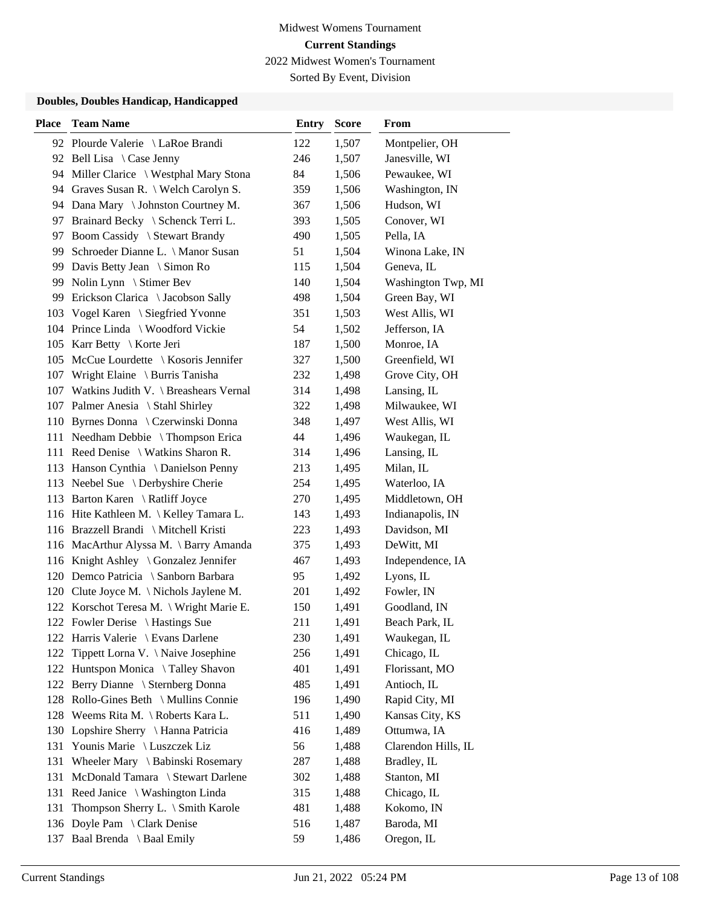Midwest Womens Tournament

**Current Standings**

2022 Midwest Women's Tournament

Sorted By Event, Division

### Doubles, Doubles Handicap, Handicapped

| Place | Team Name | Entry | Score | From |
|---|---|---|---|---|
| 92 | Plourde Valerie \ LaRoe Brandi | 122 | 1,507 | Montpelier, OH |
| 92 | Bell Lisa \ Case Jenny | 246 | 1,507 | Janesville, WI |
| 94 | Miller Clarice \ Westphal Mary Stona | 84 | 1,506 | Pewaukee, WI |
| 94 | Graves Susan R. \ Welch Carolyn S. | 359 | 1,506 | Washington, IN |
| 94 | Dana Mary \ Johnston Courtney M. | 367 | 1,506 | Hudson, WI |
| 97 | Brainard Becky \ Schenck Terri L. | 393 | 1,505 | Conover, WI |
| 97 | Boom Cassidy \ Stewart Brandy | 490 | 1,505 | Pella, IA |
| 99 | Schroeder Dianne L. \ Manor Susan | 51 | 1,504 | Winona Lake, IN |
| 99 | Davis Betty Jean \ Simon Ro | 115 | 1,504 | Geneva, IL |
| 99 | Nolin Lynn \ Stimer Bev | 140 | 1,504 | Washington Twp, MI |
| 99 | Erickson Clarica \ Jacobson Sally | 498 | 1,504 | Green Bay, WI |
| 103 | Vogel Karen \ Siegfried Yvonne | 351 | 1,503 | West Allis, WI |
| 104 | Prince Linda \ Woodford Vickie | 54 | 1,502 | Jefferson, IA |
| 105 | Karr Betty \ Korte Jeri | 187 | 1,500 | Monroe, IA |
| 105 | McCue Lourdette \ Kosoris Jennifer | 327 | 1,500 | Greenfield, WI |
| 107 | Wright Elaine \ Burris Tanisha | 232 | 1,498 | Grove City, OH |
| 107 | Watkins Judith V. \ Breashears Vernal | 314 | 1,498 | Lansing, IL |
| 107 | Palmer Anesia \ Stahl Shirley | 322 | 1,498 | Milwaukee, WI |
| 110 | Byrnes Donna \ Czerwinski Donna | 348 | 1,497 | West Allis, WI |
| 111 | Needham Debbie \ Thompson Erica | 44 | 1,496 | Waukegan, IL |
| 111 | Reed Denise \ Watkins Sharon R. | 314 | 1,496 | Lansing, IL |
| 113 | Hanson Cynthia \ Danielson Penny | 213 | 1,495 | Milan, IL |
| 113 | Neebel Sue \ Derbyshire Cherie | 254 | 1,495 | Waterloo, IA |
| 113 | Barton Karen \ Ratliff Joyce | 270 | 1,495 | Middletown, OH |
| 116 | Hite Kathleen M. \ Kelley Tamara L. | 143 | 1,493 | Indianapolis, IN |
| 116 | Brazzell Brandi \ Mitchell Kristi | 223 | 1,493 | Davidson, MI |
| 116 | MacArthur Alyssa M. \ Barry Amanda | 375 | 1,493 | DeWitt, MI |
| 116 | Knight Ashley \ Gonzalez Jennifer | 467 | 1,493 | Independence, IA |
| 120 | Demco Patricia \ Sanborn Barbara | 95 | 1,492 | Lyons, IL |
| 120 | Clute Joyce M. \ Nichols Jaylene M. | 201 | 1,492 | Fowler, IN |
| 122 | Korschot Teresa M. \ Wright Marie E. | 150 | 1,491 | Goodland, IN |
| 122 | Fowler Derise \ Hastings Sue | 211 | 1,491 | Beach Park, IL |
| 122 | Harris Valerie \ Evans Darlene | 230 | 1,491 | Waukegan, IL |
| 122 | Tippett Lorna V. \ Naive Josephine | 256 | 1,491 | Chicago, IL |
| 122 | Huntspon Monica \ Talley Shavon | 401 | 1,491 | Florissant, MO |
| 122 | Berry Dianne \ Sternberg Donna | 485 | 1,491 | Antioch, IL |
| 128 | Rollo-Gines Beth \ Mullins Connie | 196 | 1,490 | Rapid City, MI |
| 128 | Weems Rita M. \ Roberts Kara L. | 511 | 1,490 | Kansas City, KS |
| 130 | Lopshire Sherry \ Hanna Patricia | 416 | 1,489 | Ottumwa, IA |
| 131 | Younis Marie \ Luszczek Liz | 56 | 1,488 | Clarendon Hills, IL |
| 131 | Wheeler Mary \ Babinski Rosemary | 287 | 1,488 | Bradley, IL |
| 131 | McDonald Tamara \ Stewart Darlene | 302 | 1,488 | Stanton, MI |
| 131 | Reed Janice \ Washington Linda | 315 | 1,488 | Chicago, IL |
| 131 | Thompson Sherry L. \ Smith Karole | 481 | 1,488 | Kokomo, IN |
| 136 | Doyle Pam \ Clark Denise | 516 | 1,487 | Baroda, MI |
| 137 | Baal Brenda \ Baal Emily | 59 | 1,486 | Oregon, IL |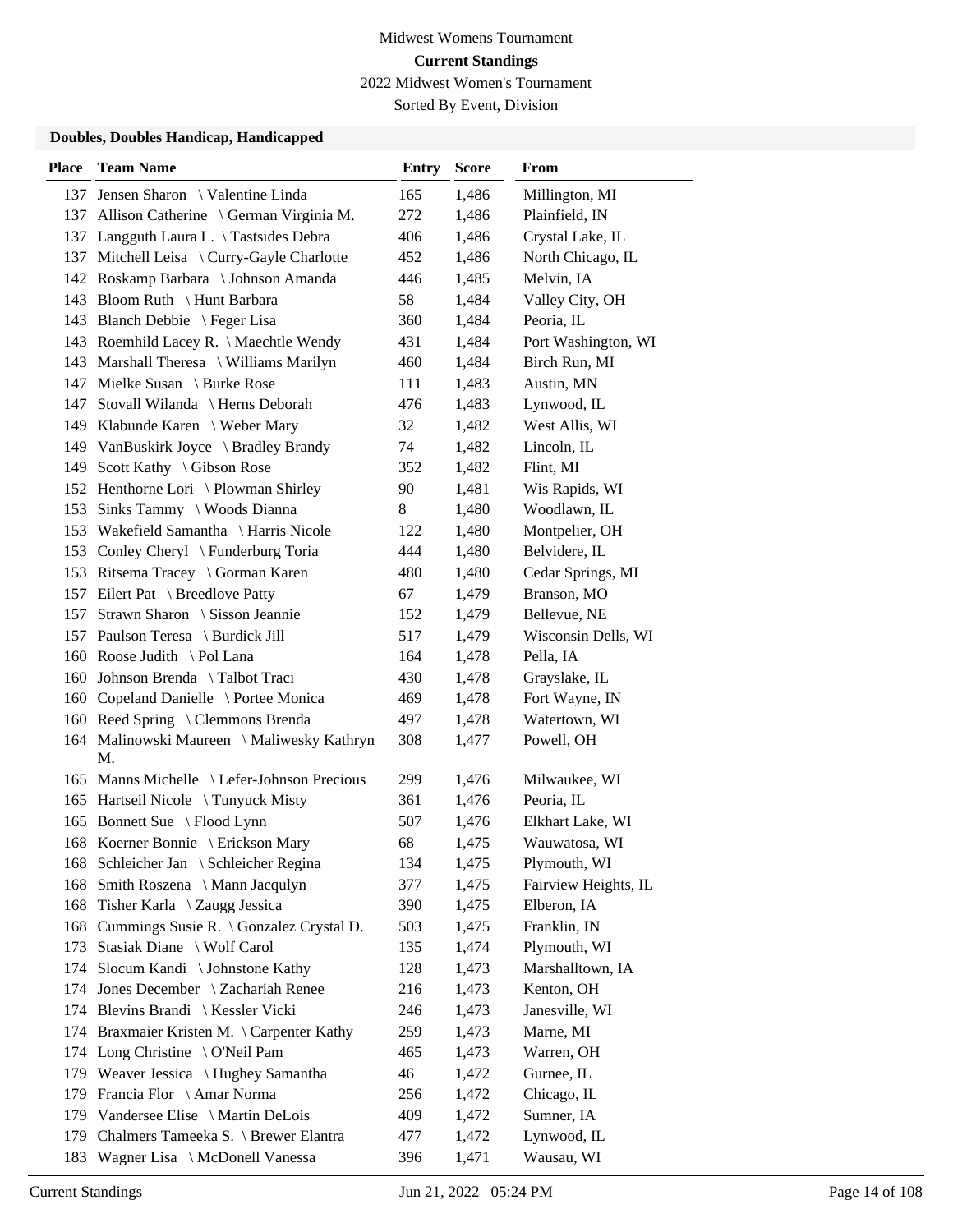Midwest Womens Tournament

**Current Standings**

2022 Midwest Women's Tournament

Sorted By Event, Division

### Doubles, Doubles Handicap, Handicapped

| Place | Team Name | Entry | Score | From |
|---|---|---|---|---|
| 137 | Jensen Sharon \ Valentine Linda | 165 | 1,486 | Millington, MI |
| 137 | Allison Catherine \ German Virginia M. | 272 | 1,486 | Plainfield, IN |
| 137 | Langguth Laura L. \ Tastsides Debra | 406 | 1,486 | Crystal Lake, IL |
| 137 | Mitchell Leisa \ Curry-Gayle Charlotte | 452 | 1,486 | North Chicago, IL |
| 142 | Roskamp Barbara \ Johnson Amanda | 446 | 1,485 | Melvin, IA |
| 143 | Bloom Ruth \ Hunt Barbara | 58 | 1,484 | Valley City, OH |
| 143 | Blanch Debbie \ Feger Lisa | 360 | 1,484 | Peoria, IL |
| 143 | Roemhild Lacey R. \ Maechtle Wendy | 431 | 1,484 | Port Washington, WI |
| 143 | Marshall Theresa \ Williams Marilyn | 460 | 1,484 | Birch Run, MI |
| 147 | Mielke Susan \ Burke Rose | 111 | 1,483 | Austin, MN |
| 147 | Stovall Wilanda \ Herns Deborah | 476 | 1,483 | Lynwood, IL |
| 149 | Klabunde Karen \ Weber Mary | 32 | 1,482 | West Allis, WI |
| 149 | VanBuskirk Joyce \ Bradley Brandy | 74 | 1,482 | Lincoln, IL |
| 149 | Scott Kathy \ Gibson Rose | 352 | 1,482 | Flint, MI |
| 152 | Henthorne Lori \ Plowman Shirley | 90 | 1,481 | Wis Rapids, WI |
| 153 | Sinks Tammy \ Woods Dianna | 8 | 1,480 | Woodlawn, IL |
| 153 | Wakefield Samantha \ Harris Nicole | 122 | 1,480 | Montpelier, OH |
| 153 | Conley Cheryl \ Funderburg Toria | 444 | 1,480 | Belvidere, IL |
| 153 | Ritsema Tracey \ Gorman Karen | 480 | 1,480 | Cedar Springs, MI |
| 157 | Eilert Pat \ Breedlove Patty | 67 | 1,479 | Branson, MO |
| 157 | Strawn Sharon \ Sisson Jeannie | 152 | 1,479 | Bellevue, NE |
| 157 | Paulson Teresa \ Burdick Jill | 517 | 1,479 | Wisconsin Dells, WI |
| 160 | Roose Judith \ Pol Lana | 164 | 1,478 | Pella, IA |
| 160 | Johnson Brenda \ Talbot Traci | 430 | 1,478 | Grayslake, IL |
| 160 | Copeland Danielle \ Portee Monica | 469 | 1,478 | Fort Wayne, IN |
| 160 | Reed Spring \ Clemmons Brenda | 497 | 1,478 | Watertown, WI |
| 164 | Malinowski Maureen \ Maliwesky Kathryn M. | 308 | 1,477 | Powell, OH |
| 165 | Manns Michelle \ Lefer-Johnson Precious | 299 | 1,476 | Milwaukee, WI |
| 165 | Hartseil Nicole \ Tunyuck Misty | 361 | 1,476 | Peoria, IL |
| 165 | Bonnett Sue \ Flood Lynn | 507 | 1,476 | Elkhart Lake, WI |
| 168 | Koerner Bonnie \ Erickson Mary | 68 | 1,475 | Wauwatosa, WI |
| 168 | Schleicher Jan \ Schleicher Regina | 134 | 1,475 | Plymouth, WI |
| 168 | Smith Roszena \ Mann Jacqulyn | 377 | 1,475 | Fairview Heights, IL |
| 168 | Tisher Karla \ Zaugg Jessica | 390 | 1,475 | Elberon, IA |
| 168 | Cummings Susie R. \ Gonzalez Crystal D. | 503 | 1,475 | Franklin, IN |
| 173 | Stasiak Diane \ Wolf Carol | 135 | 1,474 | Plymouth, WI |
| 174 | Slocum Kandi \ Johnstone Kathy | 128 | 1,473 | Marshalltown, IA |
| 174 | Jones December \ Zachariah Renee | 216 | 1,473 | Kenton, OH |
| 174 | Blevins Brandi \ Kessler Vicki | 246 | 1,473 | Janesville, WI |
| 174 | Braxmaier Kristen M. \ Carpenter Kathy | 259 | 1,473 | Marne, MI |
| 174 | Long Christine \ O'Neil Pam | 465 | 1,473 | Warren, OH |
| 179 | Weaver Jessica \ Hughey Samantha | 46 | 1,472 | Gurnee, IL |
| 179 | Francia Flor \ Amar Norma | 256 | 1,472 | Chicago, IL |
| 179 | Vandersee Elise \ Martin DeLois | 409 | 1,472 | Sumner, IA |
| 179 | Chalmers Tameeka S. \ Brewer Elantra | 477 | 1,472 | Lynwood, IL |
| 183 | Wagner Lisa \ McDonell Vanessa | 396 | 1,471 | Wausau, WI |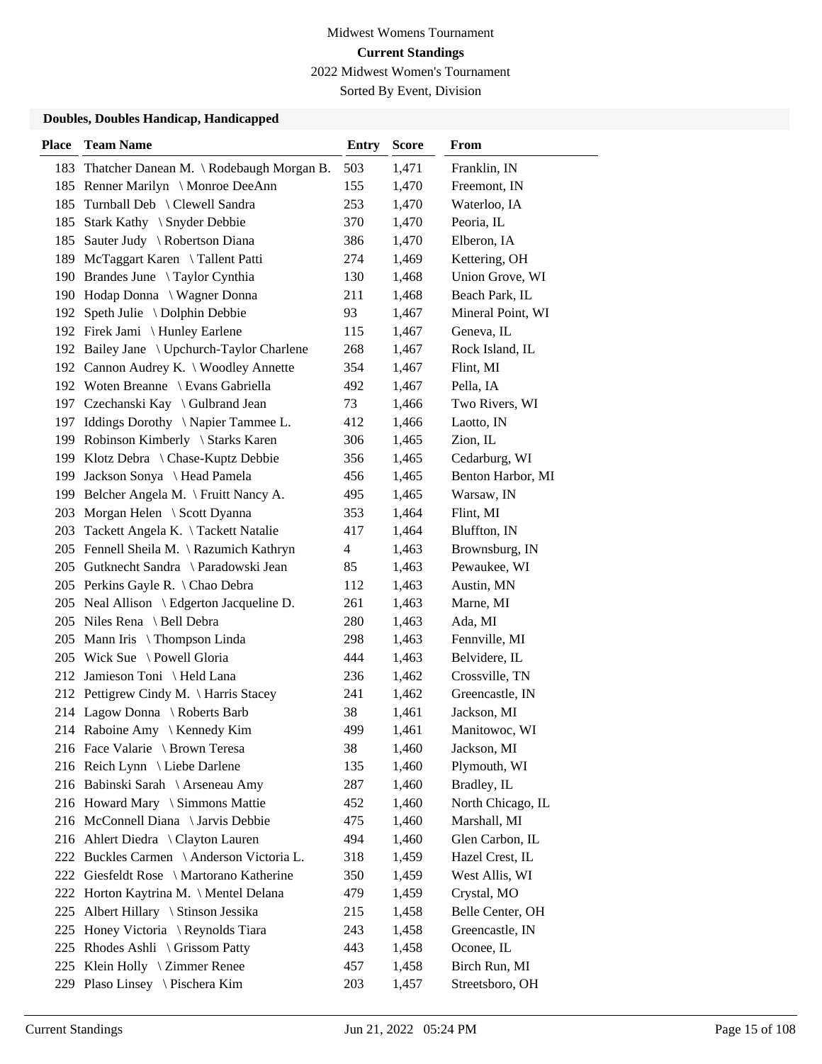Midwest Womens Tournament

**Current Standings**

2022 Midwest Women's Tournament

Sorted By Event, Division

### Doubles, Doubles Handicap, Handicapped

| Place | Team Name | Entry | Score | From |
|---|---|---|---|---|
| 183 | Thatcher Danean M. \ Rodebaugh Morgan B. | 503 | 1,471 | Franklin, IN |
| 185 | Renner Marilyn \ Monroe DeeAnn | 155 | 1,470 | Freemont, IN |
| 185 | Turnball Deb \ Clewell Sandra | 253 | 1,470 | Waterloo, IA |
| 185 | Stark Kathy \ Snyder Debbie | 370 | 1,470 | Peoria, IL |
| 185 | Sauter Judy \ Robertson Diana | 386 | 1,470 | Elberon, IA |
| 189 | McTaggart Karen \ Tallent Patti | 274 | 1,469 | Kettering, OH |
| 190 | Brandes June \ Taylor Cynthia | 130 | 1,468 | Union Grove, WI |
| 190 | Hodap Donna \ Wagner Donna | 211 | 1,468 | Beach Park, IL |
| 192 | Speth Julie \ Dolphin Debbie | 93 | 1,467 | Mineral Point, WI |
| 192 | Firek Jami \ Hunley Earlene | 115 | 1,467 | Geneva, IL |
| 192 | Bailey Jane \ Upchurch-Taylor Charlene | 268 | 1,467 | Rock Island, IL |
| 192 | Cannon Audrey K. \ Woodley Annette | 354 | 1,467 | Flint, MI |
| 192 | Woten Breanne \ Evans Gabriella | 492 | 1,467 | Pella, IA |
| 197 | Czechanski Kay \ Gulbrand Jean | 73 | 1,466 | Two Rivers, WI |
| 197 | Iddings Dorothy \ Napier Tammee L. | 412 | 1,466 | Laotto, IN |
| 199 | Robinson Kimberly \ Starks Karen | 306 | 1,465 | Zion, IL |
| 199 | Klotz Debra \ Chase-Kuptz Debbie | 356 | 1,465 | Cedarburg, WI |
| 199 | Jackson Sonya \ Head Pamela | 456 | 1,465 | Benton Harbor, MI |
| 199 | Belcher Angela M. \ Fruitt Nancy A. | 495 | 1,465 | Warsaw, IN |
| 203 | Morgan Helen \ Scott Dyanna | 353 | 1,464 | Flint, MI |
| 203 | Tackett Angela K. \ Tackett Natalie | 417 | 1,464 | Bluffton, IN |
| 205 | Fennell Sheila M. \ Razumich Kathryn | 4 | 1,463 | Brownsburg, IN |
| 205 | Gutknecht Sandra \ Paradowski Jean | 85 | 1,463 | Pewaukee, WI |
| 205 | Perkins Gayle R. \ Chao Debra | 112 | 1,463 | Austin, MN |
| 205 | Neal Allison \ Edgerton Jacqueline D. | 261 | 1,463 | Marne, MI |
| 205 | Niles Rena \ Bell Debra | 280 | 1,463 | Ada, MI |
| 205 | Mann Iris \ Thompson Linda | 298 | 1,463 | Fennville, MI |
| 205 | Wick Sue \ Powell Gloria | 444 | 1,463 | Belvidere, IL |
| 212 | Jamieson Toni \ Held Lana | 236 | 1,462 | Crossville, TN |
| 212 | Pettigrew Cindy M. \ Harris Stacey | 241 | 1,462 | Greencastle, IN |
| 214 | Lagow Donna \ Roberts Barb | 38 | 1,461 | Jackson, MI |
| 214 | Raboine Amy \ Kennedy Kim | 499 | 1,461 | Manitowoc, WI |
| 216 | Face Valarie \ Brown Teresa | 38 | 1,460 | Jackson, MI |
| 216 | Reich Lynn \ Liebe Darlene | 135 | 1,460 | Plymouth, WI |
| 216 | Babinski Sarah \ Arseneau Amy | 287 | 1,460 | Bradley, IL |
| 216 | Howard Mary \ Simmons Mattie | 452 | 1,460 | North Chicago, IL |
| 216 | McConnell Diana \ Jarvis Debbie | 475 | 1,460 | Marshall, MI |
| 216 | Ahlert Diedra \ Clayton Lauren | 494 | 1,460 | Glen Carbon, IL |
| 222 | Buckles Carmen \ Anderson Victoria L. | 318 | 1,459 | Hazel Crest, IL |
| 222 | Giesfeldt Rose \ Martorano Katherine | 350 | 1,459 | West Allis, WI |
| 222 | Horton Kaytrina M. \ Mentel Delana | 479 | 1,459 | Crystal, MO |
| 225 | Albert Hillary \ Stinson Jessika | 215 | 1,458 | Belle Center, OH |
| 225 | Honey Victoria \ Reynolds Tiara | 243 | 1,458 | Greencastle, IN |
| 225 | Rhodes Ashli \ Grissom Patty | 443 | 1,458 | Oconee, IL |
| 225 | Klein Holly \ Zimmer Renee | 457 | 1,458 | Birch Run, MI |
| 229 | Plaso Linsey \ Pischera Kim | 203 | 1,457 | Streetsboro, OH |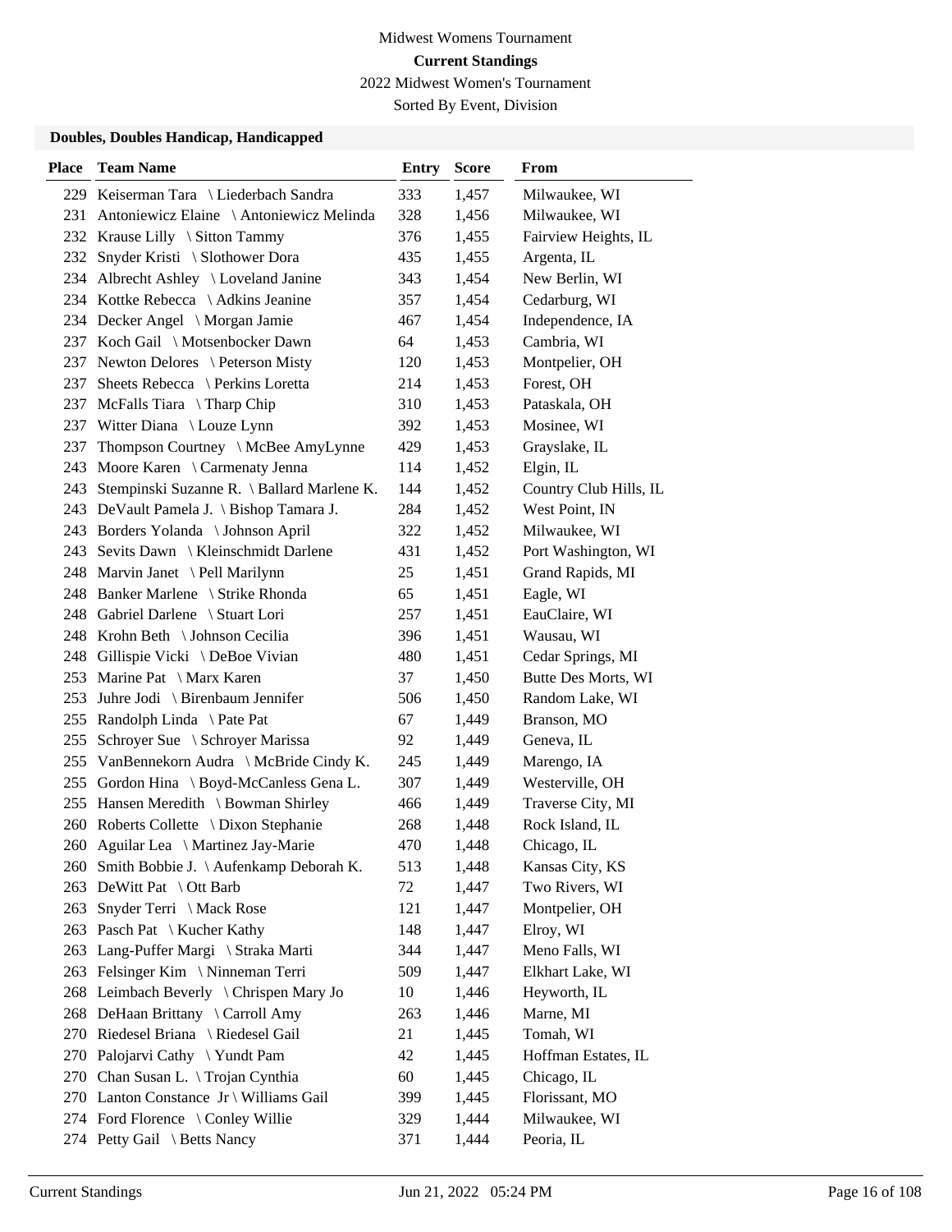Midwest Womens Tournament

**Current Standings**

2022 Midwest Women's Tournament

Sorted By Event, Division

### Doubles, Doubles Handicap, Handicapped

| Place | Team Name | Entry | Score | From |
|---|---|---|---|---|
| 229 | Keiserman Tara \ Liederbach Sandra | 333 | 1,457 | Milwaukee, WI |
| 231 | Antoniewicz Elaine \ Antoniewicz Melinda | 328 | 1,456 | Milwaukee, WI |
| 232 | Krause Lilly \ Sitton Tammy | 376 | 1,455 | Fairview Heights, IL |
| 232 | Snyder Kristi \ Slothower Dora | 435 | 1,455 | Argenta, IL |
| 234 | Albrecht Ashley \ Loveland Janine | 343 | 1,454 | New Berlin, WI |
| 234 | Kottke Rebecca \ Adkins Jeanine | 357 | 1,454 | Cedarburg, WI |
| 234 | Decker Angel \ Morgan Jamie | 467 | 1,454 | Independence, IA |
| 237 | Koch Gail \ Motsenbocker Dawn | 64 | 1,453 | Cambria, WI |
| 237 | Newton Delores \ Peterson Misty | 120 | 1,453 | Montpelier, OH |
| 237 | Sheets Rebecca \ Perkins Loretta | 214 | 1,453 | Forest, OH |
| 237 | McFalls Tiara \ Tharp Chip | 310 | 1,453 | Pataskala, OH |
| 237 | Witter Diana \ Louze Lynn | 392 | 1,453 | Mosinee, WI |
| 237 | Thompson Courtney \ McBee AmyLynne | 429 | 1,453 | Grayslake, IL |
| 243 | Moore Karen \ Carmenaty Jenna | 114 | 1,452 | Elgin, IL |
| 243 | Stempinski Suzanne R. \ Ballard Marlene K. | 144 | 1,452 | Country Club Hills, IL |
| 243 | DeVault Pamela J. \ Bishop Tamara J. | 284 | 1,452 | West Point, IN |
| 243 | Borders Yolanda \ Johnson April | 322 | 1,452 | Milwaukee, WI |
| 243 | Sevits Dawn \ Kleinschmidt Darlene | 431 | 1,452 | Port Washington, WI |
| 248 | Marvin Janet \ Pell Marilynn | 25 | 1,451 | Grand Rapids, MI |
| 248 | Banker Marlene \ Strike Rhonda | 65 | 1,451 | Eagle, WI |
| 248 | Gabriel Darlene \ Stuart Lori | 257 | 1,451 | EauClaire, WI |
| 248 | Krohn Beth \ Johnson Cecilia | 396 | 1,451 | Wausau, WI |
| 248 | Gillispie Vicki \ DeBoe Vivian | 480 | 1,451 | Cedar Springs, MI |
| 253 | Marine Pat \ Marx Karen | 37 | 1,450 | Butte Des Morts, WI |
| 253 | Juhre Jodi \ Birenbaum Jennifer | 506 | 1,450 | Random Lake, WI |
| 255 | Randolph Linda \ Pate Pat | 67 | 1,449 | Branson, MO |
| 255 | Schroyer Sue \ Schroyer Marissa | 92 | 1,449 | Geneva, IL |
| 255 | VanBennekorn Audra \ McBride Cindy K. | 245 | 1,449 | Marengo, IA |
| 255 | Gordon Hina \ Boyd-McCanless Gena L. | 307 | 1,449 | Westerville, OH |
| 255 | Hansen Meredith \ Bowman Shirley | 466 | 1,449 | Traverse City, MI |
| 260 | Roberts Collette \ Dixon Stephanie | 268 | 1,448 | Rock Island, IL |
| 260 | Aguilar Lea \ Martinez Jay-Marie | 470 | 1,448 | Chicago, IL |
| 260 | Smith Bobbie J. \ Aufenkamp Deborah K. | 513 | 1,448 | Kansas City, KS |
| 263 | DeWitt Pat \ Ott Barb | 72 | 1,447 | Two Rivers, WI |
| 263 | Snyder Terri \ Mack Rose | 121 | 1,447 | Montpelier, OH |
| 263 | Pasch Pat \ Kucher Kathy | 148 | 1,447 | Elroy, WI |
| 263 | Lang-Puffer Margi \ Straka Marti | 344 | 1,447 | Meno Falls, WI |
| 263 | Felsinger Kim \ Ninneman Terri | 509 | 1,447 | Elkhart Lake, WI |
| 268 | Leimbach Beverly \ Chrispen Mary Jo | 10 | 1,446 | Heyworth, IL |
| 268 | DeHaan Brittany \ Carroll Amy | 263 | 1,446 | Marne, MI |
| 270 | Riedesel Briana \ Riedesel Gail | 21 | 1,445 | Tomah, WI |
| 270 | Palojarvi Cathy \ Yundt Pam | 42 | 1,445 | Hoffman Estates, IL |
| 270 | Chan Susan L. \ Trojan Cynthia | 60 | 1,445 | Chicago, IL |
| 270 | Lanton Constance Jr \ Williams Gail | 399 | 1,445 | Florissant, MO |
| 274 | Ford Florence \ Conley Willie | 329 | 1,444 | Milwaukee, WI |
| 274 | Petty Gail \ Betts Nancy | 371 | 1,444 | Peoria, IL |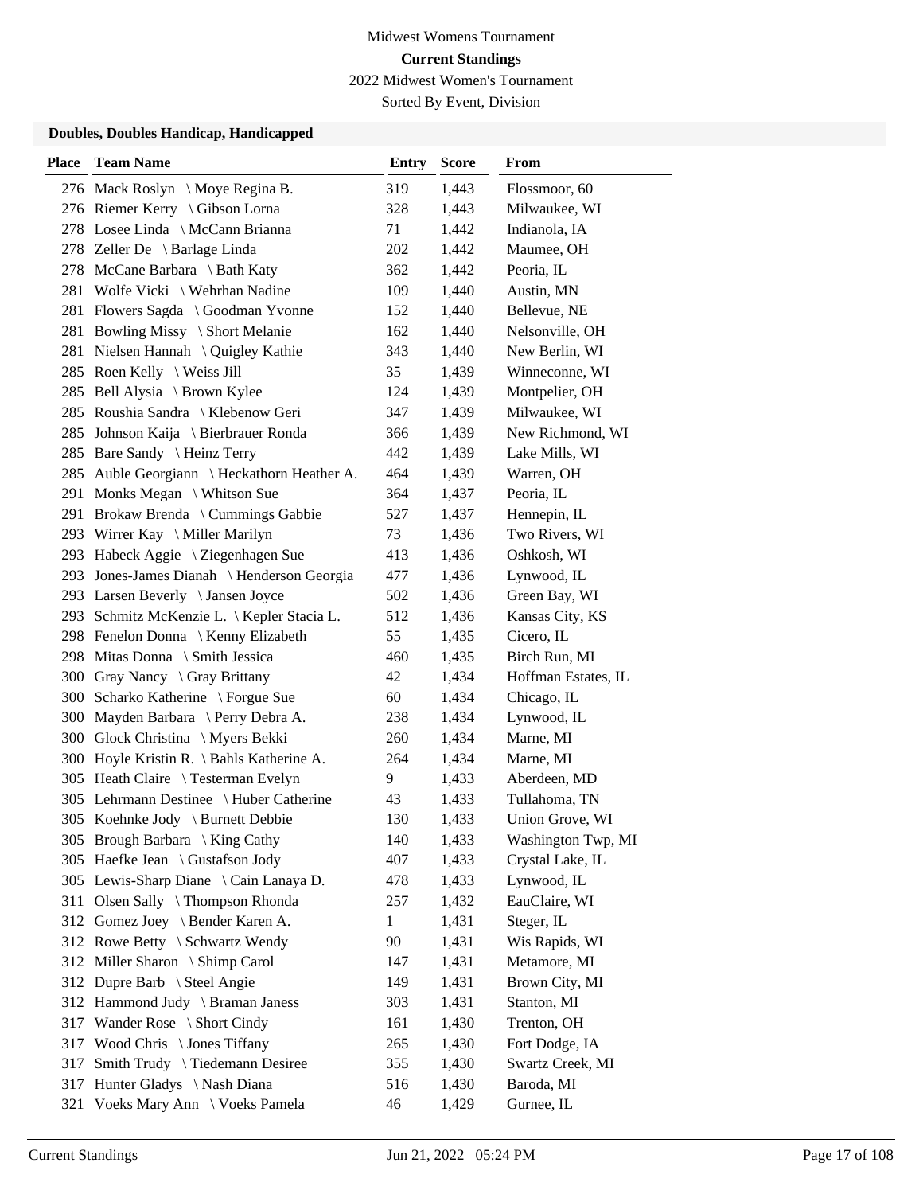Midwest Womens Tournament

**Current Standings**

2022 Midwest Women's Tournament

Sorted By Event, Division

### Doubles, Doubles Handicap, Handicapped

| Place | Team Name | Entry | Score | From |
|---|---|---|---|---|
| 276 | Mack Roslyn \ Moye Regina B. | 319 | 1,443 | Flossmoor, 60 |
| 276 | Riemer Kerry \ Gibson Lorna | 328 | 1,443 | Milwaukee, WI |
| 278 | Losee Linda \ McCann Brianna | 71 | 1,442 | Indianola, IA |
| 278 | Zeller De \ Barlage Linda | 202 | 1,442 | Maumee, OH |
| 278 | McCane Barbara \ Bath Katy | 362 | 1,442 | Peoria, IL |
| 281 | Wolfe Vicki \ Wehrhan Nadine | 109 | 1,440 | Austin, MN |
| 281 | Flowers Sagda \ Goodman Yvonne | 152 | 1,440 | Bellevue, NE |
| 281 | Bowling Missy \ Short Melanie | 162 | 1,440 | Nelsonville, OH |
| 281 | Nielsen Hannah \ Quigley Kathie | 343 | 1,440 | New Berlin, WI |
| 285 | Roen Kelly \ Weiss Jill | 35 | 1,439 | Winneconne, WI |
| 285 | Bell Alysia \ Brown Kylee | 124 | 1,439 | Montpelier, OH |
| 285 | Roushia Sandra \ Klebenow Geri | 347 | 1,439 | Milwaukee, WI |
| 285 | Johnson Kaija \ Bierbrauer Ronda | 366 | 1,439 | New Richmond, WI |
| 285 | Bare Sandy \ Heinz Terry | 442 | 1,439 | Lake Mills, WI |
| 285 | Auble Georgiann \ Heckathorn Heather A. | 464 | 1,439 | Warren, OH |
| 291 | Monks Megan \ Whitson Sue | 364 | 1,437 | Peoria, IL |
| 291 | Brokaw Brenda \ Cummings Gabbie | 527 | 1,437 | Hennepin, IL |
| 293 | Wirrer Kay \ Miller Marilyn | 73 | 1,436 | Two Rivers, WI |
| 293 | Habeck Aggie \ Ziegenhagen Sue | 413 | 1,436 | Oshkosh, WI |
| 293 | Jones-James Dianah \ Henderson Georgia | 477 | 1,436 | Lynwood, IL |
| 293 | Larsen Beverly \ Jansen Joyce | 502 | 1,436 | Green Bay, WI |
| 293 | Schmitz McKenzie L. \ Kepler Stacia L. | 512 | 1,436 | Kansas City, KS |
| 298 | Fenelon Donna \ Kenny Elizabeth | 55 | 1,435 | Cicero, IL |
| 298 | Mitas Donna \ Smith Jessica | 460 | 1,435 | Birch Run, MI |
| 300 | Gray Nancy \ Gray Brittany | 42 | 1,434 | Hoffman Estates, IL |
| 300 | Scharko Katherine \ Forgue Sue | 60 | 1,434 | Chicago, IL |
| 300 | Mayden Barbara \ Perry Debra A. | 238 | 1,434 | Lynwood, IL |
| 300 | Glock Christina \ Myers Bekki | 260 | 1,434 | Marne, MI |
| 300 | Hoyle Kristin R. \ Bahls Katherine A. | 264 | 1,434 | Marne, MI |
| 305 | Heath Claire \ Testerman Evelyn | 9 | 1,433 | Aberdeen, MD |
| 305 | Lehrmann Destinee \ Huber Catherine | 43 | 1,433 | Tullahoma, TN |
| 305 | Koehnke Jody \ Burnett Debbie | 130 | 1,433 | Union Grove, WI |
| 305 | Brough Barbara \ King Cathy | 140 | 1,433 | Washington Twp, MI |
| 305 | Haefke Jean \ Gustafson Jody | 407 | 1,433 | Crystal Lake, IL |
| 305 | Lewis-Sharp Diane \ Cain Lanaya D. | 478 | 1,433 | Lynwood, IL |
| 311 | Olsen Sally \ Thompson Rhonda | 257 | 1,432 | EauClaire, WI |
| 312 | Gomez Joey \ Bender Karen A. | 1 | 1,431 | Steger, IL |
| 312 | Rowe Betty \ Schwartz Wendy | 90 | 1,431 | Wis Rapids, WI |
| 312 | Miller Sharon \ Shimp Carol | 147 | 1,431 | Metamore, MI |
| 312 | Dupre Barb \ Steel Angie | 149 | 1,431 | Brown City, MI |
| 312 | Hammond Judy \ Braman Janess | 303 | 1,431 | Stanton, MI |
| 317 | Wander Rose \ Short Cindy | 161 | 1,430 | Trenton, OH |
| 317 | Wood Chris \ Jones Tiffany | 265 | 1,430 | Fort Dodge, IA |
| 317 | Smith Trudy \ Tiedemann Desiree | 355 | 1,430 | Swartz Creek, MI |
| 317 | Hunter Gladys \ Nash Diana | 516 | 1,430 | Baroda, MI |
| 321 | Voeks Mary Ann \ Voeks Pamela | 46 | 1,429 | Gurnee, IL |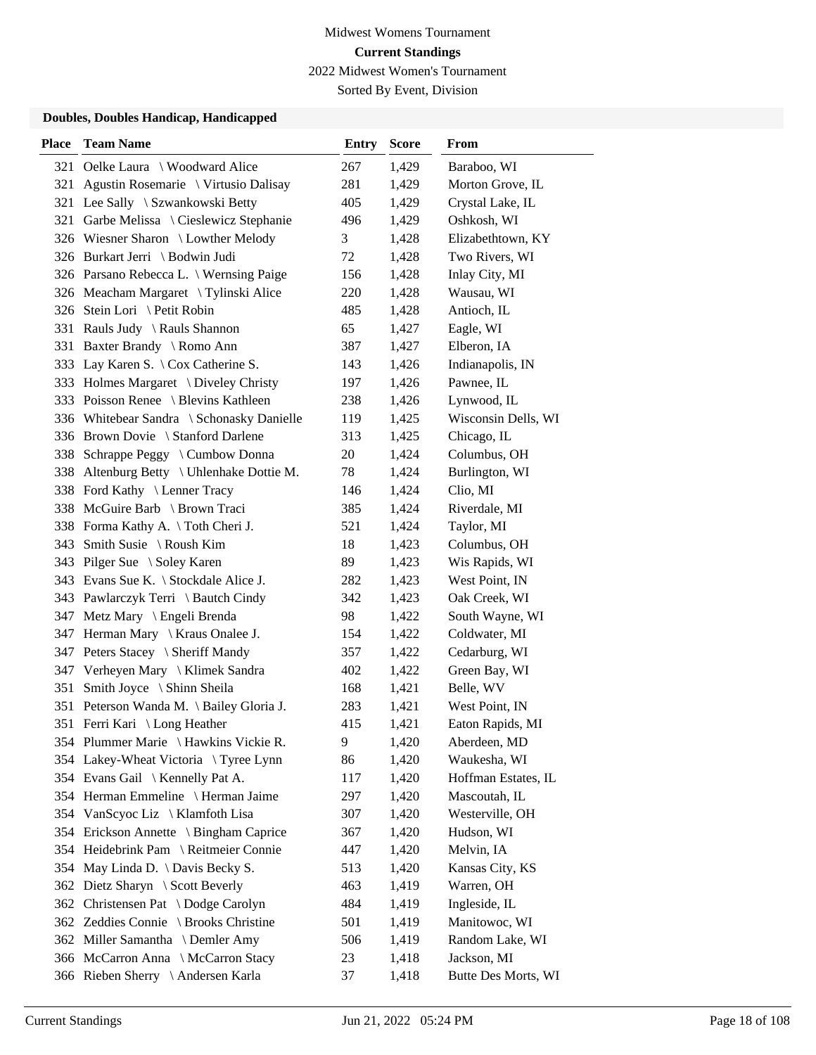Midwest Womens Tournament

**Current Standings**

2022 Midwest Women's Tournament

Sorted By Event, Division

### Doubles, Doubles Handicap, Handicapped

| Place | Team Name | Entry | Score | From |
|---|---|---|---|---|
| 321 | Oelke Laura \ Woodward Alice | 267 | 1,429 | Baraboo, WI |
| 321 | Agustin Rosemarie \ Virtusio Dalisay | 281 | 1,429 | Morton Grove, IL |
| 321 | Lee Sally \ Szwankowski Betty | 405 | 1,429 | Crystal Lake, IL |
| 321 | Garbe Melissa \ Cieslewicz Stephanie | 496 | 1,429 | Oshkosh, WI |
| 326 | Wiesner Sharon \ Lowther Melody | 3 | 1,428 | Elizabethtown, KY |
| 326 | Burkart Jerri \ Bodwin Judi | 72 | 1,428 | Two Rivers, WI |
| 326 | Parsano Rebecca L. \ Wernsing Paige | 156 | 1,428 | Inlay City, MI |
| 326 | Meacham Margaret \ Tylinski Alice | 220 | 1,428 | Wausau, WI |
| 326 | Stein Lori \ Petit Robin | 485 | 1,428 | Antioch, IL |
| 331 | Rauls Judy \ Rauls Shannon | 65 | 1,427 | Eagle, WI |
| 331 | Baxter Brandy \ Romo Ann | 387 | 1,427 | Elberon, IA |
| 333 | Lay Karen S. \ Cox Catherine S. | 143 | 1,426 | Indianapolis, IN |
| 333 | Holmes Margaret \ Diveley Christy | 197 | 1,426 | Pawnee, IL |
| 333 | Poisson Renee \ Blevins Kathleen | 238 | 1,426 | Lynwood, IL |
| 336 | Whitebear Sandra \ Schonasky Danielle | 119 | 1,425 | Wisconsin Dells, WI |
| 336 | Brown Dovie \ Stanford Darlene | 313 | 1,425 | Chicago, IL |
| 338 | Schrappe Peggy \ Cumbow Donna | 20 | 1,424 | Columbus, OH |
| 338 | Altenburg Betty \ Uhlenhake Dottie M. | 78 | 1,424 | Burlington, WI |
| 338 | Ford Kathy \ Lenner Tracy | 146 | 1,424 | Clio, MI |
| 338 | McGuire Barb \ Brown Traci | 385 | 1,424 | Riverdale, MI |
| 338 | Forma Kathy A. \ Toth Cheri J. | 521 | 1,424 | Taylor, MI |
| 343 | Smith Susie \ Roush Kim | 18 | 1,423 | Columbus, OH |
| 343 | Pilger Sue \ Soley Karen | 89 | 1,423 | Wis Rapids, WI |
| 343 | Evans Sue K. \ Stockdale Alice J. | 282 | 1,423 | West Point, IN |
| 343 | Pawlarczyk Terri \ Bautch Cindy | 342 | 1,423 | Oak Creek, WI |
| 347 | Metz Mary \ Engeli Brenda | 98 | 1,422 | South Wayne, WI |
| 347 | Herman Mary \ Kraus Onalee J. | 154 | 1,422 | Coldwater, MI |
| 347 | Peters Stacey \ Sheriff Mandy | 357 | 1,422 | Cedarburg, WI |
| 347 | Verheyen Mary \ Klimek Sandra | 402 | 1,422 | Green Bay, WI |
| 351 | Smith Joyce \ Shinn Sheila | 168 | 1,421 | Belle, WV |
| 351 | Peterson Wanda M. \ Bailey Gloria J. | 283 | 1,421 | West Point, IN |
| 351 | Ferri Kari \ Long Heather | 415 | 1,421 | Eaton Rapids, MI |
| 354 | Plummer Marie \ Hawkins Vickie R. | 9 | 1,420 | Aberdeen, MD |
| 354 | Lakey-Wheat Victoria \ Tyree Lynn | 86 | 1,420 | Waukesha, WI |
| 354 | Evans Gail \ Kennelly Pat A. | 117 | 1,420 | Hoffman Estates, IL |
| 354 | Herman Emmeline \ Herman Jaime | 297 | 1,420 | Mascoutah, IL |
| 354 | VanScyoc Liz \ Klamfoth Lisa | 307 | 1,420 | Westerville, OH |
| 354 | Erickson Annette \ Bingham Caprice | 367 | 1,420 | Hudson, WI |
| 354 | Heidebrink Pam \ Reitmeier Connie | 447 | 1,420 | Melvin, IA |
| 354 | May Linda D. \ Davis Becky S. | 513 | 1,420 | Kansas City, KS |
| 362 | Dietz Sharyn \ Scott Beverly | 463 | 1,419 | Warren, OH |
| 362 | Christensen Pat \ Dodge Carolyn | 484 | 1,419 | Ingleside, IL |
| 362 | Zeddies Connie \ Brooks Christine | 501 | 1,419 | Manitowoc, WI |
| 362 | Miller Samantha \ Demler Amy | 506 | 1,419 | Random Lake, WI |
| 366 | McCarron Anna \ McCarron Stacy | 23 | 1,418 | Jackson, MI |
| 366 | Rieben Sherry \ Andersen Karla | 37 | 1,418 | Butte Des Morts, WI |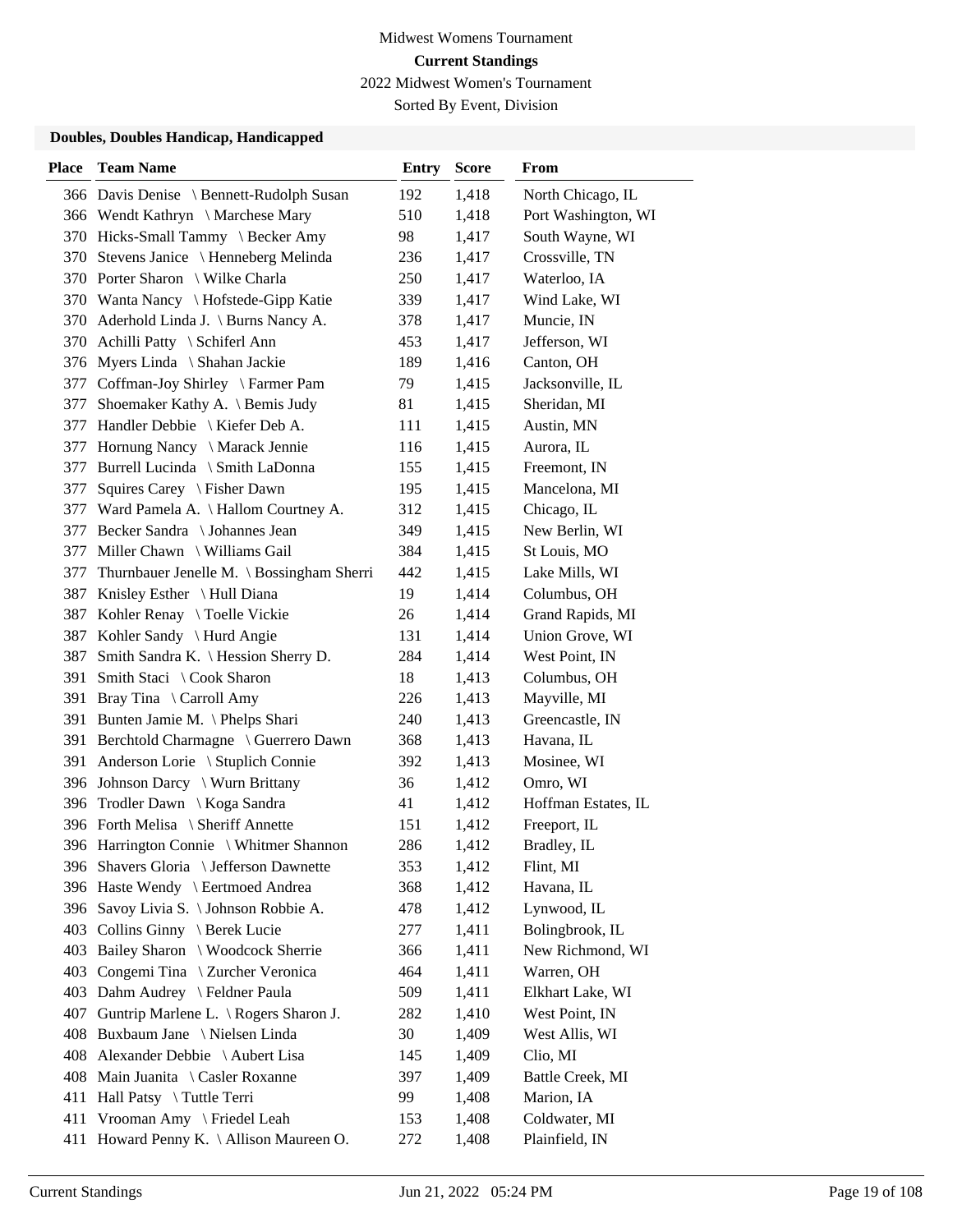Midwest Womens Tournament

**Current Standings**

2022 Midwest Women's Tournament

Sorted By Event, Division

### Doubles, Doubles Handicap, Handicapped

| Place | Team Name | Entry | Score | From |
|---|---|---|---|---|
| 366 | Davis Denise \ Bennett-Rudolph Susan | 192 | 1,418 | North Chicago, IL |
| 366 | Wendt Kathryn \ Marchese Mary | 510 | 1,418 | Port Washington, WI |
| 370 | Hicks-Small Tammy \ Becker Amy | 98 | 1,417 | South Wayne, WI |
| 370 | Stevens Janice \ Henneberg Melinda | 236 | 1,417 | Crossville, TN |
| 370 | Porter Sharon \ Wilke Charla | 250 | 1,417 | Waterloo, IA |
| 370 | Wanta Nancy \ Hofstede-Gipp Katie | 339 | 1,417 | Wind Lake, WI |
| 370 | Aderhold Linda J. \ Burns Nancy A. | 378 | 1,417 | Muncie, IN |
| 370 | Achilli Patty \ Schiferl Ann | 453 | 1,417 | Jefferson, WI |
| 376 | Myers Linda \ Shahan Jackie | 189 | 1,416 | Canton, OH |
| 377 | Coffman-Joy Shirley \ Farmer Pam | 79 | 1,415 | Jacksonville, IL |
| 377 | Shoemaker Kathy A. \ Bemis Judy | 81 | 1,415 | Sheridan, MI |
| 377 | Handler Debbie \ Kiefer Deb A. | 111 | 1,415 | Austin, MN |
| 377 | Hornung Nancy \ Marack Jennie | 116 | 1,415 | Aurora, IL |
| 377 | Burrell Lucinda \ Smith LaDonna | 155 | 1,415 | Freemont, IN |
| 377 | Squires Carey \ Fisher Dawn | 195 | 1,415 | Mancelona, MI |
| 377 | Ward Pamela A. \ Hallom Courtney A. | 312 | 1,415 | Chicago, IL |
| 377 | Becker Sandra \ Johannes Jean | 349 | 1,415 | New Berlin, WI |
| 377 | Miller Chawn \ Williams Gail | 384 | 1,415 | St Louis, MO |
| 377 | Thurnbauer Jenelle M. \ Bossingham Sherri | 442 | 1,415 | Lake Mills, WI |
| 387 | Knisley Esther \ Hull Diana | 19 | 1,414 | Columbus, OH |
| 387 | Kohler Renay \ Toelle Vickie | 26 | 1,414 | Grand Rapids, MI |
| 387 | Kohler Sandy \ Hurd Angie | 131 | 1,414 | Union Grove, WI |
| 387 | Smith Sandra K. \ Hession Sherry D. | 284 | 1,414 | West Point, IN |
| 391 | Smith Staci \ Cook Sharon | 18 | 1,413 | Columbus, OH |
| 391 | Bray Tina \ Carroll Amy | 226 | 1,413 | Mayville, MI |
| 391 | Bunten Jamie M. \ Phelps Shari | 240 | 1,413 | Greencastle, IN |
| 391 | Berchtold Charmagne \ Guerrero Dawn | 368 | 1,413 | Havana, IL |
| 391 | Anderson Lorie \ Stuplich Connie | 392 | 1,413 | Mosinee, WI |
| 396 | Johnson Darcy \ Wurn Brittany | 36 | 1,412 | Omro, WI |
| 396 | Trodler Dawn \ Koga Sandra | 41 | 1,412 | Hoffman Estates, IL |
| 396 | Forth Melisa \ Sheriff Annette | 151 | 1,412 | Freeport, IL |
| 396 | Harrington Connie \ Whitmer Shannon | 286 | 1,412 | Bradley, IL |
| 396 | Shavers Gloria \ Jefferson Dawnette | 353 | 1,412 | Flint, MI |
| 396 | Haste Wendy \ Eertmoed Andrea | 368 | 1,412 | Havana, IL |
| 396 | Savoy Livia S. \ Johnson Robbie A. | 478 | 1,412 | Lynwood, IL |
| 403 | Collins Ginny \ Berek Lucie | 277 | 1,411 | Bolingbrook, IL |
| 403 | Bailey Sharon \ Woodcock Sherrie | 366 | 1,411 | New Richmond, WI |
| 403 | Congemi Tina \ Zurcher Veronica | 464 | 1,411 | Warren, OH |
| 403 | Dahm Audrey \ Feldner Paula | 509 | 1,411 | Elkhart Lake, WI |
| 407 | Guntrip Marlene L. \ Rogers Sharon J. | 282 | 1,410 | West Point, IN |
| 408 | Buxbaum Jane \ Nielsen Linda | 30 | 1,409 | West Allis, WI |
| 408 | Alexander Debbie \ Aubert Lisa | 145 | 1,409 | Clio, MI |
| 408 | Main Juanita \ Casler Roxanne | 397 | 1,409 | Battle Creek, MI |
| 411 | Hall Patsy \ Tuttle Terri | 99 | 1,408 | Marion, IA |
| 411 | Vrooman Amy \ Friedel Leah | 153 | 1,408 | Coldwater, MI |
| 411 | Howard Penny K. \ Allison Maureen O. | 272 | 1,408 | Plainfield, IN |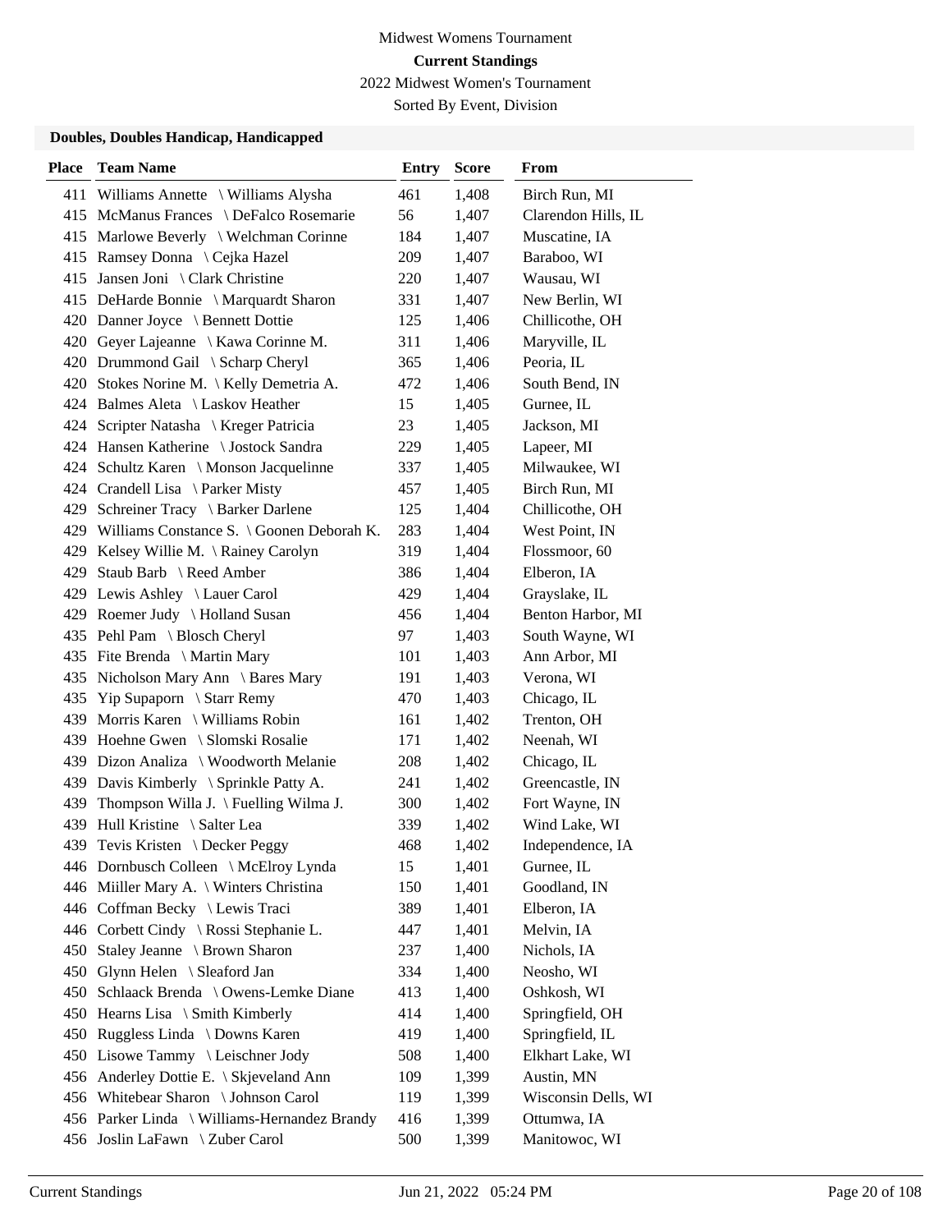Midwest Womens Tournament

**Current Standings**

2022 Midwest Women's Tournament

Sorted By Event, Division

### Doubles, Doubles Handicap, Handicapped

| Place | Team Name | Entry | Score | From |
|---|---|---|---|---|
| 411 | Williams Annette \ Williams Alysha | 461 | 1,408 | Birch Run, MI |
| 415 | McManus Frances \ DeFalco Rosemarie | 56 | 1,407 | Clarendon Hills, IL |
| 415 | Marlowe Beverly \ Welchman Corinne | 184 | 1,407 | Muscatine, IA |
| 415 | Ramsey Donna \ Cejka Hazel | 209 | 1,407 | Baraboo, WI |
| 415 | Jansen Joni \ Clark Christine | 220 | 1,407 | Wausau, WI |
| 415 | DeHarde Bonnie \ Marquardt Sharon | 331 | 1,407 | New Berlin, WI |
| 420 | Danner Joyce \ Bennett Dottie | 125 | 1,406 | Chillicothe, OH |
| 420 | Geyer Lajeanne \ Kawa Corinne M. | 311 | 1,406 | Maryville, IL |
| 420 | Drummond Gail \ Scharp Cheryl | 365 | 1,406 | Peoria, IL |
| 420 | Stokes Norine M. \ Kelly Demetria A. | 472 | 1,406 | South Bend, IN |
| 424 | Balmes Aleta \ Laskov Heather | 15 | 1,405 | Gurnee, IL |
| 424 | Scripter Natasha \ Kreger Patricia | 23 | 1,405 | Jackson, MI |
| 424 | Hansen Katherine \ Jostock Sandra | 229 | 1,405 | Lapeer, MI |
| 424 | Schultz Karen \ Monson Jacquelinne | 337 | 1,405 | Milwaukee, WI |
| 424 | Crandell Lisa \ Parker Misty | 457 | 1,405 | Birch Run, MI |
| 429 | Schreiner Tracy \ Barker Darlene | 125 | 1,404 | Chillicothe, OH |
| 429 | Williams Constance S. \ Goonen Deborah K. | 283 | 1,404 | West Point, IN |
| 429 | Kelsey Willie M. \ Rainey Carolyn | 319 | 1,404 | Flossmoor, 60 |
| 429 | Staub Barb \ Reed Amber | 386 | 1,404 | Elberon, IA |
| 429 | Lewis Ashley \ Lauer Carol | 429 | 1,404 | Grayslake, IL |
| 429 | Roemer Judy \ Holland Susan | 456 | 1,404 | Benton Harbor, MI |
| 435 | Pehl Pam \ Blosch Cheryl | 97 | 1,403 | South Wayne, WI |
| 435 | Fite Brenda \ Martin Mary | 101 | 1,403 | Ann Arbor, MI |
| 435 | Nicholson Mary Ann \ Bares Mary | 191 | 1,403 | Verona, WI |
| 435 | Yip Supaporn \ Starr Remy | 470 | 1,403 | Chicago, IL |
| 439 | Morris Karen \ Williams Robin | 161 | 1,402 | Trenton, OH |
| 439 | Hoehne Gwen \ Slomski Rosalie | 171 | 1,402 | Neenah, WI |
| 439 | Dizon Analiza \ Woodworth Melanie | 208 | 1,402 | Chicago, IL |
| 439 | Davis Kimberly \ Sprinkle Patty A. | 241 | 1,402 | Greencastle, IN |
| 439 | Thompson Willa J. \ Fuelling Wilma J. | 300 | 1,402 | Fort Wayne, IN |
| 439 | Hull Kristine \ Salter Lea | 339 | 1,402 | Wind Lake, WI |
| 439 | Tevis Kristen \ Decker Peggy | 468 | 1,402 | Independence, IA |
| 446 | Dornbusch Colleen \ McElroy Lynda | 15 | 1,401 | Gurnee, IL |
| 446 | Miiller Mary A. \ Winters Christina | 150 | 1,401 | Goodland, IN |
| 446 | Coffman Becky \ Lewis Traci | 389 | 1,401 | Elberon, IA |
| 446 | Corbett Cindy \ Rossi Stephanie L. | 447 | 1,401 | Melvin, IA |
| 450 | Staley Jeanne \ Brown Sharon | 237 | 1,400 | Nichols, IA |
| 450 | Glynn Helen \ Sleaford Jan | 334 | 1,400 | Neosho, WI |
| 450 | Schlaack Brenda \ Owens-Lemke Diane | 413 | 1,400 | Oshkosh, WI |
| 450 | Hearns Lisa \ Smith Kimberly | 414 | 1,400 | Springfield, OH |
| 450 | Ruggless Linda \ Downs Karen | 419 | 1,400 | Springfield, IL |
| 450 | Lisowe Tammy \ Leischner Jody | 508 | 1,400 | Elkhart Lake, WI |
| 456 | Anderley Dottie E. \ Skjeveland Ann | 109 | 1,399 | Austin, MN |
| 456 | Whitebear Sharon \ Johnson Carol | 119 | 1,399 | Wisconsin Dells, WI |
| 456 | Parker Linda \ Williams-Hernandez Brandy | 416 | 1,399 | Ottumwa, IA |
| 456 | Joslin LaFawn \ Zuber Carol | 500 | 1,399 | Manitowoc, WI |

Current Standings Jun 21, 2022 05:24 PM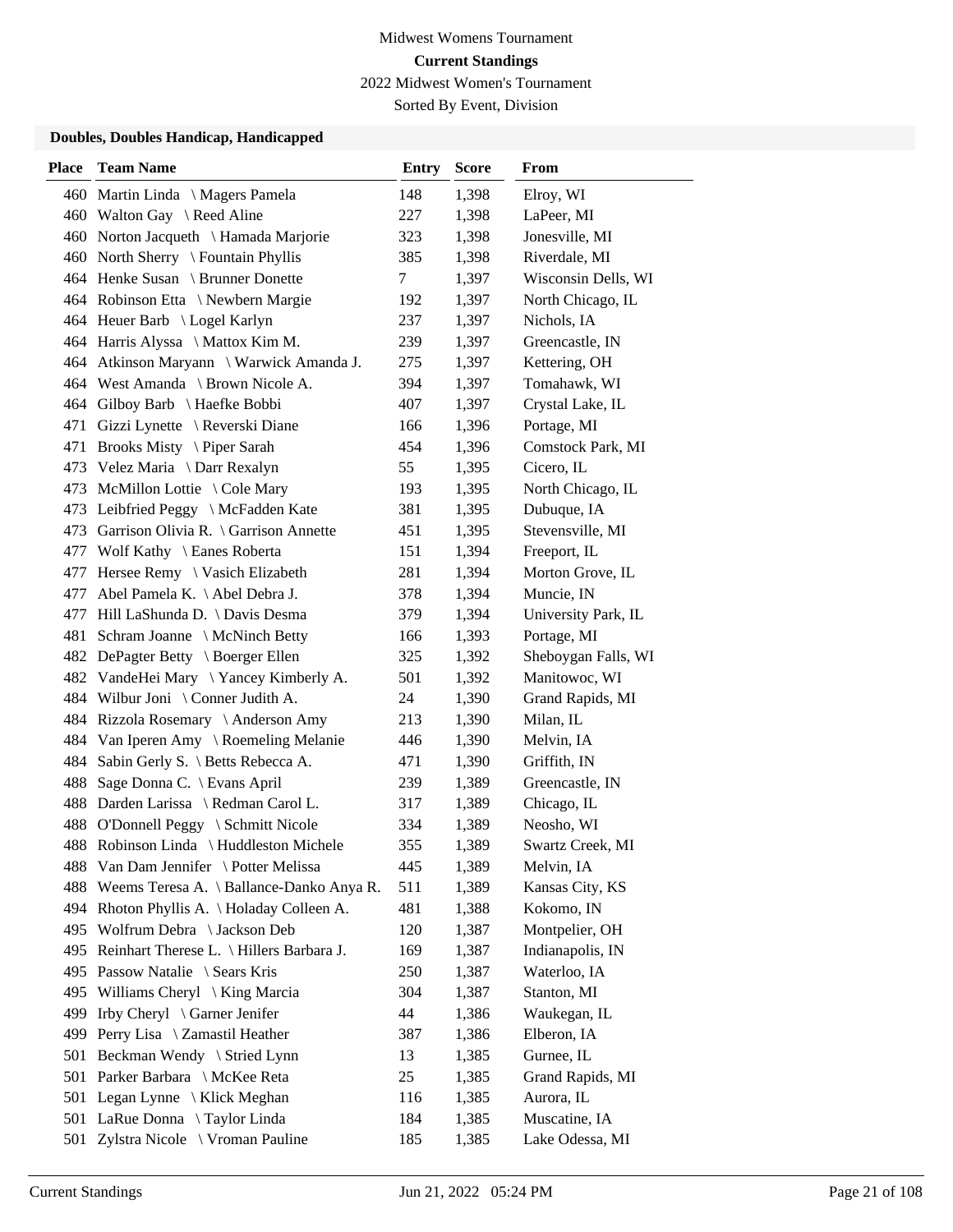Midwest Womens Tournament

**Current Standings**

2022 Midwest Women's Tournament

Sorted By Event, Division

### Doubles, Doubles Handicap, Handicapped

| Place | Team Name | Entry | Score | From |
|---|---|---|---|---|
| 460 | Martin Linda \ Magers Pamela | 148 | 1,398 | Elroy, WI |
| 460 | Walton Gay \ Reed Aline | 227 | 1,398 | LaPeer, MI |
| 460 | Norton Jacqueth \ Hamada Marjorie | 323 | 1,398 | Jonesville, MI |
| 460 | North Sherry \ Fountain Phyllis | 385 | 1,398 | Riverdale, MI |
| 464 | Henke Susan \ Brunner Donette | 7 | 1,397 | Wisconsin Dells, WI |
| 464 | Robinson Etta \ Newbern Margie | 192 | 1,397 | North Chicago, IL |
| 464 | Heuer Barb \ Logel Karlyn | 237 | 1,397 | Nichols, IA |
| 464 | Harris Alyssa \ Mattox Kim M. | 239 | 1,397 | Greencastle, IN |
| 464 | Atkinson Maryann \ Warwick Amanda J. | 275 | 1,397 | Kettering, OH |
| 464 | West Amanda \ Brown Nicole A. | 394 | 1,397 | Tomahawk, WI |
| 464 | Gilboy Barb \ Haefke Bobbi | 407 | 1,397 | Crystal Lake, IL |
| 471 | Gizzi Lynette \ Reverski Diane | 166 | 1,396 | Portage, MI |
| 471 | Brooks Misty \ Piper Sarah | 454 | 1,396 | Comstock Park, MI |
| 473 | Velez Maria \ Darr Rexalyn | 55 | 1,395 | Cicero, IL |
| 473 | McMillon Lottie \ Cole Mary | 193 | 1,395 | North Chicago, IL |
| 473 | Leibfried Peggy \ McFadden Kate | 381 | 1,395 | Dubuque, IA |
| 473 | Garrison Olivia R. \ Garrison Annette | 451 | 1,395 | Stevensville, MI |
| 477 | Wolf Kathy \ Eanes Roberta | 151 | 1,394 | Freeport, IL |
| 477 | Hersee Remy \ Vasich Elizabeth | 281 | 1,394 | Morton Grove, IL |
| 477 | Abel Pamela K. \ Abel Debra J. | 378 | 1,394 | Muncie, IN |
| 477 | Hill LaShunda D. \ Davis Desma | 379 | 1,394 | University Park, IL |
| 481 | Schram Joanne \ McNinch Betty | 166 | 1,393 | Portage, MI |
| 482 | DePagter Betty \ Boerger Ellen | 325 | 1,392 | Sheboygan Falls, WI |
| 482 | VandeHei Mary \ Yancey Kimberly A. | 501 | 1,392 | Manitowoc, WI |
| 484 | Wilbur Joni \ Conner Judith A. | 24 | 1,390 | Grand Rapids, MI |
| 484 | Rizzola Rosemary \ Anderson Amy | 213 | 1,390 | Milan, IL |
| 484 | Van Iperen Amy \ Roemeling Melanie | 446 | 1,390 | Melvin, IA |
| 484 | Sabin Gerly S. \ Betts Rebecca A. | 471 | 1,390 | Griffith, IN |
| 488 | Sage Donna C. \ Evans April | 239 | 1,389 | Greencastle, IN |
| 488 | Darden Larissa \ Redman Carol L. | 317 | 1,389 | Chicago, IL |
| 488 | O'Donnell Peggy \ Schmitt Nicole | 334 | 1,389 | Neosho, WI |
| 488 | Robinson Linda \ Huddleston Michele | 355 | 1,389 | Swartz Creek, MI |
| 488 | Van Dam Jennifer \ Potter Melissa | 445 | 1,389 | Melvin, IA |
| 488 | Weems Teresa A. \ Ballance-Danko Anya R. | 511 | 1,389 | Kansas City, KS |
| 494 | Rhoton Phyllis A. \ Holaday Colleen A. | 481 | 1,388 | Kokomo, IN |
| 495 | Wolfrum Debra \ Jackson Deb | 120 | 1,387 | Montpelier, OH |
| 495 | Reinhart Therese L. \ Hillers Barbara J. | 169 | 1,387 | Indianapolis, IN |
| 495 | Passow Natalie \ Sears Kris | 250 | 1,387 | Waterloo, IA |
| 495 | Williams Cheryl \ King Marcia | 304 | 1,387 | Stanton, MI |
| 499 | Irby Cheryl \ Garner Jenifer | 44 | 1,386 | Waukegan, IL |
| 499 | Perry Lisa \ Zamastil Heather | 387 | 1,386 | Elberon, IA |
| 501 | Beckman Wendy \ Stried Lynn | 13 | 1,385 | Gurnee, IL |
| 501 | Parker Barbara \ McKee Reta | 25 | 1,385 | Grand Rapids, MI |
| 501 | Legan Lynne \ Klick Meghan | 116 | 1,385 | Aurora, IL |
| 501 | LaRue Donna \ Taylor Linda | 184 | 1,385 | Muscatine, IA |
| 501 | Zylstra Nicole \ Vroman Pauline | 185 | 1,385 | Lake Odessa, MI |

Current Standings Jun 21, 2022 05:24 PM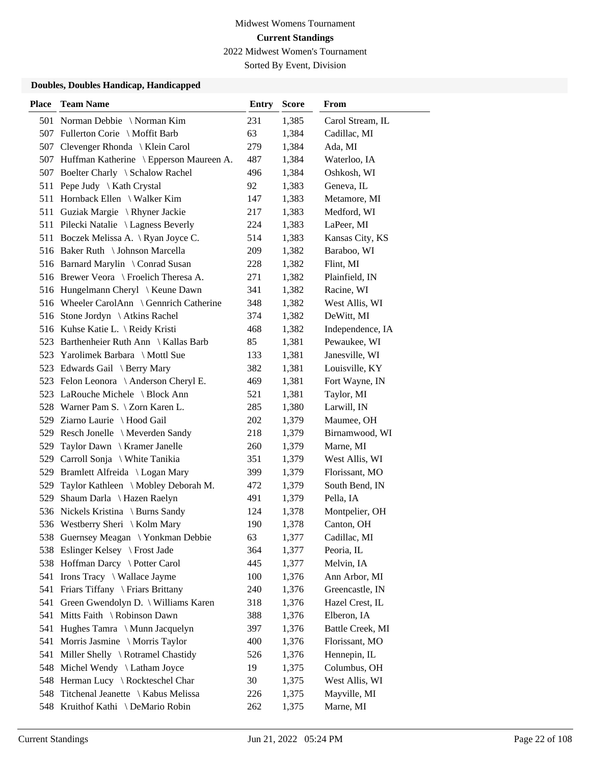Midwest Womens Tournament

**Current Standings**

2022 Midwest Women's Tournament

Sorted By Event, Division

### Doubles, Doubles Handicap, Handicapped

| Place | Team Name | Entry | Score | From |
|---|---|---|---|---|
| 501 | Norman Debbie \ Norman Kim | 231 | 1,385 | Carol Stream, IL |
| 507 | Fullerton Corie \ Moffit Barb | 63 | 1,384 | Cadillac, MI |
| 507 | Clevenger Rhonda \ Klein Carol | 279 | 1,384 | Ada, MI |
| 507 | Huffman Katherine \ Epperson Maureen A. | 487 | 1,384 | Waterloo, IA |
| 507 | Boelter Charly \ Schalow Rachel | 496 | 1,384 | Oshkosh, WI |
| 511 | Pepe Judy \ Kath Crystal | 92 | 1,383 | Geneva, IL |
| 511 | Hornback Ellen \ Walker Kim | 147 | 1,383 | Metamore, MI |
| 511 | Guziak Margie \ Rhyner Jackie | 217 | 1,383 | Medford, WI |
| 511 | Pilecki Natalie \ Lagness Beverly | 224 | 1,383 | LaPeer, MI |
| 511 | Boczek Melissa A. \ Ryan Joyce C. | 514 | 1,383 | Kansas City, KS |
| 516 | Baker Ruth \ Johnson Marcella | 209 | 1,382 | Baraboo, WI |
| 516 | Barnard Marylin \ Conrad Susan | 228 | 1,382 | Flint, MI |
| 516 | Brewer Veora \ Froelich Theresa A. | 271 | 1,382 | Plainfield, IN |
| 516 | Hungelmann Cheryl \ Keune Dawn | 341 | 1,382 | Racine, WI |
| 516 | Wheeler CarolAnn \ Gennrich Catherine | 348 | 1,382 | West Allis, WI |
| 516 | Stone Jordyn \ Atkins Rachel | 374 | 1,382 | DeWitt, MI |
| 516 | Kuhse Katie L. \ Reidy Kristi | 468 | 1,382 | Independence, IA |
| 523 | Barthenheier Ruth Ann \ Kallas Barb | 85 | 1,381 | Pewaukee, WI |
| 523 | Yarolimek Barbara \ Mottl Sue | 133 | 1,381 | Janesville, WI |
| 523 | Edwards Gail \ Berry Mary | 382 | 1,381 | Louisville, KY |
| 523 | Felon Leonora \ Anderson Cheryl E. | 469 | 1,381 | Fort Wayne, IN |
| 523 | LaRouche Michele \ Block Ann | 521 | 1,381 | Taylor, MI |
| 528 | Warner Pam S. \ Zorn Karen L. | 285 | 1,380 | Larwill, IN |
| 529 | Ziarno Laurie \ Hood Gail | 202 | 1,379 | Maumee, OH |
| 529 | Resch Jonelle \ Meverden Sandy | 218 | 1,379 | Birnamwood, WI |
| 529 | Taylor Dawn \ Kramer Janelle | 260 | 1,379 | Marne, MI |
| 529 | Carroll Sonja \ White Tanikia | 351 | 1,379 | West Allis, WI |
| 529 | Bramlett Alfreida \ Logan Mary | 399 | 1,379 | Florissant, MO |
| 529 | Taylor Kathleen \ Mobley Deborah M. | 472 | 1,379 | South Bend, IN |
| 529 | Shaum Darla \ Hazen Raelyn | 491 | 1,379 | Pella, IA |
| 536 | Nickels Kristina \ Burns Sandy | 124 | 1,378 | Montpelier, OH |
| 536 | Westberry Sheri \ Kolm Mary | 190 | 1,378 | Canton, OH |
| 538 | Guernsey Meagan \ Yonkman Debbie | 63 | 1,377 | Cadillac, MI |
| 538 | Eslinger Kelsey \ Frost Jade | 364 | 1,377 | Peoria, IL |
| 538 | Hoffman Darcy \ Potter Carol | 445 | 1,377 | Melvin, IA |
| 541 | Irons Tracy \ Wallace Jayme | 100 | 1,376 | Ann Arbor, MI |
| 541 | Friars Tiffany \ Friars Brittany | 240 | 1,376 | Greencastle, IN |
| 541 | Green Gwendolyn D. \ Williams Karen | 318 | 1,376 | Hazel Crest, IL |
| 541 | Mitts Faith \ Robinson Dawn | 388 | 1,376 | Elberon, IA |
| 541 | Hughes Tamra \ Munn Jacquelyn | 397 | 1,376 | Battle Creek, MI |
| 541 | Morris Jasmine \ Morris Taylor | 400 | 1,376 | Florissant, MO |
| 541 | Miller Shelly \ Rotramel Chastidy | 526 | 1,376 | Hennepin, IL |
| 548 | Michel Wendy \ Latham Joyce | 19 | 1,375 | Columbus, OH |
| 548 | Herman Lucy \ Rockteschel Char | 30 | 1,375 | West Allis, WI |
| 548 | Titchenal Jeanette \ Kabus Melissa | 226 | 1,375 | Mayville, MI |
| 548 | Kruithof Kathi \ DeMario Robin | 262 | 1,375 | Marne, MI |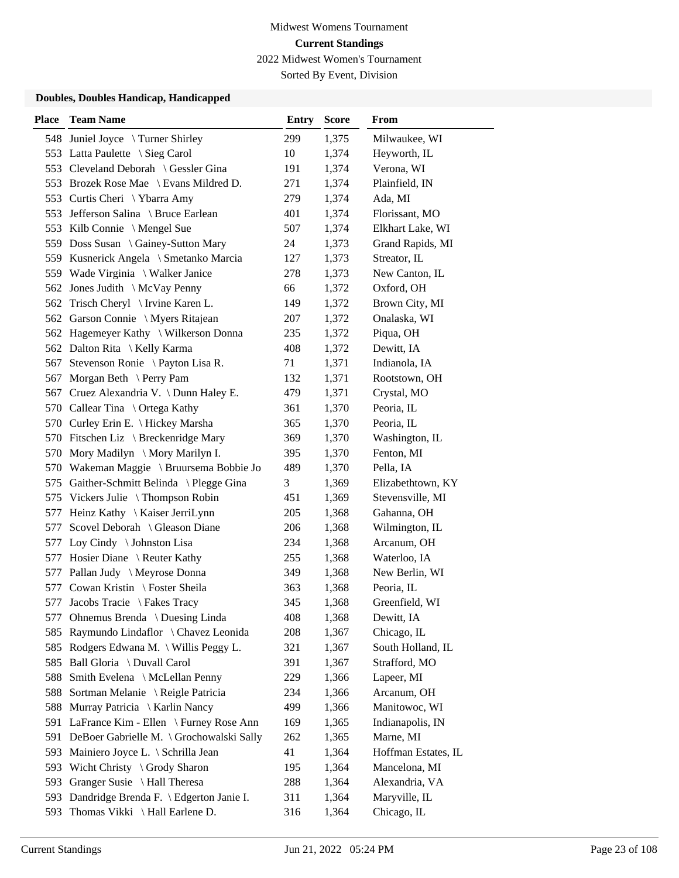Midwest Womens Tournament

**Current Standings**

2022 Midwest Women's Tournament

Sorted By Event, Division

### Doubles, Doubles Handicap, Handicapped

| Place | Team Name | Entry | Score | From |
|---|---|---|---|---|
| 548 | Juniel Joyce \ Turner Shirley | 299 | 1,375 | Milwaukee, WI |
| 553 | Latta Paulette \ Sieg Carol | 10 | 1,374 | Heyworth, IL |
| 553 | Cleveland Deborah \ Gessler Gina | 191 | 1,374 | Verona, WI |
| 553 | Brozek Rose Mae \ Evans Mildred D. | 271 | 1,374 | Plainfield, IN |
| 553 | Curtis Cheri \ Ybarra Amy | 279 | 1,374 | Ada, MI |
| 553 | Jefferson Salina \ Bruce Earlean | 401 | 1,374 | Florissant, MO |
| 553 | Kilb Connie \ Mengel Sue | 507 | 1,374 | Elkhart Lake, WI |
| 559 | Doss Susan \ Gainey-Sutton Mary | 24 | 1,373 | Grand Rapids, MI |
| 559 | Kusnerick Angela \ Smetanko Marcia | 127 | 1,373 | Streator, IL |
| 559 | Wade Virginia \ Walker Janice | 278 | 1,373 | New Canton, IL |
| 562 | Jones Judith \ McVay Penny | 66 | 1,372 | Oxford, OH |
| 562 | Trisch Cheryl \ Irvine Karen L. | 149 | 1,372 | Brown City, MI |
| 562 | Garson Connie \ Myers Ritajean | 207 | 1,372 | Onalaska, WI |
| 562 | Hagemeyer Kathy \ Wilkerson Donna | 235 | 1,372 | Piqua, OH |
| 562 | Dalton Rita \ Kelly Karma | 408 | 1,372 | Dewitt, IA |
| 567 | Stevenson Ronie \ Payton Lisa R. | 71 | 1,371 | Indianola, IA |
| 567 | Morgan Beth \ Perry Pam | 132 | 1,371 | Rootstown, OH |
| 567 | Cruez Alexandria V. \ Dunn Haley E. | 479 | 1,371 | Crystal, MO |
| 570 | Callear Tina \ Ortega Kathy | 361 | 1,370 | Peoria, IL |
| 570 | Curley Erin E. \ Hickey Marsha | 365 | 1,370 | Peoria, IL |
| 570 | Fitschen Liz \ Breckenridge Mary | 369 | 1,370 | Washington, IL |
| 570 | Mory Madilyn \ Mory Marilyn I. | 395 | 1,370 | Fenton, MI |
| 570 | Wakeman Maggie \ Bruursema Bobbie Jo | 489 | 1,370 | Pella, IA |
| 575 | Gaither-Schmitt Belinda \ Plegge Gina | 3 | 1,369 | Elizabethtown, KY |
| 575 | Vickers Julie \ Thompson Robin | 451 | 1,369 | Stevensville, MI |
| 577 | Heinz Kathy \ Kaiser JerriLynn | 205 | 1,368 | Gahanna, OH |
| 577 | Scovel Deborah \ Gleason Diane | 206 | 1,368 | Wilmington, IL |
| 577 | Loy Cindy \ Johnston Lisa | 234 | 1,368 | Arcanum, OH |
| 577 | Hosier Diane \ Reuter Kathy | 255 | 1,368 | Waterloo, IA |
| 577 | Pallan Judy \ Meyrose Donna | 349 | 1,368 | New Berlin, WI |
| 577 | Cowan Kristin \ Foster Sheila | 363 | 1,368 | Peoria, IL |
| 577 | Jacobs Tracie \ Fakes Tracy | 345 | 1,368 | Greenfield, WI |
| 577 | Ohnemus Brenda \ Duesing Linda | 408 | 1,368 | Dewitt, IA |
| 585 | Raymundo Lindaflor \ Chavez Leonida | 208 | 1,367 | Chicago, IL |
| 585 | Rodgers Edwana M. \ Willis Peggy L. | 321 | 1,367 | South Holland, IL |
| 585 | Ball Gloria \ Duvall Carol | 391 | 1,367 | Strafford, MO |
| 588 | Smith Evelena \ McLellan Penny | 229 | 1,366 | Lapeer, MI |
| 588 | Sortman Melanie \ Reigle Patricia | 234 | 1,366 | Arcanum, OH |
| 588 | Murray Patricia \ Karlin Nancy | 499 | 1,366 | Manitowoc, WI |
| 591 | LaFrance Kim - Ellen \ Furney Rose Ann | 169 | 1,365 | Indianapolis, IN |
| 591 | DeBoer Gabrielle M. \ Grochowalski Sally | 262 | 1,365 | Marne, MI |
| 593 | Mainiero Joyce L. \ Schrilla Jean | 41 | 1,364 | Hoffman Estates, IL |
| 593 | Wicht Christy \ Grody Sharon | 195 | 1,364 | Mancelona, MI |
| 593 | Granger Susie \ Hall Theresa | 288 | 1,364 | Alexandria, VA |
| 593 | Dandridge Brenda F. \ Edgerton Janie I. | 311 | 1,364 | Maryville, IL |
| 593 | Thomas Vikki \ Hall Earlene D. | 316 | 1,364 | Chicago, IL |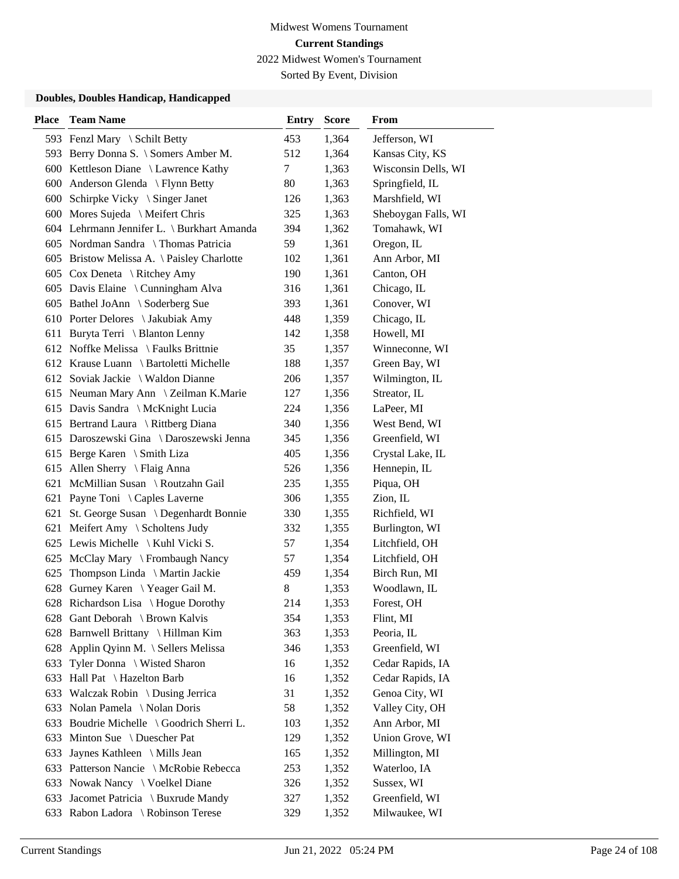Midwest Womens Tournament

**Current Standings**

2022 Midwest Women's Tournament

Sorted By Event, Division

### Doubles, Doubles Handicap, Handicapped

| Place | Team Name | Entry | Score | From |
|---|---|---|---|---|
| 593 | Fenzl Mary \ Schilt Betty | 453 | 1,364 | Jefferson, WI |
| 593 | Berry Donna S. \ Somers Amber M. | 512 | 1,364 | Kansas City, KS |
| 600 | Kettleson Diane \ Lawrence Kathy | 7 | 1,363 | Wisconsin Dells, WI |
| 600 | Anderson Glenda \ Flynn Betty | 80 | 1,363 | Springfield, IL |
| 600 | Schirpke Vicky \ Singer Janet | 126 | 1,363 | Marshfield, WI |
| 600 | Mores Sujeda \ Meifert Chris | 325 | 1,363 | Sheboygan Falls, WI |
| 604 | Lehrmann Jennifer L. \ Burkhart Amanda | 394 | 1,362 | Tomahawk, WI |
| 605 | Nordman Sandra \ Thomas Patricia | 59 | 1,361 | Oregon, IL |
| 605 | Bristow Melissa A. \ Paisley Charlotte | 102 | 1,361 | Ann Arbor, MI |
| 605 | Cox Deneta \ Ritchey Amy | 190 | 1,361 | Canton, OH |
| 605 | Davis Elaine \ Cunningham Alva | 316 | 1,361 | Chicago, IL |
| 605 | Bathel JoAnn \ Soderberg Sue | 393 | 1,361 | Conover, WI |
| 610 | Porter Delores \ Jakubiak Amy | 448 | 1,359 | Chicago, IL |
| 611 | Buryta Terri \ Blanton Lenny | 142 | 1,358 | Howell, MI |
| 612 | Noffke Melissa \ Faulks Brittnie | 35 | 1,357 | Winneconne, WI |
| 612 | Krause Luann \ Bartoletti Michelle | 188 | 1,357 | Green Bay, WI |
| 612 | Soviak Jackie \ Waldon Dianne | 206 | 1,357 | Wilmington, IL |
| 615 | Neuman Mary Ann \ Zeilman K.Marie | 127 | 1,356 | Streator, IL |
| 615 | Davis Sandra \ McKnight Lucia | 224 | 1,356 | LaPeer, MI |
| 615 | Bertrand Laura \ Rittberg Diana | 340 | 1,356 | West Bend, WI |
| 615 | Daroszewski Gina \ Daroszewski Jenna | 345 | 1,356 | Greenfield, WI |
| 615 | Berge Karen \ Smith Liza | 405 | 1,356 | Crystal Lake, IL |
| 615 | Allen Sherry \ Flaig Anna | 526 | 1,356 | Hennepin, IL |
| 621 | McMillian Susan \ Routzahn Gail | 235 | 1,355 | Piqua, OH |
| 621 | Payne Toni \ Caples Laverne | 306 | 1,355 | Zion, IL |
| 621 | St. George Susan \ Degenhardt Bonnie | 330 | 1,355 | Richfield, WI |
| 621 | Meifert Amy \ Scholtens Judy | 332 | 1,355 | Burlington, WI |
| 625 | Lewis Michelle \ Kuhl Vicki S. | 57 | 1,354 | Litchfield, OH |
| 625 | McClay Mary \ Frombaugh Nancy | 57 | 1,354 | Litchfield, OH |
| 625 | Thompson Linda \ Martin Jackie | 459 | 1,354 | Birch Run, MI |
| 628 | Gurney Karen \ Yeager Gail M. | 8 | 1,353 | Woodlawn, IL |
| 628 | Richardson Lisa \ Hogue Dorothy | 214 | 1,353 | Forest, OH |
| 628 | Gant Deborah \ Brown Kalvis | 354 | 1,353 | Flint, MI |
| 628 | Barnwell Brittany \ Hillman Kim | 363 | 1,353 | Peoria, IL |
| 628 | Applin Qyinn M. \ Sellers Melissa | 346 | 1,353 | Greenfield, WI |
| 633 | Tyler Donna \ Wisted Sharon | 16 | 1,352 | Cedar Rapids, IA |
| 633 | Hall Pat \ Hazelton Barb | 16 | 1,352 | Cedar Rapids, IA |
| 633 | Walczak Robin \ Dusing Jerrica | 31 | 1,352 | Genoa City, WI |
| 633 | Nolan Pamela \ Nolan Doris | 58 | 1,352 | Valley City, OH |
| 633 | Boudrie Michelle \ Goodrich Sherri L. | 103 | 1,352 | Ann Arbor, MI |
| 633 | Minton Sue \ Duescher Pat | 129 | 1,352 | Union Grove, WI |
| 633 | Jaynes Kathleen \ Mills Jean | 165 | 1,352 | Millington, MI |
| 633 | Patterson Nancie \ McRobie Rebecca | 253 | 1,352 | Waterloo, IA |
| 633 | Nowak Nancy \ Voelkel Diane | 326 | 1,352 | Sussex, WI |
| 633 | Jacomet Patricia \ Buxrude Mandy | 327 | 1,352 | Greenfield, WI |
| 633 | Rabon Ladora \ Robinson Terese | 329 | 1,352 | Milwaukee, WI |

Current Standings Jun 21, 2022 05:24 PM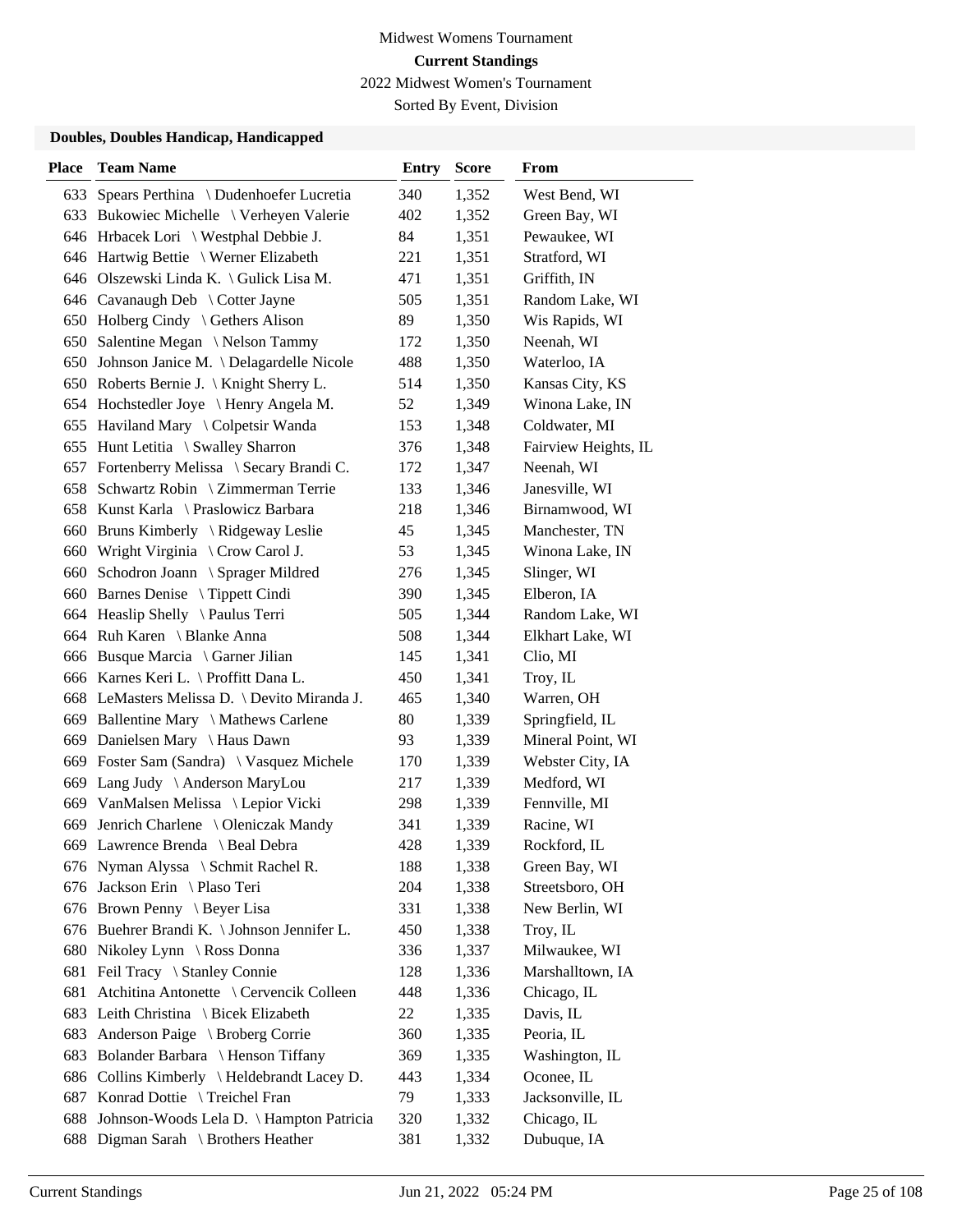Midwest Womens Tournament

**Current Standings**

2022 Midwest Women's Tournament

Sorted By Event, Division

### Doubles, Doubles Handicap, Handicapped

| Place | Team Name | Entry | Score | From |
|---|---|---|---|---|
| 633 | Spears Perthina \ Dudenhoefer Lucretia | 340 | 1,352 | West Bend, WI |
| 633 | Bukowiec Michelle \ Verheyen Valerie | 402 | 1,352 | Green Bay, WI |
| 646 | Hrbacek Lori \ Westphal Debbie J. | 84 | 1,351 | Pewaukee, WI |
| 646 | Hartwig Bettie \ Werner Elizabeth | 221 | 1,351 | Stratford, WI |
| 646 | Olszewski Linda K. \ Gulick Lisa M. | 471 | 1,351 | Griffith, IN |
| 646 | Cavanaugh Deb \ Cotter Jayne | 505 | 1,351 | Random Lake, WI |
| 650 | Holberg Cindy \ Gethers Alison | 89 | 1,350 | Wis Rapids, WI |
| 650 | Salentine Megan \ Nelson Tammy | 172 | 1,350 | Neenah, WI |
| 650 | Johnson Janice M. \ Delagardelle Nicole | 488 | 1,350 | Waterloo, IA |
| 650 | Roberts Bernie J. \ Knight Sherry L. | 514 | 1,350 | Kansas City, KS |
| 654 | Hochstedler Joye \ Henry Angela M. | 52 | 1,349 | Winona Lake, IN |
| 655 | Haviland Mary \ Colpetsir Wanda | 153 | 1,348 | Coldwater, MI |
| 655 | Hunt Letitia \ Swalley Sharron | 376 | 1,348 | Fairview Heights, IL |
| 657 | Fortenberry Melissa \ Secary Brandi C. | 172 | 1,347 | Neenah, WI |
| 658 | Schwartz Robin \ Zimmerman Terrie | 133 | 1,346 | Janesville, WI |
| 658 | Kunst Karla \ Praslowicz Barbara | 218 | 1,346 | Birnamwood, WI |
| 660 | Bruns Kimberly \ Ridgeway Leslie | 45 | 1,345 | Manchester, TN |
| 660 | Wright Virginia \ Crow Carol J. | 53 | 1,345 | Winona Lake, IN |
| 660 | Schodron Joann \ Sprager Mildred | 276 | 1,345 | Slinger, WI |
| 660 | Barnes Denise \ Tippett Cindi | 390 | 1,345 | Elberon, IA |
| 664 | Heaslip Shelly \ Paulus Terri | 505 | 1,344 | Random Lake, WI |
| 664 | Ruh Karen \ Blanke Anna | 508 | 1,344 | Elkhart Lake, WI |
| 666 | Busque Marcia \ Garner Jilian | 145 | 1,341 | Clio, MI |
| 666 | Karnes Keri L. \ Proffitt Dana L. | 450 | 1,341 | Troy, IL |
| 668 | LeMasters Melissa D. \ Devito Miranda J. | 465 | 1,340 | Warren, OH |
| 669 | Ballentine Mary \ Mathews Carlene | 80 | 1,339 | Springfield, IL |
| 669 | Danielsen Mary \ Haus Dawn | 93 | 1,339 | Mineral Point, WI |
| 669 | Foster Sam (Sandra) \ Vasquez Michele | 170 | 1,339 | Webster City, IA |
| 669 | Lang Judy \ Anderson MaryLou | 217 | 1,339 | Medford, WI |
| 669 | VanMalsen Melissa \ Lepior Vicki | 298 | 1,339 | Fennville, MI |
| 669 | Jenrich Charlene \ Oleniczak Mandy | 341 | 1,339 | Racine, WI |
| 669 | Lawrence Brenda \ Beal Debra | 428 | 1,339 | Rockford, IL |
| 676 | Nyman Alyssa \ Schmit Rachel R. | 188 | 1,338 | Green Bay, WI |
| 676 | Jackson Erin \ Plaso Teri | 204 | 1,338 | Streetsboro, OH |
| 676 | Brown Penny \ Beyer Lisa | 331 | 1,338 | New Berlin, WI |
| 676 | Buehrer Brandi K. \ Johnson Jennifer L. | 450 | 1,338 | Troy, IL |
| 680 | Nikoley Lynn \ Ross Donna | 336 | 1,337 | Milwaukee, WI |
| 681 | Feil Tracy \ Stanley Connie | 128 | 1,336 | Marshalltown, IA |
| 681 | Atchitina Antonette \ Cervencik Colleen | 448 | 1,336 | Chicago, IL |
| 683 | Leith Christina \ Bicek Elizabeth | 22 | 1,335 | Davis, IL |
| 683 | Anderson Paige \ Broberg Corrie | 360 | 1,335 | Peoria, IL |
| 683 | Bolander Barbara \ Henson Tiffany | 369 | 1,335 | Washington, IL |
| 686 | Collins Kimberly \ Heldebrandt Lacey D. | 443 | 1,334 | Oconee, IL |
| 687 | Konrad Dottie \ Treichel Fran | 79 | 1,333 | Jacksonville, IL |
| 688 | Johnson-Woods Lela D. \ Hampton Patricia | 320 | 1,332 | Chicago, IL |
| 688 | Digman Sarah \ Brothers Heather | 381 | 1,332 | Dubuque, IA |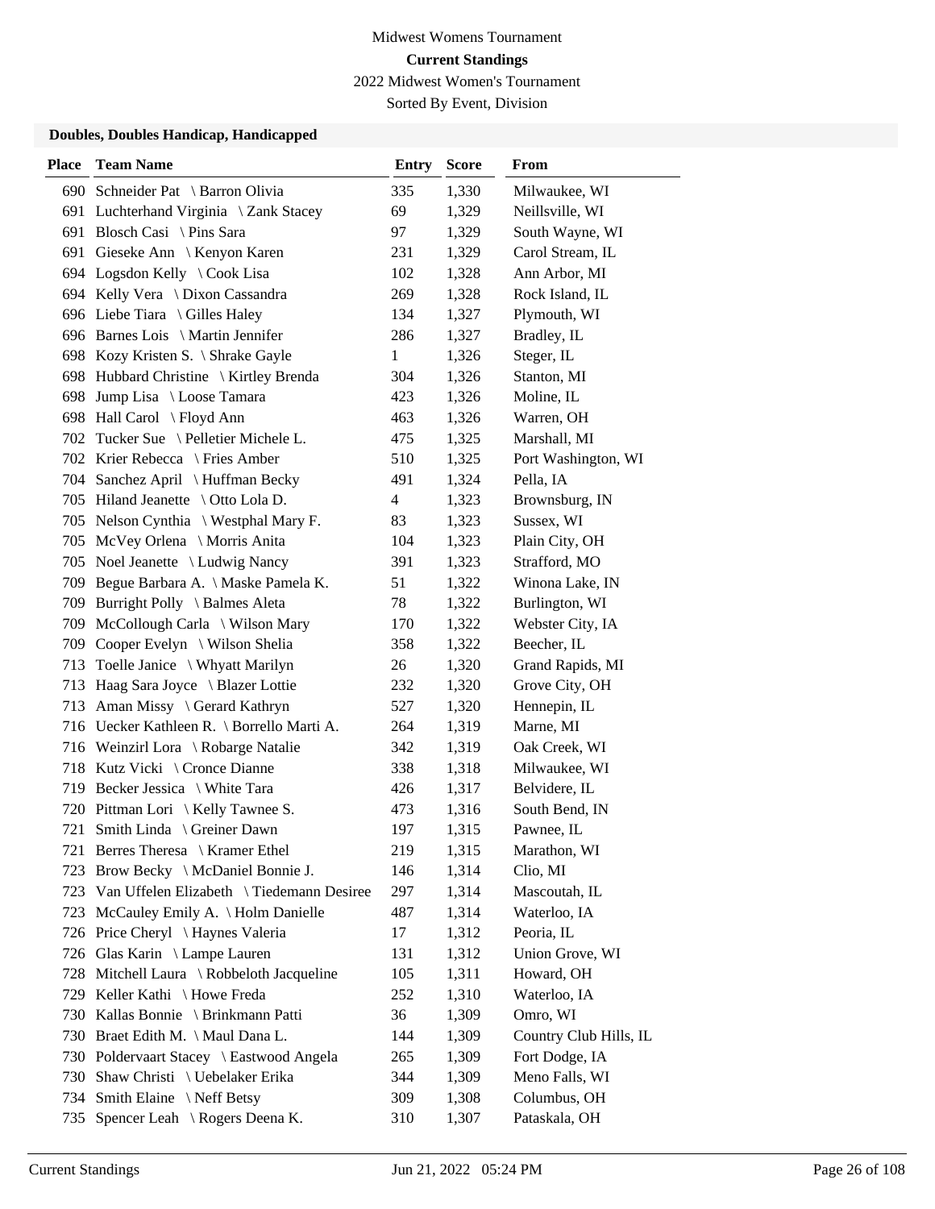Midwest Womens Tournament

**Current Standings**

2022 Midwest Women's Tournament

Sorted By Event, Division

### Doubles, Doubles Handicap, Handicapped

| Place | Team Name | Entry | Score | From |
|---|---|---|---|---|
| 690 | Schneider Pat \ Barron Olivia | 335 | 1,330 | Milwaukee, WI |
| 691 | Luchterhand Virginia \ Zank Stacey | 69 | 1,329 | Neillsville, WI |
| 691 | Blosch Casi \ Pins Sara | 97 | 1,329 | South Wayne, WI |
| 691 | Gieseke Ann \ Kenyon Karen | 231 | 1,329 | Carol Stream, IL |
| 694 | Logsdon Kelly \ Cook Lisa | 102 | 1,328 | Ann Arbor, MI |
| 694 | Kelly Vera \ Dixon Cassandra | 269 | 1,328 | Rock Island, IL |
| 696 | Liebe Tiara \ Gilles Haley | 134 | 1,327 | Plymouth, WI |
| 696 | Barnes Lois \ Martin Jennifer | 286 | 1,327 | Bradley, IL |
| 698 | Kozy Kristen S. \ Shrake Gayle | 1 | 1,326 | Steger, IL |
| 698 | Hubbard Christine \ Kirtley Brenda | 304 | 1,326 | Stanton, MI |
| 698 | Jump Lisa \ Loose Tamara | 423 | 1,326 | Moline, IL |
| 698 | Hall Carol \ Floyd Ann | 463 | 1,326 | Warren, OH |
| 702 | Tucker Sue \ Pelletier Michele L. | 475 | 1,325 | Marshall, MI |
| 702 | Krier Rebecca \ Fries Amber | 510 | 1,325 | Port Washington, WI |
| 704 | Sanchez April \ Huffman Becky | 491 | 1,324 | Pella, IA |
| 705 | Hiland Jeanette \ Otto Lola D. | 4 | 1,323 | Brownsburg, IN |
| 705 | Nelson Cynthia \ Westphal Mary F. | 83 | 1,323 | Sussex, WI |
| 705 | McVey Orlena \ Morris Anita | 104 | 1,323 | Plain City, OH |
| 705 | Noel Jeanette \ Ludwig Nancy | 391 | 1,323 | Strafford, MO |
| 709 | Begue Barbara A. \ Maske Pamela K. | 51 | 1,322 | Winona Lake, IN |
| 709 | Burright Polly \ Balmes Aleta | 78 | 1,322 | Burlington, WI |
| 709 | McCollough Carla \ Wilson Mary | 170 | 1,322 | Webster City, IA |
| 709 | Cooper Evelyn \ Wilson Shelia | 358 | 1,322 | Beecher, IL |
| 713 | Toelle Janice \ Whyatt Marilyn | 26 | 1,320 | Grand Rapids, MI |
| 713 | Haag Sara Joyce \ Blazer Lottie | 232 | 1,320 | Grove City, OH |
| 713 | Aman Missy \ Gerard Kathryn | 527 | 1,320 | Hennepin, IL |
| 716 | Uecker Kathleen R. \ Borrello Marti A. | 264 | 1,319 | Marne, MI |
| 716 | Weinzirl Lora \ Robarge Natalie | 342 | 1,319 | Oak Creek, WI |
| 718 | Kutz Vicki \ Cronce Dianne | 338 | 1,318 | Milwaukee, WI |
| 719 | Becker Jessica \ White Tara | 426 | 1,317 | Belvidere, IL |
| 720 | Pittman Lori \ Kelly Tawnee S. | 473 | 1,316 | South Bend, IN |
| 721 | Smith Linda \ Greiner Dawn | 197 | 1,315 | Pawnee, IL |
| 721 | Berres Theresa \ Kramer Ethel | 219 | 1,315 | Marathon, WI |
| 723 | Brow Becky \ McDaniel Bonnie J. | 146 | 1,314 | Clio, MI |
| 723 | Van Uffelen Elizabeth \ Tiedemann Desiree | 297 | 1,314 | Mascoutah, IL |
| 723 | McCauley Emily A. \ Holm Danielle | 487 | 1,314 | Waterloo, IA |
| 726 | Price Cheryl \ Haynes Valeria | 17 | 1,312 | Peoria, IL |
| 726 | Glas Karin \ Lampe Lauren | 131 | 1,312 | Union Grove, WI |
| 728 | Mitchell Laura \ Robbeloth Jacqueline | 105 | 1,311 | Howard, OH |
| 729 | Keller Kathi \ Howe Freda | 252 | 1,310 | Waterloo, IA |
| 730 | Kallas Bonnie \ Brinkmann Patti | 36 | 1,309 | Omro, WI |
| 730 | Braet Edith M. \ Maul Dana L. | 144 | 1,309 | Country Club Hills, IL |
| 730 | Poldervaart Stacey \ Eastwood Angela | 265 | 1,309 | Fort Dodge, IA |
| 730 | Shaw Christi \ Uebelaker Erika | 344 | 1,309 | Meno Falls, WI |
| 734 | Smith Elaine \ Neff Betsy | 309 | 1,308 | Columbus, OH |
| 735 | Spencer Leah \ Rogers Deena K. | 310 | 1,307 | Pataskala, OH |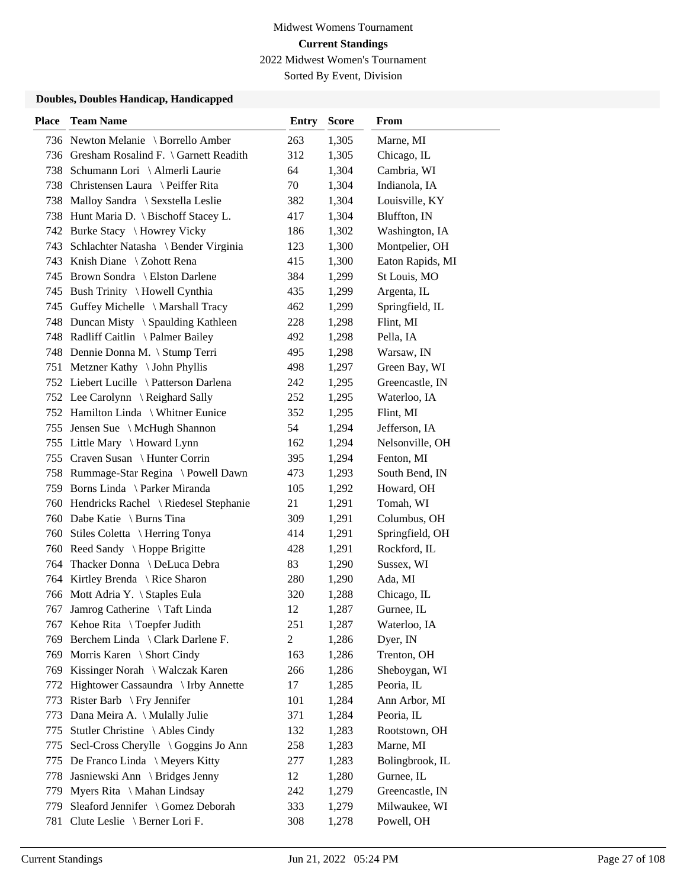Midwest Womens Tournament

**Current Standings**

2022 Midwest Women's Tournament

Sorted By Event, Division

### Doubles, Doubles Handicap, Handicapped

| Place | Team Name | Entry | Score | From |
|---|---|---|---|---|
| 736 | Newton Melanie \ Borrello Amber | 263 | 1,305 | Marne, MI |
| 736 | Gresham Rosalind F. \ Garnett Readith | 312 | 1,305 | Chicago, IL |
| 738 | Schumann Lori \ Almerli Laurie | 64 | 1,304 | Cambria, WI |
| 738 | Christensen Laura \ Peiffer Rita | 70 | 1,304 | Indianola, IA |
| 738 | Malloy Sandra \ Sexstella Leslie | 382 | 1,304 | Louisville, KY |
| 738 | Hunt Maria D. \ Bischoff Stacey L. | 417 | 1,304 | Bluffton, IN |
| 742 | Burke Stacy \ Howrey Vicky | 186 | 1,302 | Washington, IA |
| 743 | Schlachter Natasha \ Bender Virginia | 123 | 1,300 | Montpelier, OH |
| 743 | Knish Diane \ Zohott Rena | 415 | 1,300 | Eaton Rapids, MI |
| 745 | Brown Sondra \ Elston Darlene | 384 | 1,299 | St Louis, MO |
| 745 | Bush Trinity \ Howell Cynthia | 435 | 1,299 | Argenta, IL |
| 745 | Guffey Michelle \ Marshall Tracy | 462 | 1,299 | Springfield, IL |
| 748 | Duncan Misty \ Spaulding Kathleen | 228 | 1,298 | Flint, MI |
| 748 | Radliff Caitlin \ Palmer Bailey | 492 | 1,298 | Pella, IA |
| 748 | Dennie Donna M. \ Stump Terri | 495 | 1,298 | Warsaw, IN |
| 751 | Metzner Kathy \ John Phyllis | 498 | 1,297 | Green Bay, WI |
| 752 | Liebert Lucille \ Patterson Darlena | 242 | 1,295 | Greencastle, IN |
| 752 | Lee Carolynn \ Reighard Sally | 252 | 1,295 | Waterloo, IA |
| 752 | Hamilton Linda \ Whitner Eunice | 352 | 1,295 | Flint, MI |
| 755 | Jensen Sue \ McHugh Shannon | 54 | 1,294 | Jefferson, IA |
| 755 | Little Mary \ Howard Lynn | 162 | 1,294 | Nelsonville, OH |
| 755 | Craven Susan \ Hunter Corrin | 395 | 1,294 | Fenton, MI |
| 758 | Rummage-Star Regina \ Powell Dawn | 473 | 1,293 | South Bend, IN |
| 759 | Borns Linda \ Parker Miranda | 105 | 1,292 | Howard, OH |
| 760 | Hendricks Rachel \ Riedesel Stephanie | 21 | 1,291 | Tomah, WI |
| 760 | Dabe Katie \ Burns Tina | 309 | 1,291 | Columbus, OH |
| 760 | Stiles Coletta \ Herring Tonya | 414 | 1,291 | Springfield, OH |
| 760 | Reed Sandy \ Hoppe Brigitte | 428 | 1,291 | Rockford, IL |
| 764 | Thacker Donna \ DeLuca Debra | 83 | 1,290 | Sussex, WI |
| 764 | Kirtley Brenda \ Rice Sharon | 280 | 1,290 | Ada, MI |
| 766 | Mott Adria Y. \ Staples Eula | 320 | 1,288 | Chicago, IL |
| 767 | Jamrog Catherine \ Taft Linda | 12 | 1,287 | Gurnee, IL |
| 767 | Kehoe Rita \ Toepfer Judith | 251 | 1,287 | Waterloo, IA |
| 769 | Berchem Linda \ Clark Darlene F. | 2 | 1,286 | Dyer, IN |
| 769 | Morris Karen \ Short Cindy | 163 | 1,286 | Trenton, OH |
| 769 | Kissinger Norah \ Walczak Karen | 266 | 1,286 | Sheboygan, WI |
| 772 | Hightower Cassaundra \ Irby Annette | 17 | 1,285 | Peoria, IL |
| 773 | Rister Barb \ Fry Jennifer | 101 | 1,284 | Ann Arbor, MI |
| 773 | Dana Meira A. \ Mulally Julie | 371 | 1,284 | Peoria, IL |
| 775 | Stutler Christine \ Ables Cindy | 132 | 1,283 | Rootstown, OH |
| 775 | Secl-Cross Cherylle \ Goggins Jo Ann | 258 | 1,283 | Marne, MI |
| 775 | De Franco Linda \ Meyers Kitty | 277 | 1,283 | Bolingbrook, IL |
| 778 | Jasniewski Ann \ Bridges Jenny | 12 | 1,280 | Gurnee, IL |
| 779 | Myers Rita \ Mahan Lindsay | 242 | 1,279 | Greencastle, IN |
| 779 | Sleaford Jennifer \ Gomez Deborah | 333 | 1,279 | Milwaukee, WI |
| 781 | Clute Leslie \ Berner Lori F. | 308 | 1,278 | Powell, OH |

Current Standings Jun 21, 2022 05:24 PM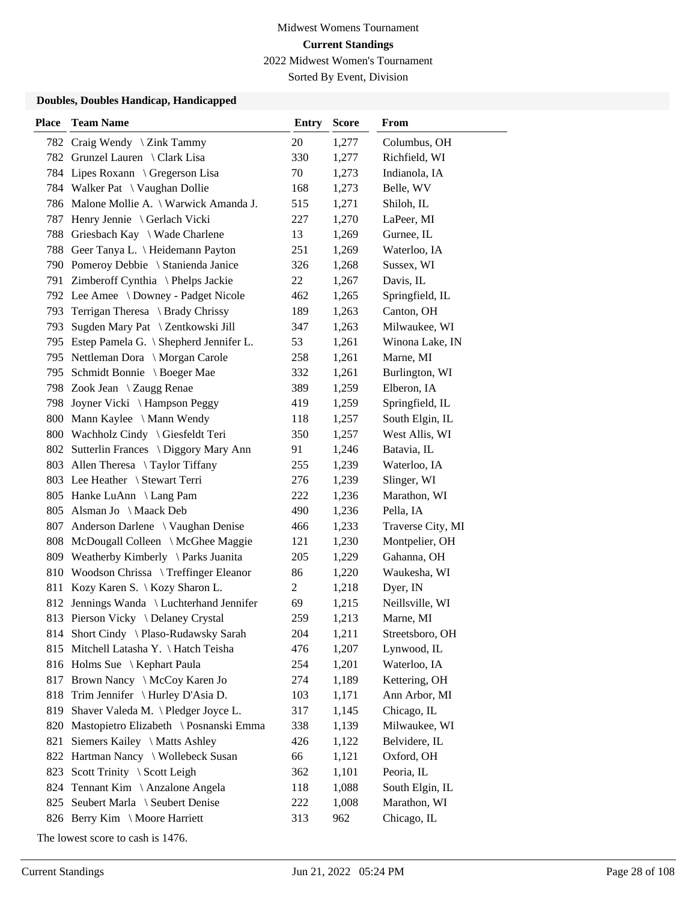Midwest Womens Tournament

**Current Standings**

2022 Midwest Women's Tournament

Sorted By Event, Division

### Doubles, Doubles Handicap, Handicapped

| Place | Team Name | Entry | Score | From |
|---|---|---|---|---|
| 782 | Craig Wendy \ Zink Tammy | 20 | 1,277 | Columbus, OH |
| 782 | Grunzel Lauren \ Clark Lisa | 330 | 1,277 | Richfield, WI |
| 784 | Lipes Roxann \ Gregerson Lisa | 70 | 1,273 | Indianola, IA |
| 784 | Walker Pat \ Vaughan Dollie | 168 | 1,273 | Belle, WV |
| 786 | Malone Mollie A. \ Warwick Amanda J. | 515 | 1,271 | Shiloh, IL |
| 787 | Henry Jennie \ Gerlach Vicki | 227 | 1,270 | LaPeer, MI |
| 788 | Griesbach Kay \ Wade Charlene | 13 | 1,269 | Gurnee, IL |
| 788 | Geer Tanya L. \ Heidemann Payton | 251 | 1,269 | Waterloo, IA |
| 790 | Pomeroy Debbie \ Stanienda Janice | 326 | 1,268 | Sussex, WI |
| 791 | Zimberoff Cynthia \ Phelps Jackie | 22 | 1,267 | Davis, IL |
| 792 | Lee Amee \ Downey - Padget Nicole | 462 | 1,265 | Springfield, IL |
| 793 | Terrigan Theresa \ Brady Chrissy | 189 | 1,263 | Canton, OH |
| 793 | Sugden Mary Pat \ Zentkowski Jill | 347 | 1,263 | Milwaukee, WI |
| 795 | Estep Pamela G. \ Shepherd Jennifer L. | 53 | 1,261 | Winona Lake, IN |
| 795 | Nettleman Dora \ Morgan Carole | 258 | 1,261 | Marne, MI |
| 795 | Schmidt Bonnie \ Boeger Mae | 332 | 1,261 | Burlington, WI |
| 798 | Zook Jean \ Zaugg Renae | 389 | 1,259 | Elberon, IA |
| 798 | Joyner Vicki \ Hampson Peggy | 419 | 1,259 | Springfield, IL |
| 800 | Mann Kaylee \ Mann Wendy | 118 | 1,257 | South Elgin, IL |
| 800 | Wachholz Cindy \ Giesfeldt Teri | 350 | 1,257 | West Allis, WI |
| 802 | Sutterlin Frances \ Diggory Mary Ann | 91 | 1,246 | Batavia, IL |
| 803 | Allen Theresa \ Taylor Tiffany | 255 | 1,239 | Waterloo, IA |
| 803 | Lee Heather \ Stewart Terri | 276 | 1,239 | Slinger, WI |
| 805 | Hanke LuAnn \ Lang Pam | 222 | 1,236 | Marathon, WI |
| 805 | Alsman Jo \ Maack Deb | 490 | 1,236 | Pella, IA |
| 807 | Anderson Darlene \ Vaughan Denise | 466 | 1,233 | Traverse City, MI |
| 808 | McDougall Colleen \ McGhee Maggie | 121 | 1,230 | Montpelier, OH |
| 809 | Weatherby Kimberly \ Parks Juanita | 205 | 1,229 | Gahanna, OH |
| 810 | Woodson Chrissa \ Treffinger Eleanor | 86 | 1,220 | Waukesha, WI |
| 811 | Kozy Karen S. \ Kozy Sharon L. | 2 | 1,218 | Dyer, IN |
| 812 | Jennings Wanda \ Luchterhand Jennifer | 69 | 1,215 | Neillsville, WI |
| 813 | Pierson Vicky \ Delaney Crystal | 259 | 1,213 | Marne, MI |
| 814 | Short Cindy \ Plaso-Rudawsky Sarah | 204 | 1,211 | Streetsboro, OH |
| 815 | Mitchell Latasha Y. \ Hatch Teisha | 476 | 1,207 | Lynwood, IL |
| 816 | Holms Sue \ Kephart Paula | 254 | 1,201 | Waterloo, IA |
| 817 | Brown Nancy \ McCoy Karen Jo | 274 | 1,189 | Kettering, OH |
| 818 | Trim Jennifer \ Hurley D'Asia D. | 103 | 1,171 | Ann Arbor, MI |
| 819 | Shaver Valeda M. \ Pledger Joyce L. | 317 | 1,145 | Chicago, IL |
| 820 | Mastopietro Elizabeth \ Posnanski Emma | 338 | 1,139 | Milwaukee, WI |
| 821 | Siemers Kailey \ Matts Ashley | 426 | 1,122 | Belvidere, IL |
| 822 | Hartman Nancy \ Wollebeck Susan | 66 | 1,121 | Oxford, OH |
| 823 | Scott Trinity \ Scott Leigh | 362 | 1,101 | Peoria, IL |
| 824 | Tennant Kim \ Anzalone Angela | 118 | 1,088 | South Elgin, IL |
| 825 | Seubert Marla \ Seubert Denise | 222 | 1,008 | Marathon, WI |
| 826 | Berry Kim \ Moore Harriett | 313 | 962 | Chicago, IL |

The lowest score to cash is 1476.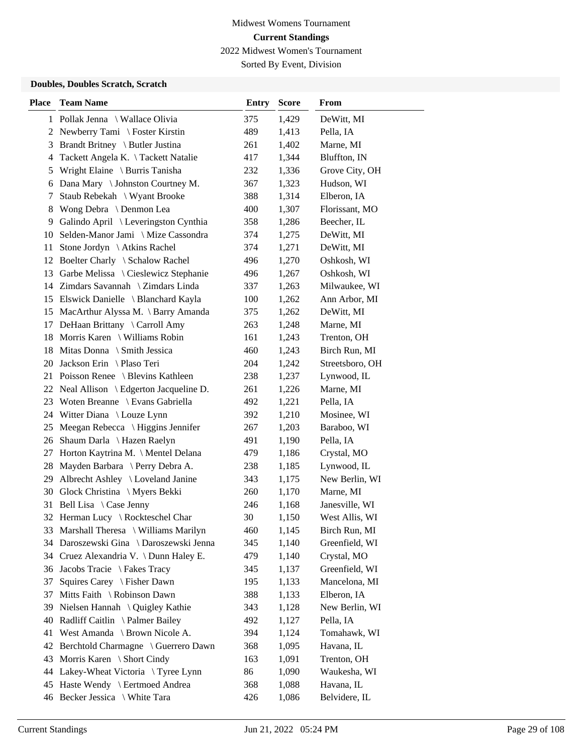Midwest Womens Tournament

**Current Standings**

2022 Midwest Women's Tournament

Sorted By Event, Division

### Doubles, Doubles Scratch, Scratch

| Place | Team Name | Entry | Score | From |
|---|---|---|---|---|
| 1 | Pollak Jenna \ Wallace Olivia | 375 | 1,429 | DeWitt, MI |
| 2 | Newberry Tami \ Foster Kirstin | 489 | 1,413 | Pella, IA |
| 3 | Brandt Britney \ Butler Justina | 261 | 1,402 | Marne, MI |
| 4 | Tackett Angela K. \ Tackett Natalie | 417 | 1,344 | Bluffton, IN |
| 5 | Wright Elaine \ Burris Tanisha | 232 | 1,336 | Grove City, OH |
| 6 | Dana Mary \ Johnston Courtney M. | 367 | 1,323 | Hudson, WI |
| 7 | Staub Rebekah \ Wyant Brooke | 388 | 1,314 | Elberon, IA |
| 8 | Wong Debra \ Denmon Lea | 400 | 1,307 | Florissant, MO |
| 9 | Galindo April \ Leveringston Cynthia | 358 | 1,286 | Beecher, IL |
| 10 | Selden-Manor Jami \ Mize Cassondra | 374 | 1,275 | DeWitt, MI |
| 11 | Stone Jordyn \ Atkins Rachel | 374 | 1,271 | DeWitt, MI |
| 12 | Boelter Charly \ Schalow Rachel | 496 | 1,270 | Oshkosh, WI |
| 13 | Garbe Melissa \ Cieslewicz Stephanie | 496 | 1,267 | Oshkosh, WI |
| 14 | Zimdars Savannah \ Zimdars Linda | 337 | 1,263 | Milwaukee, WI |
| 15 | Elswick Danielle \ Blanchard Kayla | 100 | 1,262 | Ann Arbor, MI |
| 15 | MacArthur Alyssa M. \ Barry Amanda | 375 | 1,262 | DeWitt, MI |
| 17 | DeHaan Brittany \ Carroll Amy | 263 | 1,248 | Marne, MI |
| 18 | Morris Karen \ Williams Robin | 161 | 1,243 | Trenton, OH |
| 18 | Mitas Donna \ Smith Jessica | 460 | 1,243 | Birch Run, MI |
| 20 | Jackson Erin \ Plaso Teri | 204 | 1,242 | Streetsboro, OH |
| 21 | Poisson Renee \ Blevins Kathleen | 238 | 1,237 | Lynwood, IL |
| 22 | Neal Allison \ Edgerton Jacqueline D. | 261 | 1,226 | Marne, MI |
| 23 | Woten Breanne \ Evans Gabriella | 492 | 1,221 | Pella, IA |
| 24 | Witter Diana \ Louze Lynn | 392 | 1,210 | Mosinee, WI |
| 25 | Meegan Rebecca \ Higgins Jennifer | 267 | 1,203 | Baraboo, WI |
| 26 | Shaum Darla \ Hazen Raelyn | 491 | 1,190 | Pella, IA |
| 27 | Horton Kaytrina M. \ Mentel Delana | 479 | 1,186 | Crystal, MO |
| 28 | Mayden Barbara \ Perry Debra A. | 238 | 1,185 | Lynwood, IL |
| 29 | Albrecht Ashley \ Loveland Janine | 343 | 1,175 | New Berlin, WI |
| 30 | Glock Christina \ Myers Bekki | 260 | 1,170 | Marne, MI |
| 31 | Bell Lisa \ Case Jenny | 246 | 1,168 | Janesville, WI |
| 32 | Herman Lucy \ Rockteschel Char | 30 | 1,150 | West Allis, WI |
| 33 | Marshall Theresa \ Williams Marilyn | 460 | 1,145 | Birch Run, MI |
| 34 | Daroszewski Gina \ Daroszewski Jenna | 345 | 1,140 | Greenfield, WI |
| 34 | Cruez Alexandria V. \ Dunn Haley E. | 479 | 1,140 | Crystal, MO |
| 36 | Jacobs Tracie \ Fakes Tracy | 345 | 1,137 | Greenfield, WI |
| 37 | Squires Carey \ Fisher Dawn | 195 | 1,133 | Mancelona, MI |
| 37 | Mitts Faith \ Robinson Dawn | 388 | 1,133 | Elberon, IA |
| 39 | Nielsen Hannah \ Quigley Kathie | 343 | 1,128 | New Berlin, WI |
| 40 | Radliff Caitlin \ Palmer Bailey | 492 | 1,127 | Pella, IA |
| 41 | West Amanda \ Brown Nicole A. | 394 | 1,124 | Tomahawk, WI |
| 42 | Berchtold Charmagne \ Guerrero Dawn | 368 | 1,095 | Havana, IL |
| 43 | Morris Karen \ Short Cindy | 163 | 1,091 | Trenton, OH |
| 44 | Lakey-Wheat Victoria \ Tyree Lynn | 86 | 1,090 | Waukesha, WI |
| 45 | Haste Wendy \ Eertmoed Andrea | 368 | 1,088 | Havana, IL |
| 46 | Becker Jessica \ White Tara | 426 | 1,086 | Belvidere, IL |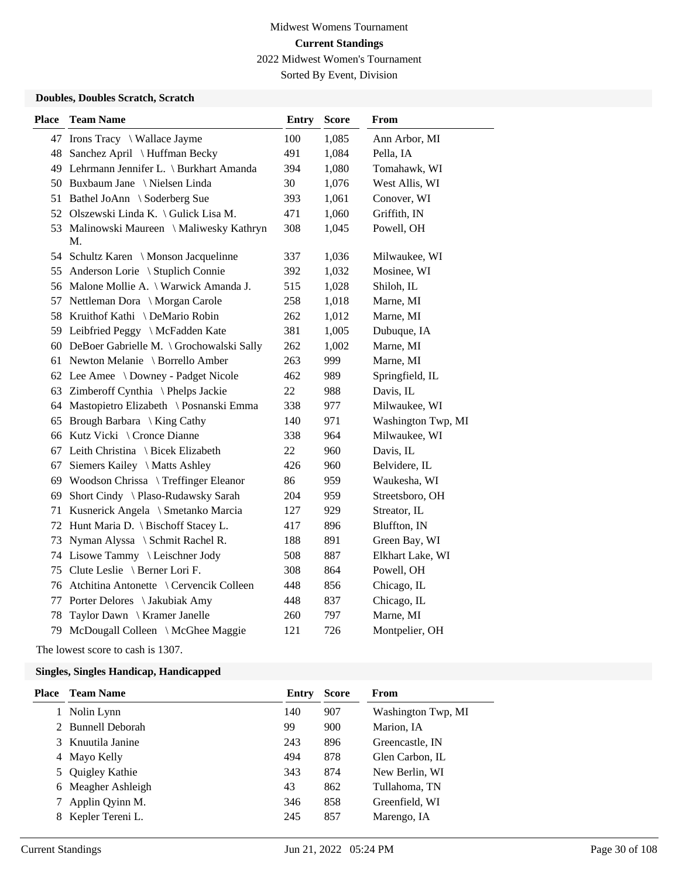Midwest Womens Tournament

**Current Standings**

2022 Midwest Women's Tournament

Sorted By Event, Division

### Doubles, Doubles Scratch, Scratch

| Place | Team Name | Entry | Score | From |
|---|---|---|---|---|
| 47 | Irons Tracy \ Wallace Jayme | 100 | 1,085 | Ann Arbor, MI |
| 48 | Sanchez April \ Huffman Becky | 491 | 1,084 | Pella, IA |
| 49 | Lehrmann Jennifer L. \ Burkhart Amanda | 394 | 1,080 | Tomahawk, WI |
| 50 | Buxbaum Jane \ Nielsen Linda | 30 | 1,076 | West Allis, WI |
| 51 | Bathel JoAnn \ Soderberg Sue | 393 | 1,061 | Conover, WI |
| 52 | Olszewski Linda K. \ Gulick Lisa M. | 471 | 1,060 | Griffith, IN |
| 53 | Malinowski Maureen \ Maliwesky Kathryn M. | 308 | 1,045 | Powell, OH |
| 54 | Schultz Karen \ Monson Jacquelinne | 337 | 1,036 | Milwaukee, WI |
| 55 | Anderson Lorie \ Stuplich Connie | 392 | 1,032 | Mosinee, WI |
| 56 | Malone Mollie A. \ Warwick Amanda J. | 515 | 1,028 | Shiloh, IL |
| 57 | Nettleman Dora \ Morgan Carole | 258 | 1,018 | Marne, MI |
| 58 | Kruithof Kathi \ DeMario Robin | 262 | 1,012 | Marne, MI |
| 59 | Leibfried Peggy \ McFadden Kate | 381 | 1,005 | Dubuque, IA |
| 60 | DeBoer Gabrielle M. \ Grochowalski Sally | 262 | 1,002 | Marne, MI |
| 61 | Newton Melanie \ Borrello Amber | 263 | 999 | Marne, MI |
| 62 | Lee Amee \ Downey - Padget Nicole | 462 | 989 | Springfield, IL |
| 63 | Zimberoff Cynthia \ Phelps Jackie | 22 | 988 | Davis, IL |
| 64 | Mastopietro Elizabeth \ Posnanski Emma | 338 | 977 | Milwaukee, WI |
| 65 | Brough Barbara \ King Cathy | 140 | 971 | Washington Twp, MI |
| 66 | Kutz Vicki \ Cronce Dianne | 338 | 964 | Milwaukee, WI |
| 67 | Leith Christina \ Bicek Elizabeth | 22 | 960 | Davis, IL |
| 67 | Siemers Kailey \ Matts Ashley | 426 | 960 | Belvidere, IL |
| 69 | Woodson Chrissa \ Treffinger Eleanor | 86 | 959 | Waukesha, WI |
| 69 | Short Cindy \ Plaso-Rudawsky Sarah | 204 | 959 | Streetsboro, OH |
| 71 | Kusnerick Angela \ Smetanko Marcia | 127 | 929 | Streator, IL |
| 72 | Hunt Maria D. \ Bischoff Stacey L. | 417 | 896 | Bluffton, IN |
| 73 | Nyman Alyssa \ Schmit Rachel R. | 188 | 891 | Green Bay, WI |
| 74 | Lisowe Tammy \ Leischner Jody | 508 | 887 | Elkhart Lake, WI |
| 75 | Clute Leslie \ Berner Lori F. | 308 | 864 | Powell, OH |
| 76 | Atchitina Antonette \ Cervencik Colleen | 448 | 856 | Chicago, IL |
| 77 | Porter Delores \ Jakubiak Amy | 448 | 837 | Chicago, IL |
| 78 | Taylor Dawn \ Kramer Janelle | 260 | 797 | Marne, MI |
| 79 | McDougall Colleen \ McGhee Maggie | 121 | 726 | Montpelier, OH |

The lowest score to cash is 1307.

### Singles, Singles Handicap, Handicapped

| Place | Team Name | Entry | Score | From |
|---|---|---|---|---|
| 1 | Nolin Lynn | 140 | 907 | Washington Twp, MI |
| 2 | Bunnell Deborah | 99 | 900 | Marion, IA |
| 3 | Knuutila Janine | 243 | 896 | Greencastle, IN |
| 4 | Mayo Kelly | 494 | 878 | Glen Carbon, IL |
| 5 | Quigley Kathie | 343 | 874 | New Berlin, WI |
| 6 | Meagher Ashleigh | 43 | 862 | Tullahoma, TN |
| 7 | Applin Qyinn M. | 346 | 858 | Greenfield, WI |
| 8 | Kepler Tereni L. | 245 | 857 | Marengo, IA |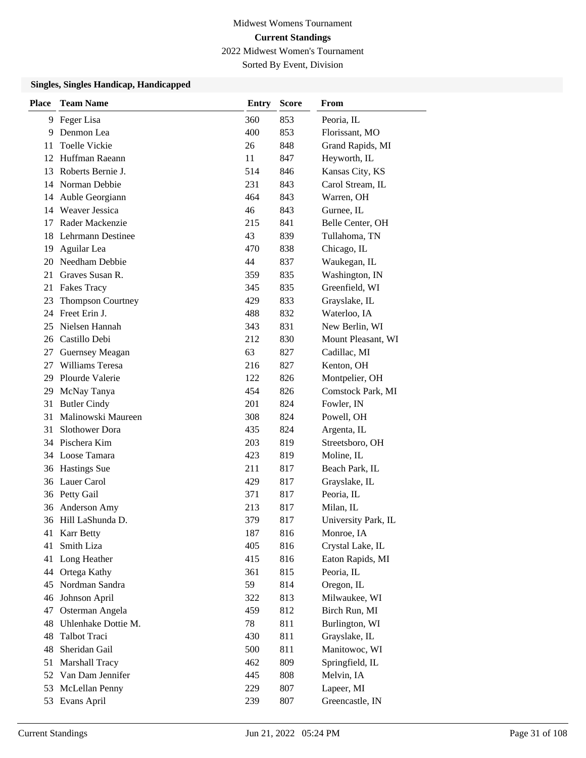Midwest Womens Tournament

**Current Standings**

2022 Midwest Women's Tournament

Sorted By Event, Division

### Singles, Singles Handicap, Handicapped

| Place | Team Name | Entry | Score | From |
|---|---|---|---|---|
| 9 | Feger Lisa | 360 | 853 | Peoria, IL |
| 9 | Denmon Lea | 400 | 853 | Florissant, MO |
| 11 | Toelle Vickie | 26 | 848 | Grand Rapids, MI |
| 12 | Huffman Raeann | 11 | 847 | Heyworth, IL |
| 13 | Roberts Bernie J. | 514 | 846 | Kansas City, KS |
| 14 | Norman Debbie | 231 | 843 | Carol Stream, IL |
| 14 | Auble Georgiann | 464 | 843 | Warren, OH |
| 14 | Weaver Jessica | 46 | 843 | Gurnee, IL |
| 17 | Rader Mackenzie | 215 | 841 | Belle Center, OH |
| 18 | Lehrmann Destinee | 43 | 839 | Tullahoma, TN |
| 19 | Aguilar Lea | 470 | 838 | Chicago, IL |
| 20 | Needham Debbie | 44 | 837 | Waukegan, IL |
| 21 | Graves Susan R. | 359 | 835 | Washington, IN |
| 21 | Fakes Tracy | 345 | 835 | Greenfield, WI |
| 23 | Thompson Courtney | 429 | 833 | Grayslake, IL |
| 24 | Freet Erin J. | 488 | 832 | Waterloo, IA |
| 25 | Nielsen Hannah | 343 | 831 | New Berlin, WI |
| 26 | Castillo Debi | 212 | 830 | Mount Pleasant, WI |
| 27 | Guernsey Meagan | 63 | 827 | Cadillac, MI |
| 27 | Williams Teresa | 216 | 827 | Kenton, OH |
| 29 | Plourde Valerie | 122 | 826 | Montpelier, OH |
| 29 | McNay Tanya | 454 | 826 | Comstock Park, MI |
| 31 | Butler Cindy | 201 | 824 | Fowler, IN |
| 31 | Malinowski Maureen | 308 | 824 | Powell, OH |
| 31 | Slothower Dora | 435 | 824 | Argenta, IL |
| 34 | Pischera Kim | 203 | 819 | Streetsboro, OH |
| 34 | Loose Tamara | 423 | 819 | Moline, IL |
| 36 | Hastings Sue | 211 | 817 | Beach Park, IL |
| 36 | Lauer Carol | 429 | 817 | Grayslake, IL |
| 36 | Petty Gail | 371 | 817 | Peoria, IL |
| 36 | Anderson Amy | 213 | 817 | Milan, IL |
| 36 | Hill LaShunda D. | 379 | 817 | University Park, IL |
| 41 | Karr Betty | 187 | 816 | Monroe, IA |
| 41 | Smith Liza | 405 | 816 | Crystal Lake, IL |
| 41 | Long Heather | 415 | 816 | Eaton Rapids, MI |
| 44 | Ortega Kathy | 361 | 815 | Peoria, IL |
| 45 | Nordman Sandra | 59 | 814 | Oregon, IL |
| 46 | Johnson April | 322 | 813 | Milwaukee, WI |
| 47 | Osterman Angela | 459 | 812 | Birch Run, MI |
| 48 | Uhlenhake Dottie M. | 78 | 811 | Burlington, WI |
| 48 | Talbot Traci | 430 | 811 | Grayslake, IL |
| 48 | Sheridan Gail | 500 | 811 | Manitowoc, WI |
| 51 | Marshall Tracy | 462 | 809 | Springfield, IL |
| 52 | Van Dam Jennifer | 445 | 808 | Melvin, IA |
| 53 | McLellan Penny | 229 | 807 | Lapeer, MI |
| 53 | Evans April | 239 | 807 | Greencastle, IN |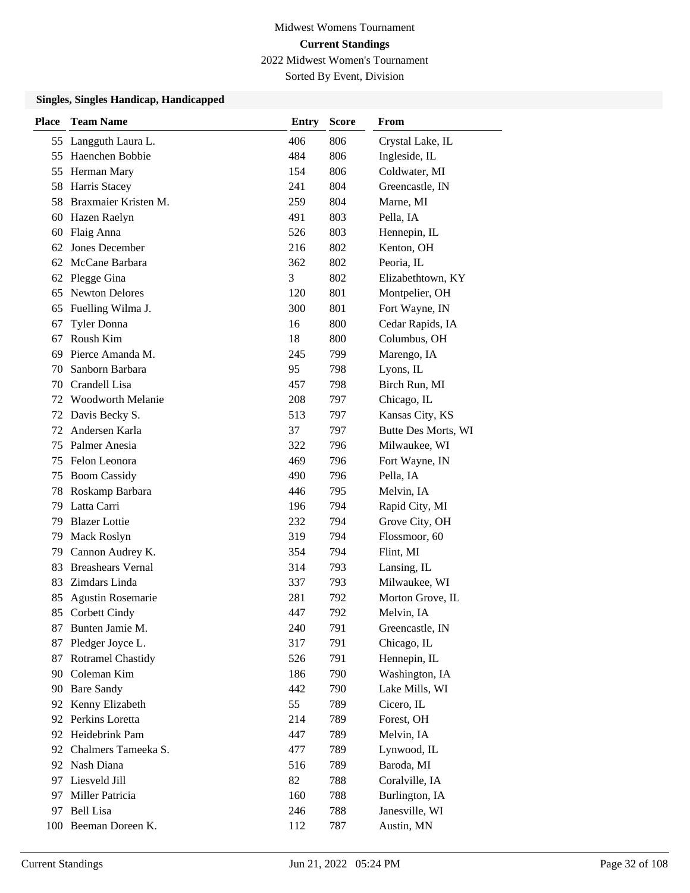# Midwest Womens Tournament

**Current Standings**

2022 Midwest Women's Tournament

Sorted By Event, Division

### Singles, Singles Handicap, Handicapped

| Place | Team Name | Entry | Score | From |
|---|---|---|---|---|
| 55 | Langguth Laura L. | 406 | 806 | Crystal Lake, IL |
| 55 | Haenchen Bobbie | 484 | 806 | Ingleside, IL |
| 55 | Herman Mary | 154 | 806 | Coldwater, MI |
| 58 | Harris Stacey | 241 | 804 | Greencastle, IN |
| 58 | Braxmaier Kristen M. | 259 | 804 | Marne, MI |
| 60 | Hazen Raelyn | 491 | 803 | Pella, IA |
| 60 | Flaig Anna | 526 | 803 | Hennepin, IL |
| 62 | Jones December | 216 | 802 | Kenton, OH |
| 62 | McCane Barbara | 362 | 802 | Peoria, IL |
| 62 | Plegge Gina | 3 | 802 | Elizabethtown, KY |
| 65 | Newton Delores | 120 | 801 | Montpelier, OH |
| 65 | Fuelling Wilma J. | 300 | 801 | Fort Wayne, IN |
| 67 | Tyler Donna | 16 | 800 | Cedar Rapids, IA |
| 67 | Roush Kim | 18 | 800 | Columbus, OH |
| 69 | Pierce Amanda M. | 245 | 799 | Marengo, IA |
| 70 | Sanborn Barbara | 95 | 798 | Lyons, IL |
| 70 | Crandell Lisa | 457 | 798 | Birch Run, MI |
| 72 | Woodworth Melanie | 208 | 797 | Chicago, IL |
| 72 | Davis Becky S. | 513 | 797 | Kansas City, KS |
| 72 | Andersen Karla | 37 | 797 | Butte Des Morts, WI |
| 75 | Palmer Anesia | 322 | 796 | Milwaukee, WI |
| 75 | Felon Leonora | 469 | 796 | Fort Wayne, IN |
| 75 | Boom Cassidy | 490 | 796 | Pella, IA |
| 78 | Roskamp Barbara | 446 | 795 | Melvin, IA |
| 79 | Latta Carri | 196 | 794 | Rapid City, MI |
| 79 | Blazer Lottie | 232 | 794 | Grove City, OH |
| 79 | Mack Roslyn | 319 | 794 | Flossmoor, 60 |
| 79 | Cannon Audrey K. | 354 | 794 | Flint, MI |
| 83 | Breashears Vernal | 314 | 793 | Lansing, IL |
| 83 | Zimdars Linda | 337 | 793 | Milwaukee, WI |
| 85 | Agustin Rosemarie | 281 | 792 | Morton Grove, IL |
| 85 | Corbett Cindy | 447 | 792 | Melvin, IA |
| 87 | Bunten Jamie M. | 240 | 791 | Greencastle, IN |
| 87 | Pledger Joyce L. | 317 | 791 | Chicago, IL |
| 87 | Rotramel Chastidy | 526 | 791 | Hennepin, IL |
| 90 | Coleman Kim | 186 | 790 | Washington, IA |
| 90 | Bare Sandy | 442 | 790 | Lake Mills, WI |
| 92 | Kenny Elizabeth | 55 | 789 | Cicero, IL |
| 92 | Perkins Loretta | 214 | 789 | Forest, OH |
| 92 | Heidebrink Pam | 447 | 789 | Melvin, IA |
| 92 | Chalmers Tameeka S. | 477 | 789 | Lynwood, IL |
| 92 | Nash Diana | 516 | 789 | Baroda, MI |
| 97 | Liesveld Jill | 82 | 788 | Coralville, IA |
| 97 | Miller Patricia | 160 | 788 | Burlington, IA |
| 97 | Bell Lisa | 246 | 788 | Janesville, WI |
| 100 | Beeman Doreen K. | 112 | 787 | Austin, MN |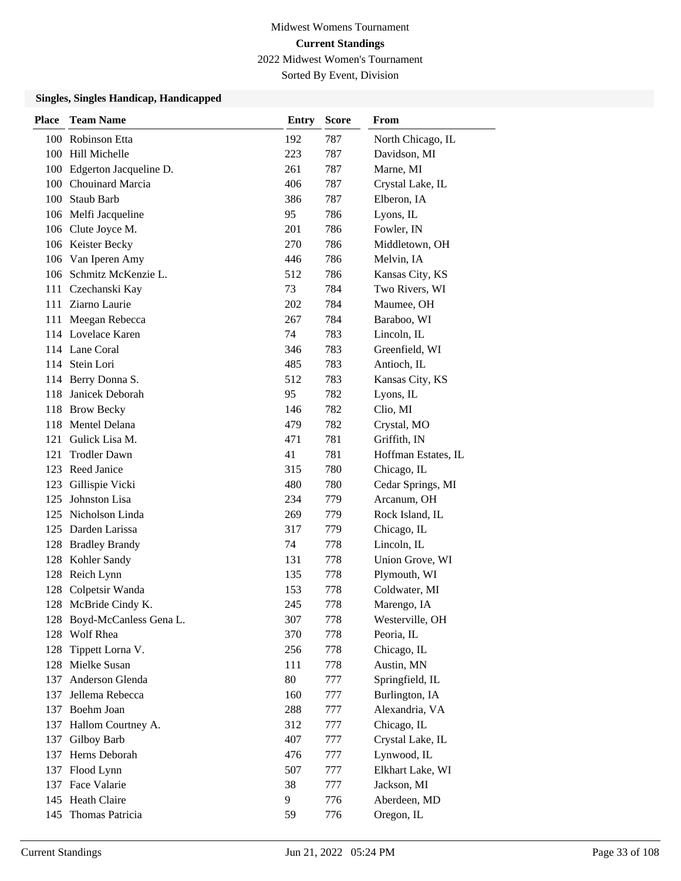Midwest Womens Tournament

**Current Standings**

2022 Midwest Women's Tournament

Sorted By Event, Division

### Singles, Singles Handicap, Handicapped

| Place | Team Name | Entry | Score | From |
|---|---|---|---|---|
| 100 | Robinson Etta | 192 | 787 | North Chicago, IL |
| 100 | Hill Michelle | 223 | 787 | Davidson, MI |
| 100 | Edgerton Jacqueline D. | 261 | 787 | Marne, MI |
| 100 | Chouinard Marcia | 406 | 787 | Crystal Lake, IL |
| 100 | Staub Barb | 386 | 787 | Elberon, IA |
| 106 | Melfi Jacqueline | 95 | 786 | Lyons, IL |
| 106 | Clute Joyce M. | 201 | 786 | Fowler, IN |
| 106 | Keister Becky | 270 | 786 | Middletown, OH |
| 106 | Van Iperen Amy | 446 | 786 | Melvin, IA |
| 106 | Schmitz McKenzie L. | 512 | 786 | Kansas City, KS |
| 111 | Czechanski Kay | 73 | 784 | Two Rivers, WI |
| 111 | Ziarno Laurie | 202 | 784 | Maumee, OH |
| 111 | Meegan Rebecca | 267 | 784 | Baraboo, WI |
| 114 | Lovelace Karen | 74 | 783 | Lincoln, IL |
| 114 | Lane Coral | 346 | 783 | Greenfield, WI |
| 114 | Stein Lori | 485 | 783 | Antioch, IL |
| 114 | Berry Donna S. | 512 | 783 | Kansas City, KS |
| 118 | Janicek Deborah | 95 | 782 | Lyons, IL |
| 118 | Brow Becky | 146 | 782 | Clio, MI |
| 118 | Mentel Delana | 479 | 782 | Crystal, MO |
| 121 | Gulick Lisa M. | 471 | 781 | Griffith, IN |
| 121 | Trodler Dawn | 41 | 781 | Hoffman Estates, IL |
| 123 | Reed Janice | 315 | 780 | Chicago, IL |
| 123 | Gillispie Vicki | 480 | 780 | Cedar Springs, MI |
| 125 | Johnston Lisa | 234 | 779 | Arcanum, OH |
| 125 | Nicholson Linda | 269 | 779 | Rock Island, IL |
| 125 | Darden Larissa | 317 | 779 | Chicago, IL |
| 128 | Bradley Brandy | 74 | 778 | Lincoln, IL |
| 128 | Kohler Sandy | 131 | 778 | Union Grove, WI |
| 128 | Reich Lynn | 135 | 778 | Plymouth, WI |
| 128 | Colpetsir Wanda | 153 | 778 | Coldwater, MI |
| 128 | McBride Cindy K. | 245 | 778 | Marengo, IA |
| 128 | Boyd-McCanless Gena L. | 307 | 778 | Westerville, OH |
| 128 | Wolf Rhea | 370 | 778 | Peoria, IL |
| 128 | Tippett Lorna V. | 256 | 778 | Chicago, IL |
| 128 | Mielke Susan | 111 | 778 | Austin, MN |
| 137 | Anderson Glenda | 80 | 777 | Springfield, IL |
| 137 | Jellema Rebecca | 160 | 777 | Burlington, IA |
| 137 | Boehm Joan | 288 | 777 | Alexandria, VA |
| 137 | Hallom Courtney A. | 312 | 777 | Chicago, IL |
| 137 | Gilboy Barb | 407 | 777 | Crystal Lake, IL |
| 137 | Herns Deborah | 476 | 777 | Lynwood, IL |
| 137 | Flood Lynn | 507 | 777 | Elkhart Lake, WI |
| 137 | Face Valarie | 38 | 777 | Jackson, MI |
| 145 | Heath Claire | 9 | 776 | Aberdeen, MD |
| 145 | Thomas Patricia | 59 | 776 | Oregon, IL |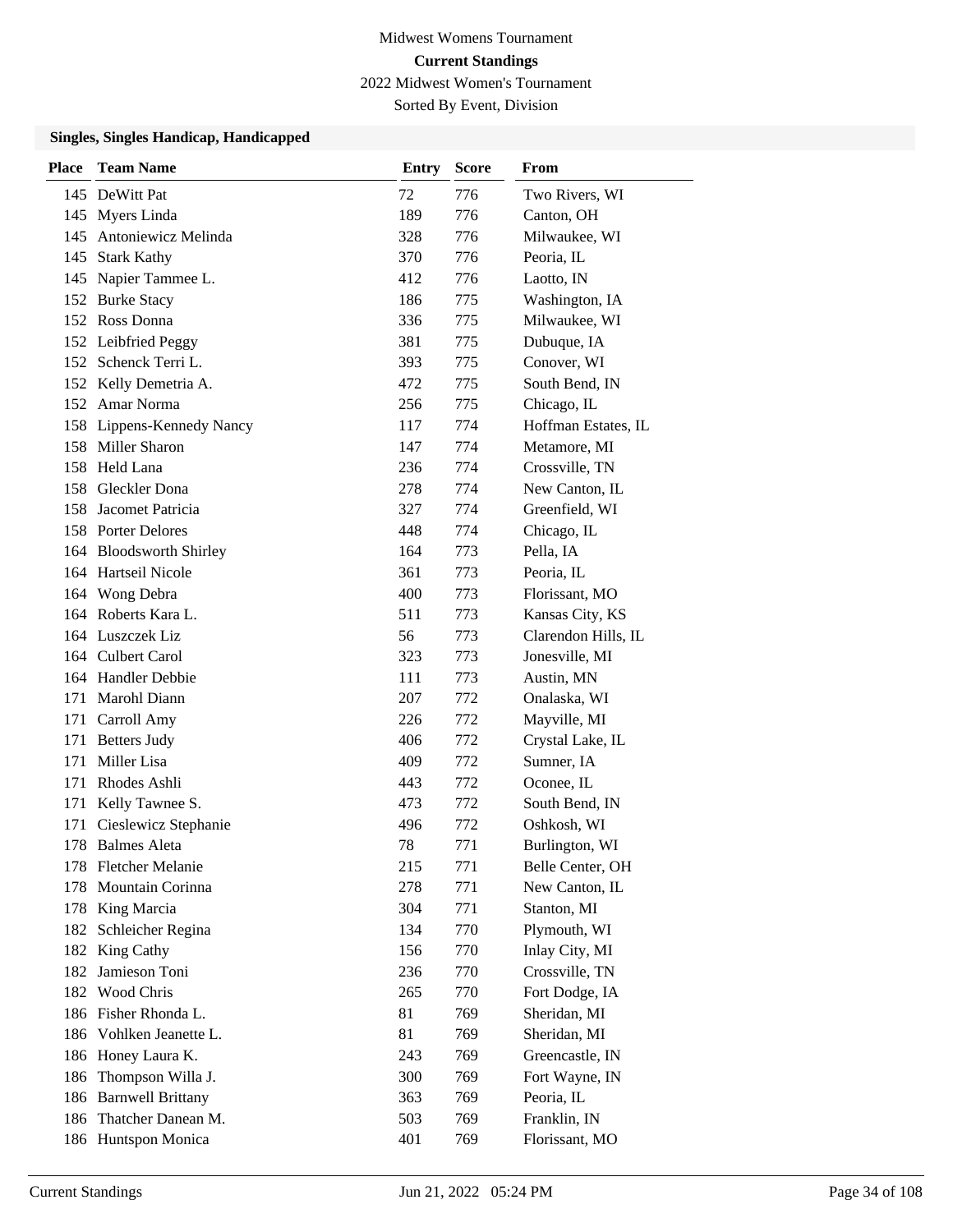Midwest Womens Tournament

**Current Standings**

2022 Midwest Women's Tournament

Sorted By Event, Division

### Singles, Singles Handicap, Handicapped

| Place | Team Name | Entry | Score | From |
|---|---|---|---|---|
| 145 | DeWitt Pat | 72 | 776 | Two Rivers, WI |
| 145 | Myers Linda | 189 | 776 | Canton, OH |
| 145 | Antoniewicz Melinda | 328 | 776 | Milwaukee, WI |
| 145 | Stark Kathy | 370 | 776 | Peoria, IL |
| 145 | Napier Tammee L. | 412 | 776 | Laotto, IN |
| 152 | Burke Stacy | 186 | 775 | Washington, IA |
| 152 | Ross Donna | 336 | 775 | Milwaukee, WI |
| 152 | Leibfried Peggy | 381 | 775 | Dubuque, IA |
| 152 | Schenck Terri L. | 393 | 775 | Conover, WI |
| 152 | Kelly Demetria A. | 472 | 775 | South Bend, IN |
| 152 | Amar Norma | 256 | 775 | Chicago, IL |
| 158 | Lippens-Kennedy Nancy | 117 | 774 | Hoffman Estates, IL |
| 158 | Miller Sharon | 147 | 774 | Metamore, MI |
| 158 | Held Lana | 236 | 774 | Crossville, TN |
| 158 | Gleckler Dona | 278 | 774 | New Canton, IL |
| 158 | Jacomet Patricia | 327 | 774 | Greenfield, WI |
| 158 | Porter Delores | 448 | 774 | Chicago, IL |
| 164 | Bloodsworth Shirley | 164 | 773 | Pella, IA |
| 164 | Hartseil Nicole | 361 | 773 | Peoria, IL |
| 164 | Wong Debra | 400 | 773 | Florissant, MO |
| 164 | Roberts Kara L. | 511 | 773 | Kansas City, KS |
| 164 | Luszczek Liz | 56 | 773 | Clarendon Hills, IL |
| 164 | Culbert Carol | 323 | 773 | Jonesville, MI |
| 164 | Handler Debbie | 111 | 773 | Austin, MN |
| 171 | Marohl Diann | 207 | 772 | Onalaska, WI |
| 171 | Carroll Amy | 226 | 772 | Mayville, MI |
| 171 | Betters Judy | 406 | 772 | Crystal Lake, IL |
| 171 | Miller Lisa | 409 | 772 | Sumner, IA |
| 171 | Rhodes Ashli | 443 | 772 | Oconee, IL |
| 171 | Kelly Tawnee S. | 473 | 772 | South Bend, IN |
| 171 | Cieslewicz Stephanie | 496 | 772 | Oshkosh, WI |
| 178 | Balmes Aleta | 78 | 771 | Burlington, WI |
| 178 | Fletcher Melanie | 215 | 771 | Belle Center, OH |
| 178 | Mountain Corinna | 278 | 771 | New Canton, IL |
| 178 | King Marcia | 304 | 771 | Stanton, MI |
| 182 | Schleicher Regina | 134 | 770 | Plymouth, WI |
| 182 | King Cathy | 156 | 770 | Inlay City, MI |
| 182 | Jamieson Toni | 236 | 770 | Crossville, TN |
| 182 | Wood Chris | 265 | 770 | Fort Dodge, IA |
| 186 | Fisher Rhonda L. | 81 | 769 | Sheridan, MI |
| 186 | Vohlken Jeanette L. | 81 | 769 | Sheridan, MI |
| 186 | Honey Laura K. | 243 | 769 | Greencastle, IN |
| 186 | Thompson Willa J. | 300 | 769 | Fort Wayne, IN |
| 186 | Barnwell Brittany | 363 | 769 | Peoria, IL |
| 186 | Thatcher Danean M. | 503 | 769 | Franklin, IN |
| 186 | Huntspon Monica | 401 | 769 | Florissant, MO |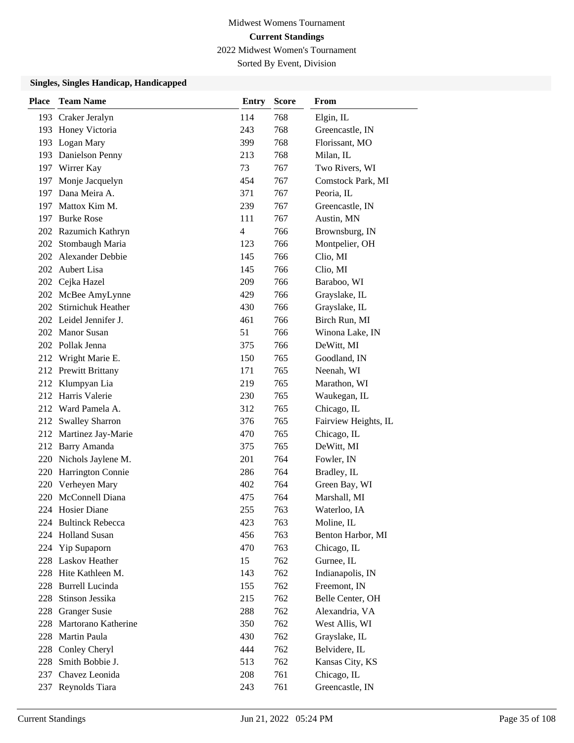Midwest Womens Tournament

**Current Standings**

2022 Midwest Women's Tournament

Sorted By Event, Division

### Singles, Singles Handicap, Handicapped

| Place | Team Name | Entry | Score | From |
|---|---|---|---|---|
| 193 | Craker Jeralyn | 114 | 768 | Elgin, IL |
| 193 | Honey Victoria | 243 | 768 | Greencastle, IN |
| 193 | Logan Mary | 399 | 768 | Florissant, MO |
| 193 | Danielson Penny | 213 | 768 | Milan, IL |
| 197 | Wirrer Kay | 73 | 767 | Two Rivers, WI |
| 197 | Monje Jacquelyn | 454 | 767 | Comstock Park, MI |
| 197 | Dana Meira A. | 371 | 767 | Peoria, IL |
| 197 | Mattox Kim M. | 239 | 767 | Greencastle, IN |
| 197 | Burke Rose | 111 | 767 | Austin, MN |
| 202 | Razumich Kathryn | 4 | 766 | Brownsburg, IN |
| 202 | Stombaugh Maria | 123 | 766 | Montpelier, OH |
| 202 | Alexander Debbie | 145 | 766 | Clio, MI |
| 202 | Aubert Lisa | 145 | 766 | Clio, MI |
| 202 | Cejka Hazel | 209 | 766 | Baraboo, WI |
| 202 | McBee AmyLynne | 429 | 766 | Grayslake, IL |
| 202 | Stirnichuk Heather | 430 | 766 | Grayslake, IL |
| 202 | Leidel Jennifer J. | 461 | 766 | Birch Run, MI |
| 202 | Manor Susan | 51 | 766 | Winona Lake, IN |
| 202 | Pollak Jenna | 375 | 766 | DeWitt, MI |
| 212 | Wright Marie E. | 150 | 765 | Goodland, IN |
| 212 | Prewitt Brittany | 171 | 765 | Neenah, WI |
| 212 | Klumpyan Lia | 219 | 765 | Marathon, WI |
| 212 | Harris Valerie | 230 | 765 | Waukegan, IL |
| 212 | Ward Pamela A. | 312 | 765 | Chicago, IL |
| 212 | Swalley Sharron | 376 | 765 | Fairview Heights, IL |
| 212 | Martinez Jay-Marie | 470 | 765 | Chicago, IL |
| 212 | Barry Amanda | 375 | 765 | DeWitt, MI |
| 220 | Nichols Jaylene M. | 201 | 764 | Fowler, IN |
| 220 | Harrington Connie | 286 | 764 | Bradley, IL |
| 220 | Verheyen Mary | 402 | 764 | Green Bay, WI |
| 220 | McConnell Diana | 475 | 764 | Marshall, MI |
| 224 | Hosier Diane | 255 | 763 | Waterloo, IA |
| 224 | Bultinck Rebecca | 423 | 763 | Moline, IL |
| 224 | Holland Susan | 456 | 763 | Benton Harbor, MI |
| 224 | Yip Supaporn | 470 | 763 | Chicago, IL |
| 228 | Laskov Heather | 15 | 762 | Gurnee, IL |
| 228 | Hite Kathleen M. | 143 | 762 | Indianapolis, IN |
| 228 | Burrell Lucinda | 155 | 762 | Freemont, IN |
| 228 | Stinson Jessika | 215 | 762 | Belle Center, OH |
| 228 | Granger Susie | 288 | 762 | Alexandria, VA |
| 228 | Martorano Katherine | 350 | 762 | West Allis, WI |
| 228 | Martin Paula | 430 | 762 | Grayslake, IL |
| 228 | Conley Cheryl | 444 | 762 | Belvidere, IL |
| 228 | Smith Bobbie J. | 513 | 762 | Kansas City, KS |
| 237 | Chavez Leonida | 208 | 761 | Chicago, IL |
| 237 | Reynolds Tiara | 243 | 761 | Greencastle, IN |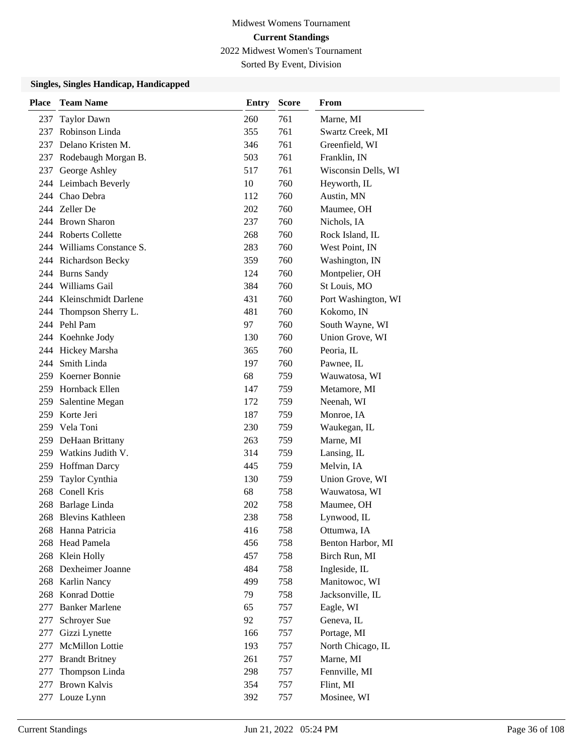Midwest Womens Tournament

**Current Standings**

2022 Midwest Women's Tournament

Sorted By Event, Division

### Singles, Singles Handicap, Handicapped

| Place | Team Name | Entry | Score | From |
|---|---|---|---|---|
| 237 | Taylor Dawn | 260 | 761 | Marne, MI |
| 237 | Robinson Linda | 355 | 761 | Swartz Creek, MI |
| 237 | Delano Kristen M. | 346 | 761 | Greenfield, WI |
| 237 | Rodebaugh Morgan B. | 503 | 761 | Franklin, IN |
| 237 | George Ashley | 517 | 761 | Wisconsin Dells, WI |
| 244 | Leimbach Beverly | 10 | 760 | Heyworth, IL |
| 244 | Chao Debra | 112 | 760 | Austin, MN |
| 244 | Zeller De | 202 | 760 | Maumee, OH |
| 244 | Brown Sharon | 237 | 760 | Nichols, IA |
| 244 | Roberts Collette | 268 | 760 | Rock Island, IL |
| 244 | Williams Constance S. | 283 | 760 | West Point, IN |
| 244 | Richardson Becky | 359 | 760 | Washington, IN |
| 244 | Burns Sandy | 124 | 760 | Montpelier, OH |
| 244 | Williams Gail | 384 | 760 | St Louis, MO |
| 244 | Kleinschmidt Darlene | 431 | 760 | Port Washington, WI |
| 244 | Thompson Sherry L. | 481 | 760 | Kokomo, IN |
| 244 | Pehl Pam | 97 | 760 | South Wayne, WI |
| 244 | Koehnke Jody | 130 | 760 | Union Grove, WI |
| 244 | Hickey Marsha | 365 | 760 | Peoria, IL |
| 244 | Smith Linda | 197 | 760 | Pawnee, IL |
| 259 | Koerner Bonnie | 68 | 759 | Wauwatosa, WI |
| 259 | Hornback Ellen | 147 | 759 | Metamore, MI |
| 259 | Salentine Megan | 172 | 759 | Neenah, WI |
| 259 | Korte Jeri | 187 | 759 | Monroe, IA |
| 259 | Vela Toni | 230 | 759 | Waukegan, IL |
| 259 | DeHaan Brittany | 263 | 759 | Marne, MI |
| 259 | Watkins Judith V. | 314 | 759 | Lansing, IL |
| 259 | Hoffman Darcy | 445 | 759 | Melvin, IA |
| 259 | Taylor Cynthia | 130 | 759 | Union Grove, WI |
| 268 | Conell Kris | 68 | 758 | Wauwatosa, WI |
| 268 | Barlage Linda | 202 | 758 | Maumee, OH |
| 268 | Blevins Kathleen | 238 | 758 | Lynwood, IL |
| 268 | Hanna Patricia | 416 | 758 | Ottumwa, IA |
| 268 | Head Pamela | 456 | 758 | Benton Harbor, MI |
| 268 | Klein Holly | 457 | 758 | Birch Run, MI |
| 268 | Dexheimer Joanne | 484 | 758 | Ingleside, IL |
| 268 | Karlin Nancy | 499 | 758 | Manitowoc, WI |
| 268 | Konrad Dottie | 79 | 758 | Jacksonville, IL |
| 277 | Banker Marlene | 65 | 757 | Eagle, WI |
| 277 | Schroyer Sue | 92 | 757 | Geneva, IL |
| 277 | Gizzi Lynette | 166 | 757 | Portage, MI |
| 277 | McMillon Lottie | 193 | 757 | North Chicago, IL |
| 277 | Brandt Britney | 261 | 757 | Marne, MI |
| 277 | Thompson Linda | 298 | 757 | Fennville, MI |
| 277 | Brown Kalvis | 354 | 757 | Flint, MI |
| 277 | Louze Lynn | 392 | 757 | Mosinee, WI |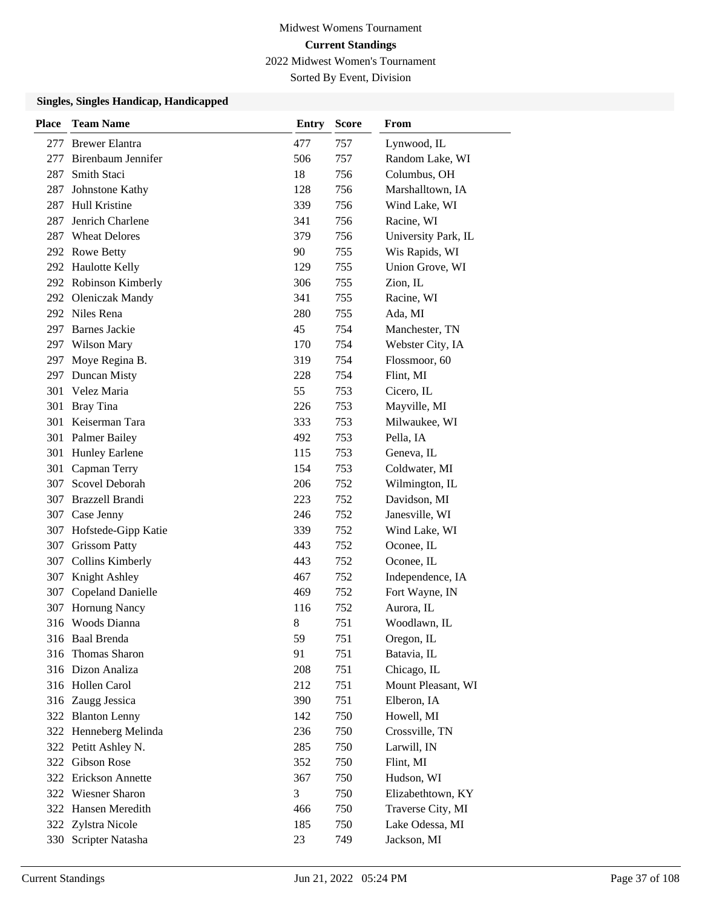Midwest Womens Tournament

**Current Standings**

2022 Midwest Women's Tournament

Sorted By Event, Division

### Singles, Singles Handicap, Handicapped

| Place | Team Name | Entry | Score | From |
|---|---|---|---|---|
| 277 | Brewer Elantra | 477 | 757 | Lynwood, IL |
| 277 | Birenbaum Jennifer | 506 | 757 | Random Lake, WI |
| 287 | Smith Staci | 18 | 756 | Columbus, OH |
| 287 | Johnstone Kathy | 128 | 756 | Marshalltown, IA |
| 287 | Hull Kristine | 339 | 756 | Wind Lake, WI |
| 287 | Jenrich Charlene | 341 | 756 | Racine, WI |
| 287 | Wheat Delores | 379 | 756 | University Park, IL |
| 292 | Rowe Betty | 90 | 755 | Wis Rapids, WI |
| 292 | Haulotte Kelly | 129 | 755 | Union Grove, WI |
| 292 | Robinson Kimberly | 306 | 755 | Zion, IL |
| 292 | Oleniczak Mandy | 341 | 755 | Racine, WI |
| 292 | Niles Rena | 280 | 755 | Ada, MI |
| 297 | Barnes Jackie | 45 | 754 | Manchester, TN |
| 297 | Wilson Mary | 170 | 754 | Webster City, IA |
| 297 | Moye Regina B. | 319 | 754 | Flossmoor, 60 |
| 297 | Duncan Misty | 228 | 754 | Flint, MI |
| 301 | Velez Maria | 55 | 753 | Cicero, IL |
| 301 | Bray Tina | 226 | 753 | Mayville, MI |
| 301 | Keiserman Tara | 333 | 753 | Milwaukee, WI |
| 301 | Palmer Bailey | 492 | 753 | Pella, IA |
| 301 | Hunley Earlene | 115 | 753 | Geneva, IL |
| 301 | Capman Terry | 154 | 753 | Coldwater, MI |
| 307 | Scovel Deborah | 206 | 752 | Wilmington, IL |
| 307 | Brazzell Brandi | 223 | 752 | Davidson, MI |
| 307 | Case Jenny | 246 | 752 | Janesville, WI |
| 307 | Hofstede-Gipp Katie | 339 | 752 | Wind Lake, WI |
| 307 | Grissom Patty | 443 | 752 | Oconee, IL |
| 307 | Collins Kimberly | 443 | 752 | Oconee, IL |
| 307 | Knight Ashley | 467 | 752 | Independence, IA |
| 307 | Copeland Danielle | 469 | 752 | Fort Wayne, IN |
| 307 | Hornung Nancy | 116 | 752 | Aurora, IL |
| 316 | Woods Dianna | 8 | 751 | Woodlawn, IL |
| 316 | Baal Brenda | 59 | 751 | Oregon, IL |
| 316 | Thomas Sharon | 91 | 751 | Batavia, IL |
| 316 | Dizon Analiza | 208 | 751 | Chicago, IL |
| 316 | Hollen Carol | 212 | 751 | Mount Pleasant, WI |
| 316 | Zaugg Jessica | 390 | 751 | Elberon, IA |
| 322 | Blanton Lenny | 142 | 750 | Howell, MI |
| 322 | Henneberg Melinda | 236 | 750 | Crossville, TN |
| 322 | Petitt Ashley N. | 285 | 750 | Larwill, IN |
| 322 | Gibson Rose | 352 | 750 | Flint, MI |
| 322 | Erickson Annette | 367 | 750 | Hudson, WI |
| 322 | Wiesner Sharon | 3 | 750 | Elizabethtown, KY |
| 322 | Hansen Meredith | 466 | 750 | Traverse City, MI |
| 322 | Zylstra Nicole | 185 | 750 | Lake Odessa, MI |
| 330 | Scripter Natasha | 23 | 749 | Jackson, MI |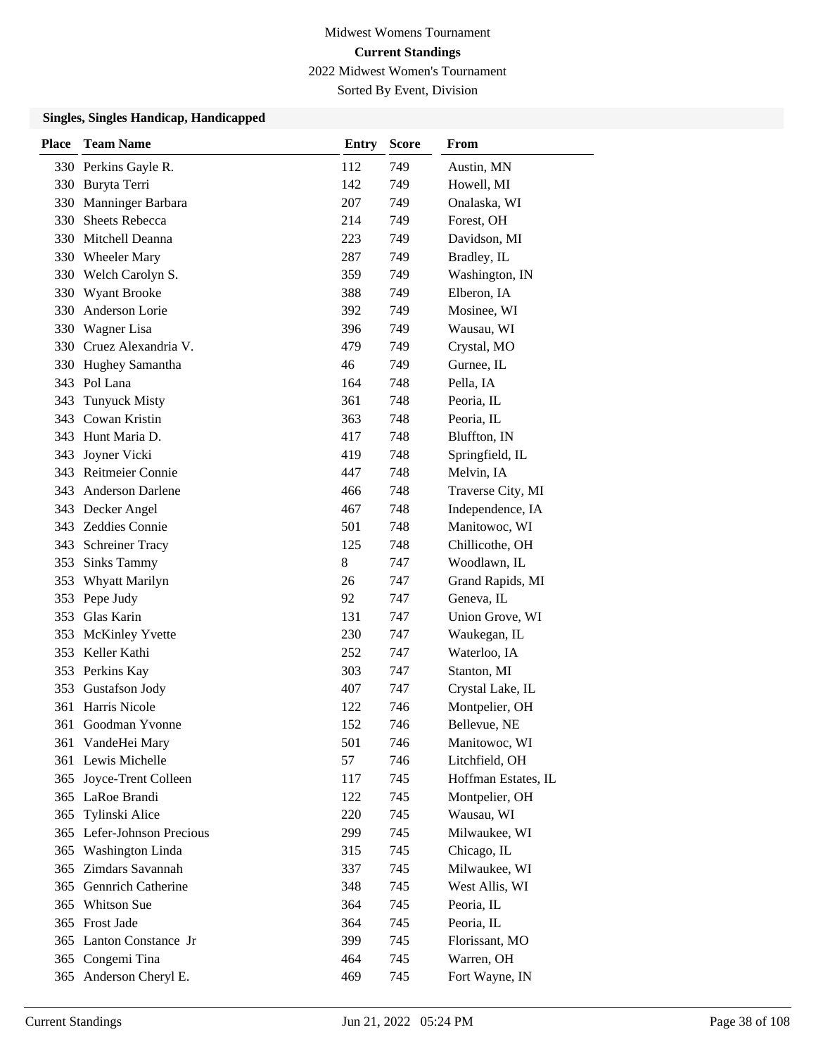Midwest Womens Tournament

**Current Standings**

2022 Midwest Women's Tournament

Sorted By Event, Division

### Singles, Singles Handicap, Handicapped

| Place | Team Name | Entry | Score | From |
|---|---|---|---|---|
| 330 | Perkins Gayle R. | 112 | 749 | Austin, MN |
| 330 | Buryta Terri | 142 | 749 | Howell, MI |
| 330 | Manninger Barbara | 207 | 749 | Onalaska, WI |
| 330 | Sheets Rebecca | 214 | 749 | Forest, OH |
| 330 | Mitchell Deanna | 223 | 749 | Davidson, MI |
| 330 | Wheeler Mary | 287 | 749 | Bradley, IL |
| 330 | Welch Carolyn S. | 359 | 749 | Washington, IN |
| 330 | Wyant Brooke | 388 | 749 | Elberon, IA |
| 330 | Anderson Lorie | 392 | 749 | Mosinee, WI |
| 330 | Wagner Lisa | 396 | 749 | Wausau, WI |
| 330 | Cruez Alexandria V. | 479 | 749 | Crystal, MO |
| 330 | Hughey Samantha | 46 | 749 | Gurnee, IL |
| 343 | Pol Lana | 164 | 748 | Pella, IA |
| 343 | Tunyuck Misty | 361 | 748 | Peoria, IL |
| 343 | Cowan Kristin | 363 | 748 | Peoria, IL |
| 343 | Hunt Maria D. | 417 | 748 | Bluffton, IN |
| 343 | Joyner Vicki | 419 | 748 | Springfield, IL |
| 343 | Reitmeier Connie | 447 | 748 | Melvin, IA |
| 343 | Anderson Darlene | 466 | 748 | Traverse City, MI |
| 343 | Decker Angel | 467 | 748 | Independence, IA |
| 343 | Zeddies Connie | 501 | 748 | Manitowoc, WI |
| 343 | Schreiner Tracy | 125 | 748 | Chillicothe, OH |
| 353 | Sinks Tammy | 8 | 747 | Woodlawn, IL |
| 353 | Whyatt Marilyn | 26 | 747 | Grand Rapids, MI |
| 353 | Pepe Judy | 92 | 747 | Geneva, IL |
| 353 | Glas Karin | 131 | 747 | Union Grove, WI |
| 353 | McKinley Yvette | 230 | 747 | Waukegan, IL |
| 353 | Keller Kathi | 252 | 747 | Waterloo, IA |
| 353 | Perkins Kay | 303 | 747 | Stanton, MI |
| 353 | Gustafson Jody | 407 | 747 | Crystal Lake, IL |
| 361 | Harris Nicole | 122 | 746 | Montpelier, OH |
| 361 | Goodman Yvonne | 152 | 746 | Bellevue, NE |
| 361 | VandeHei Mary | 501 | 746 | Manitowoc, WI |
| 361 | Lewis Michelle | 57 | 746 | Litchfield, OH |
| 365 | Joyce-Trent Colleen | 117 | 745 | Hoffman Estates, IL |
| 365 | LaRoe Brandi | 122 | 745 | Montpelier, OH |
| 365 | Tylinski Alice | 220 | 745 | Wausau, WI |
| 365 | Lefer-Johnson Precious | 299 | 745 | Milwaukee, WI |
| 365 | Washington Linda | 315 | 745 | Chicago, IL |
| 365 | Zimdars Savannah | 337 | 745 | Milwaukee, WI |
| 365 | Gennrich Catherine | 348 | 745 | West Allis, WI |
| 365 | Whitson Sue | 364 | 745 | Peoria, IL |
| 365 | Frost Jade | 364 | 745 | Peoria, IL |
| 365 | Lanton Constance Jr | 399 | 745 | Florissant, MO |
| 365 | Congemi Tina | 464 | 745 | Warren, OH |
| 365 | Anderson Cheryl E. | 469 | 745 | Fort Wayne, IN |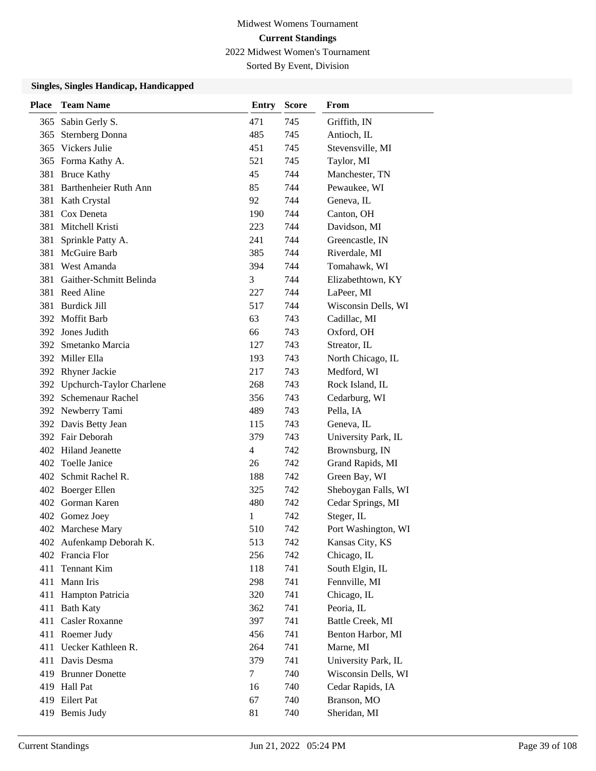Midwest Womens Tournament

**Current Standings**

2022 Midwest Women's Tournament

Sorted By Event, Division

### Singles, Singles Handicap, Handicapped

| Place | Team Name | Entry | Score | From |
|---|---|---|---|---|
| 365 | Sabin Gerly S. | 471 | 745 | Griffith, IN |
| 365 | Sternberg Donna | 485 | 745 | Antioch, IL |
| 365 | Vickers Julie | 451 | 745 | Stevensville, MI |
| 365 | Forma Kathy A. | 521 | 745 | Taylor, MI |
| 381 | Bruce Kathy | 45 | 744 | Manchester, TN |
| 381 | Barthenheier Ruth Ann | 85 | 744 | Pewaukee, WI |
| 381 | Kath Crystal | 92 | 744 | Geneva, IL |
| 381 | Cox Deneta | 190 | 744 | Canton, OH |
| 381 | Mitchell Kristi | 223 | 744 | Davidson, MI |
| 381 | Sprinkle Patty A. | 241 | 744 | Greencastle, IN |
| 381 | McGuire Barb | 385 | 744 | Riverdale, MI |
| 381 | West Amanda | 394 | 744 | Tomahawk, WI |
| 381 | Gaither-Schmitt Belinda | 3 | 744 | Elizabethtown, KY |
| 381 | Reed Aline | 227 | 744 | LaPeer, MI |
| 381 | Burdick Jill | 517 | 744 | Wisconsin Dells, WI |
| 392 | Moffit Barb | 63 | 743 | Cadillac, MI |
| 392 | Jones Judith | 66 | 743 | Oxford, OH |
| 392 | Smetanko Marcia | 127 | 743 | Streator, IL |
| 392 | Miller Ella | 193 | 743 | North Chicago, IL |
| 392 | Rhyner Jackie | 217 | 743 | Medford, WI |
| 392 | Upchurch-Taylor Charlene | 268 | 743 | Rock Island, IL |
| 392 | Schemenaur Rachel | 356 | 743 | Cedarburg, WI |
| 392 | Newberry Tami | 489 | 743 | Pella, IA |
| 392 | Davis Betty Jean | 115 | 743 | Geneva, IL |
| 392 | Fair Deborah | 379 | 743 | University Park, IL |
| 402 | Hiland Jeanette | 4 | 742 | Brownsburg, IN |
| 402 | Toelle Janice | 26 | 742 | Grand Rapids, MI |
| 402 | Schmit Rachel R. | 188 | 742 | Green Bay, WI |
| 402 | Boerger Ellen | 325 | 742 | Sheboygan Falls, WI |
| 402 | Gorman Karen | 480 | 742 | Cedar Springs, MI |
| 402 | Gomez Joey | 1 | 742 | Steger, IL |
| 402 | Marchese Mary | 510 | 742 | Port Washington, WI |
| 402 | Aufenkamp Deborah K. | 513 | 742 | Kansas City, KS |
| 402 | Francia Flor | 256 | 742 | Chicago, IL |
| 411 | Tennant Kim | 118 | 741 | South Elgin, IL |
| 411 | Mann Iris | 298 | 741 | Fennville, MI |
| 411 | Hampton Patricia | 320 | 741 | Chicago, IL |
| 411 | Bath Katy | 362 | 741 | Peoria, IL |
| 411 | Casler Roxanne | 397 | 741 | Battle Creek, MI |
| 411 | Roemer Judy | 456 | 741 | Benton Harbor, MI |
| 411 | Uecker Kathleen R. | 264 | 741 | Marne, MI |
| 411 | Davis Desma | 379 | 741 | University Park, IL |
| 419 | Brunner Donette | 7 | 740 | Wisconsin Dells, WI |
| 419 | Hall Pat | 16 | 740 | Cedar Rapids, IA |
| 419 | Eilert Pat | 67 | 740 | Branson, MO |
| 419 | Bemis Judy | 81 | 740 | Sheridan, MI |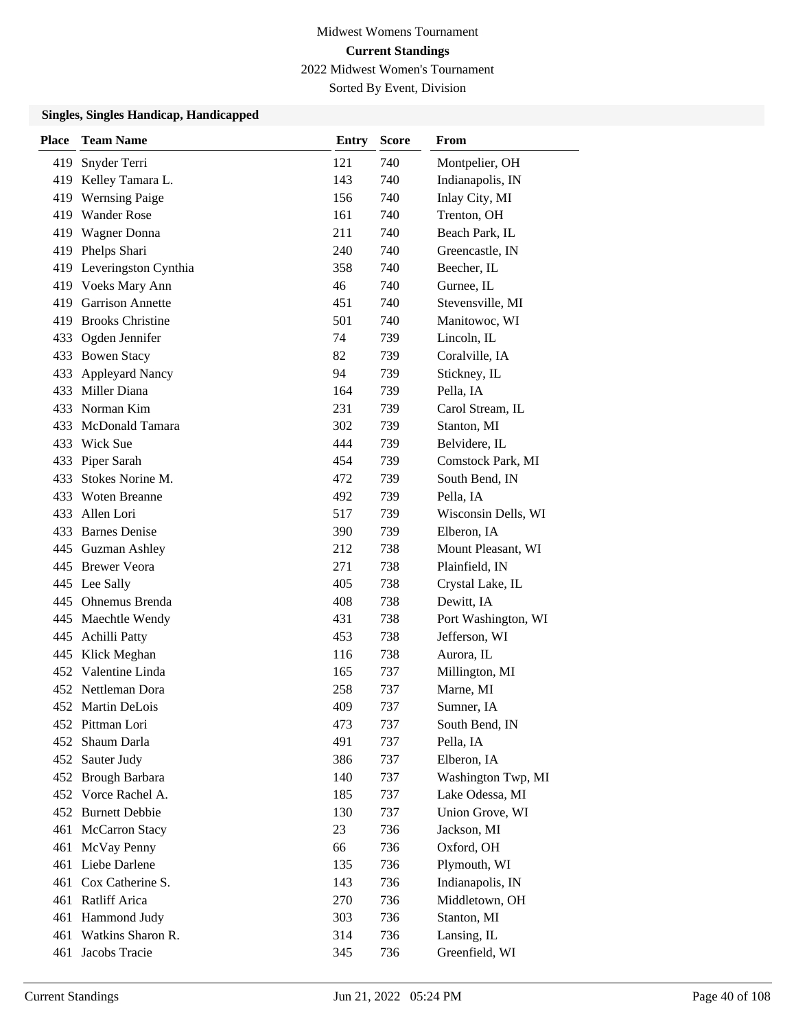Midwest Womens Tournament

**Current Standings**

2022 Midwest Women's Tournament

Sorted By Event, Division

### Singles, Singles Handicap, Handicapped

| Place | Team Name | Entry | Score | From |
|---|---|---|---|---|
| 419 | Snyder Terri | 121 | 740 | Montpelier, OH |
| 419 | Kelley Tamara L. | 143 | 740 | Indianapolis, IN |
| 419 | Wernsing Paige | 156 | 740 | Inlay City, MI |
| 419 | Wander Rose | 161 | 740 | Trenton, OH |
| 419 | Wagner Donna | 211 | 740 | Beach Park, IL |
| 419 | Phelps Shari | 240 | 740 | Greencastle, IN |
| 419 | Leveringston Cynthia | 358 | 740 | Beecher, IL |
| 419 | Voeks Mary Ann | 46 | 740 | Gurnee, IL |
| 419 | Garrison Annette | 451 | 740 | Stevensville, MI |
| 419 | Brooks Christine | 501 | 740 | Manitowoc, WI |
| 433 | Ogden Jennifer | 74 | 739 | Lincoln, IL |
| 433 | Bowen Stacy | 82 | 739 | Coralville, IA |
| 433 | Appleyard Nancy | 94 | 739 | Stickney, IL |
| 433 | Miller Diana | 164 | 739 | Pella, IA |
| 433 | Norman Kim | 231 | 739 | Carol Stream, IL |
| 433 | McDonald Tamara | 302 | 739 | Stanton, MI |
| 433 | Wick Sue | 444 | 739 | Belvidere, IL |
| 433 | Piper Sarah | 454 | 739 | Comstock Park, MI |
| 433 | Stokes Norine M. | 472 | 739 | South Bend, IN |
| 433 | Woten Breanne | 492 | 739 | Pella, IA |
| 433 | Allen Lori | 517 | 739 | Wisconsin Dells, WI |
| 433 | Barnes Denise | 390 | 739 | Elberon, IA |
| 445 | Guzman Ashley | 212 | 738 | Mount Pleasant, WI |
| 445 | Brewer Veora | 271 | 738 | Plainfield, IN |
| 445 | Lee Sally | 405 | 738 | Crystal Lake, IL |
| 445 | Ohnemus Brenda | 408 | 738 | Dewitt, IA |
| 445 | Maechtle Wendy | 431 | 738 | Port Washington, WI |
| 445 | Achilli Patty | 453 | 738 | Jefferson, WI |
| 445 | Klick Meghan | 116 | 738 | Aurora, IL |
| 452 | Valentine Linda | 165 | 737 | Millington, MI |
| 452 | Nettleman Dora | 258 | 737 | Marne, MI |
| 452 | Martin DeLois | 409 | 737 | Sumner, IA |
| 452 | Pittman Lori | 473 | 737 | South Bend, IN |
| 452 | Shaum Darla | 491 | 737 | Pella, IA |
| 452 | Sauter Judy | 386 | 737 | Elberon, IA |
| 452 | Brough Barbara | 140 | 737 | Washington Twp, MI |
| 452 | Vorce Rachel A. | 185 | 737 | Lake Odessa, MI |
| 452 | Burnett Debbie | 130 | 737 | Union Grove, WI |
| 461 | McCarron Stacy | 23 | 736 | Jackson, MI |
| 461 | McVay Penny | 66 | 736 | Oxford, OH |
| 461 | Liebe Darlene | 135 | 736 | Plymouth, WI |
| 461 | Cox Catherine S. | 143 | 736 | Indianapolis, IN |
| 461 | Ratliff Arica | 270 | 736 | Middletown, OH |
| 461 | Hammond Judy | 303 | 736 | Stanton, MI |
| 461 | Watkins Sharon R. | 314 | 736 | Lansing, IL |
| 461 | Jacobs Tracie | 345 | 736 | Greenfield, WI |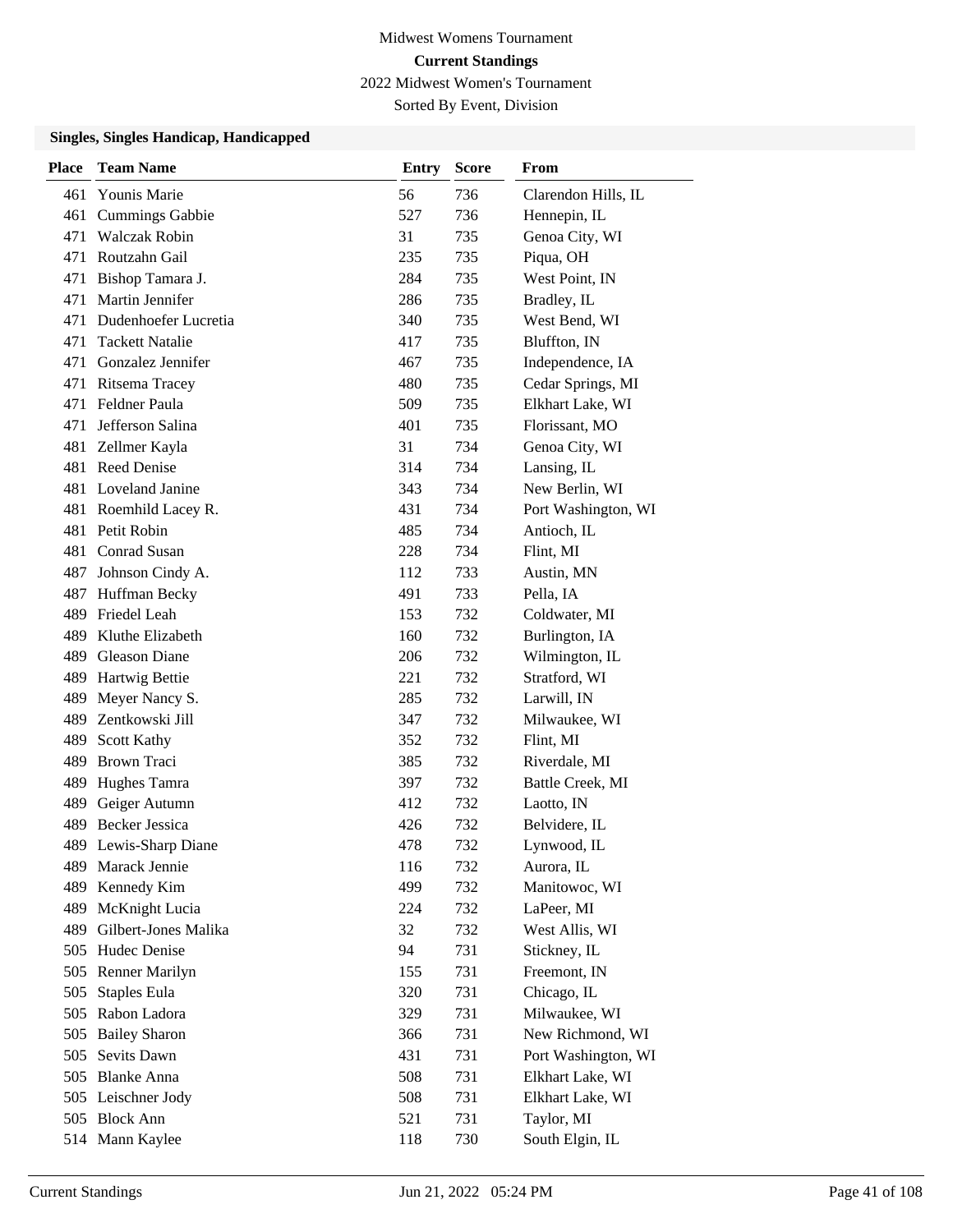Midwest Womens Tournament

**Current Standings**

2022 Midwest Women's Tournament

Sorted By Event, Division

### Singles, Singles Handicap, Handicapped

| Place | Team Name | Entry | Score | From |
|---|---|---|---|---|
| 461 | Younis Marie | 56 | 736 | Clarendon Hills, IL |
| 461 | Cummings Gabbie | 527 | 736 | Hennepin, IL |
| 471 | Walczak Robin | 31 | 735 | Genoa City, WI |
| 471 | Routzahn Gail | 235 | 735 | Piqua, OH |
| 471 | Bishop Tamara J. | 284 | 735 | West Point, IN |
| 471 | Martin Jennifer | 286 | 735 | Bradley, IL |
| 471 | Dudenhoefer Lucretia | 340 | 735 | West Bend, WI |
| 471 | Tackett Natalie | 417 | 735 | Bluffton, IN |
| 471 | Gonzalez Jennifer | 467 | 735 | Independence, IA |
| 471 | Ritsema Tracey | 480 | 735 | Cedar Springs, MI |
| 471 | Feldner Paula | 509 | 735 | Elkhart Lake, WI |
| 471 | Jefferson Salina | 401 | 735 | Florissant, MO |
| 481 | Zellmer Kayla | 31 | 734 | Genoa City, WI |
| 481 | Reed Denise | 314 | 734 | Lansing, IL |
| 481 | Loveland Janine | 343 | 734 | New Berlin, WI |
| 481 | Roemhild Lacey R. | 431 | 734 | Port Washington, WI |
| 481 | Petit Robin | 485 | 734 | Antioch, IL |
| 481 | Conrad Susan | 228 | 734 | Flint, MI |
| 487 | Johnson Cindy A. | 112 | 733 | Austin, MN |
| 487 | Huffman Becky | 491 | 733 | Pella, IA |
| 489 | Friedel Leah | 153 | 732 | Coldwater, MI |
| 489 | Kluthe Elizabeth | 160 | 732 | Burlington, IA |
| 489 | Gleason Diane | 206 | 732 | Wilmington, IL |
| 489 | Hartwig Bettie | 221 | 732 | Stratford, WI |
| 489 | Meyer Nancy S. | 285 | 732 | Larwill, IN |
| 489 | Zentkowski Jill | 347 | 732 | Milwaukee, WI |
| 489 | Scott Kathy | 352 | 732 | Flint, MI |
| 489 | Brown Traci | 385 | 732 | Riverdale, MI |
| 489 | Hughes Tamra | 397 | 732 | Battle Creek, MI |
| 489 | Geiger Autumn | 412 | 732 | Laotto, IN |
| 489 | Becker Jessica | 426 | 732 | Belvidere, IL |
| 489 | Lewis-Sharp Diane | 478 | 732 | Lynwood, IL |
| 489 | Marack Jennie | 116 | 732 | Aurora, IL |
| 489 | Kennedy Kim | 499 | 732 | Manitowoc, WI |
| 489 | McKnight Lucia | 224 | 732 | LaPeer, MI |
| 489 | Gilbert-Jones Malika | 32 | 732 | West Allis, WI |
| 505 | Hudec Denise | 94 | 731 | Stickney, IL |
| 505 | Renner Marilyn | 155 | 731 | Freemont, IN |
| 505 | Staples Eula | 320 | 731 | Chicago, IL |
| 505 | Rabon Ladora | 329 | 731 | Milwaukee, WI |
| 505 | Bailey Sharon | 366 | 731 | New Richmond, WI |
| 505 | Sevits Dawn | 431 | 731 | Port Washington, WI |
| 505 | Blanke Anna | 508 | 731 | Elkhart Lake, WI |
| 505 | Leischner Jody | 508 | 731 | Elkhart Lake, WI |
| 505 | Block Ann | 521 | 731 | Taylor, MI |
| 514 | Mann Kaylee | 118 | 730 | South Elgin, IL |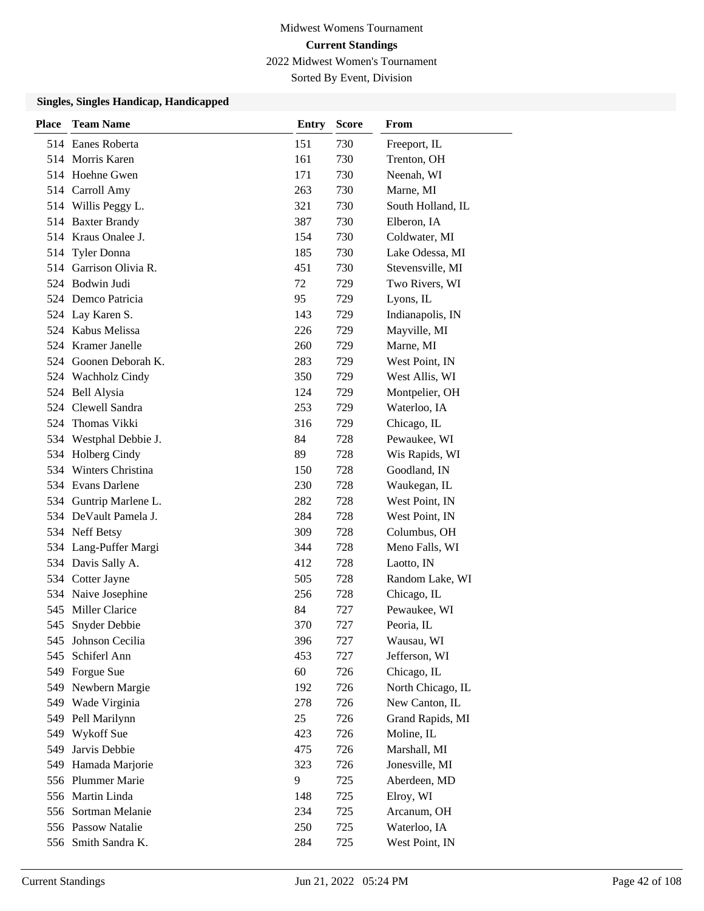Midwest Womens Tournament

**Current Standings**

2022 Midwest Women's Tournament

Sorted By Event, Division

### Singles, Singles Handicap, Handicapped

| Place | Team Name | Entry | Score | From |
|---|---|---|---|---|
| 514 | Eanes Roberta | 151 | 730 | Freeport, IL |
| 514 | Morris Karen | 161 | 730 | Trenton, OH |
| 514 | Hoehne Gwen | 171 | 730 | Neenah, WI |
| 514 | Carroll Amy | 263 | 730 | Marne, MI |
| 514 | Willis Peggy L. | 321 | 730 | South Holland, IL |
| 514 | Baxter Brandy | 387 | 730 | Elberon, IA |
| 514 | Kraus Onalee J. | 154 | 730 | Coldwater, MI |
| 514 | Tyler Donna | 185 | 730 | Lake Odessa, MI |
| 514 | Garrison Olivia R. | 451 | 730 | Stevensville, MI |
| 524 | Bodwin Judi | 72 | 729 | Two Rivers, WI |
| 524 | Demco Patricia | 95 | 729 | Lyons, IL |
| 524 | Lay Karen S. | 143 | 729 | Indianapolis, IN |
| 524 | Kabus Melissa | 226 | 729 | Mayville, MI |
| 524 | Kramer Janelle | 260 | 729 | Marne, MI |
| 524 | Goonen Deborah K. | 283 | 729 | West Point, IN |
| 524 | Wachholz Cindy | 350 | 729 | West Allis, WI |
| 524 | Bell Alysia | 124 | 729 | Montpelier, OH |
| 524 | Clewell Sandra | 253 | 729 | Waterloo, IA |
| 524 | Thomas Vikki | 316 | 729 | Chicago, IL |
| 534 | Westphal Debbie J. | 84 | 728 | Pewaukee, WI |
| 534 | Holberg Cindy | 89 | 728 | Wis Rapids, WI |
| 534 | Winters Christina | 150 | 728 | Goodland, IN |
| 534 | Evans Darlene | 230 | 728 | Waukegan, IL |
| 534 | Guntrip Marlene L. | 282 | 728 | West Point, IN |
| 534 | DeVault Pamela J. | 284 | 728 | West Point, IN |
| 534 | Neff Betsy | 309 | 728 | Columbus, OH |
| 534 | Lang-Puffer Margi | 344 | 728 | Meno Falls, WI |
| 534 | Davis Sally A. | 412 | 728 | Laotto, IN |
| 534 | Cotter Jayne | 505 | 728 | Random Lake, WI |
| 534 | Naive Josephine | 256 | 728 | Chicago, IL |
| 545 | Miller Clarice | 84 | 727 | Pewaukee, WI |
| 545 | Snyder Debbie | 370 | 727 | Peoria, IL |
| 545 | Johnson Cecilia | 396 | 727 | Wausau, WI |
| 545 | Schiferl Ann | 453 | 727 | Jefferson, WI |
| 549 | Forgue Sue | 60 | 726 | Chicago, IL |
| 549 | Newbern Margie | 192 | 726 | North Chicago, IL |
| 549 | Wade Virginia | 278 | 726 | New Canton, IL |
| 549 | Pell Marilynn | 25 | 726 | Grand Rapids, MI |
| 549 | Wykoff Sue | 423 | 726 | Moline, IL |
| 549 | Jarvis Debbie | 475 | 726 | Marshall, MI |
| 549 | Hamada Marjorie | 323 | 726 | Jonesville, MI |
| 556 | Plummer Marie | 9 | 725 | Aberdeen, MD |
| 556 | Martin Linda | 148 | 725 | Elroy, WI |
| 556 | Sortman Melanie | 234 | 725 | Arcanum, OH |
| 556 | Passow Natalie | 250 | 725 | Waterloo, IA |
| 556 | Smith Sandra K. | 284 | 725 | West Point, IN |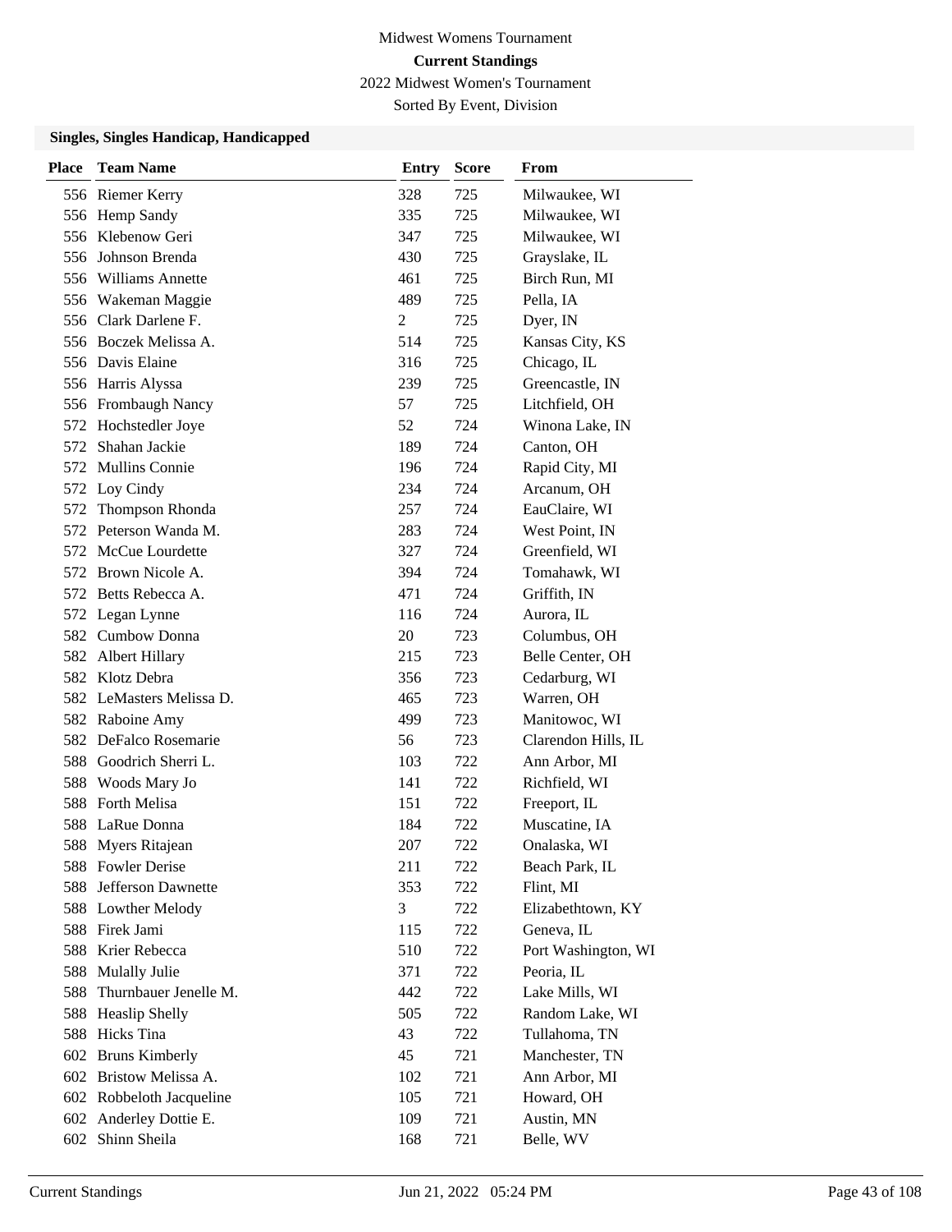Midwest Womens Tournament

**Current Standings**

2022 Midwest Women's Tournament

Sorted By Event, Division

### Singles, Singles Handicap, Handicapped

| Place | Team Name | Entry | Score | From |
|---|---|---|---|---|
| 556 | Riemer Kerry | 328 | 725 | Milwaukee, WI |
| 556 | Hemp Sandy | 335 | 725 | Milwaukee, WI |
| 556 | Klebenow Geri | 347 | 725 | Milwaukee, WI |
| 556 | Johnson Brenda | 430 | 725 | Grayslake, IL |
| 556 | Williams Annette | 461 | 725 | Birch Run, MI |
| 556 | Wakeman Maggie | 489 | 725 | Pella, IA |
| 556 | Clark Darlene F. | 2 | 725 | Dyer, IN |
| 556 | Boczek Melissa A. | 514 | 725 | Kansas City, KS |
| 556 | Davis Elaine | 316 | 725 | Chicago, IL |
| 556 | Harris Alyssa | 239 | 725 | Greencastle, IN |
| 556 | Frombaugh Nancy | 57 | 725 | Litchfield, OH |
| 572 | Hochstedler Joye | 52 | 724 | Winona Lake, IN |
| 572 | Shahan Jackie | 189 | 724 | Canton, OH |
| 572 | Mullins Connie | 196 | 724 | Rapid City, MI |
| 572 | Loy Cindy | 234 | 724 | Arcanum, OH |
| 572 | Thompson Rhonda | 257 | 724 | EauClaire, WI |
| 572 | Peterson Wanda M. | 283 | 724 | West Point, IN |
| 572 | McCue Lourdette | 327 | 724 | Greenfield, WI |
| 572 | Brown Nicole A. | 394 | 724 | Tomahawk, WI |
| 572 | Betts Rebecca A. | 471 | 724 | Griffith, IN |
| 572 | Legan Lynne | 116 | 724 | Aurora, IL |
| 582 | Cumbow Donna | 20 | 723 | Columbus, OH |
| 582 | Albert Hillary | 215 | 723 | Belle Center, OH |
| 582 | Klotz Debra | 356 | 723 | Cedarburg, WI |
| 582 | LeMasters Melissa D. | 465 | 723 | Warren, OH |
| 582 | Raboine Amy | 499 | 723 | Manitowoc, WI |
| 582 | DeFalco Rosemarie | 56 | 723 | Clarendon Hills, IL |
| 588 | Goodrich Sherri L. | 103 | 722 | Ann Arbor, MI |
| 588 | Woods Mary Jo | 141 | 722 | Richfield, WI |
| 588 | Forth Melisa | 151 | 722 | Freeport, IL |
| 588 | LaRue Donna | 184 | 722 | Muscatine, IA |
| 588 | Myers Ritajean | 207 | 722 | Onalaska, WI |
| 588 | Fowler Derise | 211 | 722 | Beach Park, IL |
| 588 | Jefferson Dawnette | 353 | 722 | Flint, MI |
| 588 | Lowther Melody | 3 | 722 | Elizabethtown, KY |
| 588 | Firek Jami | 115 | 722 | Geneva, IL |
| 588 | Krier Rebecca | 510 | 722 | Port Washington, WI |
| 588 | Mulally Julie | 371 | 722 | Peoria, IL |
| 588 | Thurnbauer Jenelle M. | 442 | 722 | Lake Mills, WI |
| 588 | Heaslip Shelly | 505 | 722 | Random Lake, WI |
| 588 | Hicks Tina | 43 | 722 | Tullahoma, TN |
| 602 | Bruns Kimberly | 45 | 721 | Manchester, TN |
| 602 | Bristow Melissa A. | 102 | 721 | Ann Arbor, MI |
| 602 | Robbeloth Jacqueline | 105 | 721 | Howard, OH |
| 602 | Anderley Dottie E. | 109 | 721 | Austin, MN |
| 602 | Shinn Sheila | 168 | 721 | Belle, WV |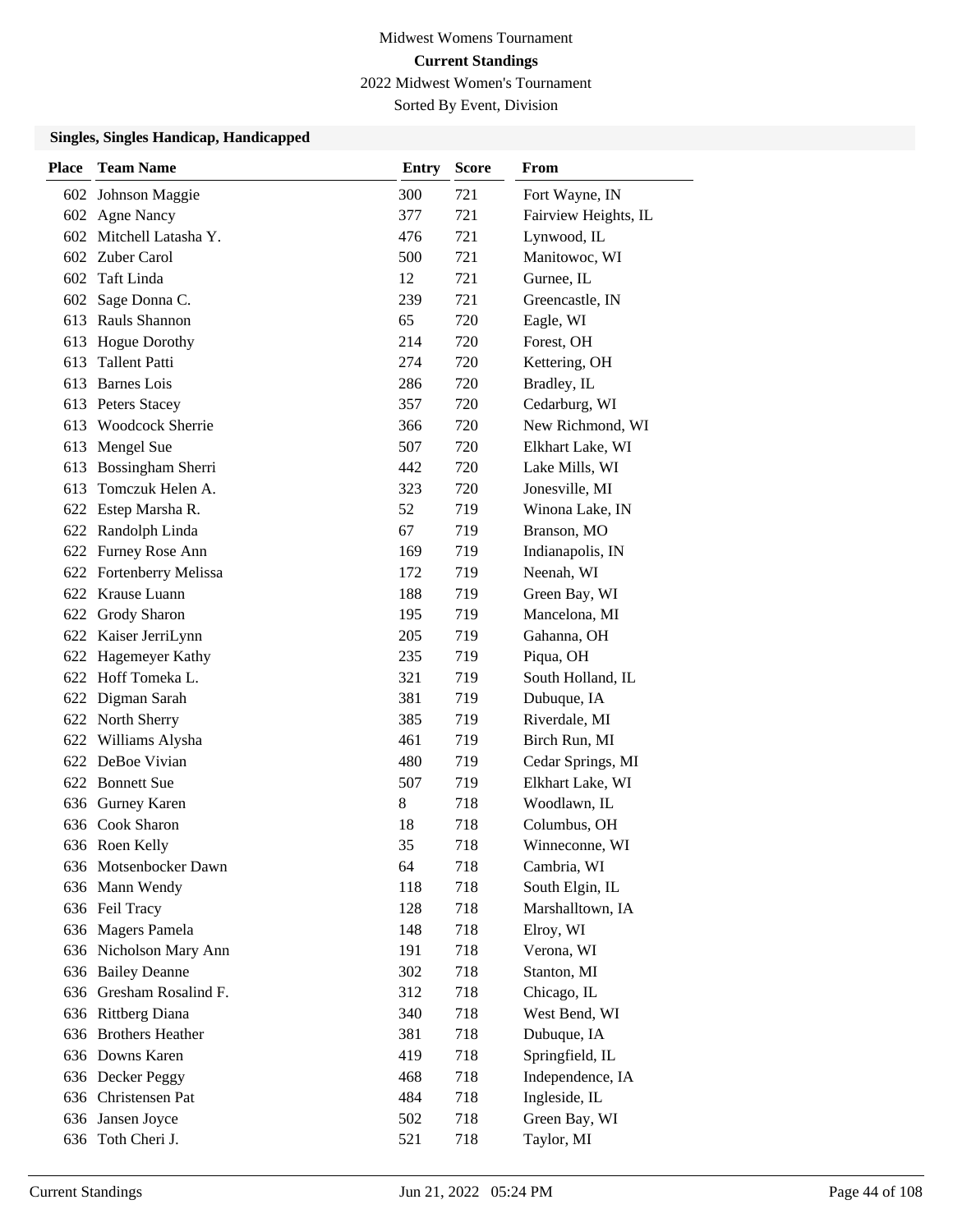Midwest Womens Tournament

**Current Standings**

2022 Midwest Women's Tournament

Sorted By Event, Division

### Singles, Singles Handicap, Handicapped

| Place | Team Name | Entry | Score | From |
|---|---|---|---|---|
| 602 | Johnson Maggie | 300 | 721 | Fort Wayne, IN |
| 602 | Agne Nancy | 377 | 721 | Fairview Heights, IL |
| 602 | Mitchell Latasha Y. | 476 | 721 | Lynwood, IL |
| 602 | Zuber Carol | 500 | 721 | Manitowoc, WI |
| 602 | Taft Linda | 12 | 721 | Gurnee, IL |
| 602 | Sage Donna C. | 239 | 721 | Greencastle, IN |
| 613 | Rauls Shannon | 65 | 720 | Eagle, WI |
| 613 | Hogue Dorothy | 214 | 720 | Forest, OH |
| 613 | Tallent Patti | 274 | 720 | Kettering, OH |
| 613 | Barnes Lois | 286 | 720 | Bradley, IL |
| 613 | Peters Stacey | 357 | 720 | Cedarburg, WI |
| 613 | Woodcock Sherrie | 366 | 720 | New Richmond, WI |
| 613 | Mengel Sue | 507 | 720 | Elkhart Lake, WI |
| 613 | Bossingham Sherri | 442 | 720 | Lake Mills, WI |
| 613 | Tomczuk Helen A. | 323 | 720 | Jonesville, MI |
| 622 | Estep Marsha R. | 52 | 719 | Winona Lake, IN |
| 622 | Randolph Linda | 67 | 719 | Branson, MO |
| 622 | Furney Rose Ann | 169 | 719 | Indianapolis, IN |
| 622 | Fortenberry Melissa | 172 | 719 | Neenah, WI |
| 622 | Krause Luann | 188 | 719 | Green Bay, WI |
| 622 | Grody Sharon | 195 | 719 | Mancelona, MI |
| 622 | Kaiser JerriLynn | 205 | 719 | Gahanna, OH |
| 622 | Hagemeyer Kathy | 235 | 719 | Piqua, OH |
| 622 | Hoff Tomeka L. | 321 | 719 | South Holland, IL |
| 622 | Digman Sarah | 381 | 719 | Dubuque, IA |
| 622 | North Sherry | 385 | 719 | Riverdale, MI |
| 622 | Williams Alysha | 461 | 719 | Birch Run, MI |
| 622 | DeBoe Vivian | 480 | 719 | Cedar Springs, MI |
| 622 | Bonnett Sue | 507 | 719 | Elkhart Lake, WI |
| 636 | Gurney Karen | 8 | 718 | Woodlawn, IL |
| 636 | Cook Sharon | 18 | 718 | Columbus, OH |
| 636 | Roen Kelly | 35 | 718 | Winneconne, WI |
| 636 | Motsenbocker Dawn | 64 | 718 | Cambria, WI |
| 636 | Mann Wendy | 118 | 718 | South Elgin, IL |
| 636 | Feil Tracy | 128 | 718 | Marshalltown, IA |
| 636 | Magers Pamela | 148 | 718 | Elroy, WI |
| 636 | Nicholson Mary Ann | 191 | 718 | Verona, WI |
| 636 | Bailey Deanne | 302 | 718 | Stanton, MI |
| 636 | Gresham Rosalind F. | 312 | 718 | Chicago, IL |
| 636 | Rittberg Diana | 340 | 718 | West Bend, WI |
| 636 | Brothers Heather | 381 | 718 | Dubuque, IA |
| 636 | Downs Karen | 419 | 718 | Springfield, IL |
| 636 | Decker Peggy | 468 | 718 | Independence, IA |
| 636 | Christensen Pat | 484 | 718 | Ingleside, IL |
| 636 | Jansen Joyce | 502 | 718 | Green Bay, WI |
| 636 | Toth Cheri J. | 521 | 718 | Taylor, MI |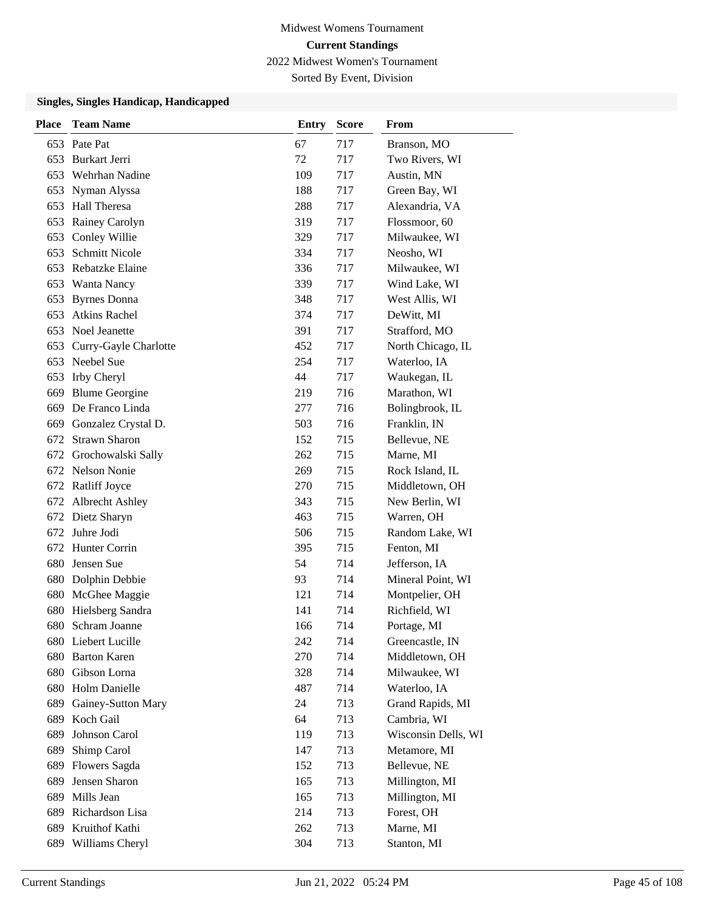Midwest Womens Tournament

**Current Standings**

2022 Midwest Women's Tournament

Sorted By Event, Division

### Singles, Singles Handicap, Handicapped

| Place | Team Name | Entry | Score | From |
|---|---|---|---|---|
| 653 | Pate Pat | 67 | 717 | Branson, MO |
| 653 | Burkart Jerri | 72 | 717 | Two Rivers, WI |
| 653 | Wehrhan Nadine | 109 | 717 | Austin, MN |
| 653 | Nyman Alyssa | 188 | 717 | Green Bay, WI |
| 653 | Hall Theresa | 288 | 717 | Alexandria, VA |
| 653 | Rainey Carolyn | 319 | 717 | Flossmoor, 60 |
| 653 | Conley Willie | 329 | 717 | Milwaukee, WI |
| 653 | Schmitt Nicole | 334 | 717 | Neosho, WI |
| 653 | Rebatzke Elaine | 336 | 717 | Milwaukee, WI |
| 653 | Wanta Nancy | 339 | 717 | Wind Lake, WI |
| 653 | Byrnes Donna | 348 | 717 | West Allis, WI |
| 653 | Atkins Rachel | 374 | 717 | DeWitt, MI |
| 653 | Noel Jeanette | 391 | 717 | Strafford, MO |
| 653 | Curry-Gayle Charlotte | 452 | 717 | North Chicago, IL |
| 653 | Neebel Sue | 254 | 717 | Waterloo, IA |
| 653 | Irby Cheryl | 44 | 717 | Waukegan, IL |
| 669 | Blume Georgine | 219 | 716 | Marathon, WI |
| 669 | De Franco Linda | 277 | 716 | Bolingbrook, IL |
| 669 | Gonzalez Crystal D. | 503 | 716 | Franklin, IN |
| 672 | Strawn Sharon | 152 | 715 | Bellevue, NE |
| 672 | Grochowalski Sally | 262 | 715 | Marne, MI |
| 672 | Nelson Nonie | 269 | 715 | Rock Island, IL |
| 672 | Ratliff Joyce | 270 | 715 | Middletown, OH |
| 672 | Albrecht Ashley | 343 | 715 | New Berlin, WI |
| 672 | Dietz Sharyn | 463 | 715 | Warren, OH |
| 672 | Juhre Jodi | 506 | 715 | Random Lake, WI |
| 672 | Hunter Corrin | 395 | 715 | Fenton, MI |
| 680 | Jensen Sue | 54 | 714 | Jefferson, IA |
| 680 | Dolphin Debbie | 93 | 714 | Mineral Point, WI |
| 680 | McGhee Maggie | 121 | 714 | Montpelier, OH |
| 680 | Hielsberg Sandra | 141 | 714 | Richfield, WI |
| 680 | Schram Joanne | 166 | 714 | Portage, MI |
| 680 | Liebert Lucille | 242 | 714 | Greencastle, IN |
| 680 | Barton Karen | 270 | 714 | Middletown, OH |
| 680 | Gibson Lorna | 328 | 714 | Milwaukee, WI |
| 680 | Holm Danielle | 487 | 714 | Waterloo, IA |
| 689 | Gainey-Sutton Mary | 24 | 713 | Grand Rapids, MI |
| 689 | Koch Gail | 64 | 713 | Cambria, WI |
| 689 | Johnson Carol | 119 | 713 | Wisconsin Dells, WI |
| 689 | Shimp Carol | 147 | 713 | Metamore, MI |
| 689 | Flowers Sagda | 152 | 713 | Bellevue, NE |
| 689 | Jensen Sharon | 165 | 713 | Millington, MI |
| 689 | Mills Jean | 165 | 713 | Millington, MI |
| 689 | Richardson Lisa | 214 | 713 | Forest, OH |
| 689 | Kruithof Kathi | 262 | 713 | Marne, MI |
| 689 | Williams Cheryl | 304 | 713 | Stanton, MI |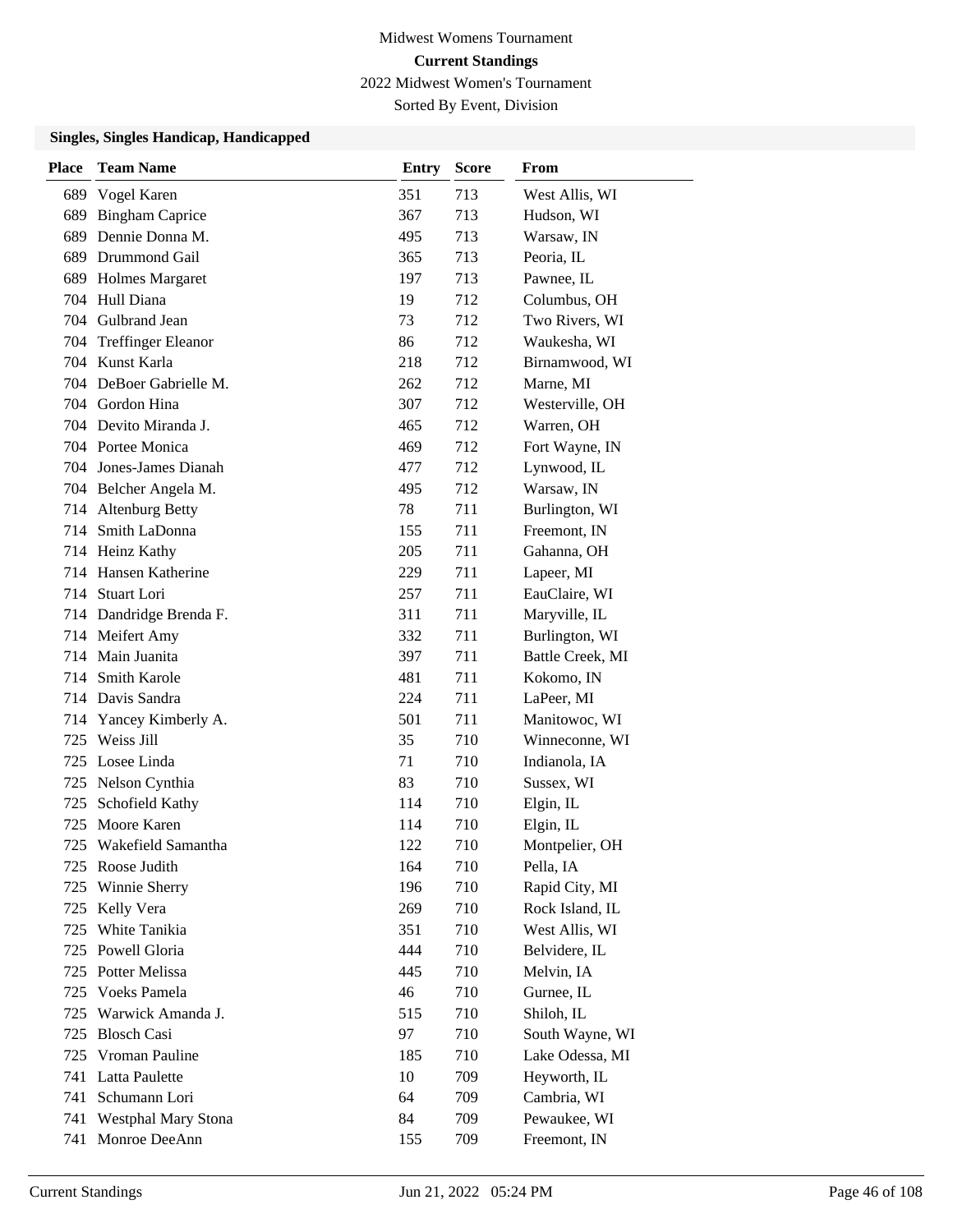Midwest Womens Tournament

**Current Standings**

2022 Midwest Women's Tournament

Sorted By Event, Division

### Singles, Singles Handicap, Handicapped

| Place | Team Name | Entry | Score | From |
|---|---|---|---|---|
| 689 | Vogel Karen | 351 | 713 | West Allis, WI |
| 689 | Bingham Caprice | 367 | 713 | Hudson, WI |
| 689 | Dennie Donna M. | 495 | 713 | Warsaw, IN |
| 689 | Drummond Gail | 365 | 713 | Peoria, IL |
| 689 | Holmes Margaret | 197 | 713 | Pawnee, IL |
| 704 | Hull Diana | 19 | 712 | Columbus, OH |
| 704 | Gulbrand Jean | 73 | 712 | Two Rivers, WI |
| 704 | Treffinger Eleanor | 86 | 712 | Waukesha, WI |
| 704 | Kunst Karla | 218 | 712 | Birnamwood, WI |
| 704 | DeBoer Gabrielle M. | 262 | 712 | Marne, MI |
| 704 | Gordon Hina | 307 | 712 | Westerville, OH |
| 704 | Devito Miranda J. | 465 | 712 | Warren, OH |
| 704 | Portee Monica | 469 | 712 | Fort Wayne, IN |
| 704 | Jones-James Dianah | 477 | 712 | Lynwood, IL |
| 704 | Belcher Angela M. | 495 | 712 | Warsaw, IN |
| 714 | Altenburg Betty | 78 | 711 | Burlington, WI |
| 714 | Smith LaDonna | 155 | 711 | Freemont, IN |
| 714 | Heinz Kathy | 205 | 711 | Gahanna, OH |
| 714 | Hansen Katherine | 229 | 711 | Lapeer, MI |
| 714 | Stuart Lori | 257 | 711 | EauClaire, WI |
| 714 | Dandridge Brenda F. | 311 | 711 | Maryville, IL |
| 714 | Meifert Amy | 332 | 711 | Burlington, WI |
| 714 | Main Juanita | 397 | 711 | Battle Creek, MI |
| 714 | Smith Karole | 481 | 711 | Kokomo, IN |
| 714 | Davis Sandra | 224 | 711 | LaPeer, MI |
| 714 | Yancey Kimberly A. | 501 | 711 | Manitowoc, WI |
| 725 | Weiss Jill | 35 | 710 | Winneconne, WI |
| 725 | Losee Linda | 71 | 710 | Indianola, IA |
| 725 | Nelson Cynthia | 83 | 710 | Sussex, WI |
| 725 | Schofield Kathy | 114 | 710 | Elgin, IL |
| 725 | Moore Karen | 114 | 710 | Elgin, IL |
| 725 | Wakefield Samantha | 122 | 710 | Montpelier, OH |
| 725 | Roose Judith | 164 | 710 | Pella, IA |
| 725 | Winnie Sherry | 196 | 710 | Rapid City, MI |
| 725 | Kelly Vera | 269 | 710 | Rock Island, IL |
| 725 | White Tanikia | 351 | 710 | West Allis, WI |
| 725 | Powell Gloria | 444 | 710 | Belvidere, IL |
| 725 | Potter Melissa | 445 | 710 | Melvin, IA |
| 725 | Voeks Pamela | 46 | 710 | Gurnee, IL |
| 725 | Warwick Amanda J. | 515 | 710 | Shiloh, IL |
| 725 | Blosch Casi | 97 | 710 | South Wayne, WI |
| 725 | Vroman Pauline | 185 | 710 | Lake Odessa, MI |
| 741 | Latta Paulette | 10 | 709 | Heyworth, IL |
| 741 | Schumann Lori | 64 | 709 | Cambria, WI |
| 741 | Westphal Mary Stona | 84 | 709 | Pewaukee, WI |
| 741 | Monroe DeeAnn | 155 | 709 | Freemont, IN |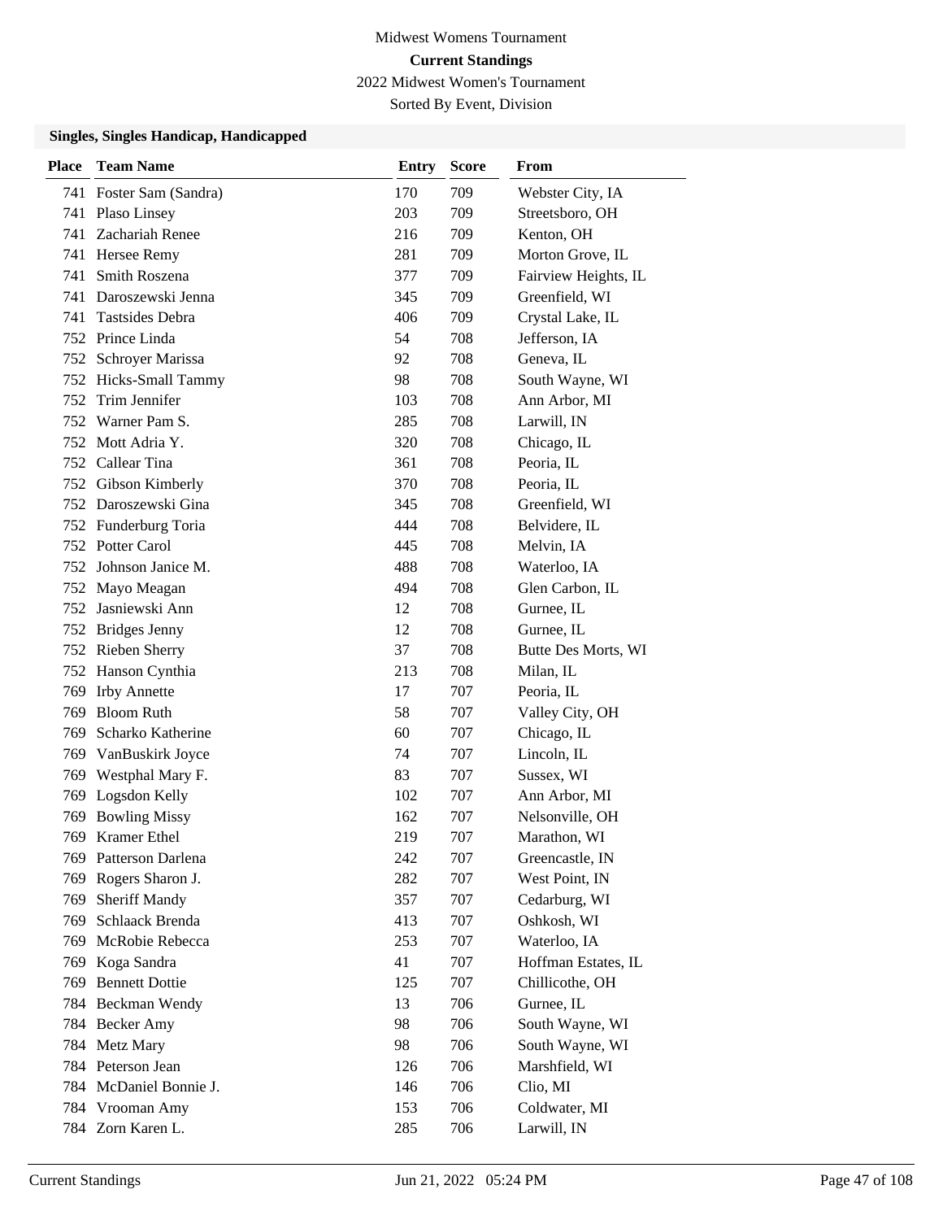Midwest Womens Tournament

**Current Standings**

2022 Midwest Women's Tournament

Sorted By Event, Division

### Singles, Singles Handicap, Handicapped

| Place | Team Name | Entry | Score | From |
|---|---|---|---|---|
| 741 | Foster Sam (Sandra) | 170 | 709 | Webster City, IA |
| 741 | Plaso Linsey | 203 | 709 | Streetsboro, OH |
| 741 | Zachariah Renee | 216 | 709 | Kenton, OH |
| 741 | Hersee Remy | 281 | 709 | Morton Grove, IL |
| 741 | Smith Roszena | 377 | 709 | Fairview Heights, IL |
| 741 | Daroszewski Jenna | 345 | 709 | Greenfield, WI |
| 741 | Tastsides Debra | 406 | 709 | Crystal Lake, IL |
| 752 | Prince Linda | 54 | 708 | Jefferson, IA |
| 752 | Schroyer Marissa | 92 | 708 | Geneva, IL |
| 752 | Hicks-Small Tammy | 98 | 708 | South Wayne, WI |
| 752 | Trim Jennifer | 103 | 708 | Ann Arbor, MI |
| 752 | Warner Pam S. | 285 | 708 | Larwill, IN |
| 752 | Mott Adria Y. | 320 | 708 | Chicago, IL |
| 752 | Callear Tina | 361 | 708 | Peoria, IL |
| 752 | Gibson Kimberly | 370 | 708 | Peoria, IL |
| 752 | Daroszewski Gina | 345 | 708 | Greenfield, WI |
| 752 | Funderburg Toria | 444 | 708 | Belvidere, IL |
| 752 | Potter Carol | 445 | 708 | Melvin, IA |
| 752 | Johnson Janice M. | 488 | 708 | Waterloo, IA |
| 752 | Mayo Meagan | 494 | 708 | Glen Carbon, IL |
| 752 | Jasniewski Ann | 12 | 708 | Gurnee, IL |
| 752 | Bridges Jenny | 12 | 708 | Gurnee, IL |
| 752 | Rieben Sherry | 37 | 708 | Butte Des Morts, WI |
| 752 | Hanson Cynthia | 213 | 708 | Milan, IL |
| 769 | Irby Annette | 17 | 707 | Peoria, IL |
| 769 | Bloom Ruth | 58 | 707 | Valley City, OH |
| 769 | Scharko Katherine | 60 | 707 | Chicago, IL |
| 769 | VanBuskirk Joyce | 74 | 707 | Lincoln, IL |
| 769 | Westphal Mary F. | 83 | 707 | Sussex, WI |
| 769 | Logsdon Kelly | 102 | 707 | Ann Arbor, MI |
| 769 | Bowling Missy | 162 | 707 | Nelsonville, OH |
| 769 | Kramer Ethel | 219 | 707 | Marathon, WI |
| 769 | Patterson Darlena | 242 | 707 | Greencastle, IN |
| 769 | Rogers Sharon J. | 282 | 707 | West Point, IN |
| 769 | Sheriff Mandy | 357 | 707 | Cedarburg, WI |
| 769 | Schlaack Brenda | 413 | 707 | Oshkosh, WI |
| 769 | McRobie Rebecca | 253 | 707 | Waterloo, IA |
| 769 | Koga Sandra | 41 | 707 | Hoffman Estates, IL |
| 769 | Bennett Dottie | 125 | 707 | Chillicothe, OH |
| 784 | Beckman Wendy | 13 | 706 | Gurnee, IL |
| 784 | Becker Amy | 98 | 706 | South Wayne, WI |
| 784 | Metz Mary | 98 | 706 | South Wayne, WI |
| 784 | Peterson Jean | 126 | 706 | Marshfield, WI |
| 784 | McDaniel Bonnie J. | 146 | 706 | Clio, MI |
| 784 | Vrooman Amy | 153 | 706 | Coldwater, MI |
| 784 | Zorn Karen L. | 285 | 706 | Larwill, IN |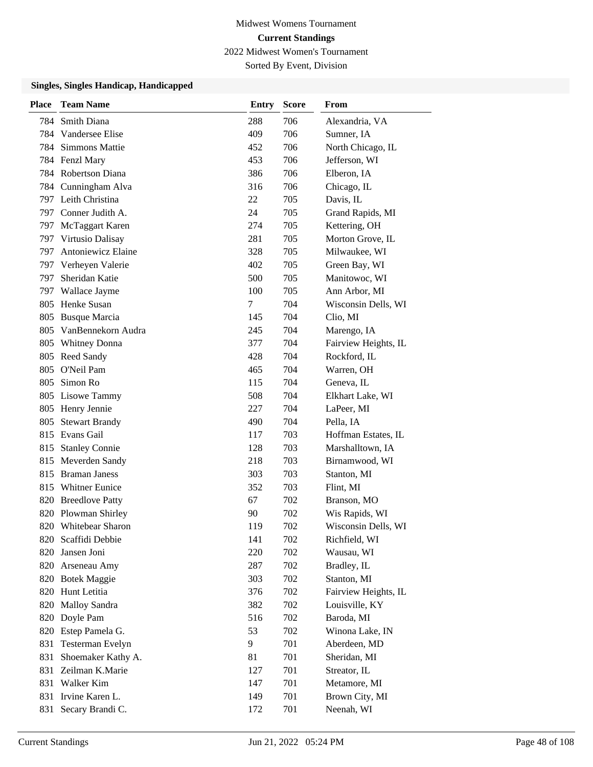Midwest Womens Tournament

**Current Standings**

2022 Midwest Women's Tournament

Sorted By Event, Division

### Singles, Singles Handicap, Handicapped

| Place | Team Name | Entry | Score | From |
|---|---|---|---|---|
| 784 | Smith Diana | 288 | 706 | Alexandria, VA |
| 784 | Vandersee Elise | 409 | 706 | Sumner, IA |
| 784 | Simmons Mattie | 452 | 706 | North Chicago, IL |
| 784 | Fenzl Mary | 453 | 706 | Jefferson, WI |
| 784 | Robertson Diana | 386 | 706 | Elberon, IA |
| 784 | Cunningham Alva | 316 | 706 | Chicago, IL |
| 797 | Leith Christina | 22 | 705 | Davis, IL |
| 797 | Conner Judith A. | 24 | 705 | Grand Rapids, MI |
| 797 | McTaggart Karen | 274 | 705 | Kettering, OH |
| 797 | Virtusio Dalisay | 281 | 705 | Morton Grove, IL |
| 797 | Antoniewicz Elaine | 328 | 705 | Milwaukee, WI |
| 797 | Verheyen Valerie | 402 | 705 | Green Bay, WI |
| 797 | Sheridan Katie | 500 | 705 | Manitowoc, WI |
| 797 | Wallace Jayme | 100 | 705 | Ann Arbor, MI |
| 805 | Henke Susan | 7 | 704 | Wisconsin Dells, WI |
| 805 | Busque Marcia | 145 | 704 | Clio, MI |
| 805 | VanBennekorn Audra | 245 | 704 | Marengo, IA |
| 805 | Whitney Donna | 377 | 704 | Fairview Heights, IL |
| 805 | Reed Sandy | 428 | 704 | Rockford, IL |
| 805 | O'Neil Pam | 465 | 704 | Warren, OH |
| 805 | Simon Ro | 115 | 704 | Geneva, IL |
| 805 | Lisowe Tammy | 508 | 704 | Elkhart Lake, WI |
| 805 | Henry Jennie | 227 | 704 | LaPeer, MI |
| 805 | Stewart Brandy | 490 | 704 | Pella, IA |
| 815 | Evans Gail | 117 | 703 | Hoffman Estates, IL |
| 815 | Stanley Connie | 128 | 703 | Marshalltown, IA |
| 815 | Meverden Sandy | 218 | 703 | Birnamwood, WI |
| 815 | Braman Janess | 303 | 703 | Stanton, MI |
| 815 | Whitner Eunice | 352 | 703 | Flint, MI |
| 820 | Breedlove Patty | 67 | 702 | Branson, MO |
| 820 | Plowman Shirley | 90 | 702 | Wis Rapids, WI |
| 820 | Whitebear Sharon | 119 | 702 | Wisconsin Dells, WI |
| 820 | Scaffidi Debbie | 141 | 702 | Richfield, WI |
| 820 | Jansen Joni | 220 | 702 | Wausau, WI |
| 820 | Arseneau Amy | 287 | 702 | Bradley, IL |
| 820 | Botek Maggie | 303 | 702 | Stanton, MI |
| 820 | Hunt Letitia | 376 | 702 | Fairview Heights, IL |
| 820 | Malloy Sandra | 382 | 702 | Louisville, KY |
| 820 | Doyle Pam | 516 | 702 | Baroda, MI |
| 820 | Estep Pamela G. | 53 | 702 | Winona Lake, IN |
| 831 | Testerman Evelyn | 9 | 701 | Aberdeen, MD |
| 831 | Shoemaker Kathy A. | 81 | 701 | Sheridan, MI |
| 831 | Zeilman K.Marie | 127 | 701 | Streator, IL |
| 831 | Walker Kim | 147 | 701 | Metamore, MI |
| 831 | Irvine Karen L. | 149 | 701 | Brown City, MI |
| 831 | Secary Brandi C. | 172 | 701 | Neenah, WI |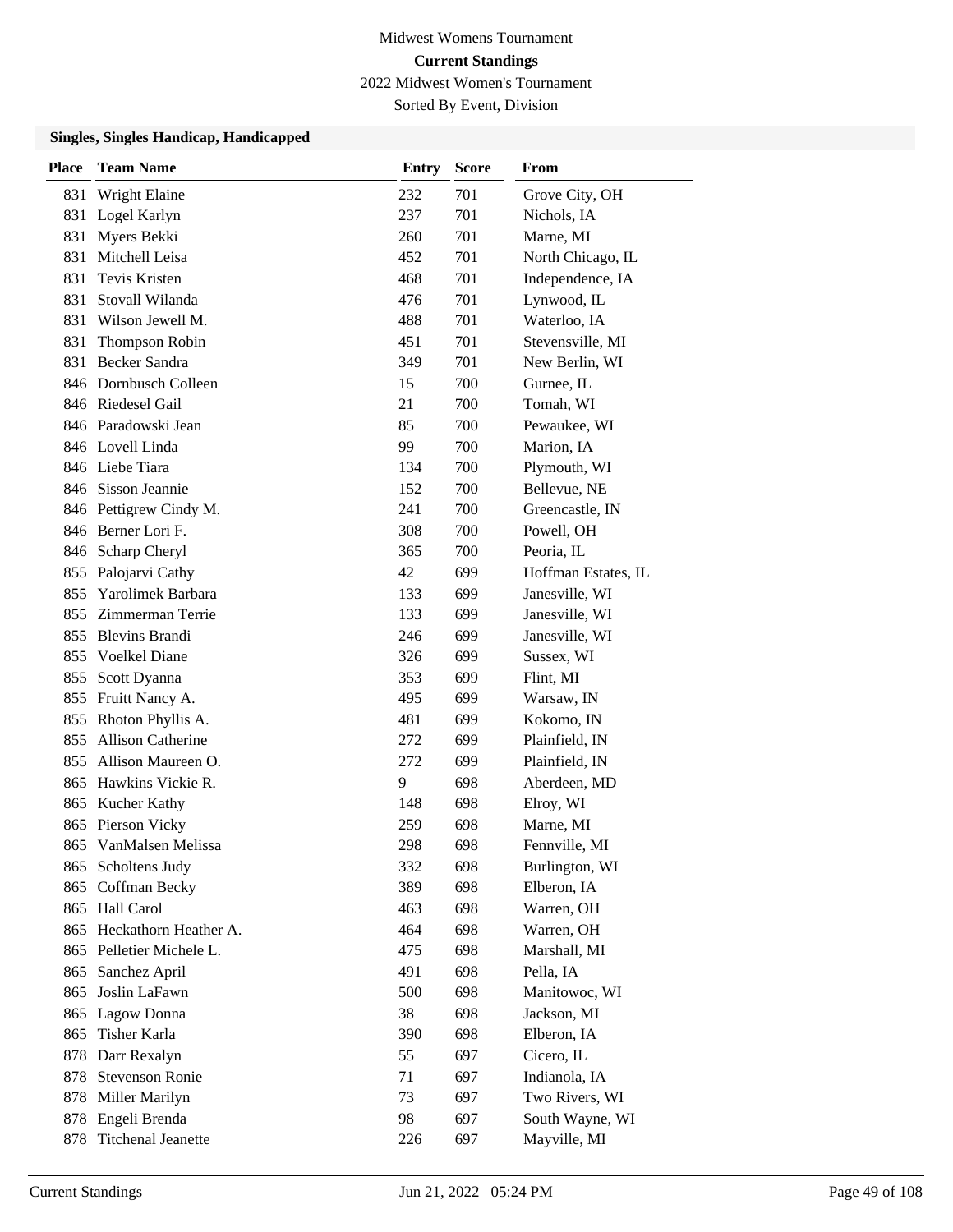Midwest Womens Tournament

**Current Standings**

2022 Midwest Women's Tournament

Sorted By Event, Division

### Singles, Singles Handicap, Handicapped

| Place | Team Name | Entry | Score | From |
|---|---|---|---|---|
| 831 | Wright Elaine | 232 | 701 | Grove City, OH |
| 831 | Logel Karlyn | 237 | 701 | Nichols, IA |
| 831 | Myers Bekki | 260 | 701 | Marne, MI |
| 831 | Mitchell Leisa | 452 | 701 | North Chicago, IL |
| 831 | Tevis Kristen | 468 | 701 | Independence, IA |
| 831 | Stovall Wilanda | 476 | 701 | Lynwood, IL |
| 831 | Wilson Jewell M. | 488 | 701 | Waterloo, IA |
| 831 | Thompson Robin | 451 | 701 | Stevensville, MI |
| 831 | Becker Sandra | 349 | 701 | New Berlin, WI |
| 846 | Dornbusch Colleen | 15 | 700 | Gurnee, IL |
| 846 | Riedesel Gail | 21 | 700 | Tomah, WI |
| 846 | Paradowski Jean | 85 | 700 | Pewaukee, WI |
| 846 | Lovell Linda | 99 | 700 | Marion, IA |
| 846 | Liebe Tiara | 134 | 700 | Plymouth, WI |
| 846 | Sisson Jeannie | 152 | 700 | Bellevue, NE |
| 846 | Pettigrew Cindy M. | 241 | 700 | Greencastle, IN |
| 846 | Berner Lori F. | 308 | 700 | Powell, OH |
| 846 | Scharp Cheryl | 365 | 700 | Peoria, IL |
| 855 | Palojarvi Cathy | 42 | 699 | Hoffman Estates, IL |
| 855 | Yarolimek Barbara | 133 | 699 | Janesville, WI |
| 855 | Zimmerman Terrie | 133 | 699 | Janesville, WI |
| 855 | Blevins Brandi | 246 | 699 | Janesville, WI |
| 855 | Voelkel Diane | 326 | 699 | Sussex, WI |
| 855 | Scott Dyanna | 353 | 699 | Flint, MI |
| 855 | Fruitt Nancy A. | 495 | 699 | Warsaw, IN |
| 855 | Rhoton Phyllis A. | 481 | 699 | Kokomo, IN |
| 855 | Allison Catherine | 272 | 699 | Plainfield, IN |
| 855 | Allison Maureen O. | 272 | 699 | Plainfield, IN |
| 865 | Hawkins Vickie R. | 9 | 698 | Aberdeen, MD |
| 865 | Kucher Kathy | 148 | 698 | Elroy, WI |
| 865 | Pierson Vicky | 259 | 698 | Marne, MI |
| 865 | VanMalsen Melissa | 298 | 698 | Fennville, MI |
| 865 | Scholtens Judy | 332 | 698 | Burlington, WI |
| 865 | Coffman Becky | 389 | 698 | Elberon, IA |
| 865 | Hall Carol | 463 | 698 | Warren, OH |
| 865 | Heckathorn Heather A. | 464 | 698 | Warren, OH |
| 865 | Pelletier Michele L. | 475 | 698 | Marshall, MI |
| 865 | Sanchez April | 491 | 698 | Pella, IA |
| 865 | Joslin LaFawn | 500 | 698 | Manitowoc, WI |
| 865 | Lagow Donna | 38 | 698 | Jackson, MI |
| 865 | Tisher Karla | 390 | 698 | Elberon, IA |
| 878 | Darr Rexalyn | 55 | 697 | Cicero, IL |
| 878 | Stevenson Ronie | 71 | 697 | Indianola, IA |
| 878 | Miller Marilyn | 73 | 697 | Two Rivers, WI |
| 878 | Engeli Brenda | 98 | 697 | South Wayne, WI |
| 878 | Titchenal Jeanette | 226 | 697 | Mayville, MI |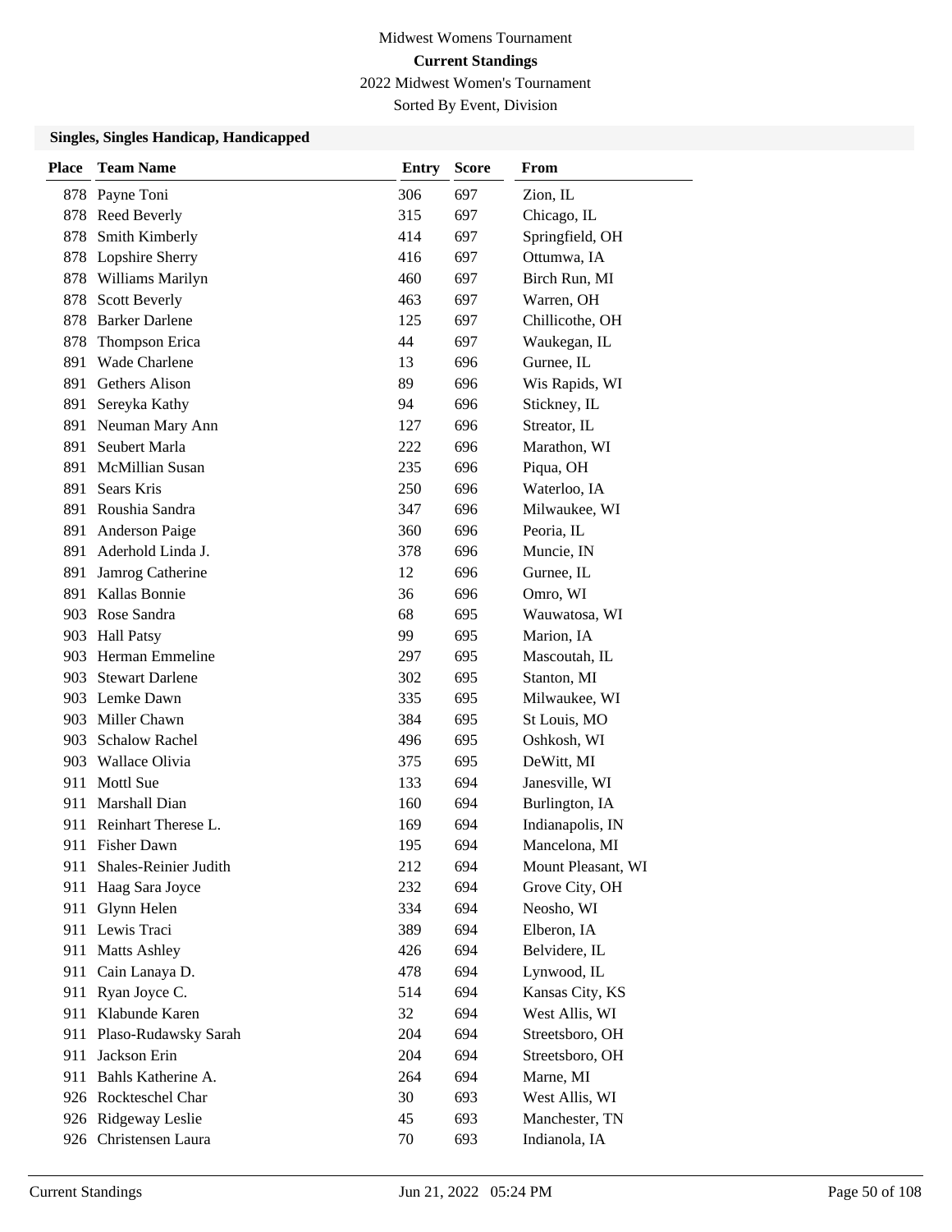Midwest Womens Tournament

**Current Standings**

2022 Midwest Women's Tournament

Sorted By Event, Division

### Singles, Singles Handicap, Handicapped

| Place | Team Name | Entry | Score | From |
|---|---|---|---|---|
| 878 | Payne Toni | 306 | 697 | Zion, IL |
| 878 | Reed Beverly | 315 | 697 | Chicago, IL |
| 878 | Smith Kimberly | 414 | 697 | Springfield, OH |
| 878 | Lopshire Sherry | 416 | 697 | Ottumwa, IA |
| 878 | Williams Marilyn | 460 | 697 | Birch Run, MI |
| 878 | Scott Beverly | 463 | 697 | Warren, OH |
| 878 | Barker Darlene | 125 | 697 | Chillicothe, OH |
| 878 | Thompson Erica | 44 | 697 | Waukegan, IL |
| 891 | Wade Charlene | 13 | 696 | Gurnee, IL |
| 891 | Gethers Alison | 89 | 696 | Wis Rapids, WI |
| 891 | Sereyka Kathy | 94 | 696 | Stickney, IL |
| 891 | Neuman Mary Ann | 127 | 696 | Streator, IL |
| 891 | Seubert Marla | 222 | 696 | Marathon, WI |
| 891 | McMillian Susan | 235 | 696 | Piqua, OH |
| 891 | Sears Kris | 250 | 696 | Waterloo, IA |
| 891 | Roushia Sandra | 347 | 696 | Milwaukee, WI |
| 891 | Anderson Paige | 360 | 696 | Peoria, IL |
| 891 | Aderhold Linda J. | 378 | 696 | Muncie, IN |
| 891 | Jamrog Catherine | 12 | 696 | Gurnee, IL |
| 891 | Kallas Bonnie | 36 | 696 | Omro, WI |
| 903 | Rose Sandra | 68 | 695 | Wauwatosa, WI |
| 903 | Hall Patsy | 99 | 695 | Marion, IA |
| 903 | Herman Emmeline | 297 | 695 | Mascoutah, IL |
| 903 | Stewart Darlene | 302 | 695 | Stanton, MI |
| 903 | Lemke Dawn | 335 | 695 | Milwaukee, WI |
| 903 | Miller Chawn | 384 | 695 | St Louis, MO |
| 903 | Schalow Rachel | 496 | 695 | Oshkosh, WI |
| 903 | Wallace Olivia | 375 | 695 | DeWitt, MI |
| 911 | Mottl Sue | 133 | 694 | Janesville, WI |
| 911 | Marshall Dian | 160 | 694 | Burlington, IA |
| 911 | Reinhart Therese L. | 169 | 694 | Indianapolis, IN |
| 911 | Fisher Dawn | 195 | 694 | Mancelona, MI |
| 911 | Shales-Reinier Judith | 212 | 694 | Mount Pleasant, WI |
| 911 | Haag Sara Joyce | 232 | 694 | Grove City, OH |
| 911 | Glynn Helen | 334 | 694 | Neosho, WI |
| 911 | Lewis Traci | 389 | 694 | Elberon, IA |
| 911 | Matts Ashley | 426 | 694 | Belvidere, IL |
| 911 | Cain Lanaya D. | 478 | 694 | Lynwood, IL |
| 911 | Ryan Joyce C. | 514 | 694 | Kansas City, KS |
| 911 | Klabunde Karen | 32 | 694 | West Allis, WI |
| 911 | Plaso-Rudawsky Sarah | 204 | 694 | Streetsboro, OH |
| 911 | Jackson Erin | 204 | 694 | Streetsboro, OH |
| 911 | Bahls Katherine A. | 264 | 694 | Marne, MI |
| 926 | Rockteschel Char | 30 | 693 | West Allis, WI |
| 926 | Ridgeway Leslie | 45 | 693 | Manchester, TN |
| 926 | Christensen Laura | 70 | 693 | Indianola, IA |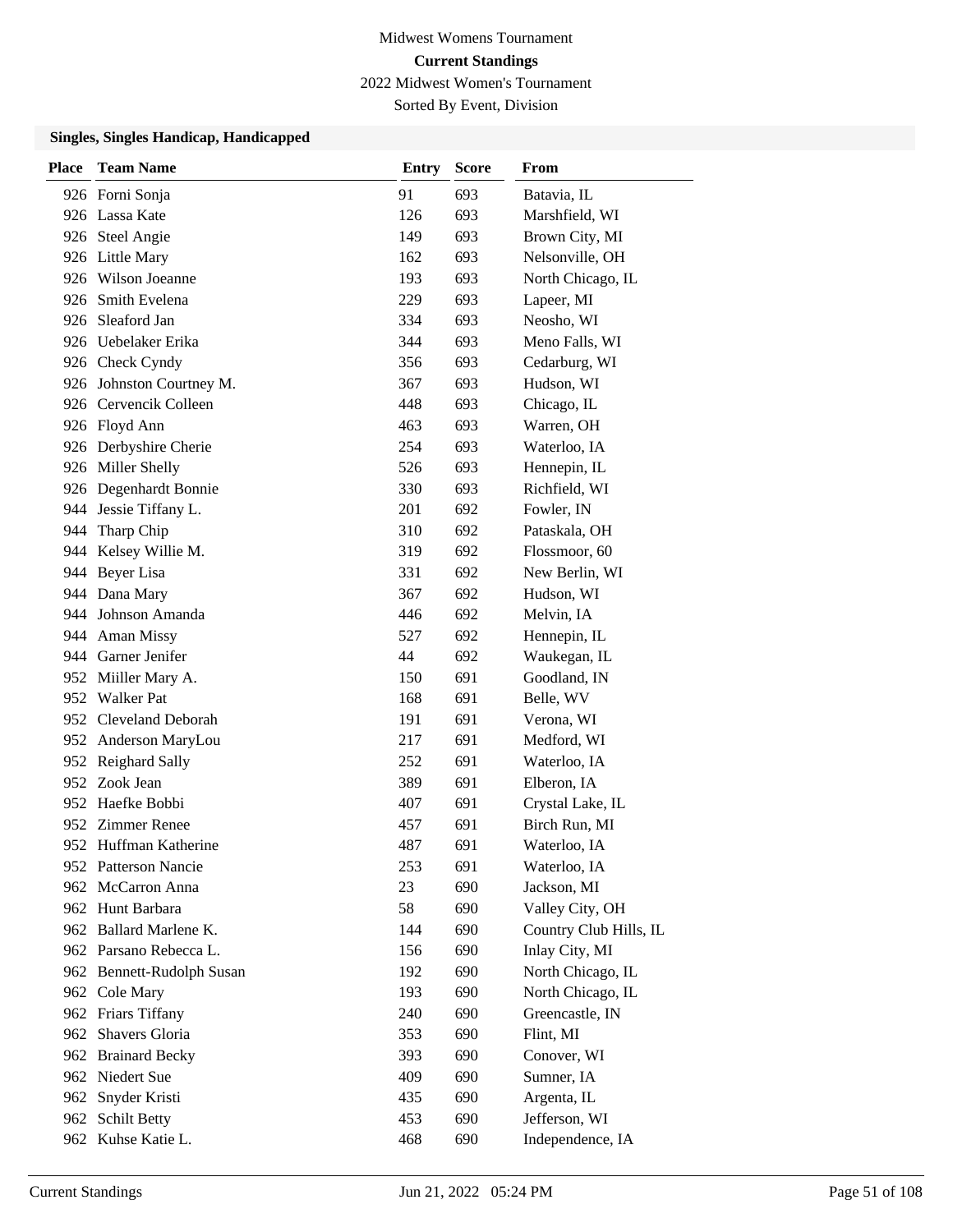Midwest Womens Tournament

**Current Standings**

2022 Midwest Women's Tournament

Sorted By Event, Division

### Singles, Singles Handicap, Handicapped

| Place | Team Name | Entry | Score | From |
|---|---|---|---|---|
| 926 | Forni Sonja | 91 | 693 | Batavia, IL |
| 926 | Lassa Kate | 126 | 693 | Marshfield, WI |
| 926 | Steel Angie | 149 | 693 | Brown City, MI |
| 926 | Little Mary | 162 | 693 | Nelsonville, OH |
| 926 | Wilson Joeanne | 193 | 693 | North Chicago, IL |
| 926 | Smith Evelena | 229 | 693 | Lapeer, MI |
| 926 | Sleaford Jan | 334 | 693 | Neosho, WI |
| 926 | Uebelaker Erika | 344 | 693 | Meno Falls, WI |
| 926 | Check Cyndy | 356 | 693 | Cedarburg, WI |
| 926 | Johnston Courtney M. | 367 | 693 | Hudson, WI |
| 926 | Cervencik Colleen | 448 | 693 | Chicago, IL |
| 926 | Floyd Ann | 463 | 693 | Warren, OH |
| 926 | Derbyshire Cherie | 254 | 693 | Waterloo, IA |
| 926 | Miller Shelly | 526 | 693 | Hennepin, IL |
| 926 | Degenhardt Bonnie | 330 | 693 | Richfield, WI |
| 944 | Jessie Tiffany L. | 201 | 692 | Fowler, IN |
| 944 | Tharp Chip | 310 | 692 | Pataskala, OH |
| 944 | Kelsey Willie M. | 319 | 692 | Flossmoor, 60 |
| 944 | Beyer Lisa | 331 | 692 | New Berlin, WI |
| 944 | Dana Mary | 367 | 692 | Hudson, WI |
| 944 | Johnson Amanda | 446 | 692 | Melvin, IA |
| 944 | Aman Missy | 527 | 692 | Hennepin, IL |
| 944 | Garner Jenifer | 44 | 692 | Waukegan, IL |
| 952 | Miiller Mary A. | 150 | 691 | Goodland, IN |
| 952 | Walker Pat | 168 | 691 | Belle, WV |
| 952 | Cleveland Deborah | 191 | 691 | Verona, WI |
| 952 | Anderson MaryLou | 217 | 691 | Medford, WI |
| 952 | Reighard Sally | 252 | 691 | Waterloo, IA |
| 952 | Zook Jean | 389 | 691 | Elberon, IA |
| 952 | Haefke Bobbi | 407 | 691 | Crystal Lake, IL |
| 952 | Zimmer Renee | 457 | 691 | Birch Run, MI |
| 952 | Huffman Katherine | 487 | 691 | Waterloo, IA |
| 952 | Patterson Nancie | 253 | 691 | Waterloo, IA |
| 962 | McCarron Anna | 23 | 690 | Jackson, MI |
| 962 | Hunt Barbara | 58 | 690 | Valley City, OH |
| 962 | Ballard Marlene K. | 144 | 690 | Country Club Hills, IL |
| 962 | Parsano Rebecca L. | 156 | 690 | Inlay City, MI |
| 962 | Bennett-Rudolph Susan | 192 | 690 | North Chicago, IL |
| 962 | Cole Mary | 193 | 690 | North Chicago, IL |
| 962 | Friars Tiffany | 240 | 690 | Greencastle, IN |
| 962 | Shavers Gloria | 353 | 690 | Flint, MI |
| 962 | Brainard Becky | 393 | 690 | Conover, WI |
| 962 | Niedert Sue | 409 | 690 | Sumner, IA |
| 962 | Snyder Kristi | 435 | 690 | Argenta, IL |
| 962 | Schilt Betty | 453 | 690 | Jefferson, WI |
| 962 | Kuhse Katie L. | 468 | 690 | Independence, IA |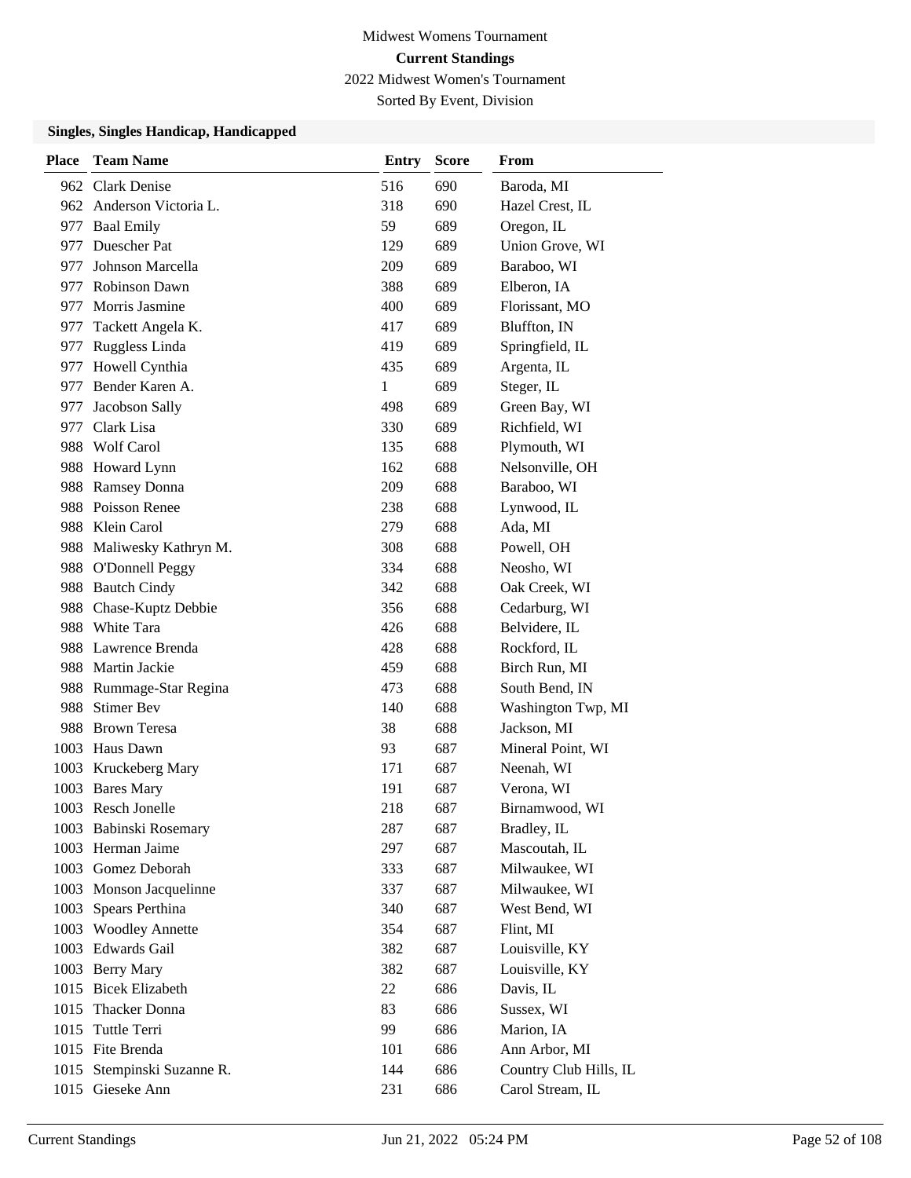Midwest Womens Tournament

**Current Standings**

2022 Midwest Women's Tournament

Sorted By Event, Division

### Singles, Singles Handicap, Handicapped

| Place | Team Name | Entry | Score | From |
|---|---|---|---|---|
| 962 | Clark Denise | 516 | 690 | Baroda, MI |
| 962 | Anderson Victoria L. | 318 | 690 | Hazel Crest, IL |
| 977 | Baal Emily | 59 | 689 | Oregon, IL |
| 977 | Duescher Pat | 129 | 689 | Union Grove, WI |
| 977 | Johnson Marcella | 209 | 689 | Baraboo, WI |
| 977 | Robinson Dawn | 388 | 689 | Elberon, IA |
| 977 | Morris Jasmine | 400 | 689 | Florissant, MO |
| 977 | Tackett Angela K. | 417 | 689 | Bluffton, IN |
| 977 | Ruggless Linda | 419 | 689 | Springfield, IL |
| 977 | Howell Cynthia | 435 | 689 | Argenta, IL |
| 977 | Bender Karen A. | 1 | 689 | Steger, IL |
| 977 | Jacobson Sally | 498 | 689 | Green Bay, WI |
| 977 | Clark Lisa | 330 | 689 | Richfield, WI |
| 988 | Wolf Carol | 135 | 688 | Plymouth, WI |
| 988 | Howard Lynn | 162 | 688 | Nelsonville, OH |
| 988 | Ramsey Donna | 209 | 688 | Baraboo, WI |
| 988 | Poisson Renee | 238 | 688 | Lynwood, IL |
| 988 | Klein Carol | 279 | 688 | Ada, MI |
| 988 | Maliwesky Kathryn M. | 308 | 688 | Powell, OH |
| 988 | O'Donnell Peggy | 334 | 688 | Neosho, WI |
| 988 | Bautch Cindy | 342 | 688 | Oak Creek, WI |
| 988 | Chase-Kuptz Debbie | 356 | 688 | Cedarburg, WI |
| 988 | White Tara | 426 | 688 | Belvidere, IL |
| 988 | Lawrence Brenda | 428 | 688 | Rockford, IL |
| 988 | Martin Jackie | 459 | 688 | Birch Run, MI |
| 988 | Rummage-Star Regina | 473 | 688 | South Bend, IN |
| 988 | Stimer Bev | 140 | 688 | Washington Twp, MI |
| 988 | Brown Teresa | 38 | 688 | Jackson, MI |
| 1003 | Haus Dawn | 93 | 687 | Mineral Point, WI |
| 1003 | Kruckeberg Mary | 171 | 687 | Neenah, WI |
| 1003 | Bares Mary | 191 | 687 | Verona, WI |
| 1003 | Resch Jonelle | 218 | 687 | Birnamwood, WI |
| 1003 | Babinski Rosemary | 287 | 687 | Bradley, IL |
| 1003 | Herman Jaime | 297 | 687 | Mascoutah, IL |
| 1003 | Gomez Deborah | 333 | 687 | Milwaukee, WI |
| 1003 | Monson Jacquelinne | 337 | 687 | Milwaukee, WI |
| 1003 | Spears Perthina | 340 | 687 | West Bend, WI |
| 1003 | Woodley Annette | 354 | 687 | Flint, MI |
| 1003 | Edwards Gail | 382 | 687 | Louisville, KY |
| 1003 | Berry Mary | 382 | 687 | Louisville, KY |
| 1015 | Bicek Elizabeth | 22 | 686 | Davis, IL |
| 1015 | Thacker Donna | 83 | 686 | Sussex, WI |
| 1015 | Tuttle Terri | 99 | 686 | Marion, IA |
| 1015 | Fite Brenda | 101 | 686 | Ann Arbor, MI |
| 1015 | Stempinski Suzanne R. | 144 | 686 | Country Club Hills, IL |
| 1015 | Gieseke Ann | 231 | 686 | Carol Stream, IL |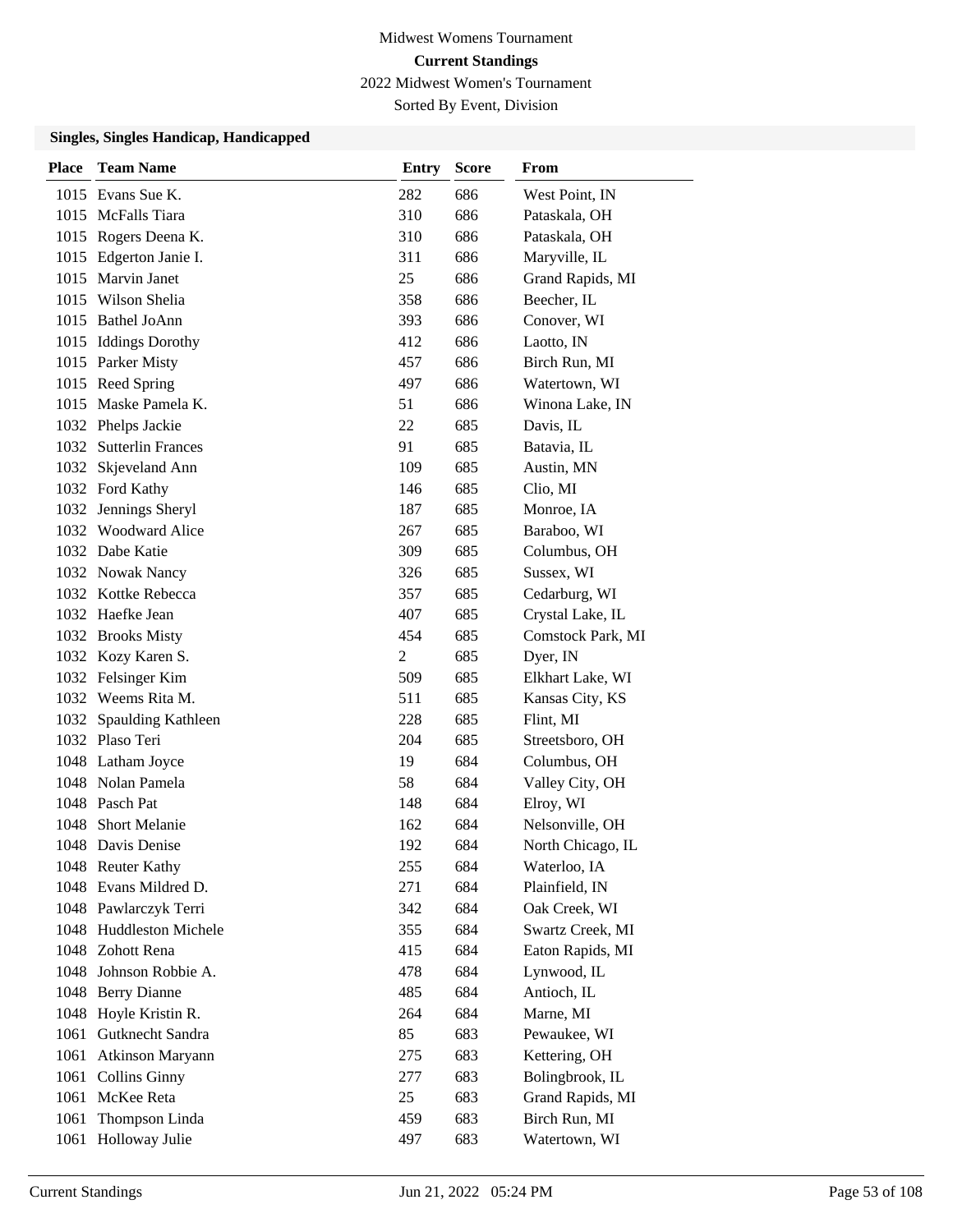Midwest Womens Tournament

**Current Standings**

2022 Midwest Women's Tournament

Sorted By Event, Division

### Singles, Singles Handicap, Handicapped

| Place | Team Name | Entry | Score | From |
|---|---|---|---|---|
| 1015 | Evans Sue K. | 282 | 686 | West Point, IN |
| 1015 | McFalls Tiara | 310 | 686 | Pataskala, OH |
| 1015 | Rogers Deena K. | 310 | 686 | Pataskala, OH |
| 1015 | Edgerton Janie I. | 311 | 686 | Maryville, IL |
| 1015 | Marvin Janet | 25 | 686 | Grand Rapids, MI |
| 1015 | Wilson Shelia | 358 | 686 | Beecher, IL |
| 1015 | Bathel JoAnn | 393 | 686 | Conover, WI |
| 1015 | Iddings Dorothy | 412 | 686 | Laotto, IN |
| 1015 | Parker Misty | 457 | 686 | Birch Run, MI |
| 1015 | Reed Spring | 497 | 686 | Watertown, WI |
| 1015 | Maske Pamela K. | 51 | 686 | Winona Lake, IN |
| 1032 | Phelps Jackie | 22 | 685 | Davis, IL |
| 1032 | Sutterlin Frances | 91 | 685 | Batavia, IL |
| 1032 | Skjeveland Ann | 109 | 685 | Austin, MN |
| 1032 | Ford Kathy | 146 | 685 | Clio, MI |
| 1032 | Jennings Sheryl | 187 | 685 | Monroe, IA |
| 1032 | Woodward Alice | 267 | 685 | Baraboo, WI |
| 1032 | Dabe Katie | 309 | 685 | Columbus, OH |
| 1032 | Nowak Nancy | 326 | 685 | Sussex, WI |
| 1032 | Kottke Rebecca | 357 | 685 | Cedarburg, WI |
| 1032 | Haefke Jean | 407 | 685 | Crystal Lake, IL |
| 1032 | Brooks Misty | 454 | 685 | Comstock Park, MI |
| 1032 | Kozy Karen S. | 2 | 685 | Dyer, IN |
| 1032 | Felsinger Kim | 509 | 685 | Elkhart Lake, WI |
| 1032 | Weems Rita M. | 511 | 685 | Kansas City, KS |
| 1032 | Spaulding Kathleen | 228 | 685 | Flint, MI |
| 1032 | Plaso Teri | 204 | 685 | Streetsboro, OH |
| 1048 | Latham Joyce | 19 | 684 | Columbus, OH |
| 1048 | Nolan Pamela | 58 | 684 | Valley City, OH |
| 1048 | Pasch Pat | 148 | 684 | Elroy, WI |
| 1048 | Short Melanie | 162 | 684 | Nelsonville, OH |
| 1048 | Davis Denise | 192 | 684 | North Chicago, IL |
| 1048 | Reuter Kathy | 255 | 684 | Waterloo, IA |
| 1048 | Evans Mildred D. | 271 | 684 | Plainfield, IN |
| 1048 | Pawlarczyk Terri | 342 | 684 | Oak Creek, WI |
| 1048 | Huddleston Michele | 355 | 684 | Swartz Creek, MI |
| 1048 | Zohott Rena | 415 | 684 | Eaton Rapids, MI |
| 1048 | Johnson Robbie A. | 478 | 684 | Lynwood, IL |
| 1048 | Berry Dianne | 485 | 684 | Antioch, IL |
| 1048 | Hoyle Kristin R. | 264 | 684 | Marne, MI |
| 1061 | Gutknecht Sandra | 85 | 683 | Pewaukee, WI |
| 1061 | Atkinson Maryann | 275 | 683 | Kettering, OH |
| 1061 | Collins Ginny | 277 | 683 | Bolingbrook, IL |
| 1061 | McKee Reta | 25 | 683 | Grand Rapids, MI |
| 1061 | Thompson Linda | 459 | 683 | Birch Run, MI |
| 1061 | Holloway Julie | 497 | 683 | Watertown, WI |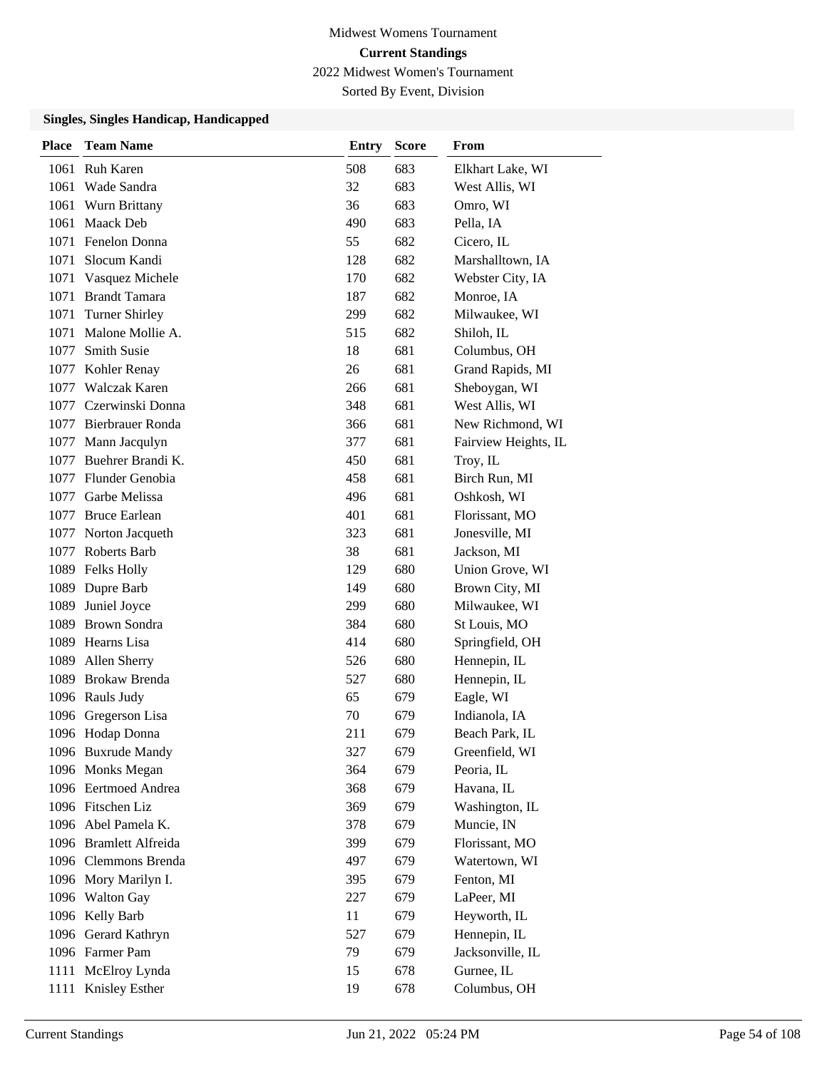Midwest Womens Tournament

**Current Standings**

2022 Midwest Women's Tournament

Sorted By Event, Division

### Singles, Singles Handicap, Handicapped

| Place | Team Name | Entry | Score | From |
|---|---|---|---|---|
| 1061 | Ruh Karen | 508 | 683 | Elkhart Lake, WI |
| 1061 | Wade Sandra | 32 | 683 | West Allis, WI |
| 1061 | Wurn Brittany | 36 | 683 | Omro, WI |
| 1061 | Maack Deb | 490 | 683 | Pella, IA |
| 1071 | Fenelon Donna | 55 | 682 | Cicero, IL |
| 1071 | Slocum Kandi | 128 | 682 | Marshalltown, IA |
| 1071 | Vasquez Michele | 170 | 682 | Webster City, IA |
| 1071 | Brandt Tamara | 187 | 682 | Monroe, IA |
| 1071 | Turner Shirley | 299 | 682 | Milwaukee, WI |
| 1071 | Malone Mollie A. | 515 | 682 | Shiloh, IL |
| 1077 | Smith Susie | 18 | 681 | Columbus, OH |
| 1077 | Kohler Renay | 26 | 681 | Grand Rapids, MI |
| 1077 | Walczak Karen | 266 | 681 | Sheboygan, WI |
| 1077 | Czerwinski Donna | 348 | 681 | West Allis, WI |
| 1077 | Bierbrauer Ronda | 366 | 681 | New Richmond, WI |
| 1077 | Mann Jacqulyn | 377 | 681 | Fairview Heights, IL |
| 1077 | Buehrer Brandi K. | 450 | 681 | Troy, IL |
| 1077 | Flunder Genobia | 458 | 681 | Birch Run, MI |
| 1077 | Garbe Melissa | 496 | 681 | Oshkosh, WI |
| 1077 | Bruce Earlean | 401 | 681 | Florissant, MO |
| 1077 | Norton Jacqueth | 323 | 681 | Jonesville, MI |
| 1077 | Roberts Barb | 38 | 681 | Jackson, MI |
| 1089 | Felks Holly | 129 | 680 | Union Grove, WI |
| 1089 | Dupre Barb | 149 | 680 | Brown City, MI |
| 1089 | Juniel Joyce | 299 | 680 | Milwaukee, WI |
| 1089 | Brown Sondra | 384 | 680 | St Louis, MO |
| 1089 | Hearns Lisa | 414 | 680 | Springfield, OH |
| 1089 | Allen Sherry | 526 | 680 | Hennepin, IL |
| 1089 | Brokaw Brenda | 527 | 680 | Hennepin, IL |
| 1096 | Rauls Judy | 65 | 679 | Eagle, WI |
| 1096 | Gregerson Lisa | 70 | 679 | Indianola, IA |
| 1096 | Hodap Donna | 211 | 679 | Beach Park, IL |
| 1096 | Buxrude Mandy | 327 | 679 | Greenfield, WI |
| 1096 | Monks Megan | 364 | 679 | Peoria, IL |
| 1096 | Eertmoed Andrea | 368 | 679 | Havana, IL |
| 1096 | Fitschen Liz | 369 | 679 | Washington, IL |
| 1096 | Abel Pamela K. | 378 | 679 | Muncie, IN |
| 1096 | Bramlett Alfreida | 399 | 679 | Florissant, MO |
| 1096 | Clemmons Brenda | 497 | 679 | Watertown, WI |
| 1096 | Mory Marilyn I. | 395 | 679 | Fenton, MI |
| 1096 | Walton Gay | 227 | 679 | LaPeer, MI |
| 1096 | Kelly Barb | 11 | 679 | Heyworth, IL |
| 1096 | Gerard Kathryn | 527 | 679 | Hennepin, IL |
| 1096 | Farmer Pam | 79 | 679 | Jacksonville, IL |
| 1111 | McElroy Lynda | 15 | 678 | Gurnee, IL |
| 1111 | Knisley Esther | 19 | 678 | Columbus, OH |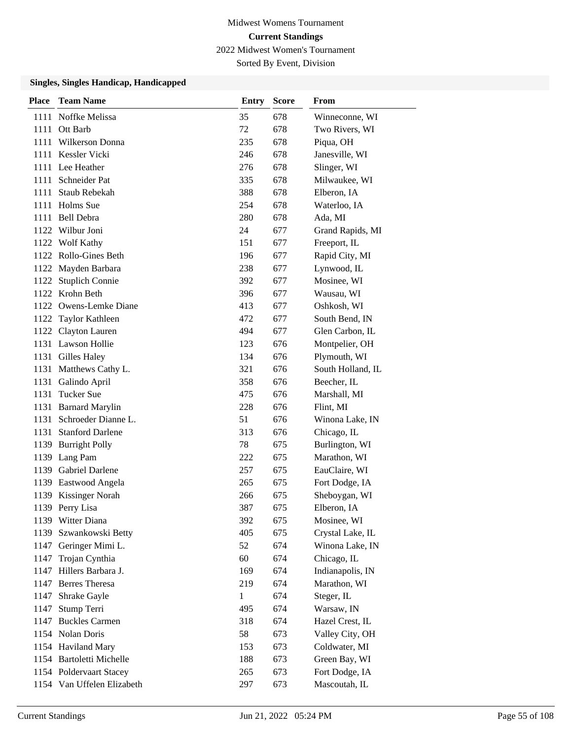Midwest Womens Tournament

**Current Standings**

2022 Midwest Women's Tournament

Sorted By Event, Division

### Singles, Singles Handicap, Handicapped

| Place | Team Name | Entry | Score | From |
|---|---|---|---|---|
| 1111 | Noffke Melissa | 35 | 678 | Winneconne, WI |
| 1111 | Ott Barb | 72 | 678 | Two Rivers, WI |
| 1111 | Wilkerson Donna | 235 | 678 | Piqua, OH |
| 1111 | Kessler Vicki | 246 | 678 | Janesville, WI |
| 1111 | Lee Heather | 276 | 678 | Slinger, WI |
| 1111 | Schneider Pat | 335 | 678 | Milwaukee, WI |
| 1111 | Staub Rebekah | 388 | 678 | Elberon, IA |
| 1111 | Holms Sue | 254 | 678 | Waterloo, IA |
| 1111 | Bell Debra | 280 | 678 | Ada, MI |
| 1122 | Wilbur Joni | 24 | 677 | Grand Rapids, MI |
| 1122 | Wolf Kathy | 151 | 677 | Freeport, IL |
| 1122 | Rollo-Gines Beth | 196 | 677 | Rapid City, MI |
| 1122 | Mayden Barbara | 238 | 677 | Lynwood, IL |
| 1122 | Stuplich Connie | 392 | 677 | Mosinee, WI |
| 1122 | Krohn Beth | 396 | 677 | Wausau, WI |
| 1122 | Owens-Lemke Diane | 413 | 677 | Oshkosh, WI |
| 1122 | Taylor Kathleen | 472 | 677 | South Bend, IN |
| 1122 | Clayton Lauren | 494 | 677 | Glen Carbon, IL |
| 1131 | Lawson Hollie | 123 | 676 | Montpelier, OH |
| 1131 | Gilles Haley | 134 | 676 | Plymouth, WI |
| 1131 | Matthews Cathy L. | 321 | 676 | South Holland, IL |
| 1131 | Galindo April | 358 | 676 | Beecher, IL |
| 1131 | Tucker Sue | 475 | 676 | Marshall, MI |
| 1131 | Barnard Marylin | 228 | 676 | Flint, MI |
| 1131 | Schroeder Dianne L. | 51 | 676 | Winona Lake, IN |
| 1131 | Stanford Darlene | 313 | 676 | Chicago, IL |
| 1139 | Burright Polly | 78 | 675 | Burlington, WI |
| 1139 | Lang Pam | 222 | 675 | Marathon, WI |
| 1139 | Gabriel Darlene | 257 | 675 | EauClaire, WI |
| 1139 | Eastwood Angela | 265 | 675 | Fort Dodge, IA |
| 1139 | Kissinger Norah | 266 | 675 | Sheboygan, WI |
| 1139 | Perry Lisa | 387 | 675 | Elberon, IA |
| 1139 | Witter Diana | 392 | 675 | Mosinee, WI |
| 1139 | Szwankowski Betty | 405 | 675 | Crystal Lake, IL |
| 1147 | Geringer Mimi L. | 52 | 674 | Winona Lake, IN |
| 1147 | Trojan Cynthia | 60 | 674 | Chicago, IL |
| 1147 | Hillers Barbara J. | 169 | 674 | Indianapolis, IN |
| 1147 | Berres Theresa | 219 | 674 | Marathon, WI |
| 1147 | Shrake Gayle | 1 | 674 | Steger, IL |
| 1147 | Stump Terri | 495 | 674 | Warsaw, IN |
| 1147 | Buckles Carmen | 318 | 674 | Hazel Crest, IL |
| 1154 | Nolan Doris | 58 | 673 | Valley City, OH |
| 1154 | Haviland Mary | 153 | 673 | Coldwater, MI |
| 1154 | Bartoletti Michelle | 188 | 673 | Green Bay, WI |
| 1154 | Poldervaart Stacey | 265 | 673 | Fort Dodge, IA |
| 1154 | Van Uffelen Elizabeth | 297 | 673 | Mascoutah, IL |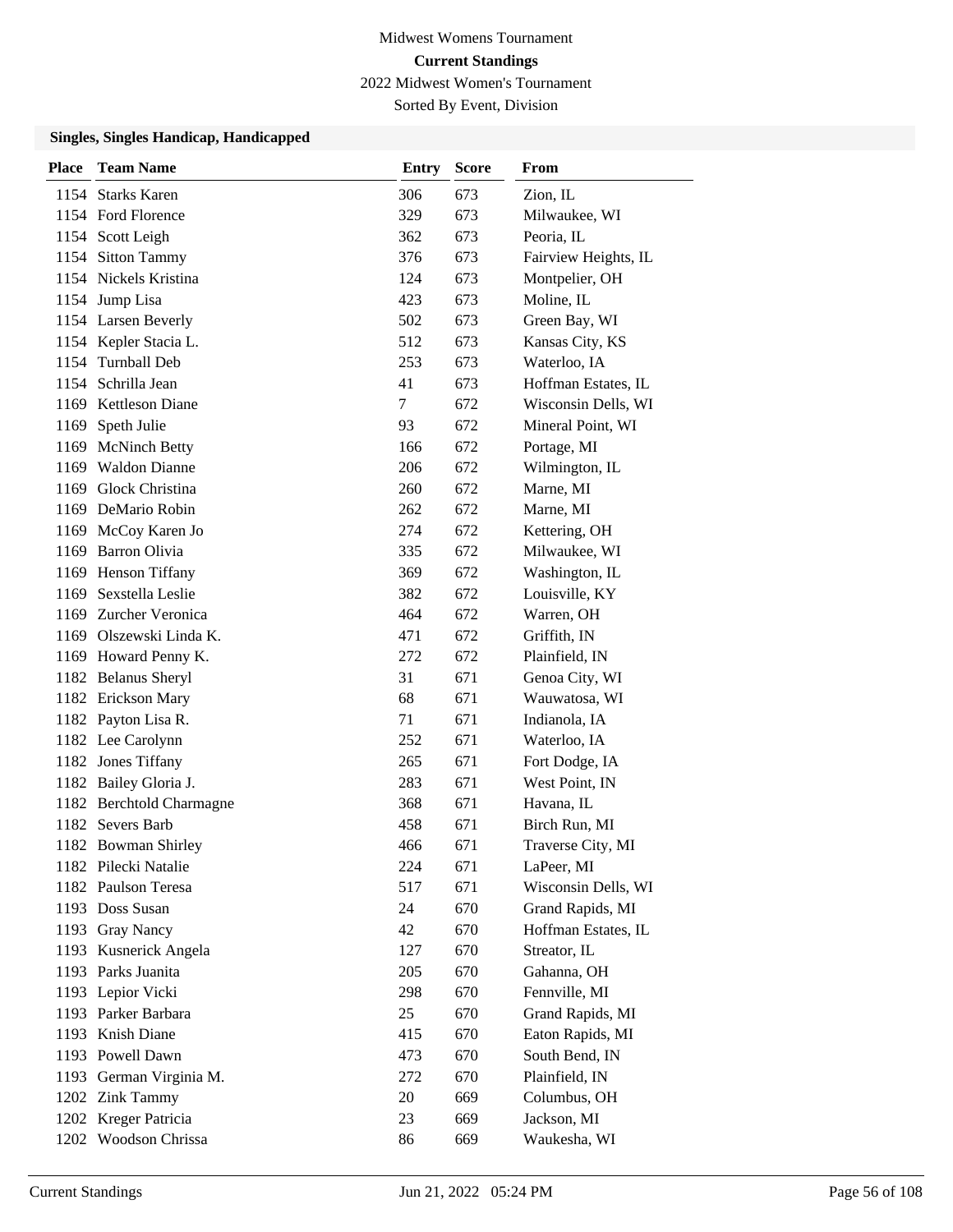Midwest Womens Tournament

**Current Standings**

2022 Midwest Women's Tournament

Sorted By Event, Division

### Singles, Singles Handicap, Handicapped

| Place | Team Name | Entry | Score | From |
|---|---|---|---|---|
| 1154 | Starks Karen | 306 | 673 | Zion, IL |
| 1154 | Ford Florence | 329 | 673 | Milwaukee, WI |
| 1154 | Scott Leigh | 362 | 673 | Peoria, IL |
| 1154 | Sitton Tammy | 376 | 673 | Fairview Heights, IL |
| 1154 | Nickels Kristina | 124 | 673 | Montpelier, OH |
| 1154 | Jump Lisa | 423 | 673 | Moline, IL |
| 1154 | Larsen Beverly | 502 | 673 | Green Bay, WI |
| 1154 | Kepler Stacia L. | 512 | 673 | Kansas City, KS |
| 1154 | Turnball Deb | 253 | 673 | Waterloo, IA |
| 1154 | Schrilla Jean | 41 | 673 | Hoffman Estates, IL |
| 1169 | Kettleson Diane | 7 | 672 | Wisconsin Dells, WI |
| 1169 | Speth Julie | 93 | 672 | Mineral Point, WI |
| 1169 | McNinch Betty | 166 | 672 | Portage, MI |
| 1169 | Waldon Dianne | 206 | 672 | Wilmington, IL |
| 1169 | Glock Christina | 260 | 672 | Marne, MI |
| 1169 | DeMario Robin | 262 | 672 | Marne, MI |
| 1169 | McCoy Karen Jo | 274 | 672 | Kettering, OH |
| 1169 | Barron Olivia | 335 | 672 | Milwaukee, WI |
| 1169 | Henson Tiffany | 369 | 672 | Washington, IL |
| 1169 | Sexstella Leslie | 382 | 672 | Louisville, KY |
| 1169 | Zurcher Veronica | 464 | 672 | Warren, OH |
| 1169 | Olszewski Linda K. | 471 | 672 | Griffith, IN |
| 1169 | Howard Penny K. | 272 | 672 | Plainfield, IN |
| 1182 | Belanus Sheryl | 31 | 671 | Genoa City, WI |
| 1182 | Erickson Mary | 68 | 671 | Wauwatosa, WI |
| 1182 | Payton Lisa R. | 71 | 671 | Indianola, IA |
| 1182 | Lee Carolynn | 252 | 671 | Waterloo, IA |
| 1182 | Jones Tiffany | 265 | 671 | Fort Dodge, IA |
| 1182 | Bailey Gloria J. | 283 | 671 | West Point, IN |
| 1182 | Berchtold Charmagne | 368 | 671 | Havana, IL |
| 1182 | Severs Barb | 458 | 671 | Birch Run, MI |
| 1182 | Bowman Shirley | 466 | 671 | Traverse City, MI |
| 1182 | Pilecki Natalie | 224 | 671 | LaPeer, MI |
| 1182 | Paulson Teresa | 517 | 671 | Wisconsin Dells, WI |
| 1193 | Doss Susan | 24 | 670 | Grand Rapids, MI |
| 1193 | Gray Nancy | 42 | 670 | Hoffman Estates, IL |
| 1193 | Kusnerick Angela | 127 | 670 | Streator, IL |
| 1193 | Parks Juanita | 205 | 670 | Gahanna, OH |
| 1193 | Lepior Vicki | 298 | 670 | Fennville, MI |
| 1193 | Parker Barbara | 25 | 670 | Grand Rapids, MI |
| 1193 | Knish Diane | 415 | 670 | Eaton Rapids, MI |
| 1193 | Powell Dawn | 473 | 670 | South Bend, IN |
| 1193 | German Virginia M. | 272 | 670 | Plainfield, IN |
| 1202 | Zink Tammy | 20 | 669 | Columbus, OH |
| 1202 | Kreger Patricia | 23 | 669 | Jackson, MI |
| 1202 | Woodson Chrissa | 86 | 669 | Waukesha, WI |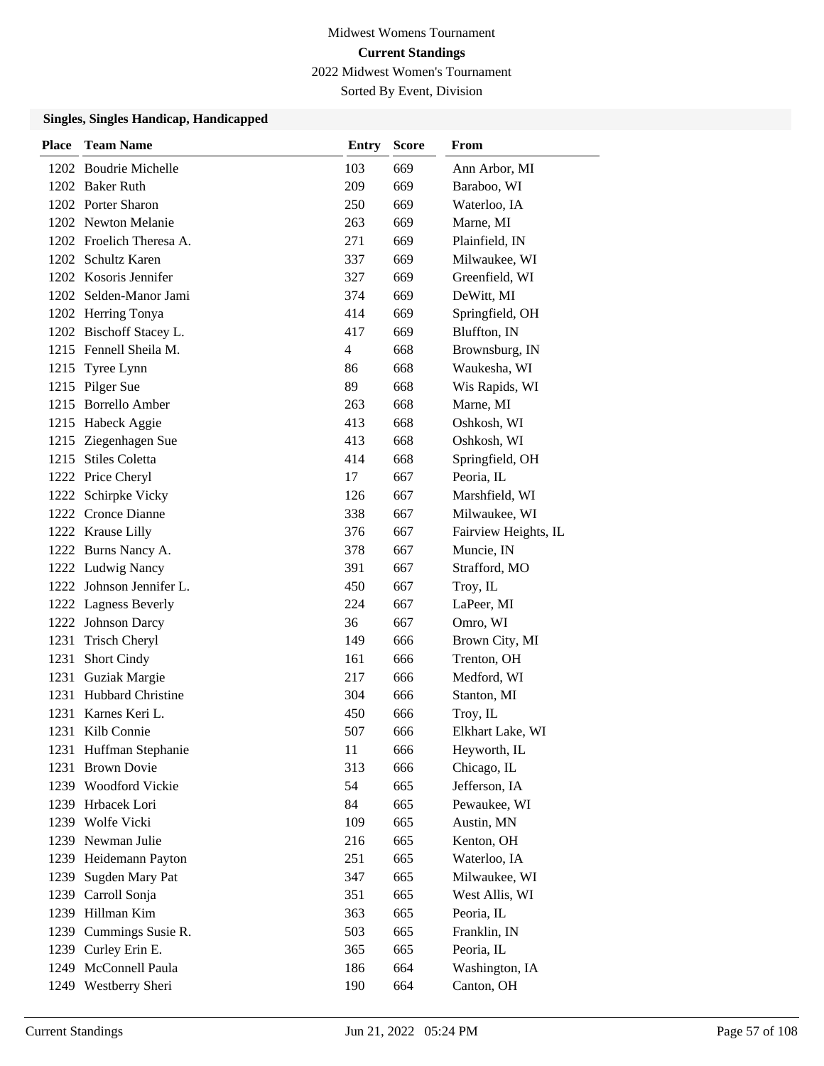Midwest Womens Tournament

**Current Standings**

2022 Midwest Women's Tournament

Sorted By Event, Division

### Singles, Singles Handicap, Handicapped

| Place | Team Name | Entry | Score | From |
|---|---|---|---|---|
| 1202 | Boudrie Michelle | 103 | 669 | Ann Arbor, MI |
| 1202 | Baker Ruth | 209 | 669 | Baraboo, WI |
| 1202 | Porter Sharon | 250 | 669 | Waterloo, IA |
| 1202 | Newton Melanie | 263 | 669 | Marne, MI |
| 1202 | Froelich Theresa A. | 271 | 669 | Plainfield, IN |
| 1202 | Schultz Karen | 337 | 669 | Milwaukee, WI |
| 1202 | Kosoris Jennifer | 327 | 669 | Greenfield, WI |
| 1202 | Selden-Manor Jami | 374 | 669 | DeWitt, MI |
| 1202 | Herring Tonya | 414 | 669 | Springfield, OH |
| 1202 | Bischoff Stacey L. | 417 | 669 | Bluffton, IN |
| 1215 | Fennell Sheila M. | 4 | 668 | Brownsburg, IN |
| 1215 | Tyree Lynn | 86 | 668 | Waukesha, WI |
| 1215 | Pilger Sue | 89 | 668 | Wis Rapids, WI |
| 1215 | Borrello Amber | 263 | 668 | Marne, MI |
| 1215 | Habeck Aggie | 413 | 668 | Oshkosh, WI |
| 1215 | Ziegenhagen Sue | 413 | 668 | Oshkosh, WI |
| 1215 | Stiles Coletta | 414 | 668 | Springfield, OH |
| 1222 | Price Cheryl | 17 | 667 | Peoria, IL |
| 1222 | Schirpke Vicky | 126 | 667 | Marshfield, WI |
| 1222 | Cronce Dianne | 338 | 667 | Milwaukee, WI |
| 1222 | Krause Lilly | 376 | 667 | Fairview Heights, IL |
| 1222 | Burns Nancy A. | 378 | 667 | Muncie, IN |
| 1222 | Ludwig Nancy | 391 | 667 | Strafford, MO |
| 1222 | Johnson Jennifer L. | 450 | 667 | Troy, IL |
| 1222 | Lagness Beverly | 224 | 667 | LaPeer, MI |
| 1222 | Johnson Darcy | 36 | 667 | Omro, WI |
| 1231 | Trisch Cheryl | 149 | 666 | Brown City, MI |
| 1231 | Short Cindy | 161 | 666 | Trenton, OH |
| 1231 | Guziak Margie | 217 | 666 | Medford, WI |
| 1231 | Hubbard Christine | 304 | 666 | Stanton, MI |
| 1231 | Karnes Keri L. | 450 | 666 | Troy, IL |
| 1231 | Kilb Connie | 507 | 666 | Elkhart Lake, WI |
| 1231 | Huffman Stephanie | 11 | 666 | Heyworth, IL |
| 1231 | Brown Dovie | 313 | 666 | Chicago, IL |
| 1239 | Woodford Vickie | 54 | 665 | Jefferson, IA |
| 1239 | Hrbacek Lori | 84 | 665 | Pewaukee, WI |
| 1239 | Wolfe Vicki | 109 | 665 | Austin, MN |
| 1239 | Newman Julie | 216 | 665 | Kenton, OH |
| 1239 | Heidemann Payton | 251 | 665 | Waterloo, IA |
| 1239 | Sugden Mary Pat | 347 | 665 | Milwaukee, WI |
| 1239 | Carroll Sonja | 351 | 665 | West Allis, WI |
| 1239 | Hillman Kim | 363 | 665 | Peoria, IL |
| 1239 | Cummings Susie R. | 503 | 665 | Franklin, IN |
| 1239 | Curley Erin E. | 365 | 665 | Peoria, IL |
| 1249 | McConnell Paula | 186 | 664 | Washington, IA |
| 1249 | Westberry Sheri | 190 | 664 | Canton, OH |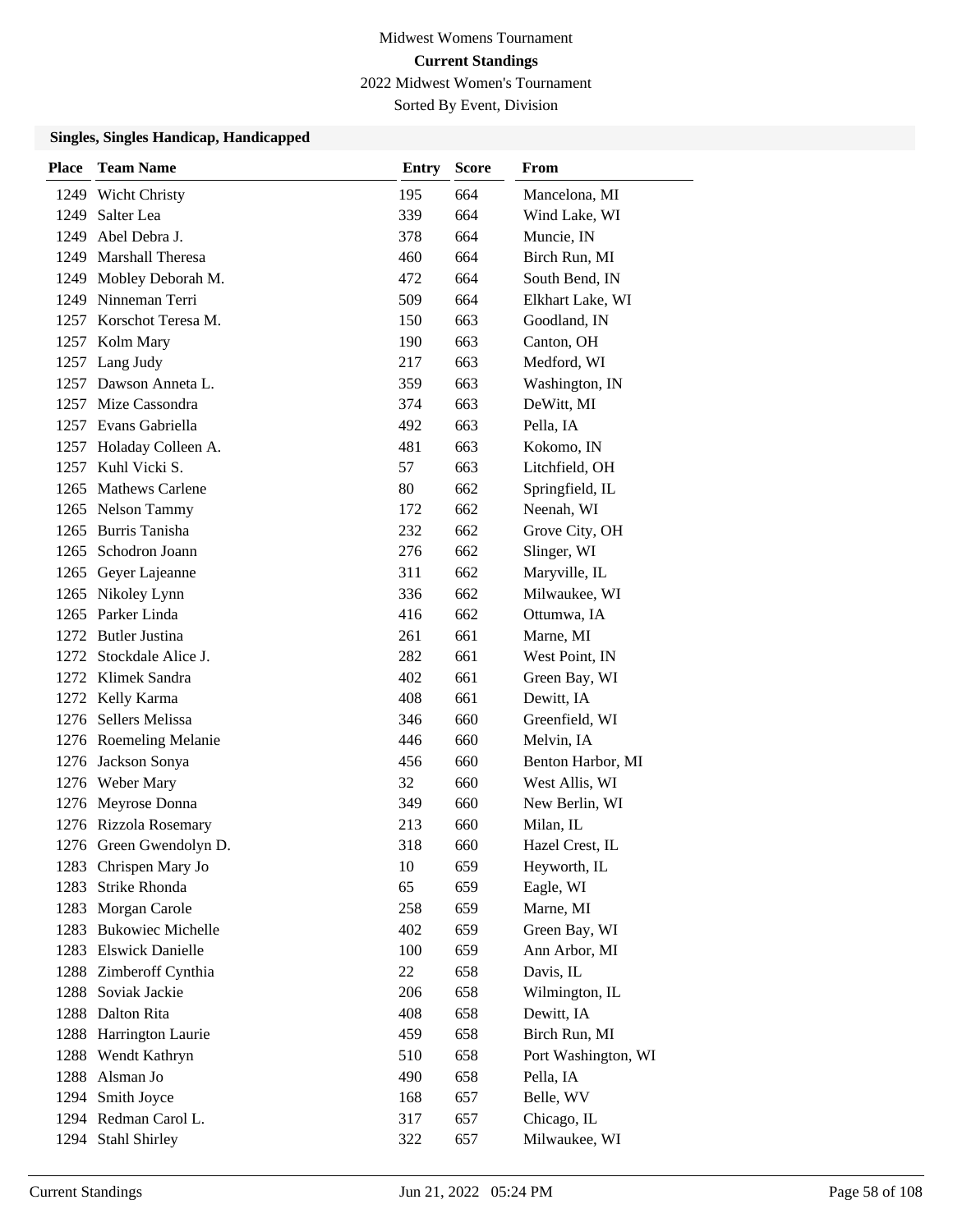Midwest Womens Tournament

**Current Standings**

2022 Midwest Women's Tournament

Sorted By Event, Division

### Singles, Singles Handicap, Handicapped

| Place | Team Name | Entry | Score | From |
|---|---|---|---|---|
| 1249 | Wicht Christy | 195 | 664 | Mancelona, MI |
| 1249 | Salter Lea | 339 | 664 | Wind Lake, WI |
| 1249 | Abel Debra J. | 378 | 664 | Muncie, IN |
| 1249 | Marshall Theresa | 460 | 664 | Birch Run, MI |
| 1249 | Mobley Deborah M. | 472 | 664 | South Bend, IN |
| 1249 | Ninneman Terri | 509 | 664 | Elkhart Lake, WI |
| 1257 | Korschot Teresa M. | 150 | 663 | Goodland, IN |
| 1257 | Kolm Mary | 190 | 663 | Canton, OH |
| 1257 | Lang Judy | 217 | 663 | Medford, WI |
| 1257 | Dawson Anneta L. | 359 | 663 | Washington, IN |
| 1257 | Mize Cassondra | 374 | 663 | DeWitt, MI |
| 1257 | Evans Gabriella | 492 | 663 | Pella, IA |
| 1257 | Holaday Colleen A. | 481 | 663 | Kokomo, IN |
| 1257 | Kuhl Vicki S. | 57 | 663 | Litchfield, OH |
| 1265 | Mathews Carlene | 80 | 662 | Springfield, IL |
| 1265 | Nelson Tammy | 172 | 662 | Neenah, WI |
| 1265 | Burris Tanisha | 232 | 662 | Grove City, OH |
| 1265 | Schodron Joann | 276 | 662 | Slinger, WI |
| 1265 | Geyer Lajeanne | 311 | 662 | Maryville, IL |
| 1265 | Nikoley Lynn | 336 | 662 | Milwaukee, WI |
| 1265 | Parker Linda | 416 | 662 | Ottumwa, IA |
| 1272 | Butler Justina | 261 | 661 | Marne, MI |
| 1272 | Stockdale Alice J. | 282 | 661 | West Point, IN |
| 1272 | Klimek Sandra | 402 | 661 | Green Bay, WI |
| 1272 | Kelly Karma | 408 | 661 | Dewitt, IA |
| 1276 | Sellers Melissa | 346 | 660 | Greenfield, WI |
| 1276 | Roemeling Melanie | 446 | 660 | Melvin, IA |
| 1276 | Jackson Sonya | 456 | 660 | Benton Harbor, MI |
| 1276 | Weber Mary | 32 | 660 | West Allis, WI |
| 1276 | Meyrose Donna | 349 | 660 | New Berlin, WI |
| 1276 | Rizzola Rosemary | 213 | 660 | Milan, IL |
| 1276 | Green Gwendolyn D. | 318 | 660 | Hazel Crest, IL |
| 1283 | Chrispen Mary Jo | 10 | 659 | Heyworth, IL |
| 1283 | Strike Rhonda | 65 | 659 | Eagle, WI |
| 1283 | Morgan Carole | 258 | 659 | Marne, MI |
| 1283 | Bukowiec Michelle | 402 | 659 | Green Bay, WI |
| 1283 | Elswick Danielle | 100 | 659 | Ann Arbor, MI |
| 1288 | Zimberoff Cynthia | 22 | 658 | Davis, IL |
| 1288 | Soviak Jackie | 206 | 658 | Wilmington, IL |
| 1288 | Dalton Rita | 408 | 658 | Dewitt, IA |
| 1288 | Harrington Laurie | 459 | 658 | Birch Run, MI |
| 1288 | Wendt Kathryn | 510 | 658 | Port Washington, WI |
| 1288 | Alsman Jo | 490 | 658 | Pella, IA |
| 1294 | Smith Joyce | 168 | 657 | Belle, WV |
| 1294 | Redman Carol L. | 317 | 657 | Chicago, IL |
| 1294 | Stahl Shirley | 322 | 657 | Milwaukee, WI |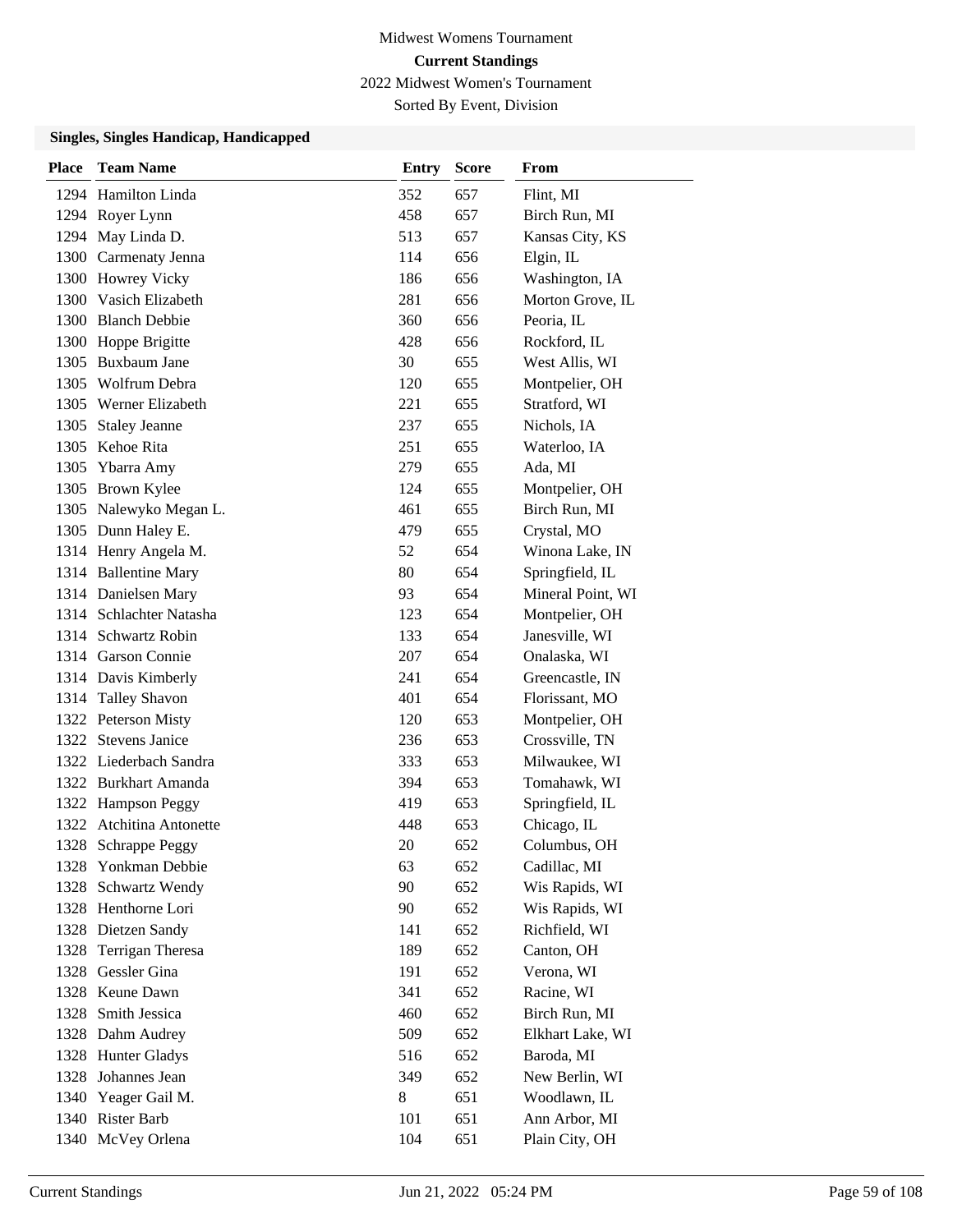Midwest Womens Tournament

**Current Standings**

2022 Midwest Women's Tournament

Sorted By Event, Division

### Singles, Singles Handicap, Handicapped

| Place | Team Name | Entry | Score | From |
|---|---|---|---|---|
| 1294 | Hamilton Linda | 352 | 657 | Flint, MI |
| 1294 | Royer Lynn | 458 | 657 | Birch Run, MI |
| 1294 | May Linda D. | 513 | 657 | Kansas City, KS |
| 1300 | Carmenaty Jenna | 114 | 656 | Elgin, IL |
| 1300 | Howrey Vicky | 186 | 656 | Washington, IA |
| 1300 | Vasich Elizabeth | 281 | 656 | Morton Grove, IL |
| 1300 | Blanch Debbie | 360 | 656 | Peoria, IL |
| 1300 | Hoppe Brigitte | 428 | 656 | Rockford, IL |
| 1305 | Buxbaum Jane | 30 | 655 | West Allis, WI |
| 1305 | Wolfrum Debra | 120 | 655 | Montpelier, OH |
| 1305 | Werner Elizabeth | 221 | 655 | Stratford, WI |
| 1305 | Staley Jeanne | 237 | 655 | Nichols, IA |
| 1305 | Kehoe Rita | 251 | 655 | Waterloo, IA |
| 1305 | Ybarra Amy | 279 | 655 | Ada, MI |
| 1305 | Brown Kylee | 124 | 655 | Montpelier, OH |
| 1305 | Nalewyko Megan L. | 461 | 655 | Birch Run, MI |
| 1305 | Dunn Haley E. | 479 | 655 | Crystal, MO |
| 1314 | Henry Angela M. | 52 | 654 | Winona Lake, IN |
| 1314 | Ballentine Mary | 80 | 654 | Springfield, IL |
| 1314 | Danielsen Mary | 93 | 654 | Mineral Point, WI |
| 1314 | Schlachter Natasha | 123 | 654 | Montpelier, OH |
| 1314 | Schwartz Robin | 133 | 654 | Janesville, WI |
| 1314 | Garson Connie | 207 | 654 | Onalaska, WI |
| 1314 | Davis Kimberly | 241 | 654 | Greencastle, IN |
| 1314 | Talley Shavon | 401 | 654 | Florissant, MO |
| 1322 | Peterson Misty | 120 | 653 | Montpelier, OH |
| 1322 | Stevens Janice | 236 | 653 | Crossville, TN |
| 1322 | Liederbach Sandra | 333 | 653 | Milwaukee, WI |
| 1322 | Burkhart Amanda | 394 | 653 | Tomahawk, WI |
| 1322 | Hampson Peggy | 419 | 653 | Springfield, IL |
| 1322 | Atchitina Antonette | 448 | 653 | Chicago, IL |
| 1328 | Schrappe Peggy | 20 | 652 | Columbus, OH |
| 1328 | Yonkman Debbie | 63 | 652 | Cadillac, MI |
| 1328 | Schwartz Wendy | 90 | 652 | Wis Rapids, WI |
| 1328 | Henthorne Lori | 90 | 652 | Wis Rapids, WI |
| 1328 | Dietzen Sandy | 141 | 652 | Richfield, WI |
| 1328 | Terrigan Theresa | 189 | 652 | Canton, OH |
| 1328 | Gessler Gina | 191 | 652 | Verona, WI |
| 1328 | Keune Dawn | 341 | 652 | Racine, WI |
| 1328 | Smith Jessica | 460 | 652 | Birch Run, MI |
| 1328 | Dahm Audrey | 509 | 652 | Elkhart Lake, WI |
| 1328 | Hunter Gladys | 516 | 652 | Baroda, MI |
| 1328 | Johannes Jean | 349 | 652 | New Berlin, WI |
| 1340 | Yeager Gail M. | 8 | 651 | Woodlawn, IL |
| 1340 | Rister Barb | 101 | 651 | Ann Arbor, MI |
| 1340 | McVey Orlena | 104 | 651 | Plain City, OH |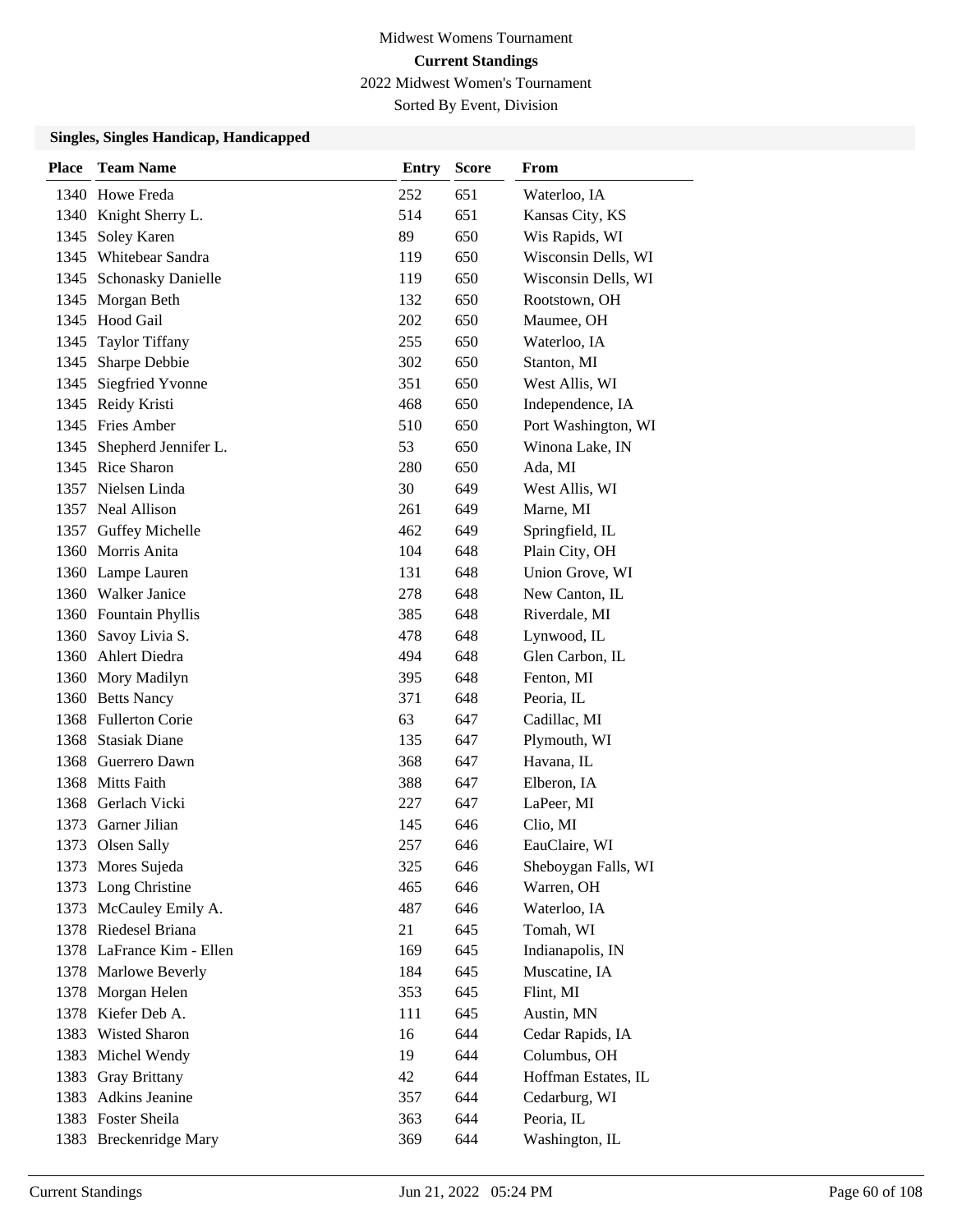Midwest Womens Tournament

**Current Standings**

2022 Midwest Women's Tournament

Sorted By Event, Division

### Singles, Singles Handicap, Handicapped

| Place | Team Name | Entry | Score | From |
|---|---|---|---|---|
| 1340 | Howe Freda | 252 | 651 | Waterloo, IA |
| 1340 | Knight Sherry L. | 514 | 651 | Kansas City, KS |
| 1345 | Soley Karen | 89 | 650 | Wis Rapids, WI |
| 1345 | Whitebear Sandra | 119 | 650 | Wisconsin Dells, WI |
| 1345 | Schonasky Danielle | 119 | 650 | Wisconsin Dells, WI |
| 1345 | Morgan Beth | 132 | 650 | Rootstown, OH |
| 1345 | Hood Gail | 202 | 650 | Maumee, OH |
| 1345 | Taylor Tiffany | 255 | 650 | Waterloo, IA |
| 1345 | Sharpe Debbie | 302 | 650 | Stanton, MI |
| 1345 | Siegfried Yvonne | 351 | 650 | West Allis, WI |
| 1345 | Reidy Kristi | 468 | 650 | Independence, IA |
| 1345 | Fries Amber | 510 | 650 | Port Washington, WI |
| 1345 | Shepherd Jennifer L. | 53 | 650 | Winona Lake, IN |
| 1345 | Rice Sharon | 280 | 650 | Ada, MI |
| 1357 | Nielsen Linda | 30 | 649 | West Allis, WI |
| 1357 | Neal Allison | 261 | 649 | Marne, MI |
| 1357 | Guffey Michelle | 462 | 649 | Springfield, IL |
| 1360 | Morris Anita | 104 | 648 | Plain City, OH |
| 1360 | Lampe Lauren | 131 | 648 | Union Grove, WI |
| 1360 | Walker Janice | 278 | 648 | New Canton, IL |
| 1360 | Fountain Phyllis | 385 | 648 | Riverdale, MI |
| 1360 | Savoy Livia S. | 478 | 648 | Lynwood, IL |
| 1360 | Ahlert Diedra | 494 | 648 | Glen Carbon, IL |
| 1360 | Mory Madilyn | 395 | 648 | Fenton, MI |
| 1360 | Betts Nancy | 371 | 648 | Peoria, IL |
| 1368 | Fullerton Corie | 63 | 647 | Cadillac, MI |
| 1368 | Stasiak Diane | 135 | 647 | Plymouth, WI |
| 1368 | Guerrero Dawn | 368 | 647 | Havana, IL |
| 1368 | Mitts Faith | 388 | 647 | Elberon, IA |
| 1368 | Gerlach Vicki | 227 | 647 | LaPeer, MI |
| 1373 | Garner Jilian | 145 | 646 | Clio, MI |
| 1373 | Olsen Sally | 257 | 646 | EauClaire, WI |
| 1373 | Mores Sujeda | 325 | 646 | Sheboygan Falls, WI |
| 1373 | Long Christine | 465 | 646 | Warren, OH |
| 1373 | McCauley Emily A. | 487 | 646 | Waterloo, IA |
| 1378 | Riedesel Briana | 21 | 645 | Tomah, WI |
| 1378 | LaFrance Kim - Ellen | 169 | 645 | Indianapolis, IN |
| 1378 | Marlowe Beverly | 184 | 645 | Muscatine, IA |
| 1378 | Morgan Helen | 353 | 645 | Flint, MI |
| 1378 | Kiefer Deb A. | 111 | 645 | Austin, MN |
| 1383 | Wisted Sharon | 16 | 644 | Cedar Rapids, IA |
| 1383 | Michel Wendy | 19 | 644 | Columbus, OH |
| 1383 | Gray Brittany | 42 | 644 | Hoffman Estates, IL |
| 1383 | Adkins Jeanine | 357 | 644 | Cedarburg, WI |
| 1383 | Foster Sheila | 363 | 644 | Peoria, IL |
| 1383 | Breckenridge Mary | 369 | 644 | Washington, IL |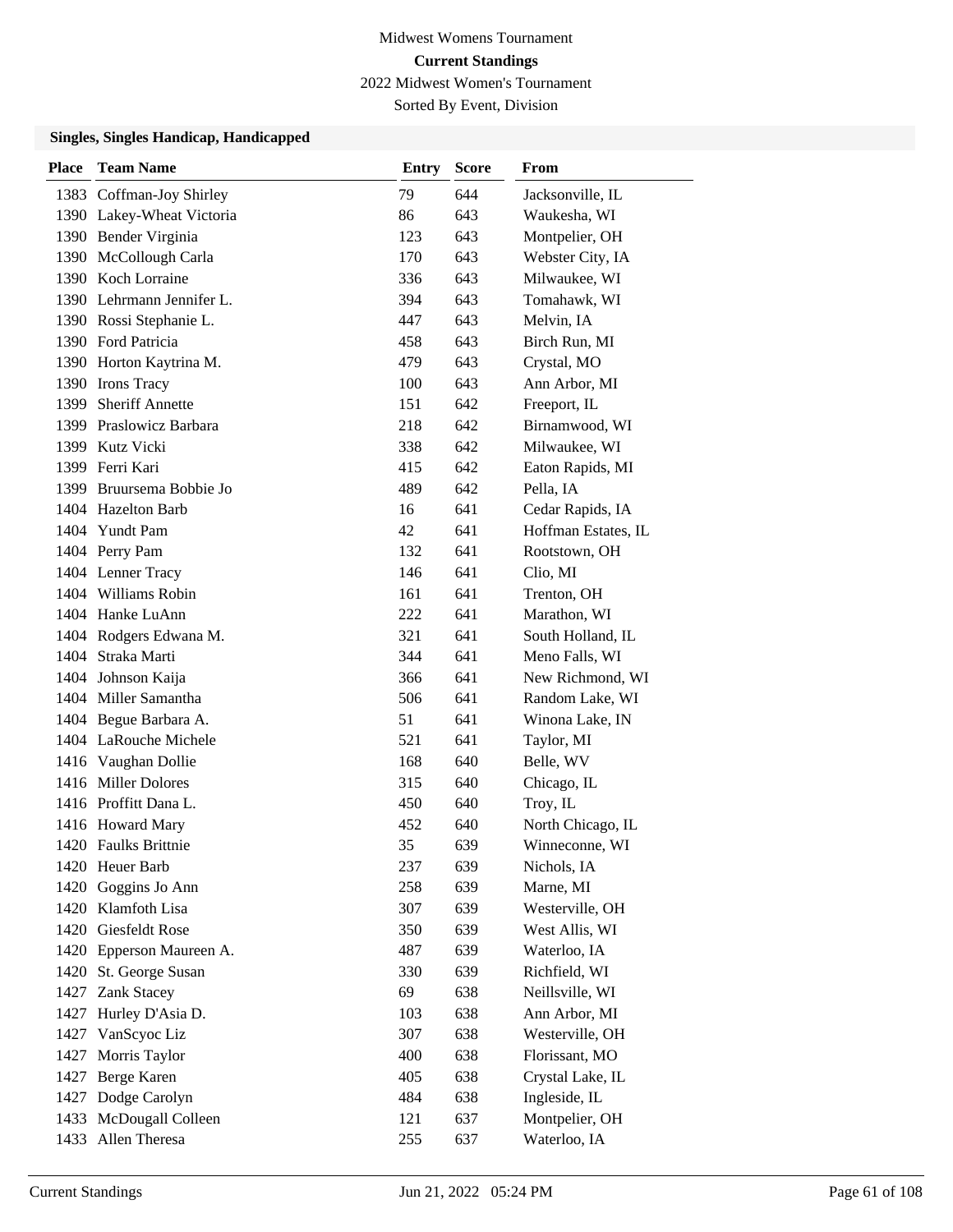Midwest Womens Tournament

**Current Standings**

2022 Midwest Women's Tournament

Sorted By Event, Division

### Singles, Singles Handicap, Handicapped

| Place | Team Name | Entry | Score | From |
|---|---|---|---|---|
| 1383 | Coffman-Joy Shirley | 79 | 644 | Jacksonville, IL |
| 1390 | Lakey-Wheat Victoria | 86 | 643 | Waukesha, WI |
| 1390 | Bender Virginia | 123 | 643 | Montpelier, OH |
| 1390 | McCollough Carla | 170 | 643 | Webster City, IA |
| 1390 | Koch Lorraine | 336 | 643 | Milwaukee, WI |
| 1390 | Lehrmann Jennifer L. | 394 | 643 | Tomahawk, WI |
| 1390 | Rossi Stephanie L. | 447 | 643 | Melvin, IA |
| 1390 | Ford Patricia | 458 | 643 | Birch Run, MI |
| 1390 | Horton Kaytrina M. | 479 | 643 | Crystal, MO |
| 1390 | Irons Tracy | 100 | 643 | Ann Arbor, MI |
| 1399 | Sheriff Annette | 151 | 642 | Freeport, IL |
| 1399 | Praslowicz Barbara | 218 | 642 | Birnamwood, WI |
| 1399 | Kutz Vicki | 338 | 642 | Milwaukee, WI |
| 1399 | Ferri Kari | 415 | 642 | Eaton Rapids, MI |
| 1399 | Bruursema Bobbie Jo | 489 | 642 | Pella, IA |
| 1404 | Hazelton Barb | 16 | 641 | Cedar Rapids, IA |
| 1404 | Yundt Pam | 42 | 641 | Hoffman Estates, IL |
| 1404 | Perry Pam | 132 | 641 | Rootstown, OH |
| 1404 | Lenner Tracy | 146 | 641 | Clio, MI |
| 1404 | Williams Robin | 161 | 641 | Trenton, OH |
| 1404 | Hanke LuAnn | 222 | 641 | Marathon, WI |
| 1404 | Rodgers Edwana M. | 321 | 641 | South Holland, IL |
| 1404 | Straka Marti | 344 | 641 | Meno Falls, WI |
| 1404 | Johnson Kaija | 366 | 641 | New Richmond, WI |
| 1404 | Miller Samantha | 506 | 641 | Random Lake, WI |
| 1404 | Begue Barbara A. | 51 | 641 | Winona Lake, IN |
| 1404 | LaRouche Michele | 521 | 641 | Taylor, MI |
| 1416 | Vaughan Dollie | 168 | 640 | Belle, WV |
| 1416 | Miller Dolores | 315 | 640 | Chicago, IL |
| 1416 | Proffitt Dana L. | 450 | 640 | Troy, IL |
| 1416 | Howard Mary | 452 | 640 | North Chicago, IL |
| 1420 | Faulks Brittnie | 35 | 639 | Winneconne, WI |
| 1420 | Heuer Barb | 237 | 639 | Nichols, IA |
| 1420 | Goggins Jo Ann | 258 | 639 | Marne, MI |
| 1420 | Klamfoth Lisa | 307 | 639 | Westerville, OH |
| 1420 | Giesfeldt Rose | 350 | 639 | West Allis, WI |
| 1420 | Epperson Maureen A. | 487 | 639 | Waterloo, IA |
| 1420 | St. George Susan | 330 | 639 | Richfield, WI |
| 1427 | Zank Stacey | 69 | 638 | Neillsville, WI |
| 1427 | Hurley D'Asia D. | 103 | 638 | Ann Arbor, MI |
| 1427 | VanScyoc Liz | 307 | 638 | Westerville, OH |
| 1427 | Morris Taylor | 400 | 638 | Florissant, MO |
| 1427 | Berge Karen | 405 | 638 | Crystal Lake, IL |
| 1427 | Dodge Carolyn | 484 | 638 | Ingleside, IL |
| 1433 | McDougall Colleen | 121 | 637 | Montpelier, OH |
| 1433 | Allen Theresa | 255 | 637 | Waterloo, IA |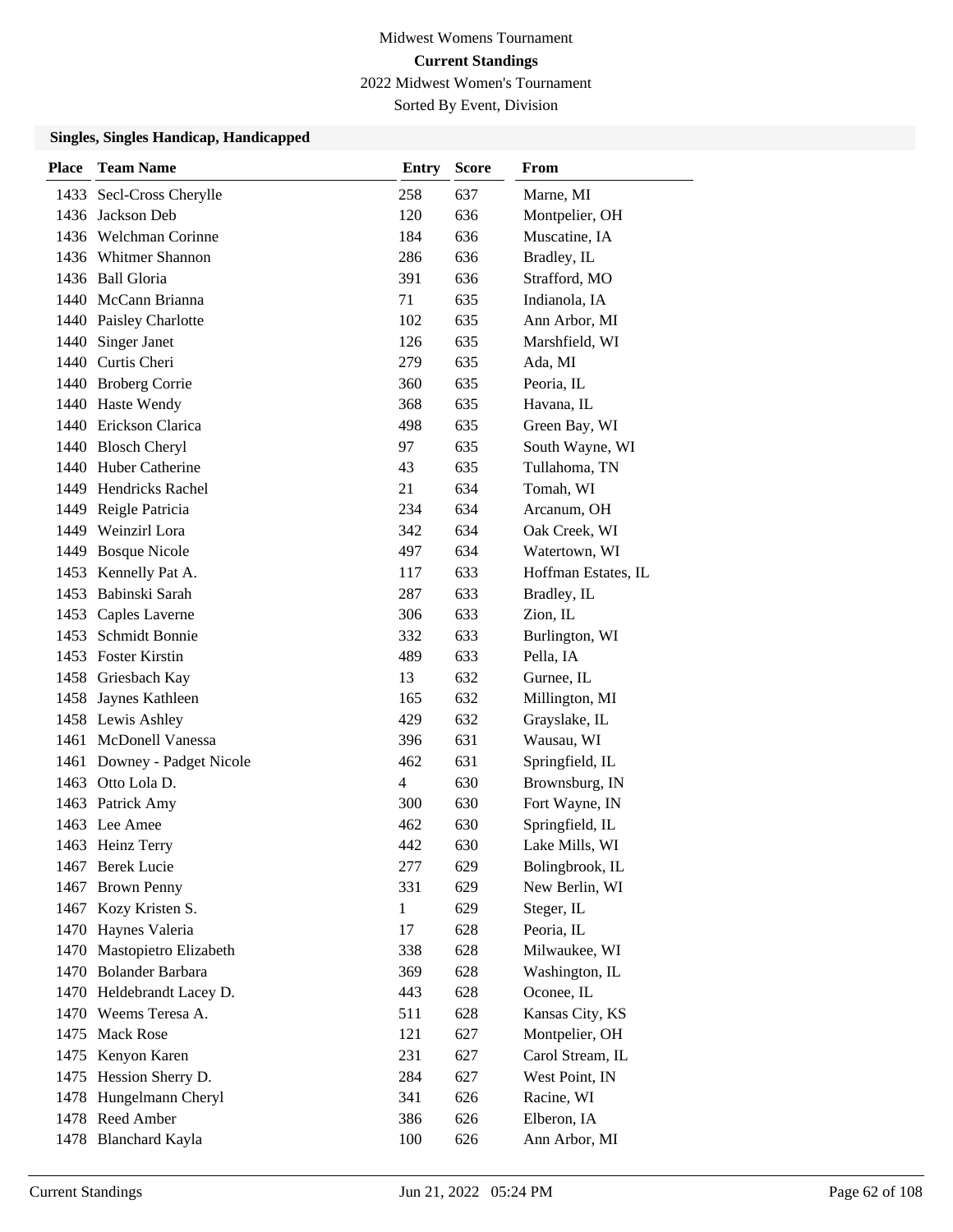Midwest Womens Tournament

**Current Standings**

2022 Midwest Women's Tournament

Sorted By Event, Division

### Singles, Singles Handicap, Handicapped

| Place | Team Name | Entry | Score | From |
|---|---|---|---|---|
| 1433 | Secl-Cross Cherylle | 258 | 637 | Marne, MI |
| 1436 | Jackson Deb | 120 | 636 | Montpelier, OH |
| 1436 | Welchman Corinne | 184 | 636 | Muscatine, IA |
| 1436 | Whitmer Shannon | 286 | 636 | Bradley, IL |
| 1436 | Ball Gloria | 391 | 636 | Strafford, MO |
| 1440 | McCann Brianna | 71 | 635 | Indianola, IA |
| 1440 | Paisley Charlotte | 102 | 635 | Ann Arbor, MI |
| 1440 | Singer Janet | 126 | 635 | Marshfield, WI |
| 1440 | Curtis Cheri | 279 | 635 | Ada, MI |
| 1440 | Broberg Corrie | 360 | 635 | Peoria, IL |
| 1440 | Haste Wendy | 368 | 635 | Havana, IL |
| 1440 | Erickson Clarica | 498 | 635 | Green Bay, WI |
| 1440 | Blosch Cheryl | 97 | 635 | South Wayne, WI |
| 1440 | Huber Catherine | 43 | 635 | Tullahoma, TN |
| 1449 | Hendricks Rachel | 21 | 634 | Tomah, WI |
| 1449 | Reigle Patricia | 234 | 634 | Arcanum, OH |
| 1449 | Weinzirl Lora | 342 | 634 | Oak Creek, WI |
| 1449 | Bosque Nicole | 497 | 634 | Watertown, WI |
| 1453 | Kennelly Pat A. | 117 | 633 | Hoffman Estates, IL |
| 1453 | Babinski Sarah | 287 | 633 | Bradley, IL |
| 1453 | Caples Laverne | 306 | 633 | Zion, IL |
| 1453 | Schmidt Bonnie | 332 | 633 | Burlington, WI |
| 1453 | Foster Kirstin | 489 | 633 | Pella, IA |
| 1458 | Griesbach Kay | 13 | 632 | Gurnee, IL |
| 1458 | Jaynes Kathleen | 165 | 632 | Millington, MI |
| 1458 | Lewis Ashley | 429 | 632 | Grayslake, IL |
| 1461 | McDonell Vanessa | 396 | 631 | Wausau, WI |
| 1461 | Downey - Padget Nicole | 462 | 631 | Springfield, IL |
| 1463 | Otto Lola D. | 4 | 630 | Brownsburg, IN |
| 1463 | Patrick Amy | 300 | 630 | Fort Wayne, IN |
| 1463 | Lee Amee | 462 | 630 | Springfield, IL |
| 1463 | Heinz Terry | 442 | 630 | Lake Mills, WI |
| 1467 | Berek Lucie | 277 | 629 | Bolingbrook, IL |
| 1467 | Brown Penny | 331 | 629 | New Berlin, WI |
| 1467 | Kozy Kristen S. | 1 | 629 | Steger, IL |
| 1470 | Haynes Valeria | 17 | 628 | Peoria, IL |
| 1470 | Mastopietro Elizabeth | 338 | 628 | Milwaukee, WI |
| 1470 | Bolander Barbara | 369 | 628 | Washington, IL |
| 1470 | Heldebrandt Lacey D. | 443 | 628 | Oconee, IL |
| 1470 | Weems Teresa A. | 511 | 628 | Kansas City, KS |
| 1475 | Mack Rose | 121 | 627 | Montpelier, OH |
| 1475 | Kenyon Karen | 231 | 627 | Carol Stream, IL |
| 1475 | Hession Sherry D. | 284 | 627 | West Point, IN |
| 1478 | Hungelmann Cheryl | 341 | 626 | Racine, WI |
| 1478 | Reed Amber | 386 | 626 | Elberon, IA |
| 1478 | Blanchard Kayla | 100 | 626 | Ann Arbor, MI |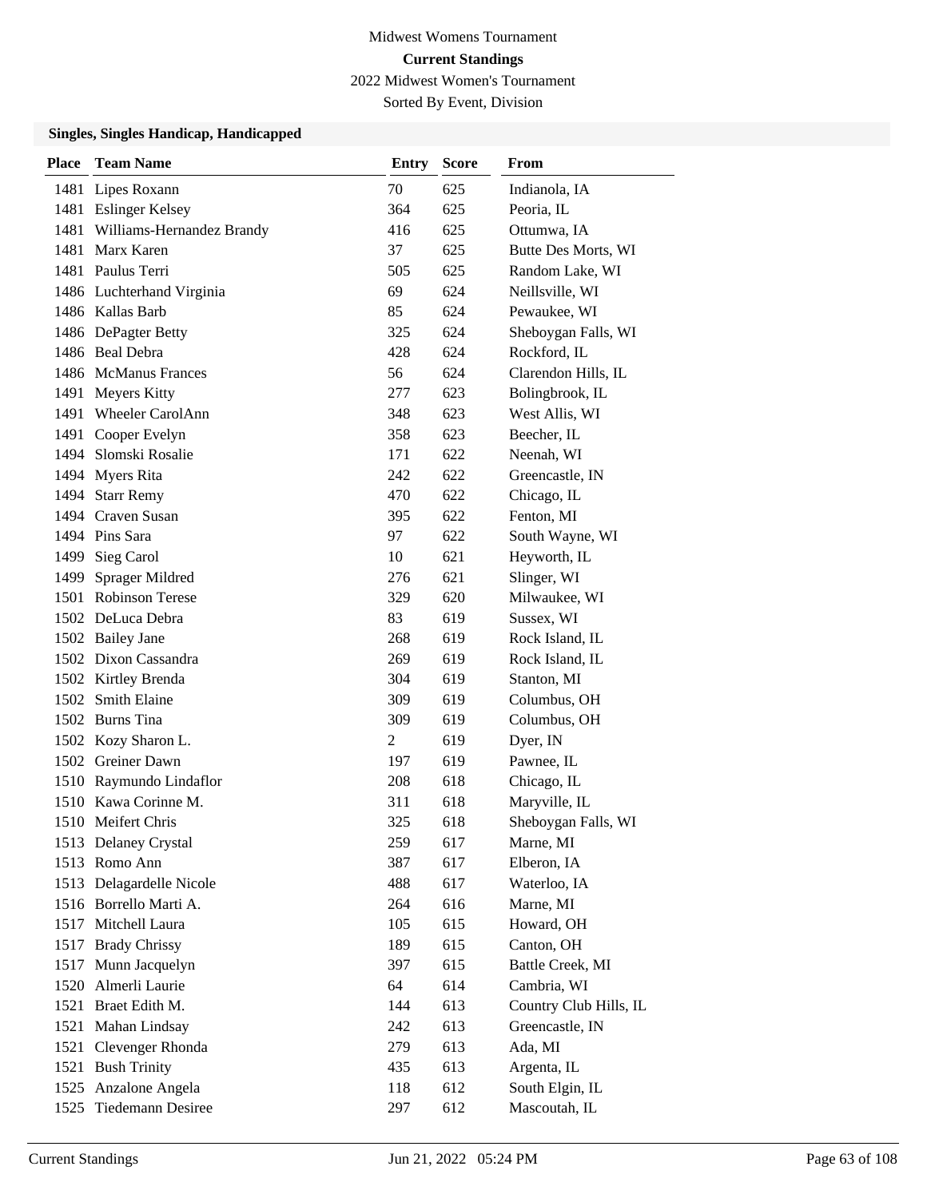Midwest Womens Tournament

**Current Standings**

2022 Midwest Women's Tournament

Sorted By Event, Division

### Singles, Singles Handicap, Handicapped

| Place | Team Name | Entry | Score | From |
|---|---|---|---|---|
| 1481 | Lipes Roxann | 70 | 625 | Indianola, IA |
| 1481 | Eslinger Kelsey | 364 | 625 | Peoria, IL |
| 1481 | Williams-Hernandez Brandy | 416 | 625 | Ottumwa, IA |
| 1481 | Marx Karen | 37 | 625 | Butte Des Morts, WI |
| 1481 | Paulus Terri | 505 | 625 | Random Lake, WI |
| 1486 | Luchterhand Virginia | 69 | 624 | Neillsville, WI |
| 1486 | Kallas Barb | 85 | 624 | Pewaukee, WI |
| 1486 | DePagter Betty | 325 | 624 | Sheboygan Falls, WI |
| 1486 | Beal Debra | 428 | 624 | Rockford, IL |
| 1486 | McManus Frances | 56 | 624 | Clarendon Hills, IL |
| 1491 | Meyers Kitty | 277 | 623 | Bolingbrook, IL |
| 1491 | Wheeler CarolAnn | 348 | 623 | West Allis, WI |
| 1491 | Cooper Evelyn | 358 | 623 | Beecher, IL |
| 1494 | Slomski Rosalie | 171 | 622 | Neenah, WI |
| 1494 | Myers Rita | 242 | 622 | Greencastle, IN |
| 1494 | Starr Remy | 470 | 622 | Chicago, IL |
| 1494 | Craven Susan | 395 | 622 | Fenton, MI |
| 1494 | Pins Sara | 97 | 622 | South Wayne, WI |
| 1499 | Sieg Carol | 10 | 621 | Heyworth, IL |
| 1499 | Sprager Mildred | 276 | 621 | Slinger, WI |
| 1501 | Robinson Terese | 329 | 620 | Milwaukee, WI |
| 1502 | DeLuca Debra | 83 | 619 | Sussex, WI |
| 1502 | Bailey Jane | 268 | 619 | Rock Island, IL |
| 1502 | Dixon Cassandra | 269 | 619 | Rock Island, IL |
| 1502 | Kirtley Brenda | 304 | 619 | Stanton, MI |
| 1502 | Smith Elaine | 309 | 619 | Columbus, OH |
| 1502 | Burns Tina | 309 | 619 | Columbus, OH |
| 1502 | Kozy Sharon L. | 2 | 619 | Dyer, IN |
| 1502 | Greiner Dawn | 197 | 619 | Pawnee, IL |
| 1510 | Raymundo Lindaflor | 208 | 618 | Chicago, IL |
| 1510 | Kawa Corinne M. | 311 | 618 | Maryville, IL |
| 1510 | Meifert Chris | 325 | 618 | Sheboygan Falls, WI |
| 1513 | Delaney Crystal | 259 | 617 | Marne, MI |
| 1513 | Romo Ann | 387 | 617 | Elberon, IA |
| 1513 | Delagardelle Nicole | 488 | 617 | Waterloo, IA |
| 1516 | Borrello Marti A. | 264 | 616 | Marne, MI |
| 1517 | Mitchell Laura | 105 | 615 | Howard, OH |
| 1517 | Brady Chrissy | 189 | 615 | Canton, OH |
| 1517 | Munn Jacquelyn | 397 | 615 | Battle Creek, MI |
| 1520 | Almerli Laurie | 64 | 614 | Cambria, WI |
| 1521 | Braet Edith M. | 144 | 613 | Country Club Hills, IL |
| 1521 | Mahan Lindsay | 242 | 613 | Greencastle, IN |
| 1521 | Clevenger Rhonda | 279 | 613 | Ada, MI |
| 1521 | Bush Trinity | 435 | 613 | Argenta, IL |
| 1525 | Anzalone Angela | 118 | 612 | South Elgin, IL |
| 1525 | Tiedemann Desiree | 297 | 612 | Mascoutah, IL |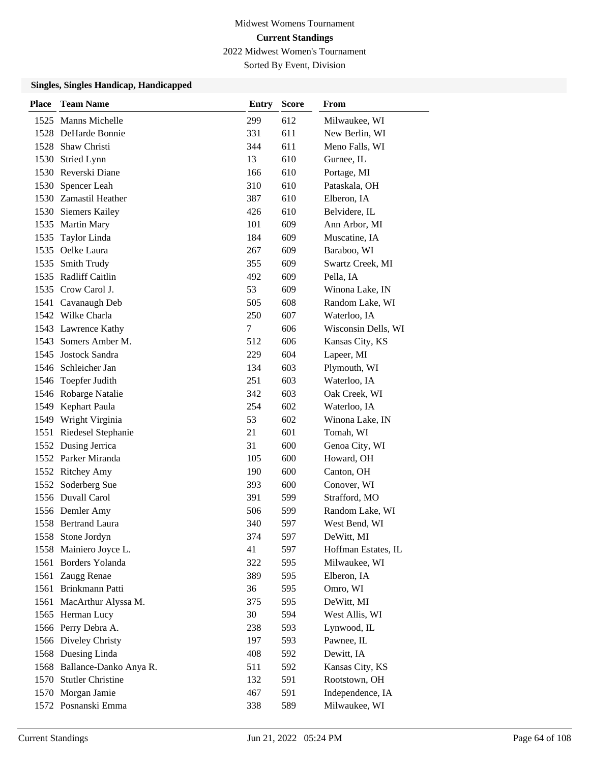Midwest Womens Tournament

**Current Standings**

2022 Midwest Women's Tournament

Sorted By Event, Division

### Singles, Singles Handicap, Handicapped

| Place | Team Name | Entry | Score | From |
|---|---|---|---|---|
| 1525 | Manns Michelle | 299 | 612 | Milwaukee, WI |
| 1528 | DeHarde Bonnie | 331 | 611 | New Berlin, WI |
| 1528 | Shaw Christi | 344 | 611 | Meno Falls, WI |
| 1530 | Stried Lynn | 13 | 610 | Gurnee, IL |
| 1530 | Reverski Diane | 166 | 610 | Portage, MI |
| 1530 | Spencer Leah | 310 | 610 | Pataskala, OH |
| 1530 | Zamastil Heather | 387 | 610 | Elberon, IA |
| 1530 | Siemers Kailey | 426 | 610 | Belvidere, IL |
| 1535 | Martin Mary | 101 | 609 | Ann Arbor, MI |
| 1535 | Taylor Linda | 184 | 609 | Muscatine, IA |
| 1535 | Oelke Laura | 267 | 609 | Baraboo, WI |
| 1535 | Smith Trudy | 355 | 609 | Swartz Creek, MI |
| 1535 | Radliff Caitlin | 492 | 609 | Pella, IA |
| 1535 | Crow Carol J. | 53 | 609 | Winona Lake, IN |
| 1541 | Cavanaugh Deb | 505 | 608 | Random Lake, WI |
| 1542 | Wilke Charla | 250 | 607 | Waterloo, IA |
| 1543 | Lawrence Kathy | 7 | 606 | Wisconsin Dells, WI |
| 1543 | Somers Amber M. | 512 | 606 | Kansas City, KS |
| 1545 | Jostock Sandra | 229 | 604 | Lapeer, MI |
| 1546 | Schleicher Jan | 134 | 603 | Plymouth, WI |
| 1546 | Toepfer Judith | 251 | 603 | Waterloo, IA |
| 1546 | Robarge Natalie | 342 | 603 | Oak Creek, WI |
| 1549 | Kephart Paula | 254 | 602 | Waterloo, IA |
| 1549 | Wright Virginia | 53 | 602 | Winona Lake, IN |
| 1551 | Riedesel Stephanie | 21 | 601 | Tomah, WI |
| 1552 | Dusing Jerrica | 31 | 600 | Genoa City, WI |
| 1552 | Parker Miranda | 105 | 600 | Howard, OH |
| 1552 | Ritchey Amy | 190 | 600 | Canton, OH |
| 1552 | Soderberg Sue | 393 | 600 | Conover, WI |
| 1556 | Duvall Carol | 391 | 599 | Strafford, MO |
| 1556 | Demler Amy | 506 | 599 | Random Lake, WI |
| 1558 | Bertrand Laura | 340 | 597 | West Bend, WI |
| 1558 | Stone Jordyn | 374 | 597 | DeWitt, MI |
| 1558 | Mainiero Joyce L. | 41 | 597 | Hoffman Estates, IL |
| 1561 | Borders Yolanda | 322 | 595 | Milwaukee, WI |
| 1561 | Zaugg Renae | 389 | 595 | Elberon, IA |
| 1561 | Brinkmann Patti | 36 | 595 | Omro, WI |
| 1561 | MacArthur Alyssa M. | 375 | 595 | DeWitt, MI |
| 1565 | Herman Lucy | 30 | 594 | West Allis, WI |
| 1566 | Perry Debra A. | 238 | 593 | Lynwood, IL |
| 1566 | Diveley Christy | 197 | 593 | Pawnee, IL |
| 1568 | Duesing Linda | 408 | 592 | Dewitt, IA |
| 1568 | Ballance-Danko Anya R. | 511 | 592 | Kansas City, KS |
| 1570 | Stutler Christine | 132 | 591 | Rootstown, OH |
| 1570 | Morgan Jamie | 467 | 591 | Independence, IA |
| 1572 | Posnanski Emma | 338 | 589 | Milwaukee, WI |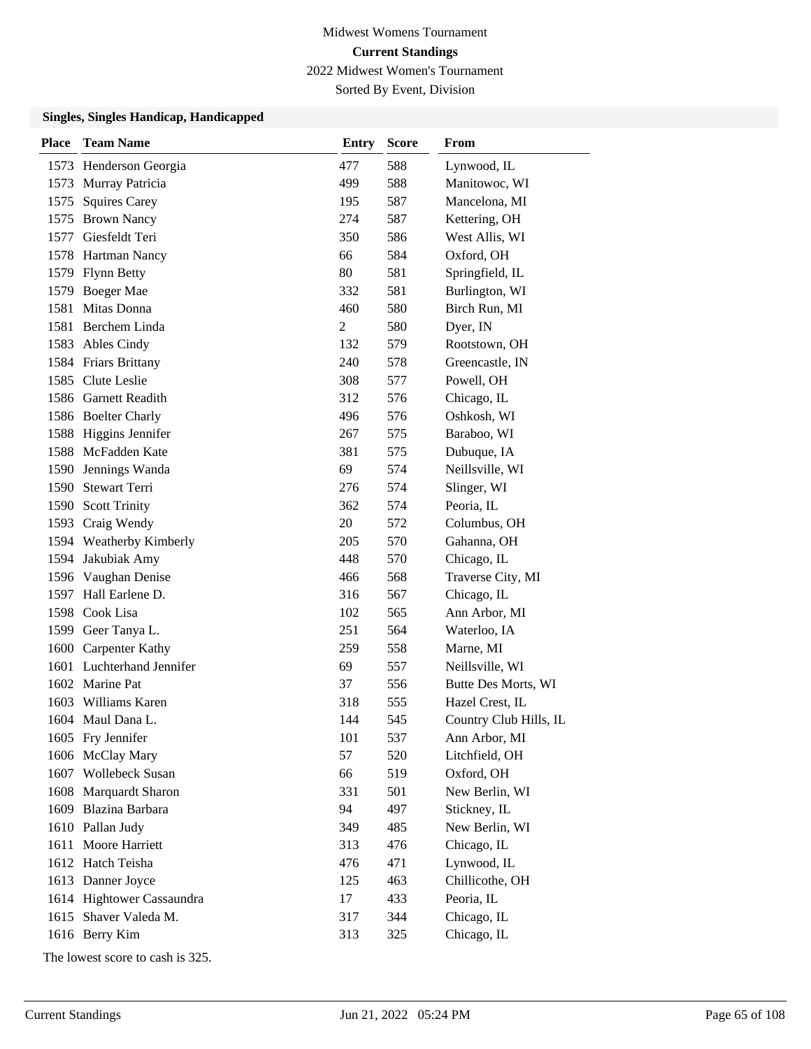Midwest Womens Tournament

**Current Standings**

2022 Midwest Women's Tournament

Sorted By Event, Division

### Singles, Singles Handicap, Handicapped

| Place | Team Name | Entry | Score | From |
|---|---|---|---|---|
| 1573 | Henderson Georgia | 477 | 588 | Lynwood, IL |
| 1573 | Murray Patricia | 499 | 588 | Manitowoc, WI |
| 1575 | Squires Carey | 195 | 587 | Mancelona, MI |
| 1575 | Brown Nancy | 274 | 587 | Kettering, OH |
| 1577 | Giesfeldt Teri | 350 | 586 | West Allis, WI |
| 1578 | Hartman Nancy | 66 | 584 | Oxford, OH |
| 1579 | Flynn Betty | 80 | 581 | Springfield, IL |
| 1579 | Boeger Mae | 332 | 581 | Burlington, WI |
| 1581 | Mitas Donna | 460 | 580 | Birch Run, MI |
| 1581 | Berchem Linda | 2 | 580 | Dyer, IN |
| 1583 | Ables Cindy | 132 | 579 | Rootstown, OH |
| 1584 | Friars Brittany | 240 | 578 | Greencastle, IN |
| 1585 | Clute Leslie | 308 | 577 | Powell, OH |
| 1586 | Garnett Readith | 312 | 576 | Chicago, IL |
| 1586 | Boelter Charly | 496 | 576 | Oshkosh, WI |
| 1588 | Higgins Jennifer | 267 | 575 | Baraboo, WI |
| 1588 | McFadden Kate | 381 | 575 | Dubuque, IA |
| 1590 | Jennings Wanda | 69 | 574 | Neillsville, WI |
| 1590 | Stewart Terri | 276 | 574 | Slinger, WI |
| 1590 | Scott Trinity | 362 | 574 | Peoria, IL |
| 1593 | Craig Wendy | 20 | 572 | Columbus, OH |
| 1594 | Weatherby Kimberly | 205 | 570 | Gahanna, OH |
| 1594 | Jakubiak Amy | 448 | 570 | Chicago, IL |
| 1596 | Vaughan Denise | 466 | 568 | Traverse City, MI |
| 1597 | Hall Earlene D. | 316 | 567 | Chicago, IL |
| 1598 | Cook Lisa | 102 | 565 | Ann Arbor, MI |
| 1599 | Geer Tanya L. | 251 | 564 | Waterloo, IA |
| 1600 | Carpenter Kathy | 259 | 558 | Marne, MI |
| 1601 | Luchterhand Jennifer | 69 | 557 | Neillsville, WI |
| 1602 | Marine Pat | 37 | 556 | Butte Des Morts, WI |
| 1603 | Williams Karen | 318 | 555 | Hazel Crest, IL |
| 1604 | Maul Dana L. | 144 | 545 | Country Club Hills, IL |
| 1605 | Fry Jennifer | 101 | 537 | Ann Arbor, MI |
| 1606 | McClay Mary | 57 | 520 | Litchfield, OH |
| 1607 | Wollebeck Susan | 66 | 519 | Oxford, OH |
| 1608 | Marquardt Sharon | 331 | 501 | New Berlin, WI |
| 1609 | Blazina Barbara | 94 | 497 | Stickney, IL |
| 1610 | Pallan Judy | 349 | 485 | New Berlin, WI |
| 1611 | Moore Harriett | 313 | 476 | Chicago, IL |
| 1612 | Hatch Teisha | 476 | 471 | Lynwood, IL |
| 1613 | Danner Joyce | 125 | 463 | Chillicothe, OH |
| 1614 | Hightower Cassaundra | 17 | 433 | Peoria, IL |
| 1615 | Shaver Valeda M. | 317 | 344 | Chicago, IL |
| 1616 | Berry Kim | 313 | 325 | Chicago, IL |

The lowest score to cash is 325.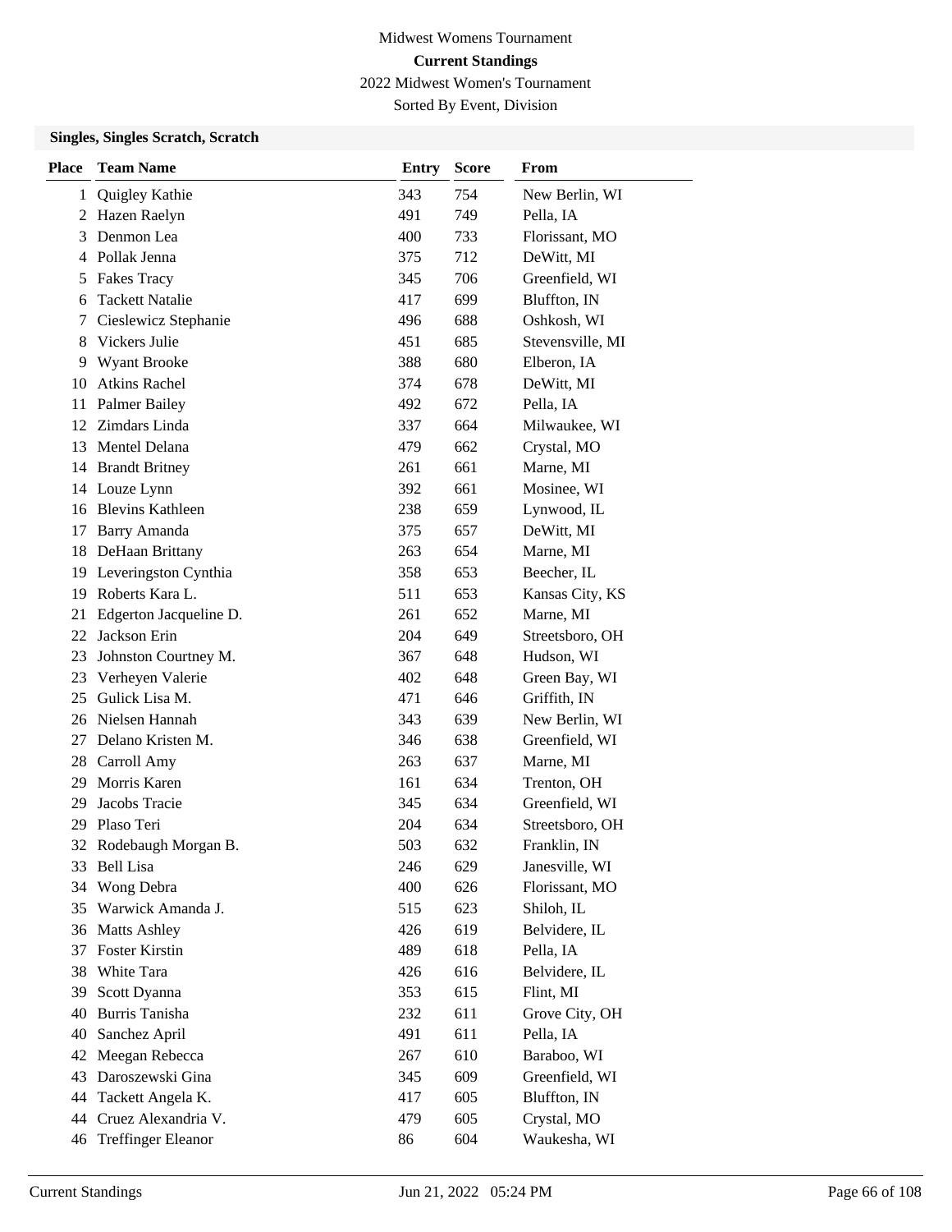Midwest Womens Tournament

**Current Standings**

2022 Midwest Women's Tournament

Sorted By Event, Division

### Singles, Singles Scratch, Scratch

| Place | Team Name | Entry | Score | From |
|---|---|---|---|---|
| 1 | Quigley Kathie | 343 | 754 | New Berlin, WI |
| 2 | Hazen Raelyn | 491 | 749 | Pella, IA |
| 3 | Denmon Lea | 400 | 733 | Florissant, MO |
| 4 | Pollak Jenna | 375 | 712 | DeWitt, MI |
| 5 | Fakes Tracy | 345 | 706 | Greenfield, WI |
| 6 | Tackett Natalie | 417 | 699 | Bluffton, IN |
| 7 | Cieslewicz Stephanie | 496 | 688 | Oshkosh, WI |
| 8 | Vickers Julie | 451 | 685 | Stevensville, MI |
| 9 | Wyant Brooke | 388 | 680 | Elberon, IA |
| 10 | Atkins Rachel | 374 | 678 | DeWitt, MI |
| 11 | Palmer Bailey | 492 | 672 | Pella, IA |
| 12 | Zimdars Linda | 337 | 664 | Milwaukee, WI |
| 13 | Mentel Delana | 479 | 662 | Crystal, MO |
| 14 | Brandt Britney | 261 | 661 | Marne, MI |
| 14 | Louze Lynn | 392 | 661 | Mosinee, WI |
| 16 | Blevins Kathleen | 238 | 659 | Lynwood, IL |
| 17 | Barry Amanda | 375 | 657 | DeWitt, MI |
| 18 | DeHaan Brittany | 263 | 654 | Marne, MI |
| 19 | Leveringston Cynthia | 358 | 653 | Beecher, IL |
| 19 | Roberts Kara L. | 511 | 653 | Kansas City, KS |
| 21 | Edgerton Jacqueline D. | 261 | 652 | Marne, MI |
| 22 | Jackson Erin | 204 | 649 | Streetsboro, OH |
| 23 | Johnston Courtney M. | 367 | 648 | Hudson, WI |
| 23 | Verheyen Valerie | 402 | 648 | Green Bay, WI |
| 25 | Gulick Lisa M. | 471 | 646 | Griffith, IN |
| 26 | Nielsen Hannah | 343 | 639 | New Berlin, WI |
| 27 | Delano Kristen M. | 346 | 638 | Greenfield, WI |
| 28 | Carroll Amy | 263 | 637 | Marne, MI |
| 29 | Morris Karen | 161 | 634 | Trenton, OH |
| 29 | Jacobs Tracie | 345 | 634 | Greenfield, WI |
| 29 | Plaso Teri | 204 | 634 | Streetsboro, OH |
| 32 | Rodebaugh Morgan B. | 503 | 632 | Franklin, IN |
| 33 | Bell Lisa | 246 | 629 | Janesville, WI |
| 34 | Wong Debra | 400 | 626 | Florissant, MO |
| 35 | Warwick Amanda J. | 515 | 623 | Shiloh, IL |
| 36 | Matts Ashley | 426 | 619 | Belvidere, IL |
| 37 | Foster Kirstin | 489 | 618 | Pella, IA |
| 38 | White Tara | 426 | 616 | Belvidere, IL |
| 39 | Scott Dyanna | 353 | 615 | Flint, MI |
| 40 | Burris Tanisha | 232 | 611 | Grove City, OH |
| 40 | Sanchez April | 491 | 611 | Pella, IA |
| 42 | Meegan Rebecca | 267 | 610 | Baraboo, WI |
| 43 | Daroszewski Gina | 345 | 609 | Greenfield, WI |
| 44 | Tackett Angela K. | 417 | 605 | Bluffton, IN |
| 44 | Cruez Alexandria V. | 479 | 605 | Crystal, MO |
| 46 | Treffinger Eleanor | 86 | 604 | Waukesha, WI |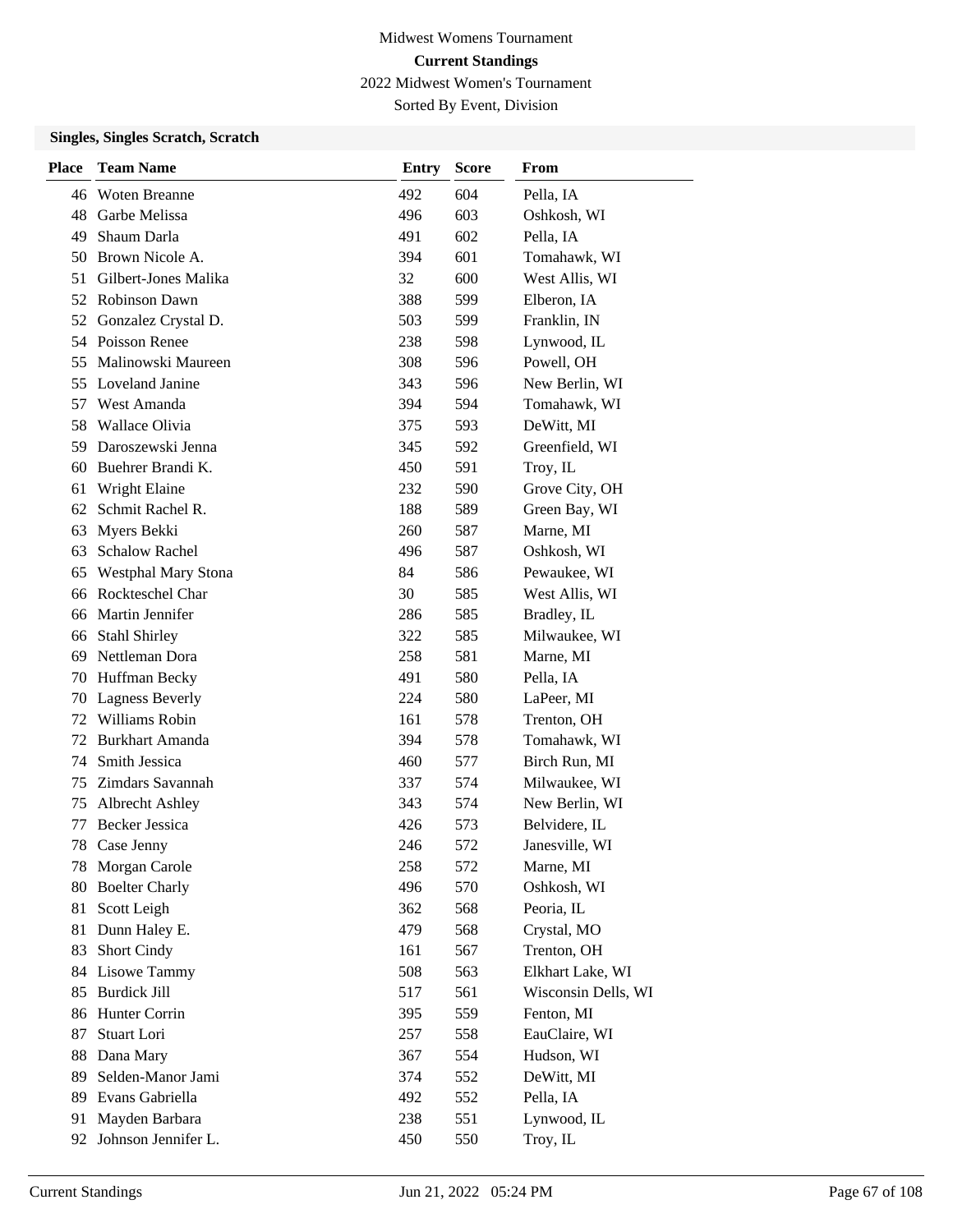Midwest Womens Tournament

**Current Standings**

2022 Midwest Women's Tournament

Sorted By Event, Division

### Singles, Singles Scratch, Scratch

| Place | Team Name | Entry | Score | From |
|---|---|---|---|---|
| 46 | Woten Breanne | 492 | 604 | Pella, IA |
| 48 | Garbe Melissa | 496 | 603 | Oshkosh, WI |
| 49 | Shaum Darla | 491 | 602 | Pella, IA |
| 50 | Brown Nicole A. | 394 | 601 | Tomahawk, WI |
| 51 | Gilbert-Jones Malika | 32 | 600 | West Allis, WI |
| 52 | Robinson Dawn | 388 | 599 | Elberon, IA |
| 52 | Gonzalez Crystal D. | 503 | 599 | Franklin, IN |
| 54 | Poisson Renee | 238 | 598 | Lynwood, IL |
| 55 | Malinowski Maureen | 308 | 596 | Powell, OH |
| 55 | Loveland Janine | 343 | 596 | New Berlin, WI |
| 57 | West Amanda | 394 | 594 | Tomahawk, WI |
| 58 | Wallace Olivia | 375 | 593 | DeWitt, MI |
| 59 | Daroszewski Jenna | 345 | 592 | Greenfield, WI |
| 60 | Buehrer Brandi K. | 450 | 591 | Troy, IL |
| 61 | Wright Elaine | 232 | 590 | Grove City, OH |
| 62 | Schmit Rachel R. | 188 | 589 | Green Bay, WI |
| 63 | Myers Bekki | 260 | 587 | Marne, MI |
| 63 | Schalow Rachel | 496 | 587 | Oshkosh, WI |
| 65 | Westphal Mary Stona | 84 | 586 | Pewaukee, WI |
| 66 | Rockteschel Char | 30 | 585 | West Allis, WI |
| 66 | Martin Jennifer | 286 | 585 | Bradley, IL |
| 66 | Stahl Shirley | 322 | 585 | Milwaukee, WI |
| 69 | Nettleman Dora | 258 | 581 | Marne, MI |
| 70 | Huffman Becky | 491 | 580 | Pella, IA |
| 70 | Lagness Beverly | 224 | 580 | LaPeer, MI |
| 72 | Williams Robin | 161 | 578 | Trenton, OH |
| 72 | Burkhart Amanda | 394 | 578 | Tomahawk, WI |
| 74 | Smith Jessica | 460 | 577 | Birch Run, MI |
| 75 | Zimdars Savannah | 337 | 574 | Milwaukee, WI |
| 75 | Albrecht Ashley | 343 | 574 | New Berlin, WI |
| 77 | Becker Jessica | 426 | 573 | Belvidere, IL |
| 78 | Case Jenny | 246 | 572 | Janesville, WI |
| 78 | Morgan Carole | 258 | 572 | Marne, MI |
| 80 | Boelter Charly | 496 | 570 | Oshkosh, WI |
| 81 | Scott Leigh | 362 | 568 | Peoria, IL |
| 81 | Dunn Haley E. | 479 | 568 | Crystal, MO |
| 83 | Short Cindy | 161 | 567 | Trenton, OH |
| 84 | Lisowe Tammy | 508 | 563 | Elkhart Lake, WI |
| 85 | Burdick Jill | 517 | 561 | Wisconsin Dells, WI |
| 86 | Hunter Corrin | 395 | 559 | Fenton, MI |
| 87 | Stuart Lori | 257 | 558 | EauClaire, WI |
| 88 | Dana Mary | 367 | 554 | Hudson, WI |
| 89 | Selden-Manor Jami | 374 | 552 | DeWitt, MI |
| 89 | Evans Gabriella | 492 | 552 | Pella, IA |
| 91 | Mayden Barbara | 238 | 551 | Lynwood, IL |
| 92 | Johnson Jennifer L. | 450 | 550 | Troy, IL |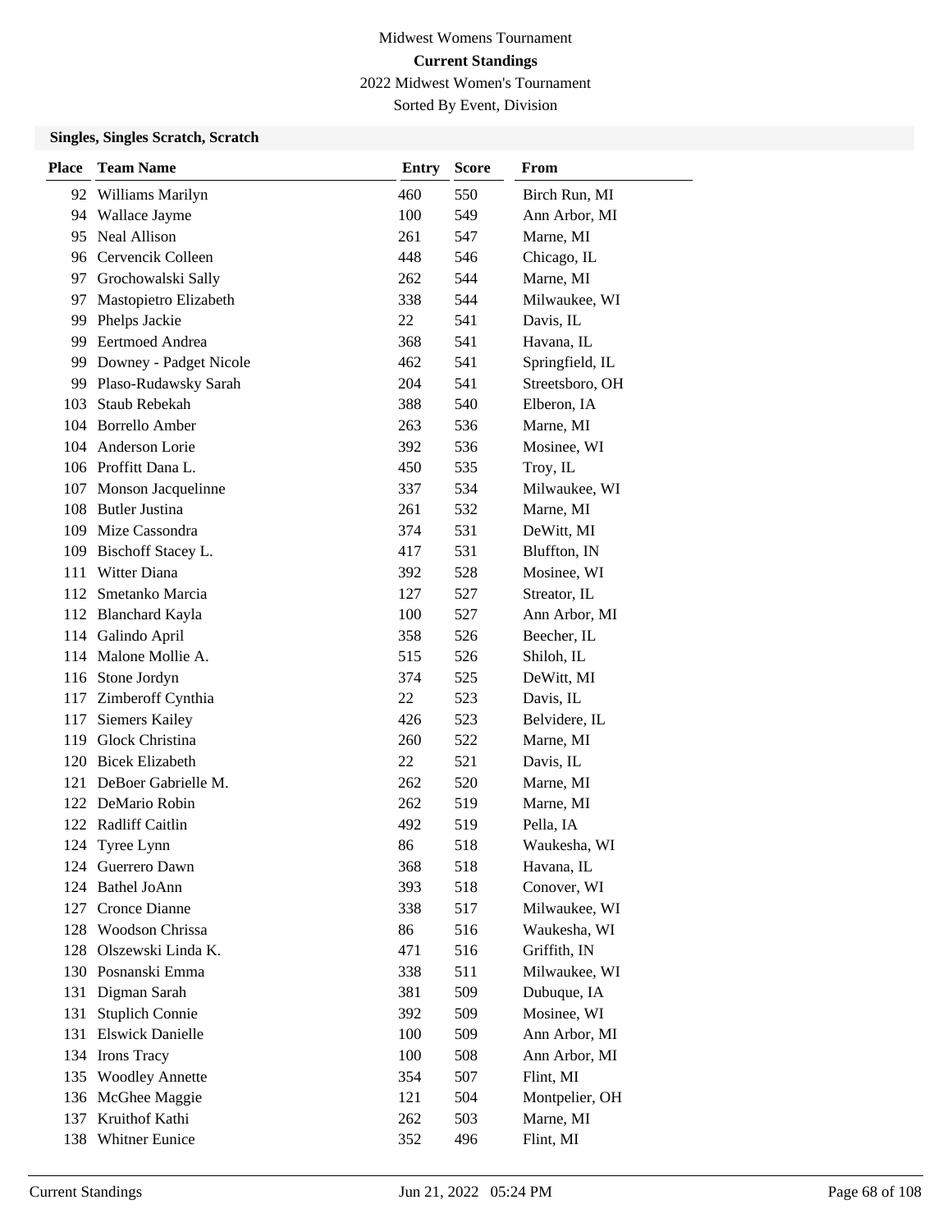Midwest Womens Tournament

**Current Standings**

2022 Midwest Women's Tournament

Sorted By Event, Division

**Singles, Singles Scratch, Scratch**

| Place | Team Name | Entry | Score | From |
|---|---|---|---|---|
| 92 | Williams Marilyn | 460 | 550 | Birch Run, MI |
| 94 | Wallace Jayme | 100 | 549 | Ann Arbor, MI |
| 95 | Neal Allison | 261 | 547 | Marne, MI |
| 96 | Cervencik Colleen | 448 | 546 | Chicago, IL |
| 97 | Grochowalski Sally | 262 | 544 | Marne, MI |
| 97 | Mastopietro Elizabeth | 338 | 544 | Milwaukee, WI |
| 99 | Phelps Jackie | 22 | 541 | Davis, IL |
| 99 | Eertmoed Andrea | 368 | 541 | Havana, IL |
| 99 | Downey - Padget Nicole | 462 | 541 | Springfield, IL |
| 99 | Plaso-Rudawsky Sarah | 204 | 541 | Streetsboro, OH |
| 103 | Staub Rebekah | 388 | 540 | Elberon, IA |
| 104 | Borrello Amber | 263 | 536 | Marne, MI |
| 104 | Anderson Lorie | 392 | 536 | Mosinee, WI |
| 106 | Proffitt Dana L. | 450 | 535 | Troy, IL |
| 107 | Monson Jacquelinne | 337 | 534 | Milwaukee, WI |
| 108 | Butler Justina | 261 | 532 | Marne, MI |
| 109 | Mize Cassondra | 374 | 531 | DeWitt, MI |
| 109 | Bischoff Stacey L. | 417 | 531 | Bluffton, IN |
| 111 | Witter Diana | 392 | 528 | Mosinee, WI |
| 112 | Smetanko Marcia | 127 | 527 | Streator, IL |
| 112 | Blanchard Kayla | 100 | 527 | Ann Arbor, MI |
| 114 | Galindo April | 358 | 526 | Beecher, IL |
| 114 | Malone Mollie A. | 515 | 526 | Shiloh, IL |
| 116 | Stone Jordyn | 374 | 525 | DeWitt, MI |
| 117 | Zimberoff Cynthia | 22 | 523 | Davis, IL |
| 117 | Siemers Kailey | 426 | 523 | Belvidere, IL |
| 119 | Glock Christina | 260 | 522 | Marne, MI |
| 120 | Bicek Elizabeth | 22 | 521 | Davis, IL |
| 121 | DeBoer Gabrielle M. | 262 | 520 | Marne, MI |
| 122 | DeMario Robin | 262 | 519 | Marne, MI |
| 122 | Radliff Caitlin | 492 | 519 | Pella, IA |
| 124 | Tyree Lynn | 86 | 518 | Waukesha, WI |
| 124 | Guerrero Dawn | 368 | 518 | Havana, IL |
| 124 | Bathel JoAnn | 393 | 518 | Conover, WI |
| 127 | Cronce Dianne | 338 | 517 | Milwaukee, WI |
| 128 | Woodson Chrissa | 86 | 516 | Waukesha, WI |
| 128 | Olszewski Linda K. | 471 | 516 | Griffith, IN |
| 130 | Posnanski Emma | 338 | 511 | Milwaukee, WI |
| 131 | Digman Sarah | 381 | 509 | Dubuque, IA |
| 131 | Stuplich Connie | 392 | 509 | Mosinee, WI |
| 131 | Elswick Danielle | 100 | 509 | Ann Arbor, MI |
| 134 | Irons Tracy | 100 | 508 | Ann Arbor, MI |
| 135 | Woodley Annette | 354 | 507 | Flint, MI |
| 136 | McGhee Maggie | 121 | 504 | Montpelier, OH |
| 137 | Kruithof Kathi | 262 | 503 | Marne, MI |
| 138 | Whitner Eunice | 352 | 496 | Flint, MI |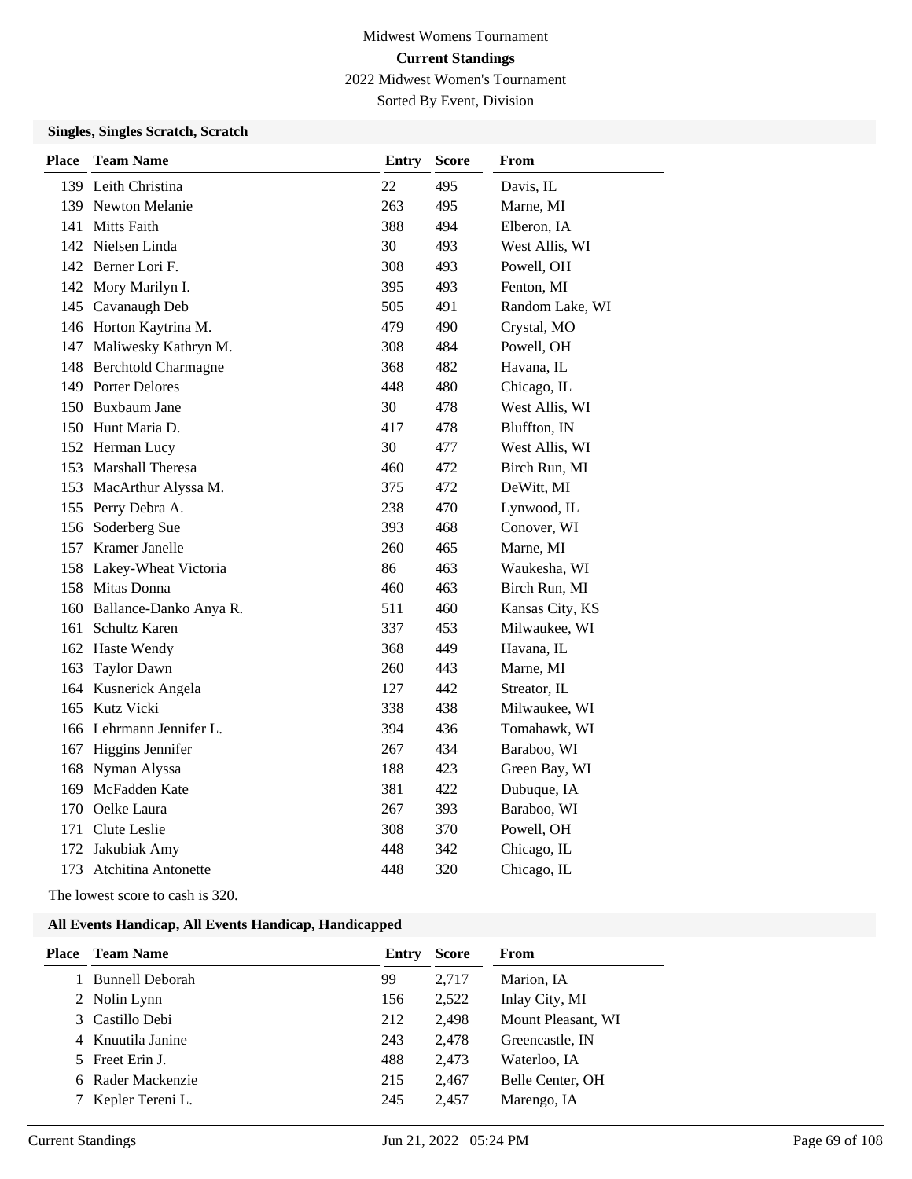Midwest Womens Tournament

**Current Standings**

2022 Midwest Women's Tournament

Sorted By Event, Division

### Singles, Singles Scratch, Scratch

| Place | Team Name | Entry | Score | From |
|---|---|---|---|---|
| 139 | Leith Christina | 22 | 495 | Davis, IL |
| 139 | Newton Melanie | 263 | 495 | Marne, MI |
| 141 | Mitts Faith | 388 | 494 | Elberon, IA |
| 142 | Nielsen Linda | 30 | 493 | West Allis, WI |
| 142 | Berner Lori F. | 308 | 493 | Powell, OH |
| 142 | Mory Marilyn I. | 395 | 493 | Fenton, MI |
| 145 | Cavanaugh Deb | 505 | 491 | Random Lake, WI |
| 146 | Horton Kaytrina M. | 479 | 490 | Crystal, MO |
| 147 | Maliwesky Kathryn M. | 308 | 484 | Powell, OH |
| 148 | Berchtold Charmagne | 368 | 482 | Havana, IL |
| 149 | Porter Delores | 448 | 480 | Chicago, IL |
| 150 | Buxbaum Jane | 30 | 478 | West Allis, WI |
| 150 | Hunt Maria D. | 417 | 478 | Bluffton, IN |
| 152 | Herman Lucy | 30 | 477 | West Allis, WI |
| 153 | Marshall Theresa | 460 | 472 | Birch Run, MI |
| 153 | MacArthur Alyssa M. | 375 | 472 | DeWitt, MI |
| 155 | Perry Debra A. | 238 | 470 | Lynwood, IL |
| 156 | Soderberg Sue | 393 | 468 | Conover, WI |
| 157 | Kramer Janelle | 260 | 465 | Marne, MI |
| 158 | Lakey-Wheat Victoria | 86 | 463 | Waukesha, WI |
| 158 | Mitas Donna | 460 | 463 | Birch Run, MI |
| 160 | Ballance-Danko Anya R. | 511 | 460 | Kansas City, KS |
| 161 | Schultz Karen | 337 | 453 | Milwaukee, WI |
| 162 | Haste Wendy | 368 | 449 | Havana, IL |
| 163 | Taylor Dawn | 260 | 443 | Marne, MI |
| 164 | Kusnerick Angela | 127 | 442 | Streator, IL |
| 165 | Kutz Vicki | 338 | 438 | Milwaukee, WI |
| 166 | Lehrmann Jennifer L. | 394 | 436 | Tomahawk, WI |
| 167 | Higgins Jennifer | 267 | 434 | Baraboo, WI |
| 168 | Nyman Alyssa | 188 | 423 | Green Bay, WI |
| 169 | McFadden Kate | 381 | 422 | Dubuque, IA |
| 170 | Oelke Laura | 267 | 393 | Baraboo, WI |
| 171 | Clute Leslie | 308 | 370 | Powell, OH |
| 172 | Jakubiak Amy | 448 | 342 | Chicago, IL |
| 173 | Atchitina Antonette | 448 | 320 | Chicago, IL |

The lowest score to cash is 320.

### All Events Handicap, All Events Handicap, Handicapped

| Place | Team Name | Entry | Score | From |
|---|---|---|---|---|
| 1 | Bunnell Deborah | 99 | 2,717 | Marion, IA |
| 2 | Nolin Lynn | 156 | 2,522 | Inlay City, MI |
| 3 | Castillo Debi | 212 | 2,498 | Mount Pleasant, WI |
| 4 | Knuutila Janine | 243 | 2,478 | Greencastle, IN |
| 5 | Freet Erin J. | 488 | 2,473 | Waterloo, IA |
| 6 | Rader Mackenzie | 215 | 2,467 | Belle Center, OH |
| 7 | Kepler Tereni L. | 245 | 2,457 | Marengo, IA |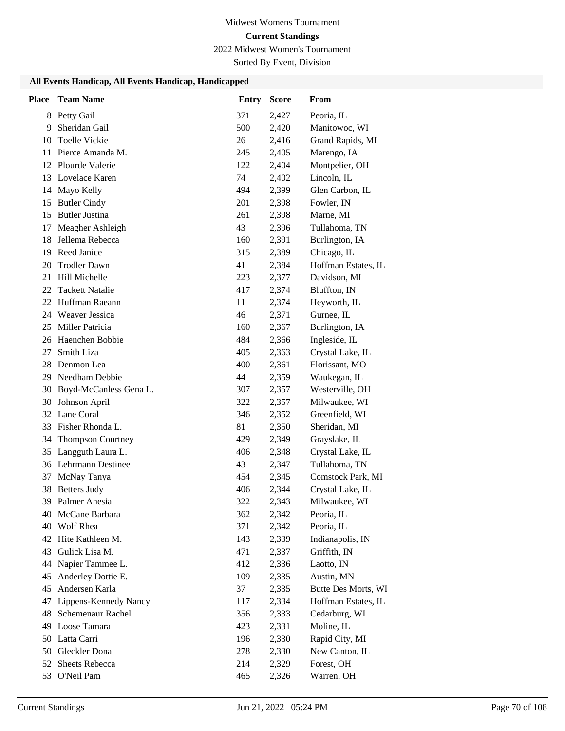Midwest Womens Tournament

**Current Standings**

2022 Midwest Women's Tournament

Sorted By Event, Division

### All Events Handicap, All Events Handicap, Handicapped

| Place | Team Name | Entry | Score | From |
|---|---|---|---|---|
| 8 | Petty Gail | 371 | 2,427 | Peoria, IL |
| 9 | Sheridan Gail | 500 | 2,420 | Manitowoc, WI |
| 10 | Toelle Vickie | 26 | 2,416 | Grand Rapids, MI |
| 11 | Pierce Amanda M. | 245 | 2,405 | Marengo, IA |
| 12 | Plourde Valerie | 122 | 2,404 | Montpelier, OH |
| 13 | Lovelace Karen | 74 | 2,402 | Lincoln, IL |
| 14 | Mayo Kelly | 494 | 2,399 | Glen Carbon, IL |
| 15 | Butler Cindy | 201 | 2,398 | Fowler, IN |
| 15 | Butler Justina | 261 | 2,398 | Marne, MI |
| 17 | Meagher Ashleigh | 43 | 2,396 | Tullahoma, TN |
| 18 | Jellema Rebecca | 160 | 2,391 | Burlington, IA |
| 19 | Reed Janice | 315 | 2,389 | Chicago, IL |
| 20 | Trodler Dawn | 41 | 2,384 | Hoffman Estates, IL |
| 21 | Hill Michelle | 223 | 2,377 | Davidson, MI |
| 22 | Tackett Natalie | 417 | 2,374 | Bluffton, IN |
| 22 | Huffman Raeann | 11 | 2,374 | Heyworth, IL |
| 24 | Weaver Jessica | 46 | 2,371 | Gurnee, IL |
| 25 | Miller Patricia | 160 | 2,367 | Burlington, IA |
| 26 | Haenchen Bobbie | 484 | 2,366 | Ingleside, IL |
| 27 | Smith Liza | 405 | 2,363 | Crystal Lake, IL |
| 28 | Denmon Lea | 400 | 2,361 | Florissant, MO |
| 29 | Needham Debbie | 44 | 2,359 | Waukegan, IL |
| 30 | Boyd-McCanless Gena L. | 307 | 2,357 | Westerville, OH |
| 30 | Johnson April | 322 | 2,357 | Milwaukee, WI |
| 32 | Lane Coral | 346 | 2,352 | Greenfield, WI |
| 33 | Fisher Rhonda L. | 81 | 2,350 | Sheridan, MI |
| 34 | Thompson Courtney | 429 | 2,349 | Grayslake, IL |
| 35 | Langguth Laura L. | 406 | 2,348 | Crystal Lake, IL |
| 36 | Lehrmann Destinee | 43 | 2,347 | Tullahoma, TN |
| 37 | McNay Tanya | 454 | 2,345 | Comstock Park, MI |
| 38 | Betters Judy | 406 | 2,344 | Crystal Lake, IL |
| 39 | Palmer Anesia | 322 | 2,343 | Milwaukee, WI |
| 40 | McCane Barbara | 362 | 2,342 | Peoria, IL |
| 40 | Wolf Rhea | 371 | 2,342 | Peoria, IL |
| 42 | Hite Kathleen M. | 143 | 2,339 | Indianapolis, IN |
| 43 | Gulick Lisa M. | 471 | 2,337 | Griffith, IN |
| 44 | Napier Tammee L. | 412 | 2,336 | Laotto, IN |
| 45 | Anderley Dottie E. | 109 | 2,335 | Austin, MN |
| 45 | Andersen Karla | 37 | 2,335 | Butte Des Morts, WI |
| 47 | Lippens-Kennedy Nancy | 117 | 2,334 | Hoffman Estates, IL |
| 48 | Schemenaur Rachel | 356 | 2,333 | Cedarburg, WI |
| 49 | Loose Tamara | 423 | 2,331 | Moline, IL |
| 50 | Latta Carri | 196 | 2,330 | Rapid City, MI |
| 50 | Gleckler Dona | 278 | 2,330 | New Canton, IL |
| 52 | Sheets Rebecca | 214 | 2,329 | Forest, OH |
| 53 | O'Neil Pam | 465 | 2,326 | Warren, OH |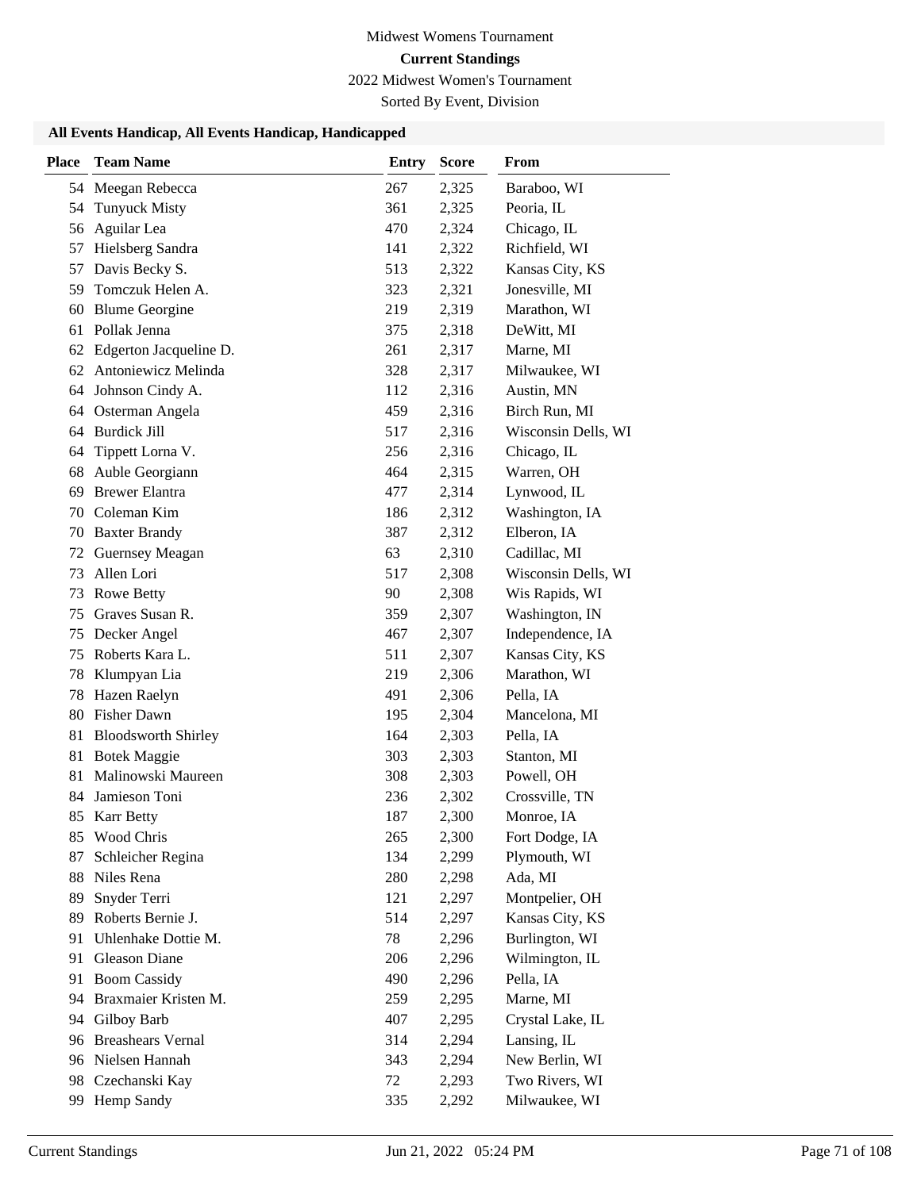Midwest Womens Tournament

**Current Standings**

2022 Midwest Women's Tournament

Sorted By Event, Division

### All Events Handicap, All Events Handicap, Handicapped

| Place | Team Name | Entry | Score | From |
|---|---|---|---|---|
| 54 | Meegan Rebecca | 267 | 2,325 | Baraboo, WI |
| 54 | Tunyuck Misty | 361 | 2,325 | Peoria, IL |
| 56 | Aguilar Lea | 470 | 2,324 | Chicago, IL |
| 57 | Hielsberg Sandra | 141 | 2,322 | Richfield, WI |
| 57 | Davis Becky S. | 513 | 2,322 | Kansas City, KS |
| 59 | Tomczuk Helen A. | 323 | 2,321 | Jonesville, MI |
| 60 | Blume Georgine | 219 | 2,319 | Marathon, WI |
| 61 | Pollak Jenna | 375 | 2,318 | DeWitt, MI |
| 62 | Edgerton Jacqueline D. | 261 | 2,317 | Marne, MI |
| 62 | Antoniewicz Melinda | 328 | 2,317 | Milwaukee, WI |
| 64 | Johnson Cindy A. | 112 | 2,316 | Austin, MN |
| 64 | Osterman Angela | 459 | 2,316 | Birch Run, MI |
| 64 | Burdick Jill | 517 | 2,316 | Wisconsin Dells, WI |
| 64 | Tippett Lorna V. | 256 | 2,316 | Chicago, IL |
| 68 | Auble Georgiann | 464 | 2,315 | Warren, OH |
| 69 | Brewer Elantra | 477 | 2,314 | Lynwood, IL |
| 70 | Coleman Kim | 186 | 2,312 | Washington, IA |
| 70 | Baxter Brandy | 387 | 2,312 | Elberon, IA |
| 72 | Guernsey Meagan | 63 | 2,310 | Cadillac, MI |
| 73 | Allen Lori | 517 | 2,308 | Wisconsin Dells, WI |
| 73 | Rowe Betty | 90 | 2,308 | Wis Rapids, WI |
| 75 | Graves Susan R. | 359 | 2,307 | Washington, IN |
| 75 | Decker Angel | 467 | 2,307 | Independence, IA |
| 75 | Roberts Kara L. | 511 | 2,307 | Kansas City, KS |
| 78 | Klumpyan Lia | 219 | 2,306 | Marathon, WI |
| 78 | Hazen Raelyn | 491 | 2,306 | Pella, IA |
| 80 | Fisher Dawn | 195 | 2,304 | Mancelona, MI |
| 81 | Bloodsworth Shirley | 164 | 2,303 | Pella, IA |
| 81 | Botek Maggie | 303 | 2,303 | Stanton, MI |
| 81 | Malinowski Maureen | 308 | 2,303 | Powell, OH |
| 84 | Jamieson Toni | 236 | 2,302 | Crossville, TN |
| 85 | Karr Betty | 187 | 2,300 | Monroe, IA |
| 85 | Wood Chris | 265 | 2,300 | Fort Dodge, IA |
| 87 | Schleicher Regina | 134 | 2,299 | Plymouth, WI |
| 88 | Niles Rena | 280 | 2,298 | Ada, MI |
| 89 | Snyder Terri | 121 | 2,297 | Montpelier, OH |
| 89 | Roberts Bernie J. | 514 | 2,297 | Kansas City, KS |
| 91 | Uhlenhake Dottie M. | 78 | 2,296 | Burlington, WI |
| 91 | Gleason Diane | 206 | 2,296 | Wilmington, IL |
| 91 | Boom Cassidy | 490 | 2,296 | Pella, IA |
| 94 | Braxmaier Kristen M. | 259 | 2,295 | Marne, MI |
| 94 | Gilboy Barb | 407 | 2,295 | Crystal Lake, IL |
| 96 | Breashears Vernal | 314 | 2,294 | Lansing, IL |
| 96 | Nielsen Hannah | 343 | 2,294 | New Berlin, WI |
| 98 | Czechanski Kay | 72 | 2,293 | Two Rivers, WI |
| 99 | Hemp Sandy | 335 | 2,292 | Milwaukee, WI |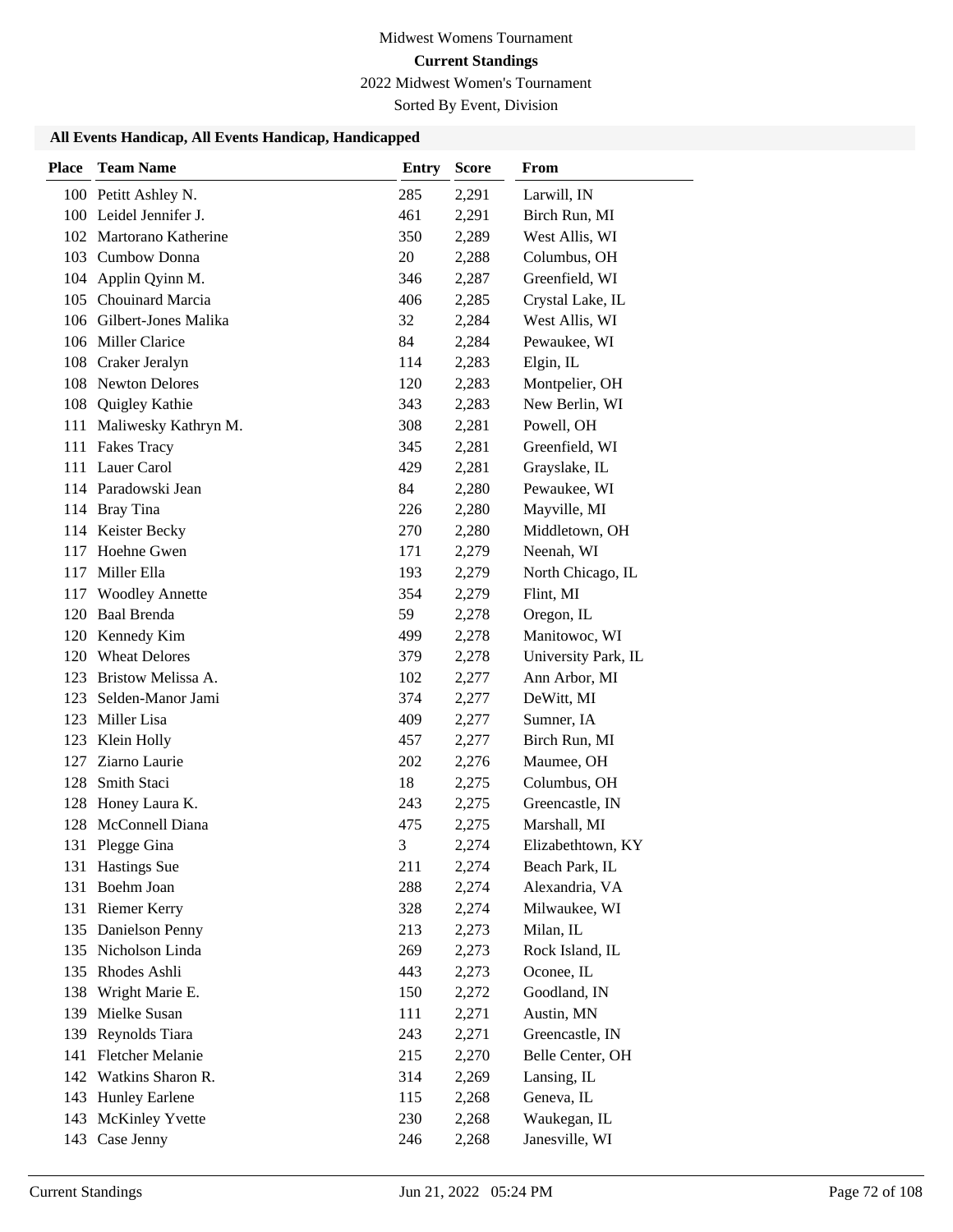Midwest Womens Tournament

**Current Standings**

2022 Midwest Women's Tournament

Sorted By Event, Division

### All Events Handicap, All Events Handicap, Handicapped

| Place | Team Name | Entry | Score | From |
|---|---|---|---|---|
| 100 | Petitt Ashley N. | 285 | 2,291 | Larwill, IN |
| 100 | Leidel Jennifer J. | 461 | 2,291 | Birch Run, MI |
| 102 | Martorano Katherine | 350 | 2,289 | West Allis, WI |
| 103 | Cumbow Donna | 20 | 2,288 | Columbus, OH |
| 104 | Applin Qyinn M. | 346 | 2,287 | Greenfield, WI |
| 105 | Chouinard Marcia | 406 | 2,285 | Crystal Lake, IL |
| 106 | Gilbert-Jones Malika | 32 | 2,284 | West Allis, WI |
| 106 | Miller Clarice | 84 | 2,284 | Pewaukee, WI |
| 108 | Craker Jeralyn | 114 | 2,283 | Elgin, IL |
| 108 | Newton Delores | 120 | 2,283 | Montpelier, OH |
| 108 | Quigley Kathie | 343 | 2,283 | New Berlin, WI |
| 111 | Maliwesky Kathryn M. | 308 | 2,281 | Powell, OH |
| 111 | Fakes Tracy | 345 | 2,281 | Greenfield, WI |
| 111 | Lauer Carol | 429 | 2,281 | Grayslake, IL |
| 114 | Paradowski Jean | 84 | 2,280 | Pewaukee, WI |
| 114 | Bray Tina | 226 | 2,280 | Mayville, MI |
| 114 | Keister Becky | 270 | 2,280 | Middletown, OH |
| 117 | Hoehne Gwen | 171 | 2,279 | Neenah, WI |
| 117 | Miller Ella | 193 | 2,279 | North Chicago, IL |
| 117 | Woodley Annette | 354 | 2,279 | Flint, MI |
| 120 | Baal Brenda | 59 | 2,278 | Oregon, IL |
| 120 | Kennedy Kim | 499 | 2,278 | Manitowoc, WI |
| 120 | Wheat Delores | 379 | 2,278 | University Park, IL |
| 123 | Bristow Melissa A. | 102 | 2,277 | Ann Arbor, MI |
| 123 | Selden-Manor Jami | 374 | 2,277 | DeWitt, MI |
| 123 | Miller Lisa | 409 | 2,277 | Sumner, IA |
| 123 | Klein Holly | 457 | 2,277 | Birch Run, MI |
| 127 | Ziarno Laurie | 202 | 2,276 | Maumee, OH |
| 128 | Smith Staci | 18 | 2,275 | Columbus, OH |
| 128 | Honey Laura K. | 243 | 2,275 | Greencastle, IN |
| 128 | McConnell Diana | 475 | 2,275 | Marshall, MI |
| 131 | Plegge Gina | 3 | 2,274 | Elizabethtown, KY |
| 131 | Hastings Sue | 211 | 2,274 | Beach Park, IL |
| 131 | Boehm Joan | 288 | 2,274 | Alexandria, VA |
| 131 | Riemer Kerry | 328 | 2,274 | Milwaukee, WI |
| 135 | Danielson Penny | 213 | 2,273 | Milan, IL |
| 135 | Nicholson Linda | 269 | 2,273 | Rock Island, IL |
| 135 | Rhodes Ashli | 443 | 2,273 | Oconee, IL |
| 138 | Wright Marie E. | 150 | 2,272 | Goodland, IN |
| 139 | Mielke Susan | 111 | 2,271 | Austin, MN |
| 139 | Reynolds Tiara | 243 | 2,271 | Greencastle, IN |
| 141 | Fletcher Melanie | 215 | 2,270 | Belle Center, OH |
| 142 | Watkins Sharon R. | 314 | 2,269 | Lansing, IL |
| 143 | Hunley Earlene | 115 | 2,268 | Geneva, IL |
| 143 | McKinley Yvette | 230 | 2,268 | Waukegan, IL |
| 143 | Case Jenny | 246 | 2,268 | Janesville, WI |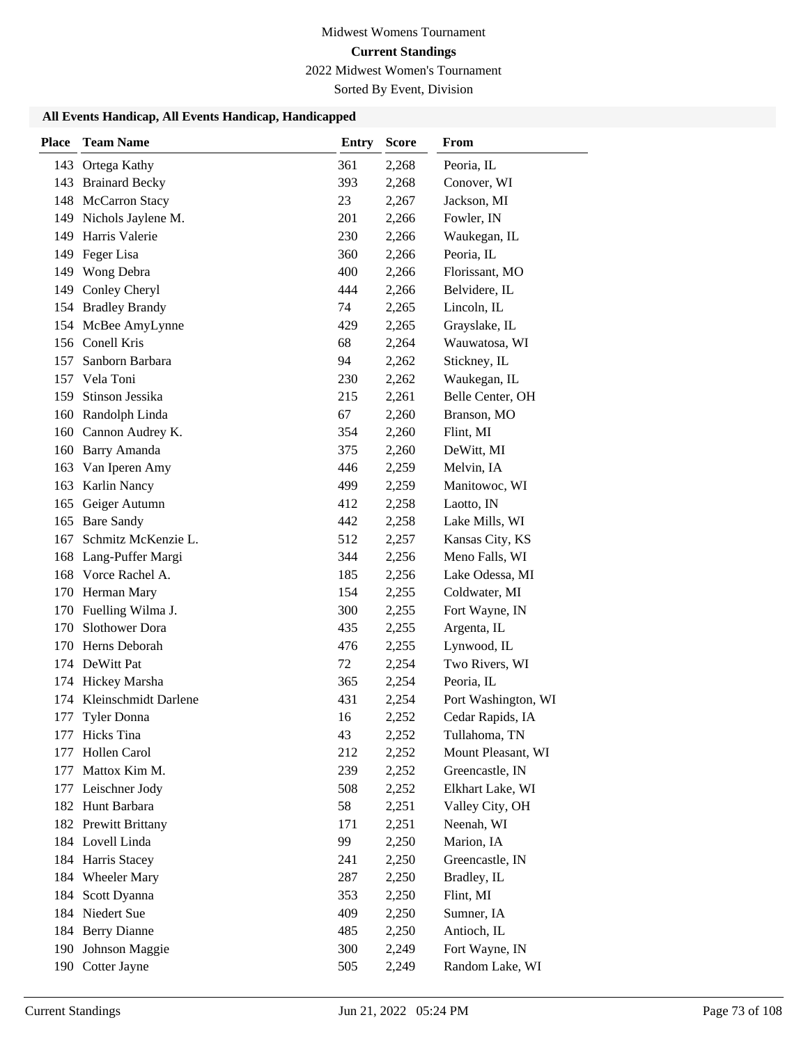Midwest Womens Tournament

**Current Standings**

2022 Midwest Women's Tournament

Sorted By Event, Division

### All Events Handicap, All Events Handicap, Handicapped

| Place | Team Name | Entry | Score | From |
|---|---|---|---|---|
| 143 | Ortega Kathy | 361 | 2,268 | Peoria, IL |
| 143 | Brainard Becky | 393 | 2,268 | Conover, WI |
| 148 | McCarron Stacy | 23 | 2,267 | Jackson, MI |
| 149 | Nichols Jaylene M. | 201 | 2,266 | Fowler, IN |
| 149 | Harris Valerie | 230 | 2,266 | Waukegan, IL |
| 149 | Feger Lisa | 360 | 2,266 | Peoria, IL |
| 149 | Wong Debra | 400 | 2,266 | Florissant, MO |
| 149 | Conley Cheryl | 444 | 2,266 | Belvidere, IL |
| 154 | Bradley Brandy | 74 | 2,265 | Lincoln, IL |
| 154 | McBee AmyLynne | 429 | 2,265 | Grayslake, IL |
| 156 | Conell Kris | 68 | 2,264 | Wauwatosa, WI |
| 157 | Sanborn Barbara | 94 | 2,262 | Stickney, IL |
| 157 | Vela Toni | 230 | 2,262 | Waukegan, IL |
| 159 | Stinson Jessika | 215 | 2,261 | Belle Center, OH |
| 160 | Randolph Linda | 67 | 2,260 | Branson, MO |
| 160 | Cannon Audrey K. | 354 | 2,260 | Flint, MI |
| 160 | Barry Amanda | 375 | 2,260 | DeWitt, MI |
| 163 | Van Iperen Amy | 446 | 2,259 | Melvin, IA |
| 163 | Karlin Nancy | 499 | 2,259 | Manitowoc, WI |
| 165 | Geiger Autumn | 412 | 2,258 | Laotto, IN |
| 165 | Bare Sandy | 442 | 2,258 | Lake Mills, WI |
| 167 | Schmitz McKenzie L. | 512 | 2,257 | Kansas City, KS |
| 168 | Lang-Puffer Margi | 344 | 2,256 | Meno Falls, WI |
| 168 | Vorce Rachel A. | 185 | 2,256 | Lake Odessa, MI |
| 170 | Herman Mary | 154 | 2,255 | Coldwater, MI |
| 170 | Fuelling Wilma J. | 300 | 2,255 | Fort Wayne, IN |
| 170 | Slothower Dora | 435 | 2,255 | Argenta, IL |
| 170 | Herns Deborah | 476 | 2,255 | Lynwood, IL |
| 174 | DeWitt Pat | 72 | 2,254 | Two Rivers, WI |
| 174 | Hickey Marsha | 365 | 2,254 | Peoria, IL |
| 174 | Kleinschmidt Darlene | 431 | 2,254 | Port Washington, WI |
| 177 | Tyler Donna | 16 | 2,252 | Cedar Rapids, IA |
| 177 | Hicks Tina | 43 | 2,252 | Tullahoma, TN |
| 177 | Hollen Carol | 212 | 2,252 | Mount Pleasant, WI |
| 177 | Mattox Kim M. | 239 | 2,252 | Greencastle, IN |
| 177 | Leischner Jody | 508 | 2,252 | Elkhart Lake, WI |
| 182 | Hunt Barbara | 58 | 2,251 | Valley City, OH |
| 182 | Prewitt Brittany | 171 | 2,251 | Neenah, WI |
| 184 | Lovell Linda | 99 | 2,250 | Marion, IA |
| 184 | Harris Stacey | 241 | 2,250 | Greencastle, IN |
| 184 | Wheeler Mary | 287 | 2,250 | Bradley, IL |
| 184 | Scott Dyanna | 353 | 2,250 | Flint, MI |
| 184 | Niedert Sue | 409 | 2,250 | Sumner, IA |
| 184 | Berry Dianne | 485 | 2,250 | Antioch, IL |
| 190 | Johnson Maggie | 300 | 2,249 | Fort Wayne, IN |
| 190 | Cotter Jayne | 505 | 2,249 | Random Lake, WI |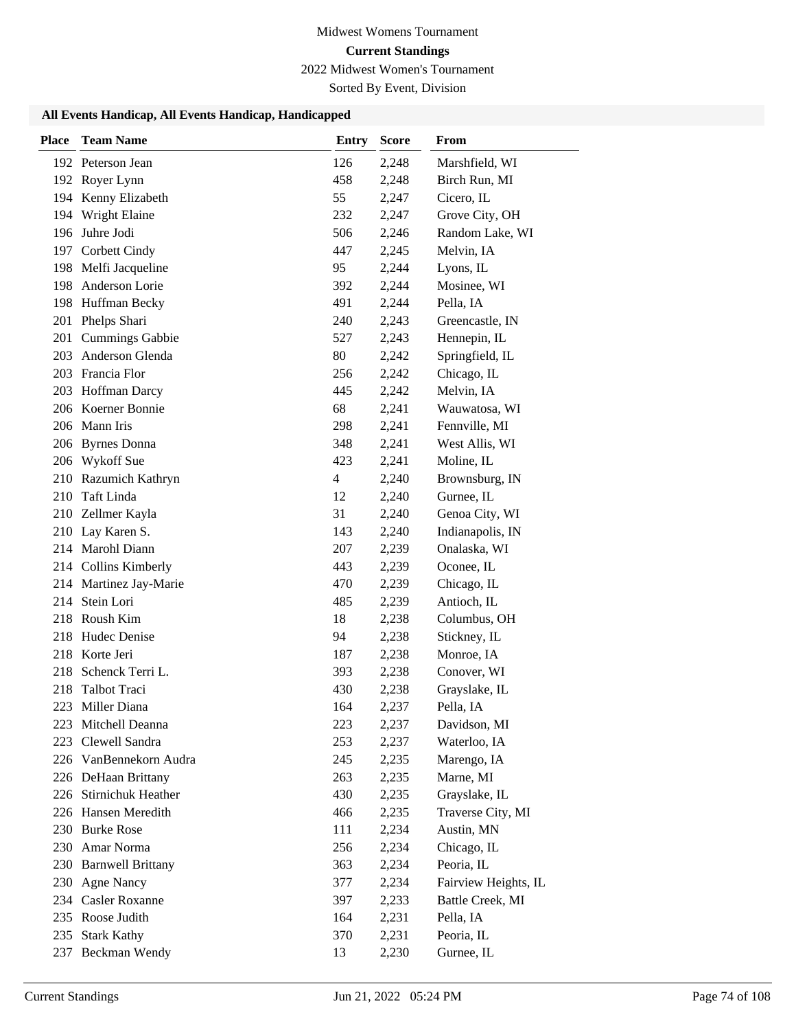Midwest Womens Tournament

**Current Standings**

2022 Midwest Women's Tournament

Sorted By Event, Division

### All Events Handicap, All Events Handicap, Handicapped

| Place | Team Name | Entry | Score | From |
|---|---|---|---|---|
| 192 | Peterson Jean | 126 | 2,248 | Marshfield, WI |
| 192 | Royer Lynn | 458 | 2,248 | Birch Run, MI |
| 194 | Kenny Elizabeth | 55 | 2,247 | Cicero, IL |
| 194 | Wright Elaine | 232 | 2,247 | Grove City, OH |
| 196 | Juhre Jodi | 506 | 2,246 | Random Lake, WI |
| 197 | Corbett Cindy | 447 | 2,245 | Melvin, IA |
| 198 | Melfi Jacqueline | 95 | 2,244 | Lyons, IL |
| 198 | Anderson Lorie | 392 | 2,244 | Mosinee, WI |
| 198 | Huffman Becky | 491 | 2,244 | Pella, IA |
| 201 | Phelps Shari | 240 | 2,243 | Greencastle, IN |
| 201 | Cummings Gabbie | 527 | 2,243 | Hennepin, IL |
| 203 | Anderson Glenda | 80 | 2,242 | Springfield, IL |
| 203 | Francia Flor | 256 | 2,242 | Chicago, IL |
| 203 | Hoffman Darcy | 445 | 2,242 | Melvin, IA |
| 206 | Koerner Bonnie | 68 | 2,241 | Wauwatosa, WI |
| 206 | Mann Iris | 298 | 2,241 | Fennville, MI |
| 206 | Byrnes Donna | 348 | 2,241 | West Allis, WI |
| 206 | Wykoff Sue | 423 | 2,241 | Moline, IL |
| 210 | Razumich Kathryn | 4 | 2,240 | Brownsburg, IN |
| 210 | Taft Linda | 12 | 2,240 | Gurnee, IL |
| 210 | Zellmer Kayla | 31 | 2,240 | Genoa City, WI |
| 210 | Lay Karen S. | 143 | 2,240 | Indianapolis, IN |
| 214 | Marohl Diann | 207 | 2,239 | Onalaska, WI |
| 214 | Collins Kimberly | 443 | 2,239 | Oconee, IL |
| 214 | Martinez Jay-Marie | 470 | 2,239 | Chicago, IL |
| 214 | Stein Lori | 485 | 2,239 | Antioch, IL |
| 218 | Roush Kim | 18 | 2,238 | Columbus, OH |
| 218 | Hudec Denise | 94 | 2,238 | Stickney, IL |
| 218 | Korte Jeri | 187 | 2,238 | Monroe, IA |
| 218 | Schenck Terri L. | 393 | 2,238 | Conover, WI |
| 218 | Talbot Traci | 430 | 2,238 | Grayslake, IL |
| 223 | Miller Diana | 164 | 2,237 | Pella, IA |
| 223 | Mitchell Deanna | 223 | 2,237 | Davidson, MI |
| 223 | Clewell Sandra | 253 | 2,237 | Waterloo, IA |
| 226 | VanBennekorn Audra | 245 | 2,235 | Marengo, IA |
| 226 | DeHaan Brittany | 263 | 2,235 | Marne, MI |
| 226 | Stirnichuk Heather | 430 | 2,235 | Grayslake, IL |
| 226 | Hansen Meredith | 466 | 2,235 | Traverse City, MI |
| 230 | Burke Rose | 111 | 2,234 | Austin, MN |
| 230 | Amar Norma | 256 | 2,234 | Chicago, IL |
| 230 | Barnwell Brittany | 363 | 2,234 | Peoria, IL |
| 230 | Agne Nancy | 377 | 2,234 | Fairview Heights, IL |
| 234 | Casler Roxanne | 397 | 2,233 | Battle Creek, MI |
| 235 | Roose Judith | 164 | 2,231 | Pella, IA |
| 235 | Stark Kathy | 370 | 2,231 | Peoria, IL |
| 237 | Beckman Wendy | 13 | 2,230 | Gurnee, IL |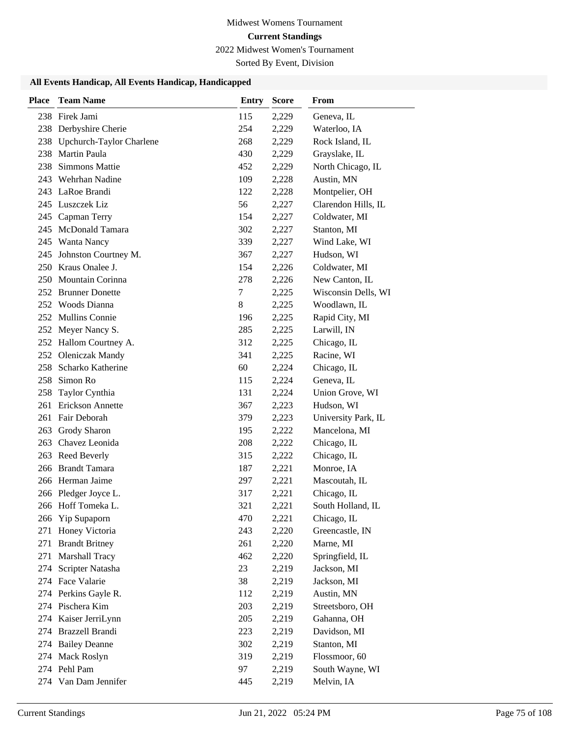Midwest Womens Tournament

**Current Standings**

2022 Midwest Women's Tournament

Sorted By Event, Division

### All Events Handicap, All Events Handicap, Handicapped

| Place | Team Name | Entry | Score | From |
|---|---|---|---|---|
| 238 | Firek Jami | 115 | 2,229 | Geneva, IL |
| 238 | Derbyshire Cherie | 254 | 2,229 | Waterloo, IA |
| 238 | Upchurch-Taylor Charlene | 268 | 2,229 | Rock Island, IL |
| 238 | Martin Paula | 430 | 2,229 | Grayslake, IL |
| 238 | Simmons Mattie | 452 | 2,229 | North Chicago, IL |
| 243 | Wehrhan Nadine | 109 | 2,228 | Austin, MN |
| 243 | LaRoe Brandi | 122 | 2,228 | Montpelier, OH |
| 245 | Luszczek Liz | 56 | 2,227 | Clarendon Hills, IL |
| 245 | Capman Terry | 154 | 2,227 | Coldwater, MI |
| 245 | McDonald Tamara | 302 | 2,227 | Stanton, MI |
| 245 | Wanta Nancy | 339 | 2,227 | Wind Lake, WI |
| 245 | Johnston Courtney M. | 367 | 2,227 | Hudson, WI |
| 250 | Kraus Onalee J. | 154 | 2,226 | Coldwater, MI |
| 250 | Mountain Corinna | 278 | 2,226 | New Canton, IL |
| 252 | Brunner Donette | 7 | 2,225 | Wisconsin Dells, WI |
| 252 | Woods Dianna | 8 | 2,225 | Woodlawn, IL |
| 252 | Mullins Connie | 196 | 2,225 | Rapid City, MI |
| 252 | Meyer Nancy S. | 285 | 2,225 | Larwill, IN |
| 252 | Hallom Courtney A. | 312 | 2,225 | Chicago, IL |
| 252 | Oleniczak Mandy | 341 | 2,225 | Racine, WI |
| 258 | Scharko Katherine | 60 | 2,224 | Chicago, IL |
| 258 | Simon Ro | 115 | 2,224 | Geneva, IL |
| 258 | Taylor Cynthia | 131 | 2,224 | Union Grove, WI |
| 261 | Erickson Annette | 367 | 2,223 | Hudson, WI |
| 261 | Fair Deborah | 379 | 2,223 | University Park, IL |
| 263 | Grody Sharon | 195 | 2,222 | Mancelona, MI |
| 263 | Chavez Leonida | 208 | 2,222 | Chicago, IL |
| 263 | Reed Beverly | 315 | 2,222 | Chicago, IL |
| 266 | Brandt Tamara | 187 | 2,221 | Monroe, IA |
| 266 | Herman Jaime | 297 | 2,221 | Mascoutah, IL |
| 266 | Pledger Joyce L. | 317 | 2,221 | Chicago, IL |
| 266 | Hoff Tomeka L. | 321 | 2,221 | South Holland, IL |
| 266 | Yip Supaporn | 470 | 2,221 | Chicago, IL |
| 271 | Honey Victoria | 243 | 2,220 | Greencastle, IN |
| 271 | Brandt Britney | 261 | 2,220 | Marne, MI |
| 271 | Marshall Tracy | 462 | 2,220 | Springfield, IL |
| 274 | Scripter Natasha | 23 | 2,219 | Jackson, MI |
| 274 | Face Valarie | 38 | 2,219 | Jackson, MI |
| 274 | Perkins Gayle R. | 112 | 2,219 | Austin, MN |
| 274 | Pischera Kim | 203 | 2,219 | Streetsboro, OH |
| 274 | Kaiser JerriLynn | 205 | 2,219 | Gahanna, OH |
| 274 | Brazzell Brandi | 223 | 2,219 | Davidson, MI |
| 274 | Bailey Deanne | 302 | 2,219 | Stanton, MI |
| 274 | Mack Roslyn | 319 | 2,219 | Flossmoor, 60 |
| 274 | Pehl Pam | 97 | 2,219 | South Wayne, WI |
| 274 | Van Dam Jennifer | 445 | 2,219 | Melvin, IA |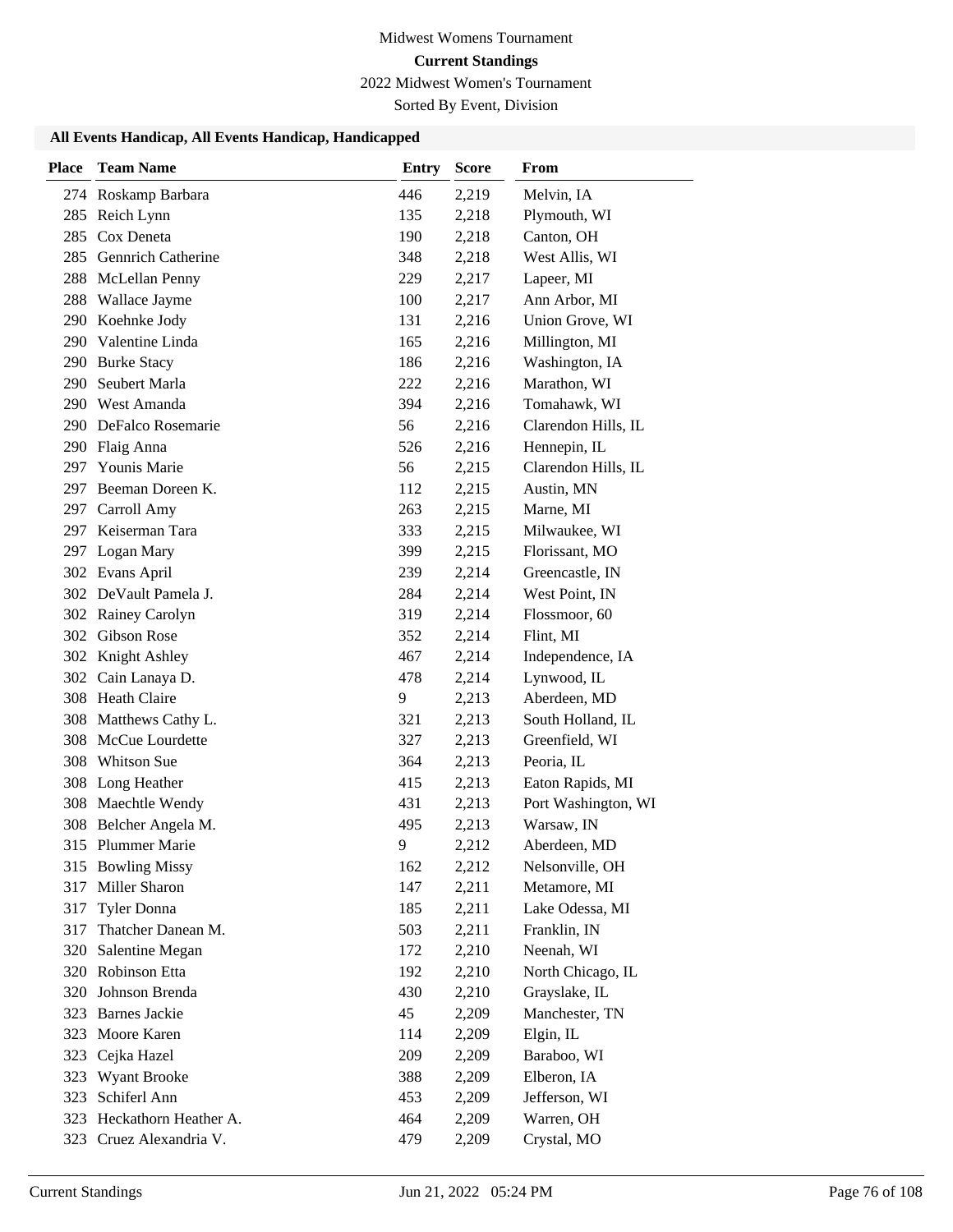Midwest Womens Tournament

**Current Standings**

2022 Midwest Women's Tournament

Sorted By Event, Division

### All Events Handicap, All Events Handicap, Handicapped

| Place | Team Name | Entry | Score | From |
|---|---|---|---|---|
| 274 | Roskamp Barbara | 446 | 2,219 | Melvin, IA |
| 285 | Reich Lynn | 135 | 2,218 | Plymouth, WI |
| 285 | Cox Deneta | 190 | 2,218 | Canton, OH |
| 285 | Gennrich Catherine | 348 | 2,218 | West Allis, WI |
| 288 | McLellan Penny | 229 | 2,217 | Lapeer, MI |
| 288 | Wallace Jayme | 100 | 2,217 | Ann Arbor, MI |
| 290 | Koehnke Jody | 131 | 2,216 | Union Grove, WI |
| 290 | Valentine Linda | 165 | 2,216 | Millington, MI |
| 290 | Burke Stacy | 186 | 2,216 | Washington, IA |
| 290 | Seubert Marla | 222 | 2,216 | Marathon, WI |
| 290 | West Amanda | 394 | 2,216 | Tomahawk, WI |
| 290 | DeFalco Rosemarie | 56 | 2,216 | Clarendon Hills, IL |
| 290 | Flaig Anna | 526 | 2,216 | Hennepin, IL |
| 297 | Younis Marie | 56 | 2,215 | Clarendon Hills, IL |
| 297 | Beeman Doreen K. | 112 | 2,215 | Austin, MN |
| 297 | Carroll Amy | 263 | 2,215 | Marne, MI |
| 297 | Keiserman Tara | 333 | 2,215 | Milwaukee, WI |
| 297 | Logan Mary | 399 | 2,215 | Florissant, MO |
| 302 | Evans April | 239 | 2,214 | Greencastle, IN |
| 302 | DeVault Pamela J. | 284 | 2,214 | West Point, IN |
| 302 | Rainey Carolyn | 319 | 2,214 | Flossmoor, 60 |
| 302 | Gibson Rose | 352 | 2,214 | Flint, MI |
| 302 | Knight Ashley | 467 | 2,214 | Independence, IA |
| 302 | Cain Lanaya D. | 478 | 2,214 | Lynwood, IL |
| 308 | Heath Claire | 9 | 2,213 | Aberdeen, MD |
| 308 | Matthews Cathy L. | 321 | 2,213 | South Holland, IL |
| 308 | McCue Lourdette | 327 | 2,213 | Greenfield, WI |
| 308 | Whitson Sue | 364 | 2,213 | Peoria, IL |
| 308 | Long Heather | 415 | 2,213 | Eaton Rapids, MI |
| 308 | Maechtle Wendy | 431 | 2,213 | Port Washington, WI |
| 308 | Belcher Angela M. | 495 | 2,213 | Warsaw, IN |
| 315 | Plummer Marie | 9 | 2,212 | Aberdeen, MD |
| 315 | Bowling Missy | 162 | 2,212 | Nelsonville, OH |
| 317 | Miller Sharon | 147 | 2,211 | Metamore, MI |
| 317 | Tyler Donna | 185 | 2,211 | Lake Odessa, MI |
| 317 | Thatcher Danean M. | 503 | 2,211 | Franklin, IN |
| 320 | Salentine Megan | 172 | 2,210 | Neenah, WI |
| 320 | Robinson Etta | 192 | 2,210 | North Chicago, IL |
| 320 | Johnson Brenda | 430 | 2,210 | Grayslake, IL |
| 323 | Barnes Jackie | 45 | 2,209 | Manchester, TN |
| 323 | Moore Karen | 114 | 2,209 | Elgin, IL |
| 323 | Cejka Hazel | 209 | 2,209 | Baraboo, WI |
| 323 | Wyant Brooke | 388 | 2,209 | Elberon, IA |
| 323 | Schiferl Ann | 453 | 2,209 | Jefferson, WI |
| 323 | Heckathorn Heather A. | 464 | 2,209 | Warren, OH |
| 323 | Cruez Alexandria V. | 479 | 2,209 | Crystal, MO |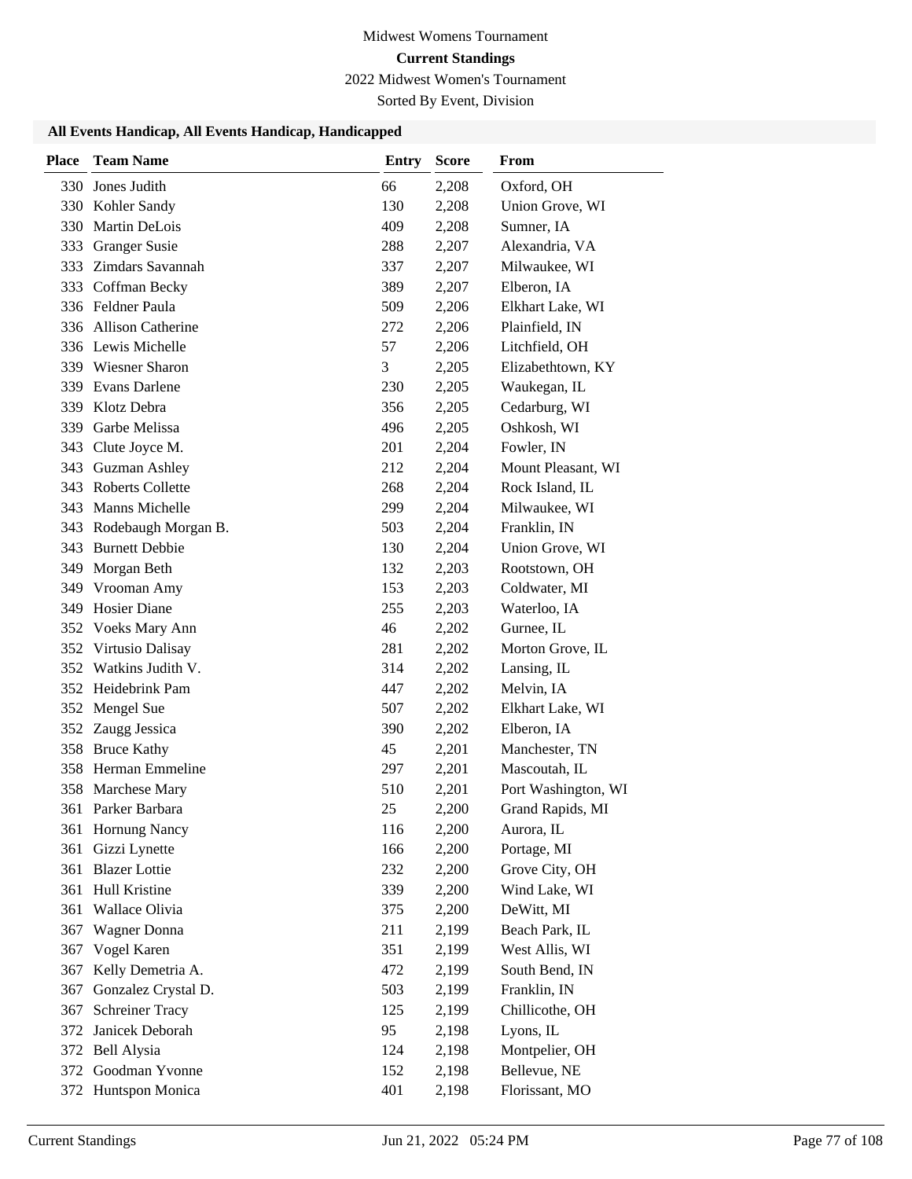Midwest Womens Tournament

**Current Standings**

2022 Midwest Women's Tournament

Sorted By Event, Division

### All Events Handicap, All Events Handicap, Handicapped

| Place | Team Name | Entry | Score | From |
|---|---|---|---|---|
| 330 | Jones Judith | 66 | 2,208 | Oxford, OH |
| 330 | Kohler Sandy | 130 | 2,208 | Union Grove, WI |
| 330 | Martin DeLois | 409 | 2,208 | Sumner, IA |
| 333 | Granger Susie | 288 | 2,207 | Alexandria, VA |
| 333 | Zimdars Savannah | 337 | 2,207 | Milwaukee, WI |
| 333 | Coffman Becky | 389 | 2,207 | Elberon, IA |
| 336 | Feldner Paula | 509 | 2,206 | Elkhart Lake, WI |
| 336 | Allison Catherine | 272 | 2,206 | Plainfield, IN |
| 336 | Lewis Michelle | 57 | 2,206 | Litchfield, OH |
| 339 | Wiesner Sharon | 3 | 2,205 | Elizabethtown, KY |
| 339 | Evans Darlene | 230 | 2,205 | Waukegan, IL |
| 339 | Klotz Debra | 356 | 2,205 | Cedarburg, WI |
| 339 | Garbe Melissa | 496 | 2,205 | Oshkosh, WI |
| 343 | Clute Joyce M. | 201 | 2,204 | Fowler, IN |
| 343 | Guzman Ashley | 212 | 2,204 | Mount Pleasant, WI |
| 343 | Roberts Collette | 268 | 2,204 | Rock Island, IL |
| 343 | Manns Michelle | 299 | 2,204 | Milwaukee, WI |
| 343 | Rodebaugh Morgan B. | 503 | 2,204 | Franklin, IN |
| 343 | Burnett Debbie | 130 | 2,204 | Union Grove, WI |
| 349 | Morgan Beth | 132 | 2,203 | Rootstown, OH |
| 349 | Vrooman Amy | 153 | 2,203 | Coldwater, MI |
| 349 | Hosier Diane | 255 | 2,203 | Waterloo, IA |
| 352 | Voeks Mary Ann | 46 | 2,202 | Gurnee, IL |
| 352 | Virtusio Dalisay | 281 | 2,202 | Morton Grove, IL |
| 352 | Watkins Judith V. | 314 | 2,202 | Lansing, IL |
| 352 | Heidebrink Pam | 447 | 2,202 | Melvin, IA |
| 352 | Mengel Sue | 507 | 2,202 | Elkhart Lake, WI |
| 352 | Zaugg Jessica | 390 | 2,202 | Elberon, IA |
| 358 | Bruce Kathy | 45 | 2,201 | Manchester, TN |
| 358 | Herman Emmeline | 297 | 2,201 | Mascoutah, IL |
| 358 | Marchese Mary | 510 | 2,201 | Port Washington, WI |
| 361 | Parker Barbara | 25 | 2,200 | Grand Rapids, MI |
| 361 | Hornung Nancy | 116 | 2,200 | Aurora, IL |
| 361 | Gizzi Lynette | 166 | 2,200 | Portage, MI |
| 361 | Blazer Lottie | 232 | 2,200 | Grove City, OH |
| 361 | Hull Kristine | 339 | 2,200 | Wind Lake, WI |
| 361 | Wallace Olivia | 375 | 2,200 | DeWitt, MI |
| 367 | Wagner Donna | 211 | 2,199 | Beach Park, IL |
| 367 | Vogel Karen | 351 | 2,199 | West Allis, WI |
| 367 | Kelly Demetria A. | 472 | 2,199 | South Bend, IN |
| 367 | Gonzalez Crystal D. | 503 | 2,199 | Franklin, IN |
| 367 | Schreiner Tracy | 125 | 2,199 | Chillicothe, OH |
| 372 | Janicek Deborah | 95 | 2,198 | Lyons, IL |
| 372 | Bell Alysia | 124 | 2,198 | Montpelier, OH |
| 372 | Goodman Yvonne | 152 | 2,198 | Bellevue, NE |
| 372 | Huntspon Monica | 401 | 2,198 | Florissant, MO |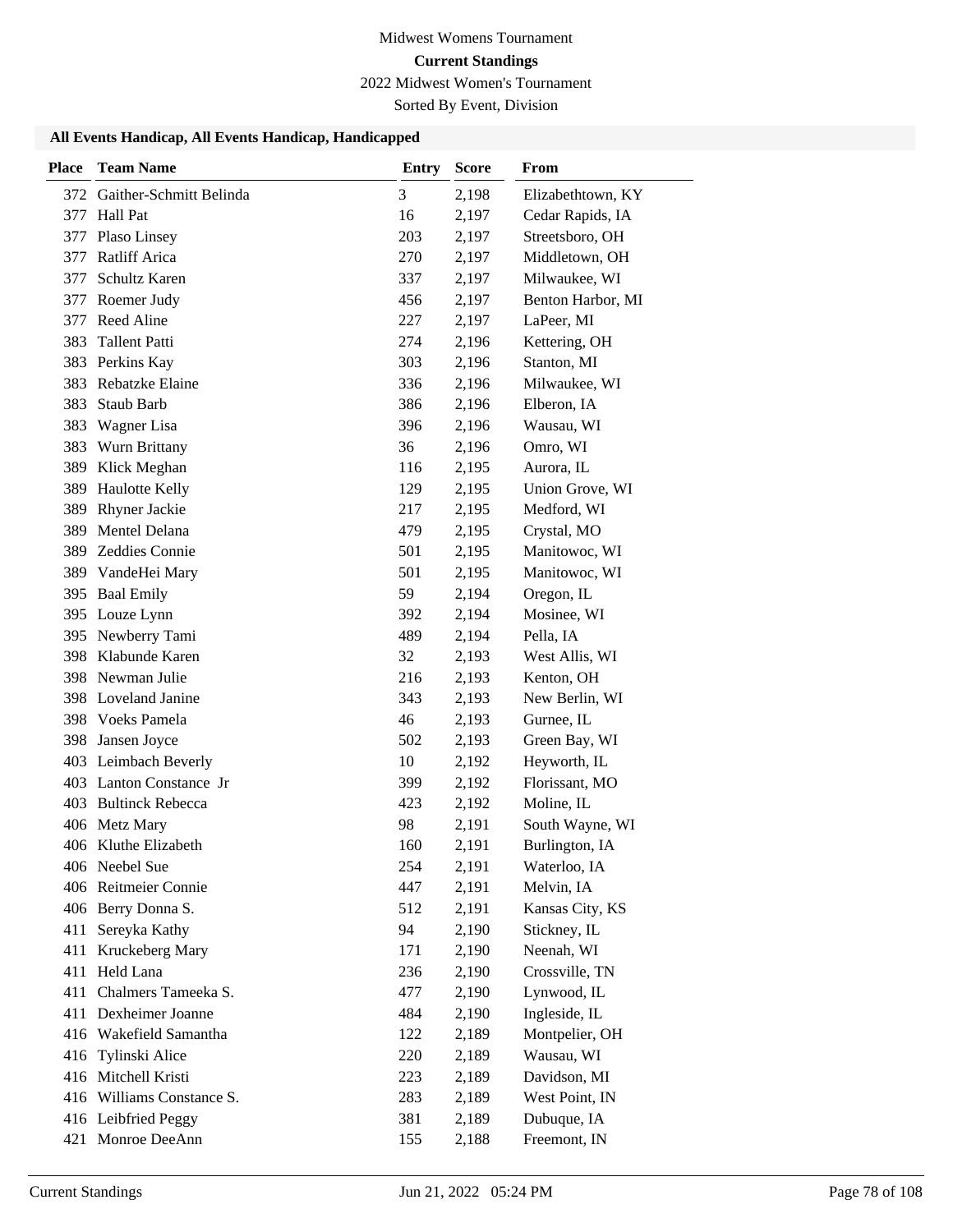Midwest Womens Tournament

**Current Standings**

2022 Midwest Women's Tournament

Sorted By Event, Division

### All Events Handicap, All Events Handicap, Handicapped

| Place | Team Name | Entry | Score | From |
|---|---|---|---|---|
| 372 | Gaither-Schmitt Belinda | 3 | 2,198 | Elizabethtown, KY |
| 377 | Hall Pat | 16 | 2,197 | Cedar Rapids, IA |
| 377 | Plaso Linsey | 203 | 2,197 | Streetsboro, OH |
| 377 | Ratliff Arica | 270 | 2,197 | Middletown, OH |
| 377 | Schultz Karen | 337 | 2,197 | Milwaukee, WI |
| 377 | Roemer Judy | 456 | 2,197 | Benton Harbor, MI |
| 377 | Reed Aline | 227 | 2,197 | LaPeer, MI |
| 383 | Tallent Patti | 274 | 2,196 | Kettering, OH |
| 383 | Perkins Kay | 303 | 2,196 | Stanton, MI |
| 383 | Rebatzke Elaine | 336 | 2,196 | Milwaukee, WI |
| 383 | Staub Barb | 386 | 2,196 | Elberon, IA |
| 383 | Wagner Lisa | 396 | 2,196 | Wausau, WI |
| 383 | Wurn Brittany | 36 | 2,196 | Omro, WI |
| 389 | Klick Meghan | 116 | 2,195 | Aurora, IL |
| 389 | Haulotte Kelly | 129 | 2,195 | Union Grove, WI |
| 389 | Rhyner Jackie | 217 | 2,195 | Medford, WI |
| 389 | Mentel Delana | 479 | 2,195 | Crystal, MO |
| 389 | Zeddies Connie | 501 | 2,195 | Manitowoc, WI |
| 389 | VandeHei Mary | 501 | 2,195 | Manitowoc, WI |
| 395 | Baal Emily | 59 | 2,194 | Oregon, IL |
| 395 | Louze Lynn | 392 | 2,194 | Mosinee, WI |
| 395 | Newberry Tami | 489 | 2,194 | Pella, IA |
| 398 | Klabunde Karen | 32 | 2,193 | West Allis, WI |
| 398 | Newman Julie | 216 | 2,193 | Kenton, OH |
| 398 | Loveland Janine | 343 | 2,193 | New Berlin, WI |
| 398 | Voeks Pamela | 46 | 2,193 | Gurnee, IL |
| 398 | Jansen Joyce | 502 | 2,193 | Green Bay, WI |
| 403 | Leimbach Beverly | 10 | 2,192 | Heyworth, IL |
| 403 | Lanton Constance Jr | 399 | 2,192 | Florissant, MO |
| 403 | Bultinck Rebecca | 423 | 2,192 | Moline, IL |
| 406 | Metz Mary | 98 | 2,191 | South Wayne, WI |
| 406 | Kluthe Elizabeth | 160 | 2,191 | Burlington, IA |
| 406 | Neebel Sue | 254 | 2,191 | Waterloo, IA |
| 406 | Reitmeier Connie | 447 | 2,191 | Melvin, IA |
| 406 | Berry Donna S. | 512 | 2,191 | Kansas City, KS |
| 411 | Sereyka Kathy | 94 | 2,190 | Stickney, IL |
| 411 | Kruckeberg Mary | 171 | 2,190 | Neenah, WI |
| 411 | Held Lana | 236 | 2,190 | Crossville, TN |
| 411 | Chalmers Tameeka S. | 477 | 2,190 | Lynwood, IL |
| 411 | Dexheimer Joanne | 484 | 2,190 | Ingleside, IL |
| 416 | Wakefield Samantha | 122 | 2,189 | Montpelier, OH |
| 416 | Tylinski Alice | 220 | 2,189 | Wausau, WI |
| 416 | Mitchell Kristi | 223 | 2,189 | Davidson, MI |
| 416 | Williams Constance S. | 283 | 2,189 | West Point, IN |
| 416 | Leibfried Peggy | 381 | 2,189 | Dubuque, IA |
| 421 | Monroe DeeAnn | 155 | 2,188 | Freemont, IN |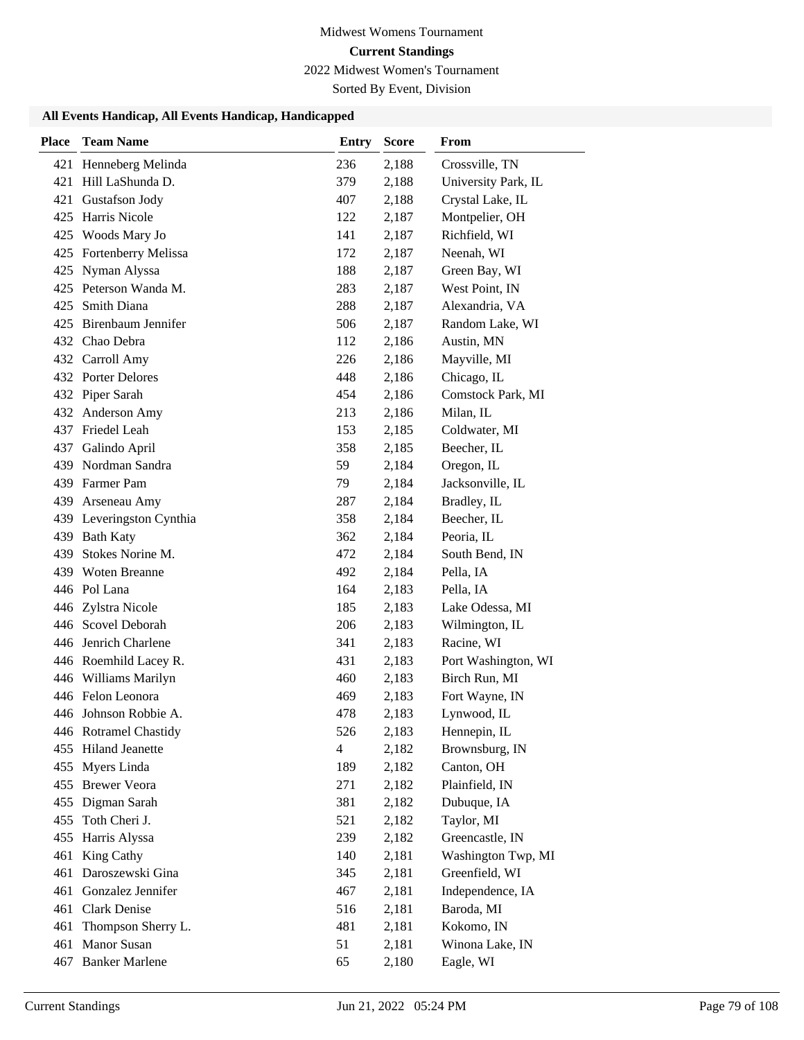Midwest Womens Tournament

**Current Standings**

2022 Midwest Women's Tournament

Sorted By Event, Division

### All Events Handicap, All Events Handicap, Handicapped

| Place | Team Name | Entry | Score | From |
|---|---|---|---|---|
| 421 | Henneberg Melinda | 236 | 2,188 | Crossville, TN |
| 421 | Hill LaShunda D. | 379 | 2,188 | University Park, IL |
| 421 | Gustafson Jody | 407 | 2,188 | Crystal Lake, IL |
| 425 | Harris Nicole | 122 | 2,187 | Montpelier, OH |
| 425 | Woods Mary Jo | 141 | 2,187 | Richfield, WI |
| 425 | Fortenberry Melissa | 172 | 2,187 | Neenah, WI |
| 425 | Nyman Alyssa | 188 | 2,187 | Green Bay, WI |
| 425 | Peterson Wanda M. | 283 | 2,187 | West Point, IN |
| 425 | Smith Diana | 288 | 2,187 | Alexandria, VA |
| 425 | Birenbaum Jennifer | 506 | 2,187 | Random Lake, WI |
| 432 | Chao Debra | 112 | 2,186 | Austin, MN |
| 432 | Carroll Amy | 226 | 2,186 | Mayville, MI |
| 432 | Porter Delores | 448 | 2,186 | Chicago, IL |
| 432 | Piper Sarah | 454 | 2,186 | Comstock Park, MI |
| 432 | Anderson Amy | 213 | 2,186 | Milan, IL |
| 437 | Friedel Leah | 153 | 2,185 | Coldwater, MI |
| 437 | Galindo April | 358 | 2,185 | Beecher, IL |
| 439 | Nordman Sandra | 59 | 2,184 | Oregon, IL |
| 439 | Farmer Pam | 79 | 2,184 | Jacksonville, IL |
| 439 | Arseneau Amy | 287 | 2,184 | Bradley, IL |
| 439 | Leveringston Cynthia | 358 | 2,184 | Beecher, IL |
| 439 | Bath Katy | 362 | 2,184 | Peoria, IL |
| 439 | Stokes Norine M. | 472 | 2,184 | South Bend, IN |
| 439 | Woten Breanne | 492 | 2,184 | Pella, IA |
| 446 | Pol Lana | 164 | 2,183 | Pella, IA |
| 446 | Zylstra Nicole | 185 | 2,183 | Lake Odessa, MI |
| 446 | Scovel Deborah | 206 | 2,183 | Wilmington, IL |
| 446 | Jenrich Charlene | 341 | 2,183 | Racine, WI |
| 446 | Roemhild Lacey R. | 431 | 2,183 | Port Washington, WI |
| 446 | Williams Marilyn | 460 | 2,183 | Birch Run, MI |
| 446 | Felon Leonora | 469 | 2,183 | Fort Wayne, IN |
| 446 | Johnson Robbie A. | 478 | 2,183 | Lynwood, IL |
| 446 | Rotramel Chastidy | 526 | 2,183 | Hennepin, IL |
| 455 | Hiland Jeanette | 4 | 2,182 | Brownsburg, IN |
| 455 | Myers Linda | 189 | 2,182 | Canton, OH |
| 455 | Brewer Veora | 271 | 2,182 | Plainfield, IN |
| 455 | Digman Sarah | 381 | 2,182 | Dubuque, IA |
| 455 | Toth Cheri J. | 521 | 2,182 | Taylor, MI |
| 455 | Harris Alyssa | 239 | 2,182 | Greencastle, IN |
| 461 | King Cathy | 140 | 2,181 | Washington Twp, MI |
| 461 | Daroszewski Gina | 345 | 2,181 | Greenfield, WI |
| 461 | Gonzalez Jennifer | 467 | 2,181 | Independence, IA |
| 461 | Clark Denise | 516 | 2,181 | Baroda, MI |
| 461 | Thompson Sherry L. | 481 | 2,181 | Kokomo, IN |
| 461 | Manor Susan | 51 | 2,181 | Winona Lake, IN |
| 467 | Banker Marlene | 65 | 2,180 | Eagle, WI |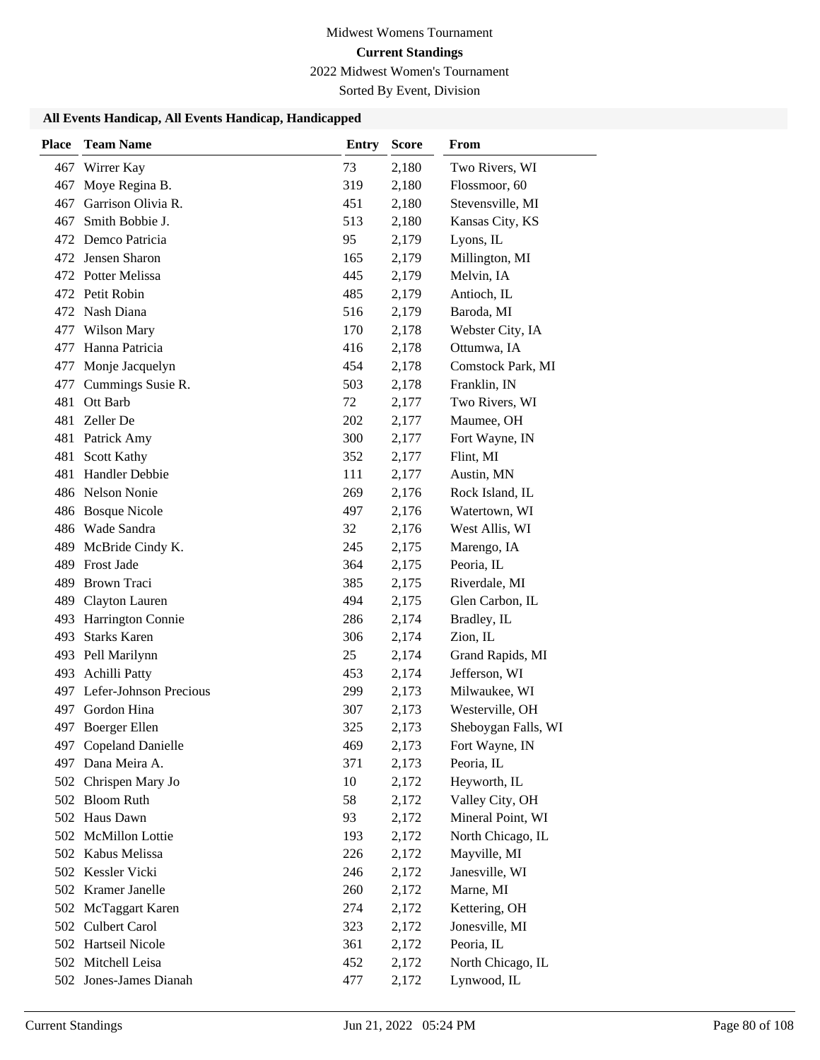Midwest Womens Tournament

**Current Standings**

2022 Midwest Women's Tournament

Sorted By Event, Division

### All Events Handicap, All Events Handicap, Handicapped

| Place | Team Name | Entry | Score | From |
|---|---|---|---|---|
| 467 | Wirrer Kay | 73 | 2,180 | Two Rivers, WI |
| 467 | Moye Regina B. | 319 | 2,180 | Flossmoor, 60 |
| 467 | Garrison Olivia R. | 451 | 2,180 | Stevensville, MI |
| 467 | Smith Bobbie J. | 513 | 2,180 | Kansas City, KS |
| 472 | Demco Patricia | 95 | 2,179 | Lyons, IL |
| 472 | Jensen Sharon | 165 | 2,179 | Millington, MI |
| 472 | Potter Melissa | 445 | 2,179 | Melvin, IA |
| 472 | Petit Robin | 485 | 2,179 | Antioch, IL |
| 472 | Nash Diana | 516 | 2,179 | Baroda, MI |
| 477 | Wilson Mary | 170 | 2,178 | Webster City, IA |
| 477 | Hanna Patricia | 416 | 2,178 | Ottumwa, IA |
| 477 | Monje Jacquelyn | 454 | 2,178 | Comstock Park, MI |
| 477 | Cummings Susie R. | 503 | 2,178 | Franklin, IN |
| 481 | Ott Barb | 72 | 2,177 | Two Rivers, WI |
| 481 | Zeller De | 202 | 2,177 | Maumee, OH |
| 481 | Patrick Amy | 300 | 2,177 | Fort Wayne, IN |
| 481 | Scott Kathy | 352 | 2,177 | Flint, MI |
| 481 | Handler Debbie | 111 | 2,177 | Austin, MN |
| 486 | Nelson Nonie | 269 | 2,176 | Rock Island, IL |
| 486 | Bosque Nicole | 497 | 2,176 | Watertown, WI |
| 486 | Wade Sandra | 32 | 2,176 | West Allis, WI |
| 489 | McBride Cindy K. | 245 | 2,175 | Marengo, IA |
| 489 | Frost Jade | 364 | 2,175 | Peoria, IL |
| 489 | Brown Traci | 385 | 2,175 | Riverdale, MI |
| 489 | Clayton Lauren | 494 | 2,175 | Glen Carbon, IL |
| 493 | Harrington Connie | 286 | 2,174 | Bradley, IL |
| 493 | Starks Karen | 306 | 2,174 | Zion, IL |
| 493 | Pell Marilynn | 25 | 2,174 | Grand Rapids, MI |
| 493 | Achilli Patty | 453 | 2,174 | Jefferson, WI |
| 497 | Lefer-Johnson Precious | 299 | 2,173 | Milwaukee, WI |
| 497 | Gordon Hina | 307 | 2,173 | Westerville, OH |
| 497 | Boerger Ellen | 325 | 2,173 | Sheboygan Falls, WI |
| 497 | Copeland Danielle | 469 | 2,173 | Fort Wayne, IN |
| 497 | Dana Meira A. | 371 | 2,173 | Peoria, IL |
| 502 | Chrispen Mary Jo | 10 | 2,172 | Heyworth, IL |
| 502 | Bloom Ruth | 58 | 2,172 | Valley City, OH |
| 502 | Haus Dawn | 93 | 2,172 | Mineral Point, WI |
| 502 | McMillon Lottie | 193 | 2,172 | North Chicago, IL |
| 502 | Kabus Melissa | 226 | 2,172 | Mayville, MI |
| 502 | Kessler Vicki | 246 | 2,172 | Janesville, WI |
| 502 | Kramer Janelle | 260 | 2,172 | Marne, MI |
| 502 | McTaggart Karen | 274 | 2,172 | Kettering, OH |
| 502 | Culbert Carol | 323 | 2,172 | Jonesville, MI |
| 502 | Hartseil Nicole | 361 | 2,172 | Peoria, IL |
| 502 | Mitchell Leisa | 452 | 2,172 | North Chicago, IL |
| 502 | Jones-James Dianah | 477 | 2,172 | Lynwood, IL |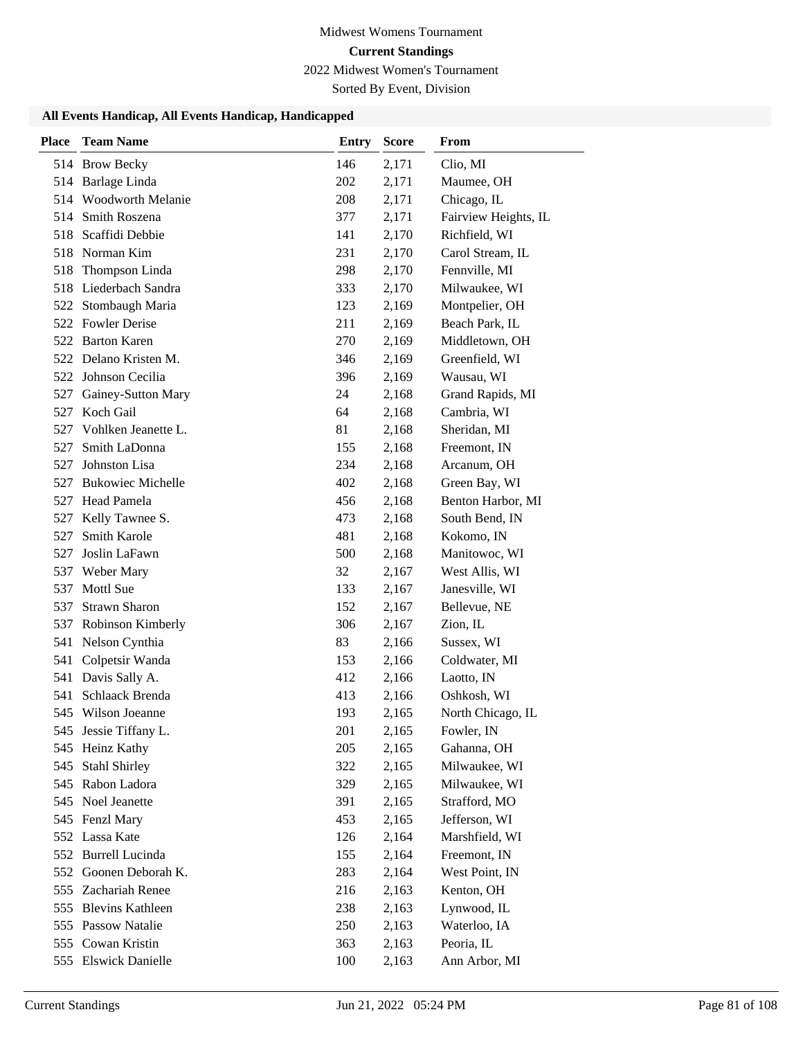Midwest Womens Tournament

**Current Standings**

2022 Midwest Women's Tournament

Sorted By Event, Division

### All Events Handicap, All Events Handicap, Handicapped

| Place | Team Name | Entry | Score | From |
|---|---|---|---|---|
| 514 | Brow Becky | 146 | 2,171 | Clio, MI |
| 514 | Barlage Linda | 202 | 2,171 | Maumee, OH |
| 514 | Woodworth Melanie | 208 | 2,171 | Chicago, IL |
| 514 | Smith Roszena | 377 | 2,171 | Fairview Heights, IL |
| 518 | Scaffidi Debbie | 141 | 2,170 | Richfield, WI |
| 518 | Norman Kim | 231 | 2,170 | Carol Stream, IL |
| 518 | Thompson Linda | 298 | 2,170 | Fennville, MI |
| 518 | Liederbach Sandra | 333 | 2,170 | Milwaukee, WI |
| 522 | Stombaugh Maria | 123 | 2,169 | Montpelier, OH |
| 522 | Fowler Derise | 211 | 2,169 | Beach Park, IL |
| 522 | Barton Karen | 270 | 2,169 | Middletown, OH |
| 522 | Delano Kristen M. | 346 | 2,169 | Greenfield, WI |
| 522 | Johnson Cecilia | 396 | 2,169 | Wausau, WI |
| 527 | Gainey-Sutton Mary | 24 | 2,168 | Grand Rapids, MI |
| 527 | Koch Gail | 64 | 2,168 | Cambria, WI |
| 527 | Vohlken Jeanette L. | 81 | 2,168 | Sheridan, MI |
| 527 | Smith LaDonna | 155 | 2,168 | Freemont, IN |
| 527 | Johnston Lisa | 234 | 2,168 | Arcanum, OH |
| 527 | Bukowiec Michelle | 402 | 2,168 | Green Bay, WI |
| 527 | Head Pamela | 456 | 2,168 | Benton Harbor, MI |
| 527 | Kelly Tawnee S. | 473 | 2,168 | South Bend, IN |
| 527 | Smith Karole | 481 | 2,168 | Kokomo, IN |
| 527 | Joslin LaFawn | 500 | 2,168 | Manitowoc, WI |
| 537 | Weber Mary | 32 | 2,167 | West Allis, WI |
| 537 | Mottl Sue | 133 | 2,167 | Janesville, WI |
| 537 | Strawn Sharon | 152 | 2,167 | Bellevue, NE |
| 537 | Robinson Kimberly | 306 | 2,167 | Zion, IL |
| 541 | Nelson Cynthia | 83 | 2,166 | Sussex, WI |
| 541 | Colpetsir Wanda | 153 | 2,166 | Coldwater, MI |
| 541 | Davis Sally A. | 412 | 2,166 | Laotto, IN |
| 541 | Schlaack Brenda | 413 | 2,166 | Oshkosh, WI |
| 545 | Wilson Joeanne | 193 | 2,165 | North Chicago, IL |
| 545 | Jessie Tiffany L. | 201 | 2,165 | Fowler, IN |
| 545 | Heinz Kathy | 205 | 2,165 | Gahanna, OH |
| 545 | Stahl Shirley | 322 | 2,165 | Milwaukee, WI |
| 545 | Rabon Ladora | 329 | 2,165 | Milwaukee, WI |
| 545 | Noel Jeanette | 391 | 2,165 | Strafford, MO |
| 545 | Fenzl Mary | 453 | 2,165 | Jefferson, WI |
| 552 | Lassa Kate | 126 | 2,164 | Marshfield, WI |
| 552 | Burrell Lucinda | 155 | 2,164 | Freemont, IN |
| 552 | Goonen Deborah K. | 283 | 2,164 | West Point, IN |
| 555 | Zachariah Renee | 216 | 2,163 | Kenton, OH |
| 555 | Blevins Kathleen | 238 | 2,163 | Lynwood, IL |
| 555 | Passow Natalie | 250 | 2,163 | Waterloo, IA |
| 555 | Cowan Kristin | 363 | 2,163 | Peoria, IL |
| 555 | Elswick Danielle | 100 | 2,163 | Ann Arbor, MI |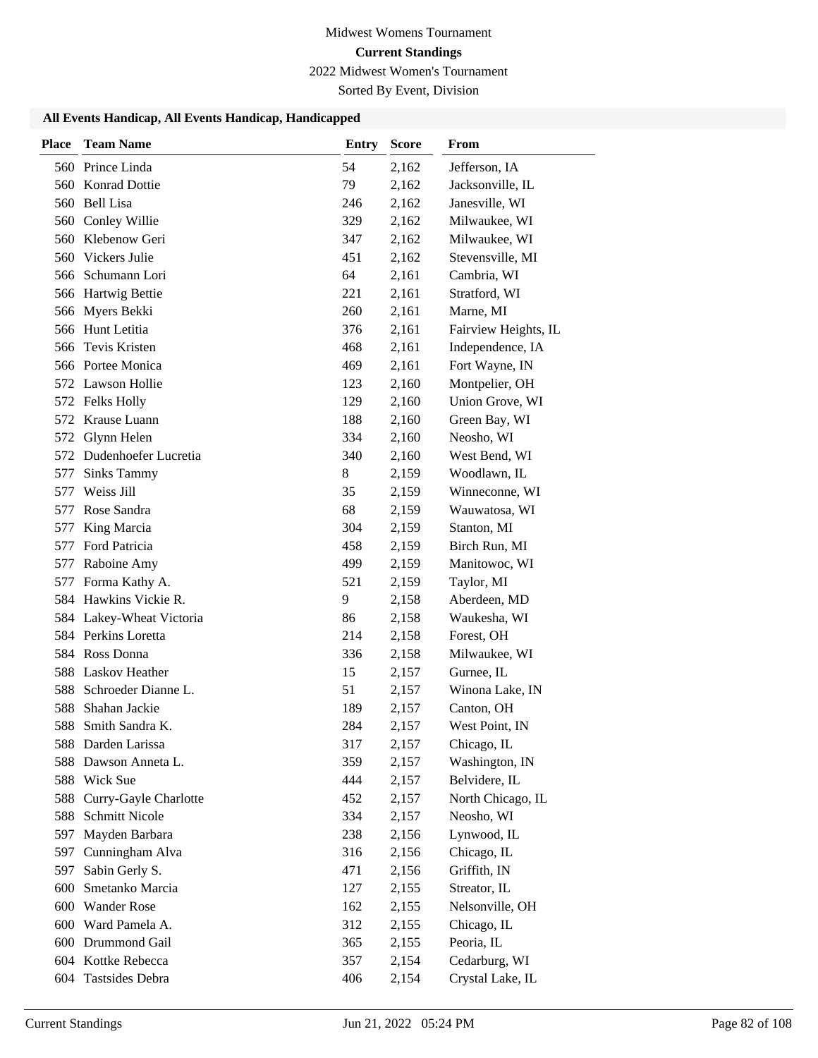Midwest Womens Tournament

**Current Standings**

2022 Midwest Women's Tournament

Sorted By Event, Division

### All Events Handicap, All Events Handicap, Handicapped

| Place | Team Name | Entry | Score | From |
|---|---|---|---|---|
| 560 | Prince Linda | 54 | 2,162 | Jefferson, IA |
| 560 | Konrad Dottie | 79 | 2,162 | Jacksonville, IL |
| 560 | Bell Lisa | 246 | 2,162 | Janesville, WI |
| 560 | Conley Willie | 329 | 2,162 | Milwaukee, WI |
| 560 | Klebenow Geri | 347 | 2,162 | Milwaukee, WI |
| 560 | Vickers Julie | 451 | 2,162 | Stevensville, MI |
| 566 | Schumann Lori | 64 | 2,161 | Cambria, WI |
| 566 | Hartwig Bettie | 221 | 2,161 | Stratford, WI |
| 566 | Myers Bekki | 260 | 2,161 | Marne, MI |
| 566 | Hunt Letitia | 376 | 2,161 | Fairview Heights, IL |
| 566 | Tevis Kristen | 468 | 2,161 | Independence, IA |
| 566 | Portee Monica | 469 | 2,161 | Fort Wayne, IN |
| 572 | Lawson Hollie | 123 | 2,160 | Montpelier, OH |
| 572 | Felks Holly | 129 | 2,160 | Union Grove, WI |
| 572 | Krause Luann | 188 | 2,160 | Green Bay, WI |
| 572 | Glynn Helen | 334 | 2,160 | Neosho, WI |
| 572 | Dudenhoefer Lucretia | 340 | 2,160 | West Bend, WI |
| 577 | Sinks Tammy | 8 | 2,159 | Woodlawn, IL |
| 577 | Weiss Jill | 35 | 2,159 | Winneconne, WI |
| 577 | Rose Sandra | 68 | 2,159 | Wauwatosa, WI |
| 577 | King Marcia | 304 | 2,159 | Stanton, MI |
| 577 | Ford Patricia | 458 | 2,159 | Birch Run, MI |
| 577 | Raboine Amy | 499 | 2,159 | Manitowoc, WI |
| 577 | Forma Kathy A. | 521 | 2,159 | Taylor, MI |
| 584 | Hawkins Vickie R. | 9 | 2,158 | Aberdeen, MD |
| 584 | Lakey-Wheat Victoria | 86 | 2,158 | Waukesha, WI |
| 584 | Perkins Loretta | 214 | 2,158 | Forest, OH |
| 584 | Ross Donna | 336 | 2,158 | Milwaukee, WI |
| 588 | Laskov Heather | 15 | 2,157 | Gurnee, IL |
| 588 | Schroeder Dianne L. | 51 | 2,157 | Winona Lake, IN |
| 588 | Shahan Jackie | 189 | 2,157 | Canton, OH |
| 588 | Smith Sandra K. | 284 | 2,157 | West Point, IN |
| 588 | Darden Larissa | 317 | 2,157 | Chicago, IL |
| 588 | Dawson Anneta L. | 359 | 2,157 | Washington, IN |
| 588 | Wick Sue | 444 | 2,157 | Belvidere, IL |
| 588 | Curry-Gayle Charlotte | 452 | 2,157 | North Chicago, IL |
| 588 | Schmitt Nicole | 334 | 2,157 | Neosho, WI |
| 597 | Mayden Barbara | 238 | 2,156 | Lynwood, IL |
| 597 | Cunningham Alva | 316 | 2,156 | Chicago, IL |
| 597 | Sabin Gerly S. | 471 | 2,156 | Griffith, IN |
| 600 | Smetanko Marcia | 127 | 2,155 | Streator, IL |
| 600 | Wander Rose | 162 | 2,155 | Nelsonville, OH |
| 600 | Ward Pamela A. | 312 | 2,155 | Chicago, IL |
| 600 | Drummond Gail | 365 | 2,155 | Peoria, IL |
| 604 | Kottke Rebecca | 357 | 2,154 | Cedarburg, WI |
| 604 | Tastsides Debra | 406 | 2,154 | Crystal Lake, IL |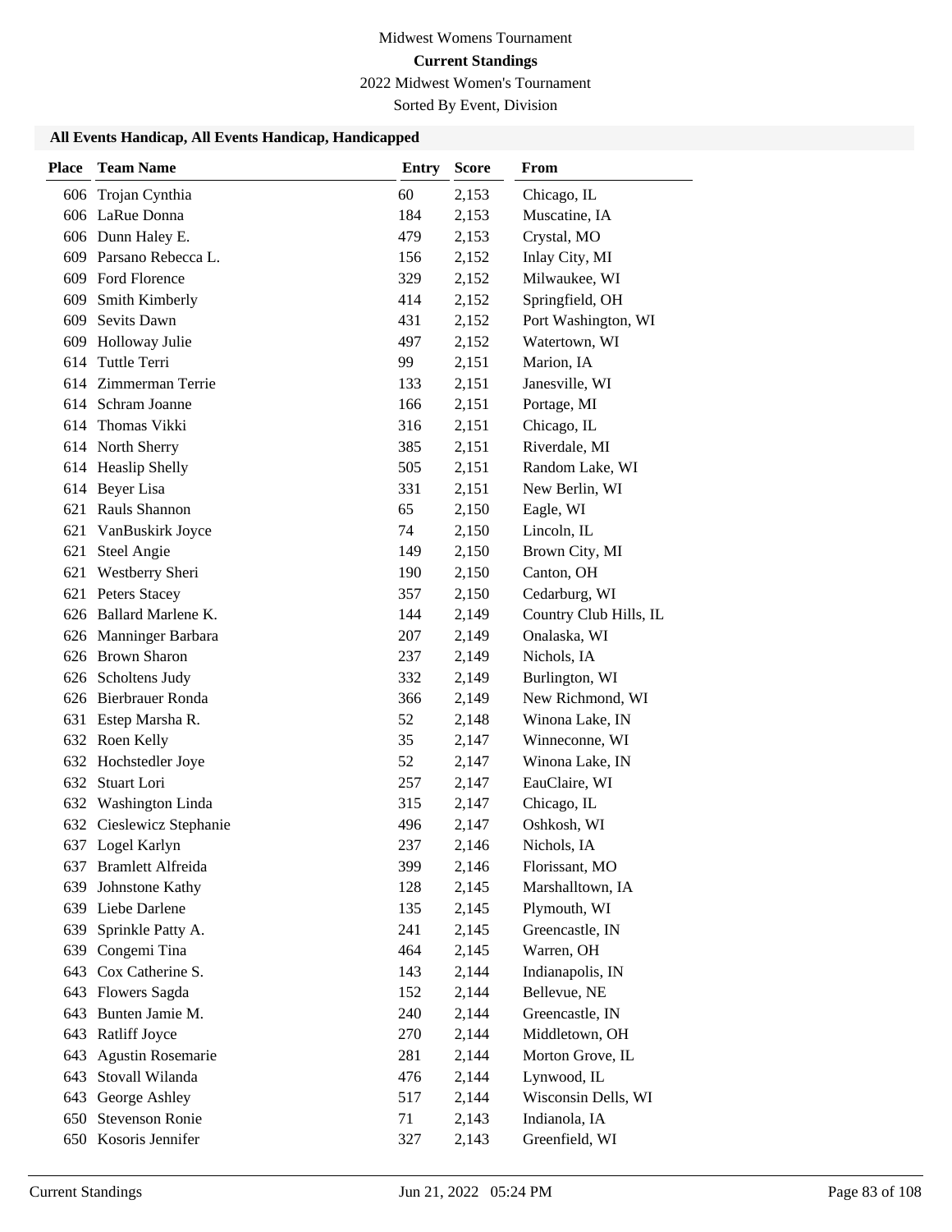Midwest Womens Tournament

**Current Standings**

2022 Midwest Women's Tournament

Sorted By Event, Division

### All Events Handicap, All Events Handicap, Handicapped

| Place | Team Name | Entry | Score | From |
|---|---|---|---|---|
| 606 | Trojan Cynthia | 60 | 2,153 | Chicago, IL |
| 606 | LaRue Donna | 184 | 2,153 | Muscatine, IA |
| 606 | Dunn Haley E. | 479 | 2,153 | Crystal, MO |
| 609 | Parsano Rebecca L. | 156 | 2,152 | Inlay City, MI |
| 609 | Ford Florence | 329 | 2,152 | Milwaukee, WI |
| 609 | Smith Kimberly | 414 | 2,152 | Springfield, OH |
| 609 | Sevits Dawn | 431 | 2,152 | Port Washington, WI |
| 609 | Holloway Julie | 497 | 2,152 | Watertown, WI |
| 614 | Tuttle Terri | 99 | 2,151 | Marion, IA |
| 614 | Zimmerman Terrie | 133 | 2,151 | Janesville, WI |
| 614 | Schram Joanne | 166 | 2,151 | Portage, MI |
| 614 | Thomas Vikki | 316 | 2,151 | Chicago, IL |
| 614 | North Sherry | 385 | 2,151 | Riverdale, MI |
| 614 | Heaslip Shelly | 505 | 2,151 | Random Lake, WI |
| 614 | Beyer Lisa | 331 | 2,151 | New Berlin, WI |
| 621 | Rauls Shannon | 65 | 2,150 | Eagle, WI |
| 621 | VanBuskirk Joyce | 74 | 2,150 | Lincoln, IL |
| 621 | Steel Angie | 149 | 2,150 | Brown City, MI |
| 621 | Westberry Sheri | 190 | 2,150 | Canton, OH |
| 621 | Peters Stacey | 357 | 2,150 | Cedarburg, WI |
| 626 | Ballard Marlene K. | 144 | 2,149 | Country Club Hills, IL |
| 626 | Manninger Barbara | 207 | 2,149 | Onalaska, WI |
| 626 | Brown Sharon | 237 | 2,149 | Nichols, IA |
| 626 | Scholtens Judy | 332 | 2,149 | Burlington, WI |
| 626 | Bierbrauer Ronda | 366 | 2,149 | New Richmond, WI |
| 631 | Estep Marsha R. | 52 | 2,148 | Winona Lake, IN |
| 632 | Roen Kelly | 35 | 2,147 | Winneconne, WI |
| 632 | Hochstedler Joye | 52 | 2,147 | Winona Lake, IN |
| 632 | Stuart Lori | 257 | 2,147 | EauClaire, WI |
| 632 | Washington Linda | 315 | 2,147 | Chicago, IL |
| 632 | Cieslewicz Stephanie | 496 | 2,147 | Oshkosh, WI |
| 637 | Logel Karlyn | 237 | 2,146 | Nichols, IA |
| 637 | Bramlett Alfreida | 399 | 2,146 | Florissant, MO |
| 639 | Johnstone Kathy | 128 | 2,145 | Marshalltown, IA |
| 639 | Liebe Darlene | 135 | 2,145 | Plymouth, WI |
| 639 | Sprinkle Patty A. | 241 | 2,145 | Greencastle, IN |
| 639 | Congemi Tina | 464 | 2,145 | Warren, OH |
| 643 | Cox Catherine S. | 143 | 2,144 | Indianapolis, IN |
| 643 | Flowers Sagda | 152 | 2,144 | Bellevue, NE |
| 643 | Bunten Jamie M. | 240 | 2,144 | Greencastle, IN |
| 643 | Ratliff Joyce | 270 | 2,144 | Middletown, OH |
| 643 | Agustin Rosemarie | 281 | 2,144 | Morton Grove, IL |
| 643 | Stovall Wilanda | 476 | 2,144 | Lynwood, IL |
| 643 | George Ashley | 517 | 2,144 | Wisconsin Dells, WI |
| 650 | Stevenson Ronie | 71 | 2,143 | Indianola, IA |
| 650 | Kosoris Jennifer | 327 | 2,143 | Greenfield, WI |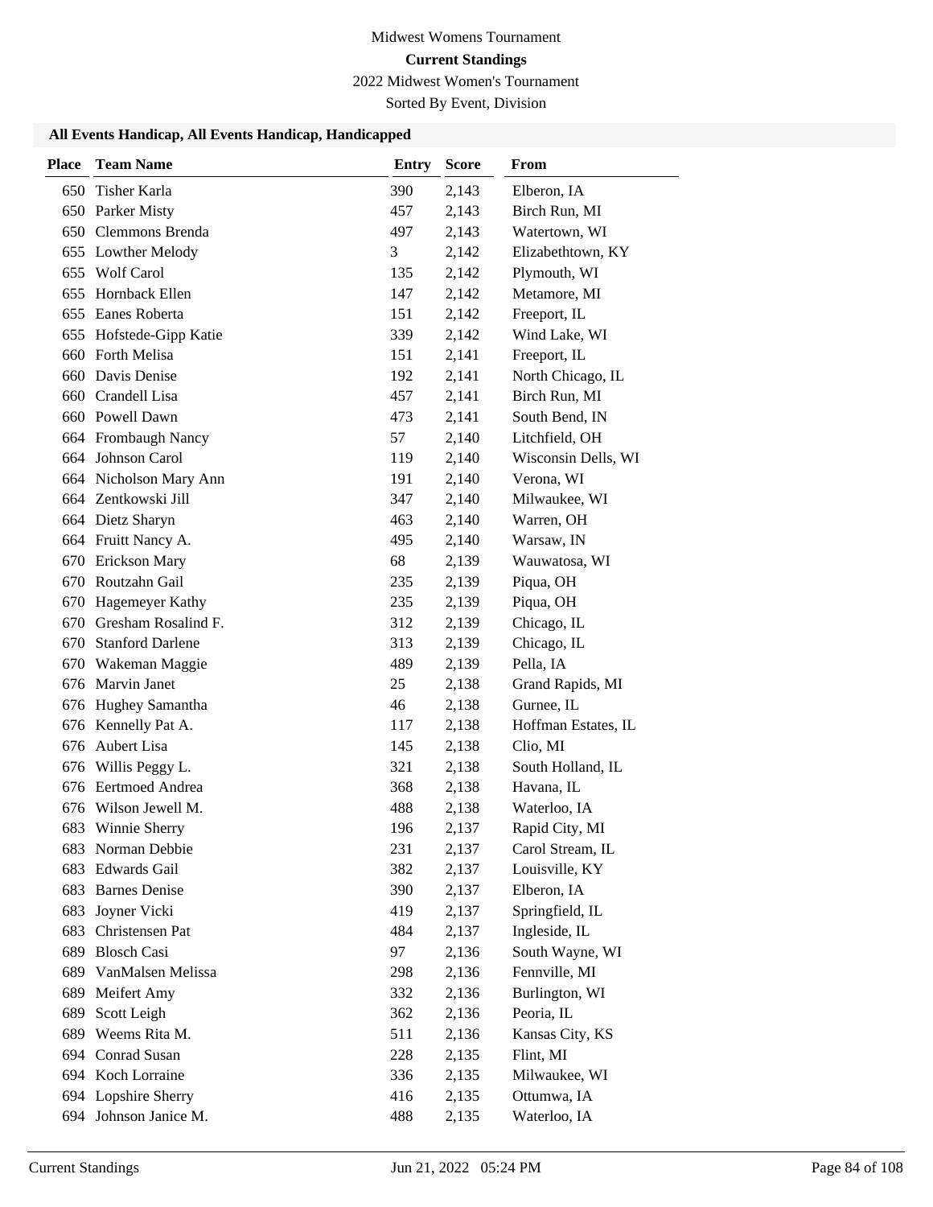Midwest Womens Tournament

**Current Standings**

2022 Midwest Women's Tournament

Sorted By Event, Division

### All Events Handicap, All Events Handicap, Handicapped

| Place | Team Name | Entry | Score | From |
|---|---|---|---|---|
| 650 | Tisher Karla | 390 | 2,143 | Elberon, IA |
| 650 | Parker Misty | 457 | 2,143 | Birch Run, MI |
| 650 | Clemmons Brenda | 497 | 2,143 | Watertown, WI |
| 655 | Lowther Melody | 3 | 2,142 | Elizabethtown, KY |
| 655 | Wolf Carol | 135 | 2,142 | Plymouth, WI |
| 655 | Hornback Ellen | 147 | 2,142 | Metamore, MI |
| 655 | Eanes Roberta | 151 | 2,142 | Freeport, IL |
| 655 | Hofstede-Gipp Katie | 339 | 2,142 | Wind Lake, WI |
| 660 | Forth Melisa | 151 | 2,141 | Freeport, IL |
| 660 | Davis Denise | 192 | 2,141 | North Chicago, IL |
| 660 | Crandell Lisa | 457 | 2,141 | Birch Run, MI |
| 660 | Powell Dawn | 473 | 2,141 | South Bend, IN |
| 664 | Frombaugh Nancy | 57 | 2,140 | Litchfield, OH |
| 664 | Johnson Carol | 119 | 2,140 | Wisconsin Dells, WI |
| 664 | Nicholson Mary Ann | 191 | 2,140 | Verona, WI |
| 664 | Zentkowski Jill | 347 | 2,140 | Milwaukee, WI |
| 664 | Dietz Sharyn | 463 | 2,140 | Warren, OH |
| 664 | Fruitt Nancy A. | 495 | 2,140 | Warsaw, IN |
| 670 | Erickson Mary | 68 | 2,139 | Wauwatosa, WI |
| 670 | Routzahn Gail | 235 | 2,139 | Piqua, OH |
| 670 | Hagemeyer Kathy | 235 | 2,139 | Piqua, OH |
| 670 | Gresham Rosalind F. | 312 | 2,139 | Chicago, IL |
| 670 | Stanford Darlene | 313 | 2,139 | Chicago, IL |
| 670 | Wakeman Maggie | 489 | 2,139 | Pella, IA |
| 676 | Marvin Janet | 25 | 2,138 | Grand Rapids, MI |
| 676 | Hughey Samantha | 46 | 2,138 | Gurnee, IL |
| 676 | Kennelly Pat A. | 117 | 2,138 | Hoffman Estates, IL |
| 676 | Aubert Lisa | 145 | 2,138 | Clio, MI |
| 676 | Willis Peggy L. | 321 | 2,138 | South Holland, IL |
| 676 | Eertmoed Andrea | 368 | 2,138 | Havana, IL |
| 676 | Wilson Jewell M. | 488 | 2,138 | Waterloo, IA |
| 683 | Winnie Sherry | 196 | 2,137 | Rapid City, MI |
| 683 | Norman Debbie | 231 | 2,137 | Carol Stream, IL |
| 683 | Edwards Gail | 382 | 2,137 | Louisville, KY |
| 683 | Barnes Denise | 390 | 2,137 | Elberon, IA |
| 683 | Joyner Vicki | 419 | 2,137 | Springfield, IL |
| 683 | Christensen Pat | 484 | 2,137 | Ingleside, IL |
| 689 | Blosch Casi | 97 | 2,136 | South Wayne, WI |
| 689 | VanMalsen Melissa | 298 | 2,136 | Fennville, MI |
| 689 | Meifert Amy | 332 | 2,136 | Burlington, WI |
| 689 | Scott Leigh | 362 | 2,136 | Peoria, IL |
| 689 | Weems Rita M. | 511 | 2,136 | Kansas City, KS |
| 694 | Conrad Susan | 228 | 2,135 | Flint, MI |
| 694 | Koch Lorraine | 336 | 2,135 | Milwaukee, WI |
| 694 | Lopshire Sherry | 416 | 2,135 | Ottumwa, IA |
| 694 | Johnson Janice M. | 488 | 2,135 | Waterloo, IA |

Current Standings Jun 21, 2022 05:24 PM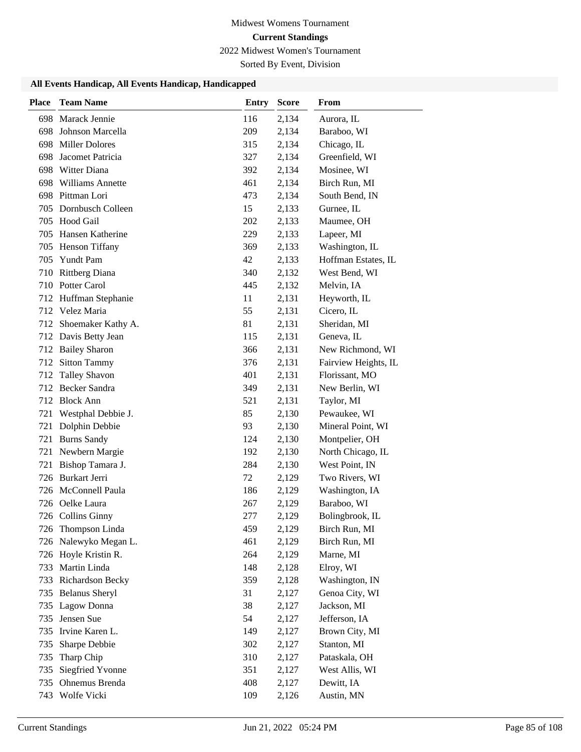Midwest Womens Tournament

**Current Standings**

2022 Midwest Women's Tournament

Sorted By Event, Division

### All Events Handicap, All Events Handicap, Handicapped

| Place | Team Name | Entry | Score | From |
|---|---|---|---|---|
| 698 | Marack Jennie | 116 | 2,134 | Aurora, IL |
| 698 | Johnson Marcella | 209 | 2,134 | Baraboo, WI |
| 698 | Miller Dolores | 315 | 2,134 | Chicago, IL |
| 698 | Jacomet Patricia | 327 | 2,134 | Greenfield, WI |
| 698 | Witter Diana | 392 | 2,134 | Mosinee, WI |
| 698 | Williams Annette | 461 | 2,134 | Birch Run, MI |
| 698 | Pittman Lori | 473 | 2,134 | South Bend, IN |
| 705 | Dornbusch Colleen | 15 | 2,133 | Gurnee, IL |
| 705 | Hood Gail | 202 | 2,133 | Maumee, OH |
| 705 | Hansen Katherine | 229 | 2,133 | Lapeer, MI |
| 705 | Henson Tiffany | 369 | 2,133 | Washington, IL |
| 705 | Yundt Pam | 42 | 2,133 | Hoffman Estates, IL |
| 710 | Rittberg Diana | 340 | 2,132 | West Bend, WI |
| 710 | Potter Carol | 445 | 2,132 | Melvin, IA |
| 712 | Huffman Stephanie | 11 | 2,131 | Heyworth, IL |
| 712 | Velez Maria | 55 | 2,131 | Cicero, IL |
| 712 | Shoemaker Kathy A. | 81 | 2,131 | Sheridan, MI |
| 712 | Davis Betty Jean | 115 | 2,131 | Geneva, IL |
| 712 | Bailey Sharon | 366 | 2,131 | New Richmond, WI |
| 712 | Sitton Tammy | 376 | 2,131 | Fairview Heights, IL |
| 712 | Talley Shavon | 401 | 2,131 | Florissant, MO |
| 712 | Becker Sandra | 349 | 2,131 | New Berlin, WI |
| 712 | Block Ann | 521 | 2,131 | Taylor, MI |
| 721 | Westphal Debbie J. | 85 | 2,130 | Pewaukee, WI |
| 721 | Dolphin Debbie | 93 | 2,130 | Mineral Point, WI |
| 721 | Burns Sandy | 124 | 2,130 | Montpelier, OH |
| 721 | Newbern Margie | 192 | 2,130 | North Chicago, IL |
| 721 | Bishop Tamara J. | 284 | 2,130 | West Point, IN |
| 726 | Burkart Jerri | 72 | 2,129 | Two Rivers, WI |
| 726 | McConnell Paula | 186 | 2,129 | Washington, IA |
| 726 | Oelke Laura | 267 | 2,129 | Baraboo, WI |
| 726 | Collins Ginny | 277 | 2,129 | Bolingbrook, IL |
| 726 | Thompson Linda | 459 | 2,129 | Birch Run, MI |
| 726 | Nalewyko Megan L. | 461 | 2,129 | Birch Run, MI |
| 726 | Hoyle Kristin R. | 264 | 2,129 | Marne, MI |
| 733 | Martin Linda | 148 | 2,128 | Elroy, WI |
| 733 | Richardson Becky | 359 | 2,128 | Washington, IN |
| 735 | Belanus Sheryl | 31 | 2,127 | Genoa City, WI |
| 735 | Lagow Donna | 38 | 2,127 | Jackson, MI |
| 735 | Jensen Sue | 54 | 2,127 | Jefferson, IA |
| 735 | Irvine Karen L. | 149 | 2,127 | Brown City, MI |
| 735 | Sharpe Debbie | 302 | 2,127 | Stanton, MI |
| 735 | Tharp Chip | 310 | 2,127 | Pataskala, OH |
| 735 | Siegfried Yvonne | 351 | 2,127 | West Allis, WI |
| 735 | Ohnemus Brenda | 408 | 2,127 | Dewitt, IA |
| 743 | Wolfe Vicki | 109 | 2,126 | Austin, MN |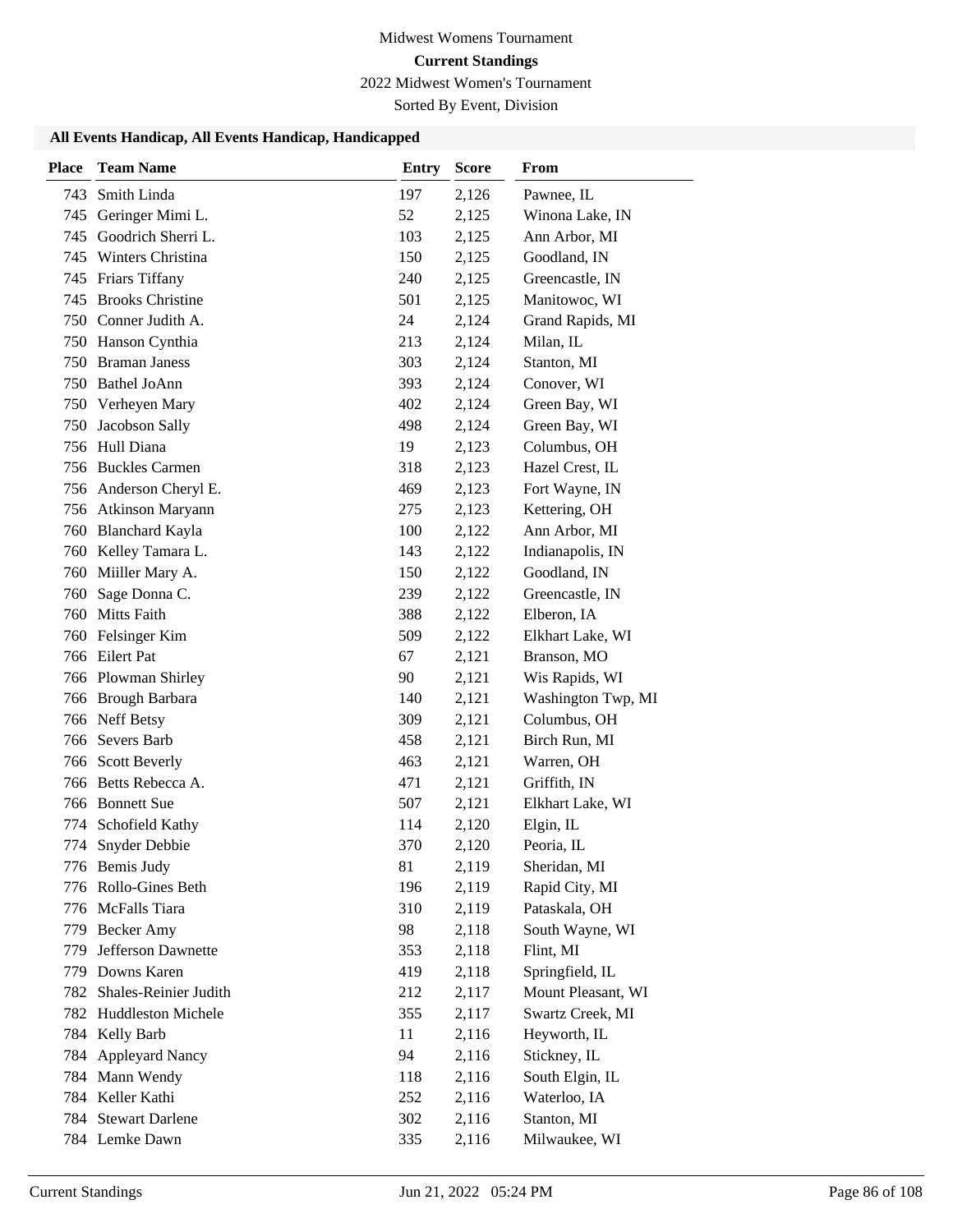Midwest Womens Tournament

**Current Standings**

2022 Midwest Women's Tournament

Sorted By Event, Division

### All Events Handicap, All Events Handicap, Handicapped

| Place | Team Name | Entry | Score | From |
|---|---|---|---|---|
| 743 | Smith Linda | 197 | 2,126 | Pawnee, IL |
| 745 | Geringer Mimi L. | 52 | 2,125 | Winona Lake, IN |
| 745 | Goodrich Sherri L. | 103 | 2,125 | Ann Arbor, MI |
| 745 | Winters Christina | 150 | 2,125 | Goodland, IN |
| 745 | Friars Tiffany | 240 | 2,125 | Greencastle, IN |
| 745 | Brooks Christine | 501 | 2,125 | Manitowoc, WI |
| 750 | Conner Judith A. | 24 | 2,124 | Grand Rapids, MI |
| 750 | Hanson Cynthia | 213 | 2,124 | Milan, IL |
| 750 | Braman Janess | 303 | 2,124 | Stanton, MI |
| 750 | Bathel JoAnn | 393 | 2,124 | Conover, WI |
| 750 | Verheyen Mary | 402 | 2,124 | Green Bay, WI |
| 750 | Jacobson Sally | 498 | 2,124 | Green Bay, WI |
| 756 | Hull Diana | 19 | 2,123 | Columbus, OH |
| 756 | Buckles Carmen | 318 | 2,123 | Hazel Crest, IL |
| 756 | Anderson Cheryl E. | 469 | 2,123 | Fort Wayne, IN |
| 756 | Atkinson Maryann | 275 | 2,123 | Kettering, OH |
| 760 | Blanchard Kayla | 100 | 2,122 | Ann Arbor, MI |
| 760 | Kelley Tamara L. | 143 | 2,122 | Indianapolis, IN |
| 760 | Miiller Mary A. | 150 | 2,122 | Goodland, IN |
| 760 | Sage Donna C. | 239 | 2,122 | Greencastle, IN |
| 760 | Mitts Faith | 388 | 2,122 | Elberon, IA |
| 760 | Felsinger Kim | 509 | 2,122 | Elkhart Lake, WI |
| 766 | Eilert Pat | 67 | 2,121 | Branson, MO |
| 766 | Plowman Shirley | 90 | 2,121 | Wis Rapids, WI |
| 766 | Brough Barbara | 140 | 2,121 | Washington Twp, MI |
| 766 | Neff Betsy | 309 | 2,121 | Columbus, OH |
| 766 | Severs Barb | 458 | 2,121 | Birch Run, MI |
| 766 | Scott Beverly | 463 | 2,121 | Warren, OH |
| 766 | Betts Rebecca A. | 471 | 2,121 | Griffith, IN |
| 766 | Bonnett Sue | 507 | 2,121 | Elkhart Lake, WI |
| 774 | Schofield Kathy | 114 | 2,120 | Elgin, IL |
| 774 | Snyder Debbie | 370 | 2,120 | Peoria, IL |
| 776 | Bemis Judy | 81 | 2,119 | Sheridan, MI |
| 776 | Rollo-Gines Beth | 196 | 2,119 | Rapid City, MI |
| 776 | McFalls Tiara | 310 | 2,119 | Pataskala, OH |
| 779 | Becker Amy | 98 | 2,118 | South Wayne, WI |
| 779 | Jefferson Dawnette | 353 | 2,118 | Flint, MI |
| 779 | Downs Karen | 419 | 2,118 | Springfield, IL |
| 782 | Shales-Reinier Judith | 212 | 2,117 | Mount Pleasant, WI |
| 782 | Huddleston Michele | 355 | 2,117 | Swartz Creek, MI |
| 784 | Kelly Barb | 11 | 2,116 | Heyworth, IL |
| 784 | Appleyard Nancy | 94 | 2,116 | Stickney, IL |
| 784 | Mann Wendy | 118 | 2,116 | South Elgin, IL |
| 784 | Keller Kathi | 252 | 2,116 | Waterloo, IA |
| 784 | Stewart Darlene | 302 | 2,116 | Stanton, MI |
| 784 | Lemke Dawn | 335 | 2,116 | Milwaukee, WI |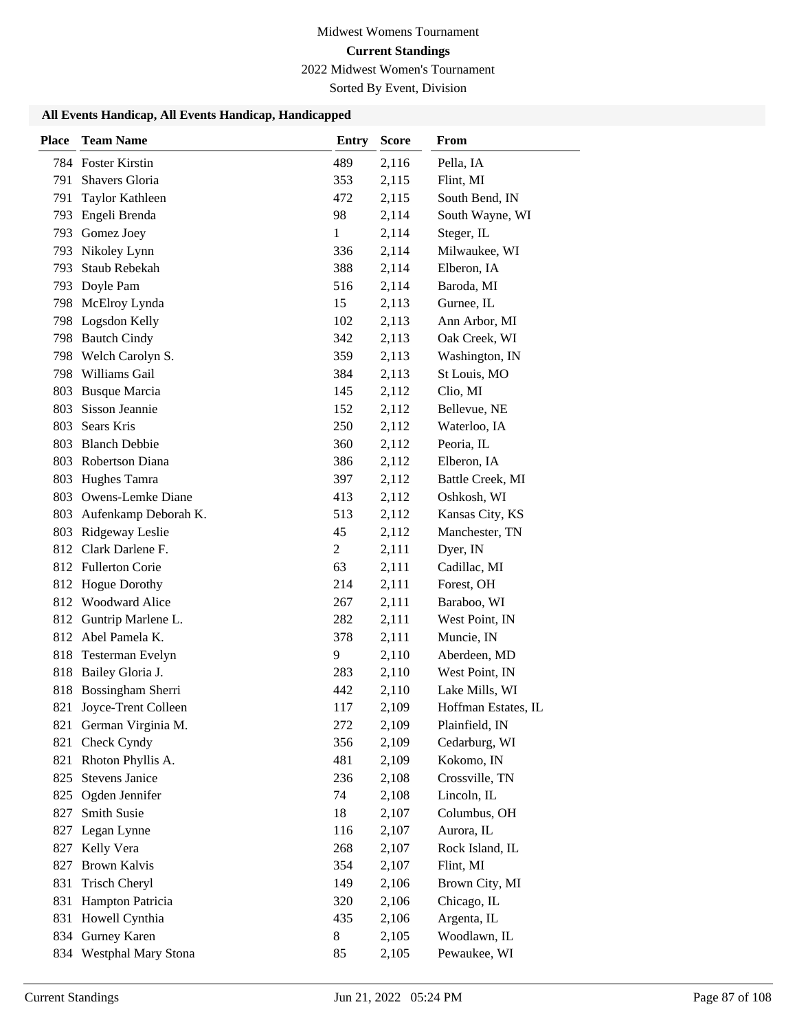Midwest Womens Tournament

**Current Standings**

2022 Midwest Women's Tournament

Sorted By Event, Division

### All Events Handicap, All Events Handicap, Handicapped

| Place | Team Name | Entry | Score | From |
|---|---|---|---|---|
| 784 | Foster Kirstin | 489 | 2,116 | Pella, IA |
| 791 | Shavers Gloria | 353 | 2,115 | Flint, MI |
| 791 | Taylor Kathleen | 472 | 2,115 | South Bend, IN |
| 793 | Engeli Brenda | 98 | 2,114 | South Wayne, WI |
| 793 | Gomez Joey | 1 | 2,114 | Steger, IL |
| 793 | Nikoley Lynn | 336 | 2,114 | Milwaukee, WI |
| 793 | Staub Rebekah | 388 | 2,114 | Elberon, IA |
| 793 | Doyle Pam | 516 | 2,114 | Baroda, MI |
| 798 | McElroy Lynda | 15 | 2,113 | Gurnee, IL |
| 798 | Logsdon Kelly | 102 | 2,113 | Ann Arbor, MI |
| 798 | Bautch Cindy | 342 | 2,113 | Oak Creek, WI |
| 798 | Welch Carolyn S. | 359 | 2,113 | Washington, IN |
| 798 | Williams Gail | 384 | 2,113 | St Louis, MO |
| 803 | Busque Marcia | 145 | 2,112 | Clio, MI |
| 803 | Sisson Jeannie | 152 | 2,112 | Bellevue, NE |
| 803 | Sears Kris | 250 | 2,112 | Waterloo, IA |
| 803 | Blanch Debbie | 360 | 2,112 | Peoria, IL |
| 803 | Robertson Diana | 386 | 2,112 | Elberon, IA |
| 803 | Hughes Tamra | 397 | 2,112 | Battle Creek, MI |
| 803 | Owens-Lemke Diane | 413 | 2,112 | Oshkosh, WI |
| 803 | Aufenkamp Deborah K. | 513 | 2,112 | Kansas City, KS |
| 803 | Ridgeway Leslie | 45 | 2,112 | Manchester, TN |
| 812 | Clark Darlene F. | 2 | 2,111 | Dyer, IN |
| 812 | Fullerton Corie | 63 | 2,111 | Cadillac, MI |
| 812 | Hogue Dorothy | 214 | 2,111 | Forest, OH |
| 812 | Woodward Alice | 267 | 2,111 | Baraboo, WI |
| 812 | Guntrip Marlene L. | 282 | 2,111 | West Point, IN |
| 812 | Abel Pamela K. | 378 | 2,111 | Muncie, IN |
| 818 | Testerman Evelyn | 9 | 2,110 | Aberdeen, MD |
| 818 | Bailey Gloria J. | 283 | 2,110 | West Point, IN |
| 818 | Bossingham Sherri | 442 | 2,110 | Lake Mills, WI |
| 821 | Joyce-Trent Colleen | 117 | 2,109 | Hoffman Estates, IL |
| 821 | German Virginia M. | 272 | 2,109 | Plainfield, IN |
| 821 | Check Cyndy | 356 | 2,109 | Cedarburg, WI |
| 821 | Rhoton Phyllis A. | 481 | 2,109 | Kokomo, IN |
| 825 | Stevens Janice | 236 | 2,108 | Crossville, TN |
| 825 | Ogden Jennifer | 74 | 2,108 | Lincoln, IL |
| 827 | Smith Susie | 18 | 2,107 | Columbus, OH |
| 827 | Legan Lynne | 116 | 2,107 | Aurora, IL |
| 827 | Kelly Vera | 268 | 2,107 | Rock Island, IL |
| 827 | Brown Kalvis | 354 | 2,107 | Flint, MI |
| 831 | Trisch Cheryl | 149 | 2,106 | Brown City, MI |
| 831 | Hampton Patricia | 320 | 2,106 | Chicago, IL |
| 831 | Howell Cynthia | 435 | 2,106 | Argenta, IL |
| 834 | Gurney Karen | 8 | 2,105 | Woodlawn, IL |
| 834 | Westphal Mary Stona | 85 | 2,105 | Pewaukee, WI |

Current Standings — Jun 21, 2022 05:24 PM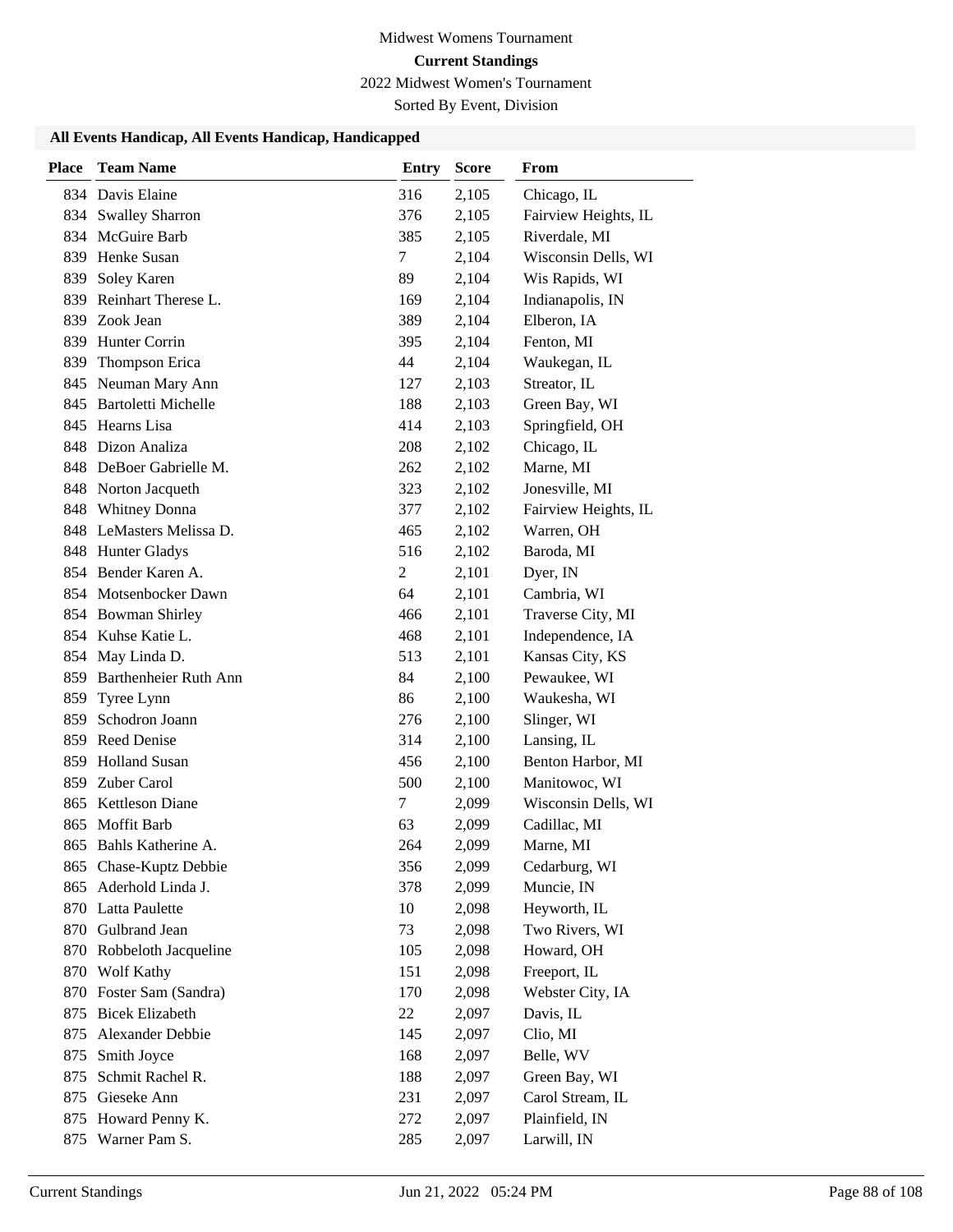Midwest Womens Tournament

**Current Standings**

2022 Midwest Women's Tournament

Sorted By Event, Division

### All Events Handicap, All Events Handicap, Handicapped

| Place | Team Name | Entry | Score | From |
|---|---|---|---|---|
| 834 | Davis Elaine | 316 | 2,105 | Chicago, IL |
| 834 | Swalley Sharron | 376 | 2,105 | Fairview Heights, IL |
| 834 | McGuire Barb | 385 | 2,105 | Riverdale, MI |
| 839 | Henke Susan | 7 | 2,104 | Wisconsin Dells, WI |
| 839 | Soley Karen | 89 | 2,104 | Wis Rapids, WI |
| 839 | Reinhart Therese L. | 169 | 2,104 | Indianapolis, IN |
| 839 | Zook Jean | 389 | 2,104 | Elberon, IA |
| 839 | Hunter Corrin | 395 | 2,104 | Fenton, MI |
| 839 | Thompson Erica | 44 | 2,104 | Waukegan, IL |
| 845 | Neuman Mary Ann | 127 | 2,103 | Streator, IL |
| 845 | Bartoletti Michelle | 188 | 2,103 | Green Bay, WI |
| 845 | Hearns Lisa | 414 | 2,103 | Springfield, OH |
| 848 | Dizon Analiza | 208 | 2,102 | Chicago, IL |
| 848 | DeBoer Gabrielle M. | 262 | 2,102 | Marne, MI |
| 848 | Norton Jacqueth | 323 | 2,102 | Jonesville, MI |
| 848 | Whitney Donna | 377 | 2,102 | Fairview Heights, IL |
| 848 | LeMasters Melissa D. | 465 | 2,102 | Warren, OH |
| 848 | Hunter Gladys | 516 | 2,102 | Baroda, MI |
| 854 | Bender Karen A. | 2 | 2,101 | Dyer, IN |
| 854 | Motsenbocker Dawn | 64 | 2,101 | Cambria, WI |
| 854 | Bowman Shirley | 466 | 2,101 | Traverse City, MI |
| 854 | Kuhse Katie L. | 468 | 2,101 | Independence, IA |
| 854 | May Linda D. | 513 | 2,101 | Kansas City, KS |
| 859 | Barthenheier Ruth Ann | 84 | 2,100 | Pewaukee, WI |
| 859 | Tyree Lynn | 86 | 2,100 | Waukesha, WI |
| 859 | Schodron Joann | 276 | 2,100 | Slinger, WI |
| 859 | Reed Denise | 314 | 2,100 | Lansing, IL |
| 859 | Holland Susan | 456 | 2,100 | Benton Harbor, MI |
| 859 | Zuber Carol | 500 | 2,100 | Manitowoc, WI |
| 865 | Kettleson Diane | 7 | 2,099 | Wisconsin Dells, WI |
| 865 | Moffit Barb | 63 | 2,099 | Cadillac, MI |
| 865 | Bahls Katherine A. | 264 | 2,099 | Marne, MI |
| 865 | Chase-Kuptz Debbie | 356 | 2,099 | Cedarburg, WI |
| 865 | Aderhold Linda J. | 378 | 2,099 | Muncie, IN |
| 870 | Latta Paulette | 10 | 2,098 | Heyworth, IL |
| 870 | Gulbrand Jean | 73 | 2,098 | Two Rivers, WI |
| 870 | Robbeloth Jacqueline | 105 | 2,098 | Howard, OH |
| 870 | Wolf Kathy | 151 | 2,098 | Freeport, IL |
| 870 | Foster Sam (Sandra) | 170 | 2,098 | Webster City, IA |
| 875 | Bicek Elizabeth | 22 | 2,097 | Davis, IL |
| 875 | Alexander Debbie | 145 | 2,097 | Clio, MI |
| 875 | Smith Joyce | 168 | 2,097 | Belle, WV |
| 875 | Schmit Rachel R. | 188 | 2,097 | Green Bay, WI |
| 875 | Gieseke Ann | 231 | 2,097 | Carol Stream, IL |
| 875 | Howard Penny K. | 272 | 2,097 | Plainfield, IN |
| 875 | Warner Pam S. | 285 | 2,097 | Larwill, IN |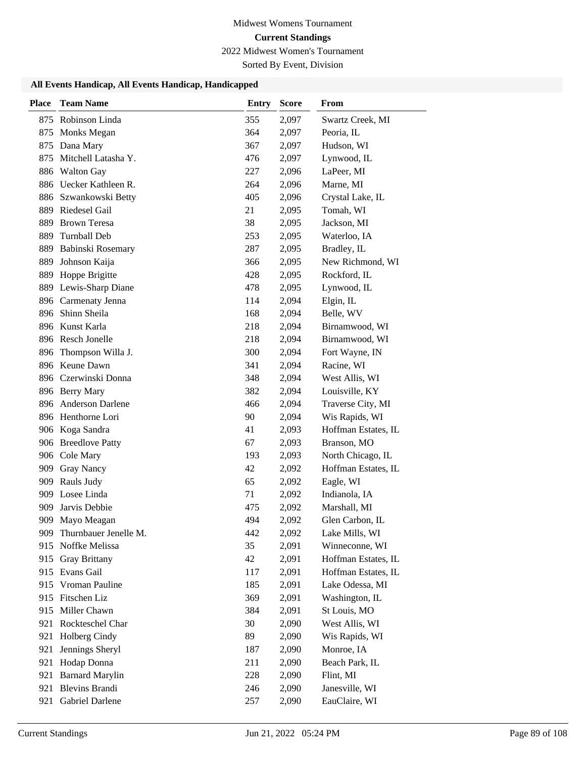Midwest Womens Tournament

**Current Standings**

2022 Midwest Women's Tournament

Sorted By Event, Division

### All Events Handicap, All Events Handicap, Handicapped

| Place | Team Name | Entry | Score | From |
|---|---|---|---|---|
| 875 | Robinson Linda | 355 | 2,097 | Swartz Creek, MI |
| 875 | Monks Megan | 364 | 2,097 | Peoria, IL |
| 875 | Dana Mary | 367 | 2,097 | Hudson, WI |
| 875 | Mitchell Latasha Y. | 476 | 2,097 | Lynwood, IL |
| 886 | Walton Gay | 227 | 2,096 | LaPeer, MI |
| 886 | Uecker Kathleen R. | 264 | 2,096 | Marne, MI |
| 886 | Szwankowski Betty | 405 | 2,096 | Crystal Lake, IL |
| 889 | Riedesel Gail | 21 | 2,095 | Tomah, WI |
| 889 | Brown Teresa | 38 | 2,095 | Jackson, MI |
| 889 | Turnball Deb | 253 | 2,095 | Waterloo, IA |
| 889 | Babinski Rosemary | 287 | 2,095 | Bradley, IL |
| 889 | Johnson Kaija | 366 | 2,095 | New Richmond, WI |
| 889 | Hoppe Brigitte | 428 | 2,095 | Rockford, IL |
| 889 | Lewis-Sharp Diane | 478 | 2,095 | Lynwood, IL |
| 896 | Carmenaty Jenna | 114 | 2,094 | Elgin, IL |
| 896 | Shinn Sheila | 168 | 2,094 | Belle, WV |
| 896 | Kunst Karla | 218 | 2,094 | Birnamwood, WI |
| 896 | Resch Jonelle | 218 | 2,094 | Birnamwood, WI |
| 896 | Thompson Willa J. | 300 | 2,094 | Fort Wayne, IN |
| 896 | Keune Dawn | 341 | 2,094 | Racine, WI |
| 896 | Czerwinski Donna | 348 | 2,094 | West Allis, WI |
| 896 | Berry Mary | 382 | 2,094 | Louisville, KY |
| 896 | Anderson Darlene | 466 | 2,094 | Traverse City, MI |
| 896 | Henthorne Lori | 90 | 2,094 | Wis Rapids, WI |
| 906 | Koga Sandra | 41 | 2,093 | Hoffman Estates, IL |
| 906 | Breedlove Patty | 67 | 2,093 | Branson, MO |
| 906 | Cole Mary | 193 | 2,093 | North Chicago, IL |
| 909 | Gray Nancy | 42 | 2,092 | Hoffman Estates, IL |
| 909 | Rauls Judy | 65 | 2,092 | Eagle, WI |
| 909 | Losee Linda | 71 | 2,092 | Indianola, IA |
| 909 | Jarvis Debbie | 475 | 2,092 | Marshall, MI |
| 909 | Mayo Meagan | 494 | 2,092 | Glen Carbon, IL |
| 909 | Thurnbauer Jenelle M. | 442 | 2,092 | Lake Mills, WI |
| 915 | Noffke Melissa | 35 | 2,091 | Winneconne, WI |
| 915 | Gray Brittany | 42 | 2,091 | Hoffman Estates, IL |
| 915 | Evans Gail | 117 | 2,091 | Hoffman Estates, IL |
| 915 | Vroman Pauline | 185 | 2,091 | Lake Odessa, MI |
| 915 | Fitschen Liz | 369 | 2,091 | Washington, IL |
| 915 | Miller Chawn | 384 | 2,091 | St Louis, MO |
| 921 | Rockteschel Char | 30 | 2,090 | West Allis, WI |
| 921 | Holberg Cindy | 89 | 2,090 | Wis Rapids, WI |
| 921 | Jennings Sheryl | 187 | 2,090 | Monroe, IA |
| 921 | Hodap Donna | 211 | 2,090 | Beach Park, IL |
| 921 | Barnard Marylin | 228 | 2,090 | Flint, MI |
| 921 | Blevins Brandi | 246 | 2,090 | Janesville, WI |
| 921 | Gabriel Darlene | 257 | 2,090 | EauClaire, WI |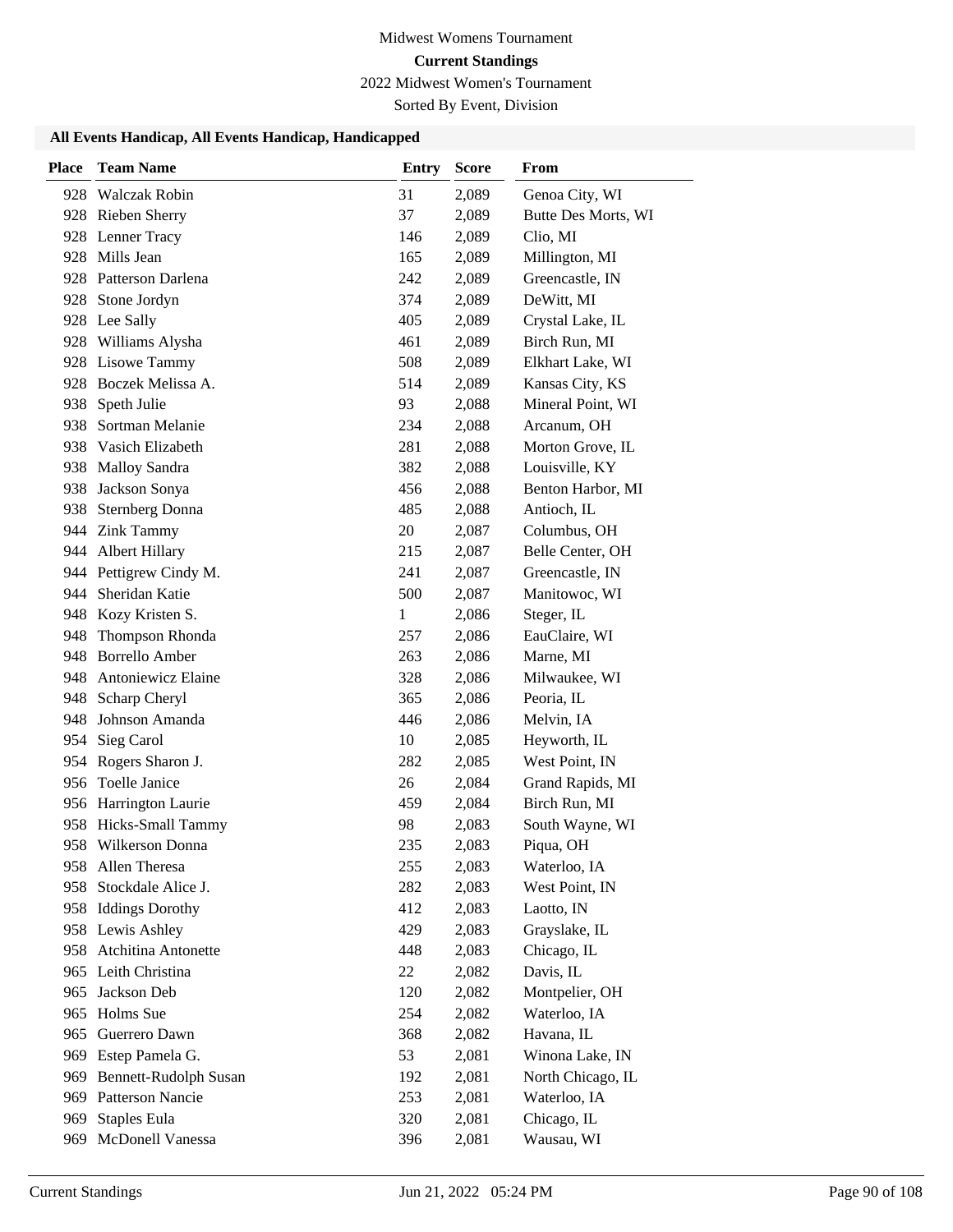Midwest Womens Tournament

**Current Standings**

2022 Midwest Women's Tournament

Sorted By Event, Division

### All Events Handicap, All Events Handicap, Handicapped

| Place | Team Name | Entry | Score | From |
|---|---|---|---|---|
| 928 | Walczak Robin | 31 | 2,089 | Genoa City, WI |
| 928 | Rieben Sherry | 37 | 2,089 | Butte Des Morts, WI |
| 928 | Lenner Tracy | 146 | 2,089 | Clio, MI |
| 928 | Mills Jean | 165 | 2,089 | Millington, MI |
| 928 | Patterson Darlena | 242 | 2,089 | Greencastle, IN |
| 928 | Stone Jordyn | 374 | 2,089 | DeWitt, MI |
| 928 | Lee Sally | 405 | 2,089 | Crystal Lake, IL |
| 928 | Williams Alysha | 461 | 2,089 | Birch Run, MI |
| 928 | Lisowe Tammy | 508 | 2,089 | Elkhart Lake, WI |
| 928 | Boczek Melissa A. | 514 | 2,089 | Kansas City, KS |
| 938 | Speth Julie | 93 | 2,088 | Mineral Point, WI |
| 938 | Sortman Melanie | 234 | 2,088 | Arcanum, OH |
| 938 | Vasich Elizabeth | 281 | 2,088 | Morton Grove, IL |
| 938 | Malloy Sandra | 382 | 2,088 | Louisville, KY |
| 938 | Jackson Sonya | 456 | 2,088 | Benton Harbor, MI |
| 938 | Sternberg Donna | 485 | 2,088 | Antioch, IL |
| 944 | Zink Tammy | 20 | 2,087 | Columbus, OH |
| 944 | Albert Hillary | 215 | 2,087 | Belle Center, OH |
| 944 | Pettigrew Cindy M. | 241 | 2,087 | Greencastle, IN |
| 944 | Sheridan Katie | 500 | 2,087 | Manitowoc, WI |
| 948 | Kozy Kristen S. | 1 | 2,086 | Steger, IL |
| 948 | Thompson Rhonda | 257 | 2,086 | EauClaire, WI |
| 948 | Borrello Amber | 263 | 2,086 | Marne, MI |
| 948 | Antoniewicz Elaine | 328 | 2,086 | Milwaukee, WI |
| 948 | Scharp Cheryl | 365 | 2,086 | Peoria, IL |
| 948 | Johnson Amanda | 446 | 2,086 | Melvin, IA |
| 954 | Sieg Carol | 10 | 2,085 | Heyworth, IL |
| 954 | Rogers Sharon J. | 282 | 2,085 | West Point, IN |
| 956 | Toelle Janice | 26 | 2,084 | Grand Rapids, MI |
| 956 | Harrington Laurie | 459 | 2,084 | Birch Run, MI |
| 958 | Hicks-Small Tammy | 98 | 2,083 | South Wayne, WI |
| 958 | Wilkerson Donna | 235 | 2,083 | Piqua, OH |
| 958 | Allen Theresa | 255 | 2,083 | Waterloo, IA |
| 958 | Stockdale Alice J. | 282 | 2,083 | West Point, IN |
| 958 | Iddings Dorothy | 412 | 2,083 | Laotto, IN |
| 958 | Lewis Ashley | 429 | 2,083 | Grayslake, IL |
| 958 | Atchitina Antonette | 448 | 2,083 | Chicago, IL |
| 965 | Leith Christina | 22 | 2,082 | Davis, IL |
| 965 | Jackson Deb | 120 | 2,082 | Montpelier, OH |
| 965 | Holms Sue | 254 | 2,082 | Waterloo, IA |
| 965 | Guerrero Dawn | 368 | 2,082 | Havana, IL |
| 969 | Estep Pamela G. | 53 | 2,081 | Winona Lake, IN |
| 969 | Bennett-Rudolph Susan | 192 | 2,081 | North Chicago, IL |
| 969 | Patterson Nancie | 253 | 2,081 | Waterloo, IA |
| 969 | Staples Eula | 320 | 2,081 | Chicago, IL |
| 969 | McDonell Vanessa | 396 | 2,081 | Wausau, WI |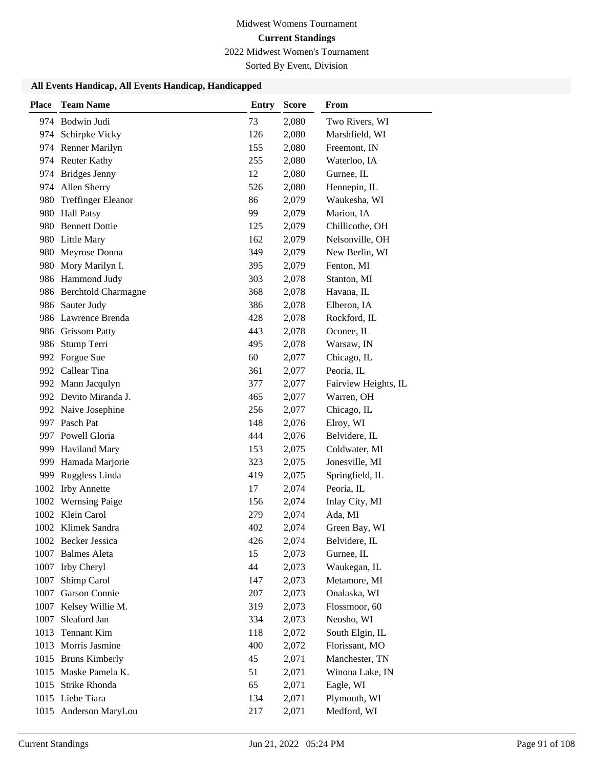Midwest Womens Tournament

**Current Standings**

2022 Midwest Women's Tournament

Sorted By Event, Division

### All Events Handicap, All Events Handicap, Handicapped

| Place | Team Name | Entry | Score | From |
|---|---|---|---|---|
| 974 | Bodwin Judi | 73 | 2,080 | Two Rivers, WI |
| 974 | Schirpke Vicky | 126 | 2,080 | Marshfield, WI |
| 974 | Renner Marilyn | 155 | 2,080 | Freemont, IN |
| 974 | Reuter Kathy | 255 | 2,080 | Waterloo, IA |
| 974 | Bridges Jenny | 12 | 2,080 | Gurnee, IL |
| 974 | Allen Sherry | 526 | 2,080 | Hennepin, IL |
| 980 | Treffinger Eleanor | 86 | 2,079 | Waukesha, WI |
| 980 | Hall Patsy | 99 | 2,079 | Marion, IA |
| 980 | Bennett Dottie | 125 | 2,079 | Chillicothe, OH |
| 980 | Little Mary | 162 | 2,079 | Nelsonville, OH |
| 980 | Meyrose Donna | 349 | 2,079 | New Berlin, WI |
| 980 | Mory Marilyn I. | 395 | 2,079 | Fenton, MI |
| 986 | Hammond Judy | 303 | 2,078 | Stanton, MI |
| 986 | Berchtold Charmagne | 368 | 2,078 | Havana, IL |
| 986 | Sauter Judy | 386 | 2,078 | Elberon, IA |
| 986 | Lawrence Brenda | 428 | 2,078 | Rockford, IL |
| 986 | Grissom Patty | 443 | 2,078 | Oconee, IL |
| 986 | Stump Terri | 495 | 2,078 | Warsaw, IN |
| 992 | Forgue Sue | 60 | 2,077 | Chicago, IL |
| 992 | Callear Tina | 361 | 2,077 | Peoria, IL |
| 992 | Mann Jacqulyn | 377 | 2,077 | Fairview Heights, IL |
| 992 | Devito Miranda J. | 465 | 2,077 | Warren, OH |
| 992 | Naive Josephine | 256 | 2,077 | Chicago, IL |
| 997 | Pasch Pat | 148 | 2,076 | Elroy, WI |
| 997 | Powell Gloria | 444 | 2,076 | Belvidere, IL |
| 999 | Haviland Mary | 153 | 2,075 | Coldwater, MI |
| 999 | Hamada Marjorie | 323 | 2,075 | Jonesville, MI |
| 999 | Ruggless Linda | 419 | 2,075 | Springfield, IL |
| 1002 | Irby Annette | 17 | 2,074 | Peoria, IL |
| 1002 | Wernsing Paige | 156 | 2,074 | Inlay City, MI |
| 1002 | Klein Carol | 279 | 2,074 | Ada, MI |
| 1002 | Klimek Sandra | 402 | 2,074 | Green Bay, WI |
| 1002 | Becker Jessica | 426 | 2,074 | Belvidere, IL |
| 1007 | Balmes Aleta | 15 | 2,073 | Gurnee, IL |
| 1007 | Irby Cheryl | 44 | 2,073 | Waukegan, IL |
| 1007 | Shimp Carol | 147 | 2,073 | Metamore, MI |
| 1007 | Garson Connie | 207 | 2,073 | Onalaska, WI |
| 1007 | Kelsey Willie M. | 319 | 2,073 | Flossmoor, 60 |
| 1007 | Sleaford Jan | 334 | 2,073 | Neosho, WI |
| 1013 | Tennant Kim | 118 | 2,072 | South Elgin, IL |
| 1013 | Morris Jasmine | 400 | 2,072 | Florissant, MO |
| 1015 | Bruns Kimberly | 45 | 2,071 | Manchester, TN |
| 1015 | Maske Pamela K. | 51 | 2,071 | Winona Lake, IN |
| 1015 | Strike Rhonda | 65 | 2,071 | Eagle, WI |
| 1015 | Liebe Tiara | 134 | 2,071 | Plymouth, WI |
| 1015 | Anderson MaryLou | 217 | 2,071 | Medford, WI |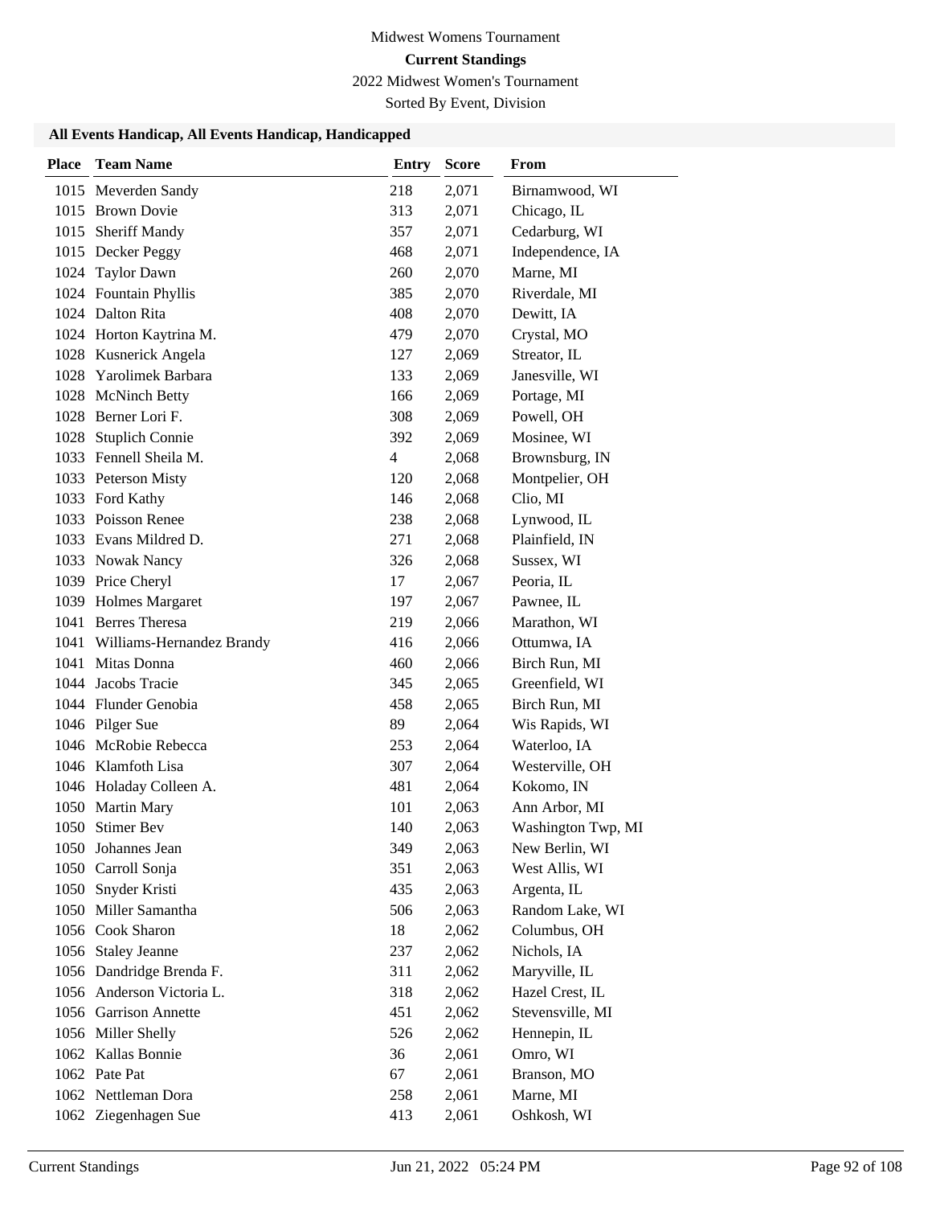Midwest Womens Tournament

**Current Standings**

2022 Midwest Women's Tournament

Sorted By Event, Division

### All Events Handicap, All Events Handicap, Handicapped

| Place | Team Name | Entry | Score | From |
|---|---|---|---|---|
| 1015 | Meverden Sandy | 218 | 2,071 | Birnamwood, WI |
| 1015 | Brown Dovie | 313 | 2,071 | Chicago, IL |
| 1015 | Sheriff Mandy | 357 | 2,071 | Cedarburg, WI |
| 1015 | Decker Peggy | 468 | 2,071 | Independence, IA |
| 1024 | Taylor Dawn | 260 | 2,070 | Marne, MI |
| 1024 | Fountain Phyllis | 385 | 2,070 | Riverdale, MI |
| 1024 | Dalton Rita | 408 | 2,070 | Dewitt, IA |
| 1024 | Horton Kaytrina M. | 479 | 2,070 | Crystal, MO |
| 1028 | Kusnerick Angela | 127 | 2,069 | Streator, IL |
| 1028 | Yarolimek Barbara | 133 | 2,069 | Janesville, WI |
| 1028 | McNinch Betty | 166 | 2,069 | Portage, MI |
| 1028 | Berner Lori F. | 308 | 2,069 | Powell, OH |
| 1028 | Stuplich Connie | 392 | 2,069 | Mosinee, WI |
| 1033 | Fennell Sheila M. | 4 | 2,068 | Brownsburg, IN |
| 1033 | Peterson Misty | 120 | 2,068 | Montpelier, OH |
| 1033 | Ford Kathy | 146 | 2,068 | Clio, MI |
| 1033 | Poisson Renee | 238 | 2,068 | Lynwood, IL |
| 1033 | Evans Mildred D. | 271 | 2,068 | Plainfield, IN |
| 1033 | Nowak Nancy | 326 | 2,068 | Sussex, WI |
| 1039 | Price Cheryl | 17 | 2,067 | Peoria, IL |
| 1039 | Holmes Margaret | 197 | 2,067 | Pawnee, IL |
| 1041 | Berres Theresa | 219 | 2,066 | Marathon, WI |
| 1041 | Williams-Hernandez Brandy | 416 | 2,066 | Ottumwa, IA |
| 1041 | Mitas Donna | 460 | 2,066 | Birch Run, MI |
| 1044 | Jacobs Tracie | 345 | 2,065 | Greenfield, WI |
| 1044 | Flunder Genobia | 458 | 2,065 | Birch Run, MI |
| 1046 | Pilger Sue | 89 | 2,064 | Wis Rapids, WI |
| 1046 | McRobie Rebecca | 253 | 2,064 | Waterloo, IA |
| 1046 | Klamfoth Lisa | 307 | 2,064 | Westerville, OH |
| 1046 | Holaday Colleen A. | 481 | 2,064 | Kokomo, IN |
| 1050 | Martin Mary | 101 | 2,063 | Ann Arbor, MI |
| 1050 | Stimer Bev | 140 | 2,063 | Washington Twp, MI |
| 1050 | Johannes Jean | 349 | 2,063 | New Berlin, WI |
| 1050 | Carroll Sonja | 351 | 2,063 | West Allis, WI |
| 1050 | Snyder Kristi | 435 | 2,063 | Argenta, IL |
| 1050 | Miller Samantha | 506 | 2,063 | Random Lake, WI |
| 1056 | Cook Sharon | 18 | 2,062 | Columbus, OH |
| 1056 | Staley Jeanne | 237 | 2,062 | Nichols, IA |
| 1056 | Dandridge Brenda F. | 311 | 2,062 | Maryville, IL |
| 1056 | Anderson Victoria L. | 318 | 2,062 | Hazel Crest, IL |
| 1056 | Garrison Annette | 451 | 2,062 | Stevensville, MI |
| 1056 | Miller Shelly | 526 | 2,062 | Hennepin, IL |
| 1062 | Kallas Bonnie | 36 | 2,061 | Omro, WI |
| 1062 | Pate Pat | 67 | 2,061 | Branson, MO |
| 1062 | Nettleman Dora | 258 | 2,061 | Marne, MI |
| 1062 | Ziegenhagen Sue | 413 | 2,061 | Oshkosh, WI |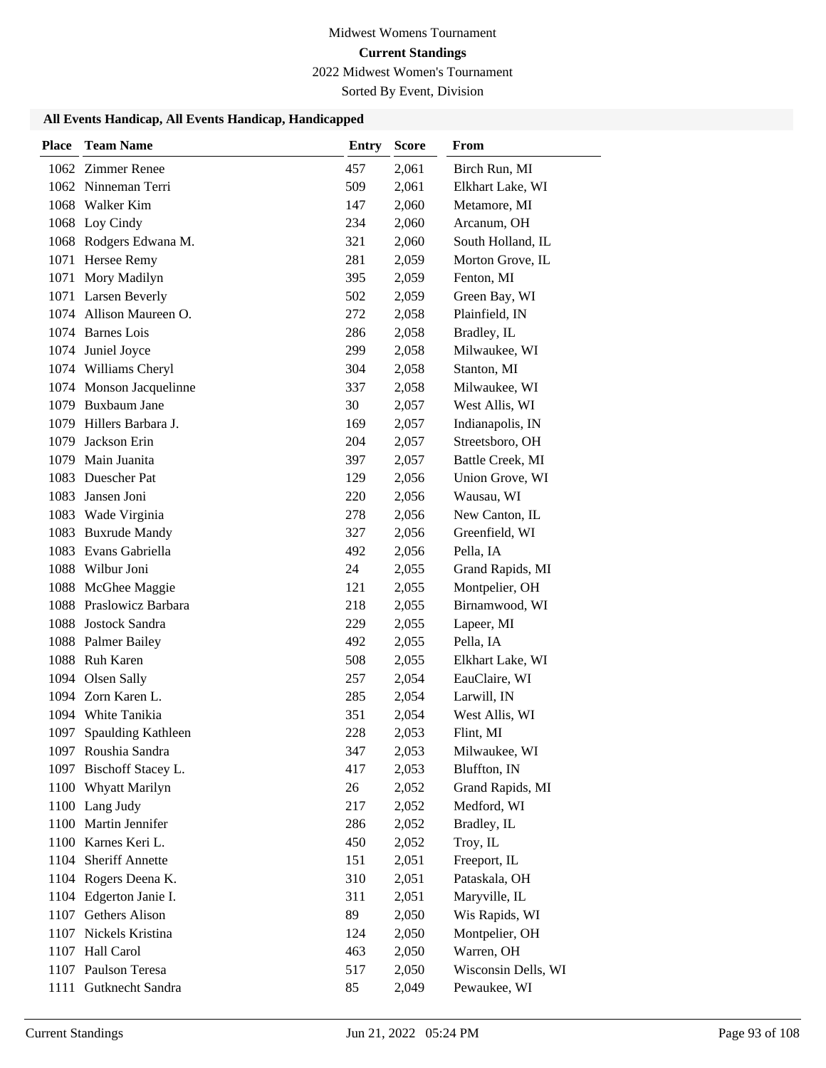Midwest Womens Tournament

**Current Standings**

2022 Midwest Women's Tournament

Sorted By Event, Division

### All Events Handicap, All Events Handicap, Handicapped

| Place | Team Name | Entry | Score | From |
|---|---|---|---|---|
| 1062 | Zimmer Renee | 457 | 2,061 | Birch Run, MI |
| 1062 | Ninneman Terri | 509 | 2,061 | Elkhart Lake, WI |
| 1068 | Walker Kim | 147 | 2,060 | Metamore, MI |
| 1068 | Loy Cindy | 234 | 2,060 | Arcanum, OH |
| 1068 | Rodgers Edwana M. | 321 | 2,060 | South Holland, IL |
| 1071 | Hersee Remy | 281 | 2,059 | Morton Grove, IL |
| 1071 | Mory Madilyn | 395 | 2,059 | Fenton, MI |
| 1071 | Larsen Beverly | 502 | 2,059 | Green Bay, WI |
| 1074 | Allison Maureen O. | 272 | 2,058 | Plainfield, IN |
| 1074 | Barnes Lois | 286 | 2,058 | Bradley, IL |
| 1074 | Juniel Joyce | 299 | 2,058 | Milwaukee, WI |
| 1074 | Williams Cheryl | 304 | 2,058 | Stanton, MI |
| 1074 | Monson Jacquelinne | 337 | 2,058 | Milwaukee, WI |
| 1079 | Buxbaum Jane | 30 | 2,057 | West Allis, WI |
| 1079 | Hillers Barbara J. | 169 | 2,057 | Indianapolis, IN |
| 1079 | Jackson Erin | 204 | 2,057 | Streetsboro, OH |
| 1079 | Main Juanita | 397 | 2,057 | Battle Creek, MI |
| 1083 | Duescher Pat | 129 | 2,056 | Union Grove, WI |
| 1083 | Jansen Joni | 220 | 2,056 | Wausau, WI |
| 1083 | Wade Virginia | 278 | 2,056 | New Canton, IL |
| 1083 | Buxrude Mandy | 327 | 2,056 | Greenfield, WI |
| 1083 | Evans Gabriella | 492 | 2,056 | Pella, IA |
| 1088 | Wilbur Joni | 24 | 2,055 | Grand Rapids, MI |
| 1088 | McGhee Maggie | 121 | 2,055 | Montpelier, OH |
| 1088 | Praslowicz Barbara | 218 | 2,055 | Birnamwood, WI |
| 1088 | Jostock Sandra | 229 | 2,055 | Lapeer, MI |
| 1088 | Palmer Bailey | 492 | 2,055 | Pella, IA |
| 1088 | Ruh Karen | 508 | 2,055 | Elkhart Lake, WI |
| 1094 | Olsen Sally | 257 | 2,054 | EauClaire, WI |
| 1094 | Zorn Karen L. | 285 | 2,054 | Larwill, IN |
| 1094 | White Tanikia | 351 | 2,054 | West Allis, WI |
| 1097 | Spaulding Kathleen | 228 | 2,053 | Flint, MI |
| 1097 | Roushia Sandra | 347 | 2,053 | Milwaukee, WI |
| 1097 | Bischoff Stacey L. | 417 | 2,053 | Bluffton, IN |
| 1100 | Whyatt Marilyn | 26 | 2,052 | Grand Rapids, MI |
| 1100 | Lang Judy | 217 | 2,052 | Medford, WI |
| 1100 | Martin Jennifer | 286 | 2,052 | Bradley, IL |
| 1100 | Karnes Keri L. | 450 | 2,052 | Troy, IL |
| 1104 | Sheriff Annette | 151 | 2,051 | Freeport, IL |
| 1104 | Rogers Deena K. | 310 | 2,051 | Pataskala, OH |
| 1104 | Edgerton Janie I. | 311 | 2,051 | Maryville, IL |
| 1107 | Gethers Alison | 89 | 2,050 | Wis Rapids, WI |
| 1107 | Nickels Kristina | 124 | 2,050 | Montpelier, OH |
| 1107 | Hall Carol | 463 | 2,050 | Warren, OH |
| 1107 | Paulson Teresa | 517 | 2,050 | Wisconsin Dells, WI |
| 1111 | Gutknecht Sandra | 85 | 2,049 | Pewaukee, WI |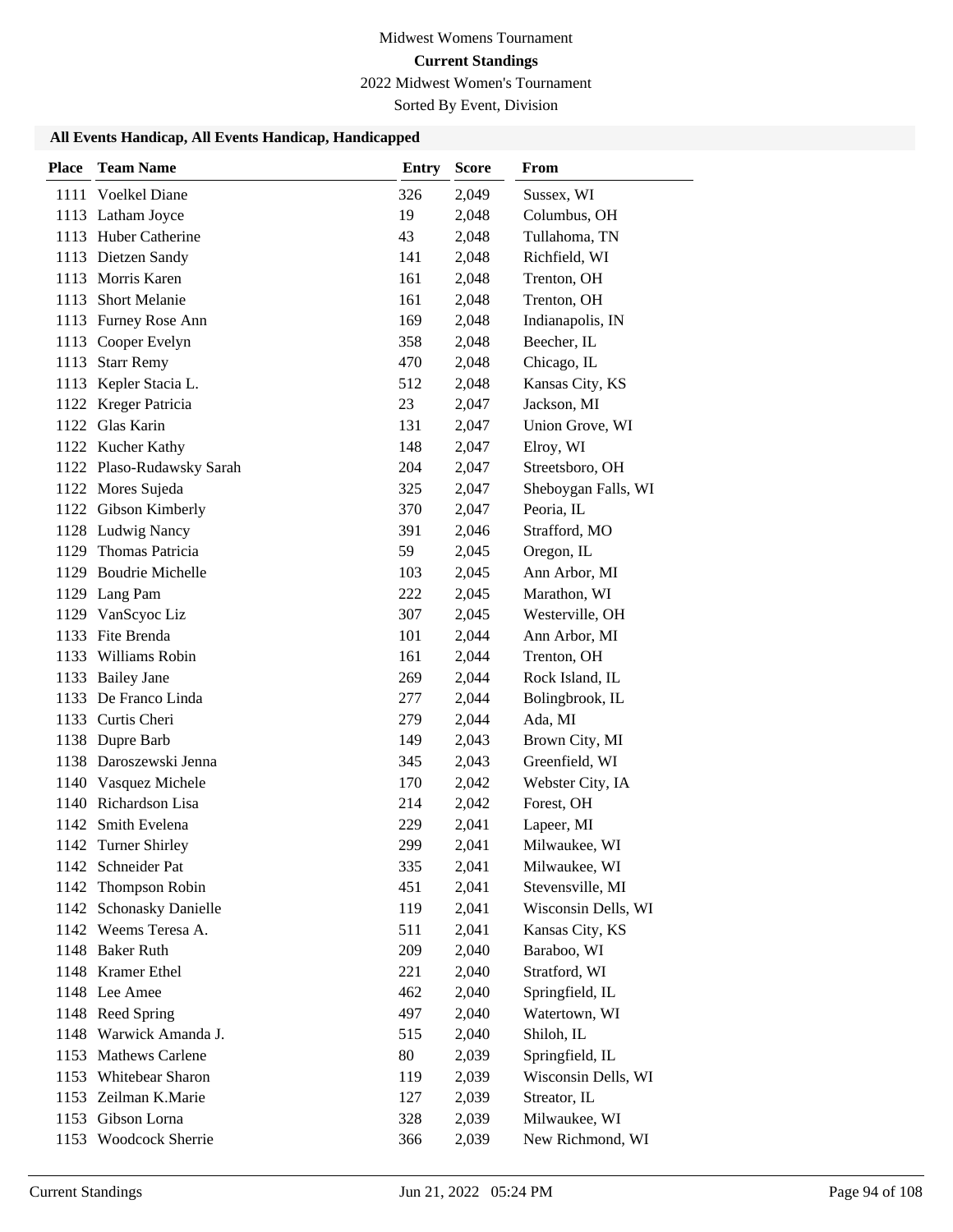Midwest Womens Tournament

**Current Standings**

2022 Midwest Women's Tournament

Sorted By Event, Division

### All Events Handicap, All Events Handicap, Handicapped

| Place | Team Name | Entry | Score | From |
|---|---|---|---|---|
| 1111 | Voelkel Diane | 326 | 2,049 | Sussex, WI |
| 1113 | Latham Joyce | 19 | 2,048 | Columbus, OH |
| 1113 | Huber Catherine | 43 | 2,048 | Tullahoma, TN |
| 1113 | Dietzen Sandy | 141 | 2,048 | Richfield, WI |
| 1113 | Morris Karen | 161 | 2,048 | Trenton, OH |
| 1113 | Short Melanie | 161 | 2,048 | Trenton, OH |
| 1113 | Furney Rose Ann | 169 | 2,048 | Indianapolis, IN |
| 1113 | Cooper Evelyn | 358 | 2,048 | Beecher, IL |
| 1113 | Starr Remy | 470 | 2,048 | Chicago, IL |
| 1113 | Kepler Stacia L. | 512 | 2,048 | Kansas City, KS |
| 1122 | Kreger Patricia | 23 | 2,047 | Jackson, MI |
| 1122 | Glas Karin | 131 | 2,047 | Union Grove, WI |
| 1122 | Kucher Kathy | 148 | 2,047 | Elroy, WI |
| 1122 | Plaso-Rudawsky Sarah | 204 | 2,047 | Streetsboro, OH |
| 1122 | Mores Sujeda | 325 | 2,047 | Sheboygan Falls, WI |
| 1122 | Gibson Kimberly | 370 | 2,047 | Peoria, IL |
| 1128 | Ludwig Nancy | 391 | 2,046 | Strafford, MO |
| 1129 | Thomas Patricia | 59 | 2,045 | Oregon, IL |
| 1129 | Boudrie Michelle | 103 | 2,045 | Ann Arbor, MI |
| 1129 | Lang Pam | 222 | 2,045 | Marathon, WI |
| 1129 | VanScyoc Liz | 307 | 2,045 | Westerville, OH |
| 1133 | Fite Brenda | 101 | 2,044 | Ann Arbor, MI |
| 1133 | Williams Robin | 161 | 2,044 | Trenton, OH |
| 1133 | Bailey Jane | 269 | 2,044 | Rock Island, IL |
| 1133 | De Franco Linda | 277 | 2,044 | Bolingbrook, IL |
| 1133 | Curtis Cheri | 279 | 2,044 | Ada, MI |
| 1138 | Dupre Barb | 149 | 2,043 | Brown City, MI |
| 1138 | Daroszewski Jenna | 345 | 2,043 | Greenfield, WI |
| 1140 | Vasquez Michele | 170 | 2,042 | Webster City, IA |
| 1140 | Richardson Lisa | 214 | 2,042 | Forest, OH |
| 1142 | Smith Evelena | 229 | 2,041 | Lapeer, MI |
| 1142 | Turner Shirley | 299 | 2,041 | Milwaukee, WI |
| 1142 | Schneider Pat | 335 | 2,041 | Milwaukee, WI |
| 1142 | Thompson Robin | 451 | 2,041 | Stevensville, MI |
| 1142 | Schonasky Danielle | 119 | 2,041 | Wisconsin Dells, WI |
| 1142 | Weems Teresa A. | 511 | 2,041 | Kansas City, KS |
| 1148 | Baker Ruth | 209 | 2,040 | Baraboo, WI |
| 1148 | Kramer Ethel | 221 | 2,040 | Stratford, WI |
| 1148 | Lee Amee | 462 | 2,040 | Springfield, IL |
| 1148 | Reed Spring | 497 | 2,040 | Watertown, WI |
| 1148 | Warwick Amanda J. | 515 | 2,040 | Shiloh, IL |
| 1153 | Mathews Carlene | 80 | 2,039 | Springfield, IL |
| 1153 | Whitebear Sharon | 119 | 2,039 | Wisconsin Dells, WI |
| 1153 | Zeilman K.Marie | 127 | 2,039 | Streator, IL |
| 1153 | Gibson Lorna | 328 | 2,039 | Milwaukee, WI |
| 1153 | Woodcock Sherrie | 366 | 2,039 | New Richmond, WI |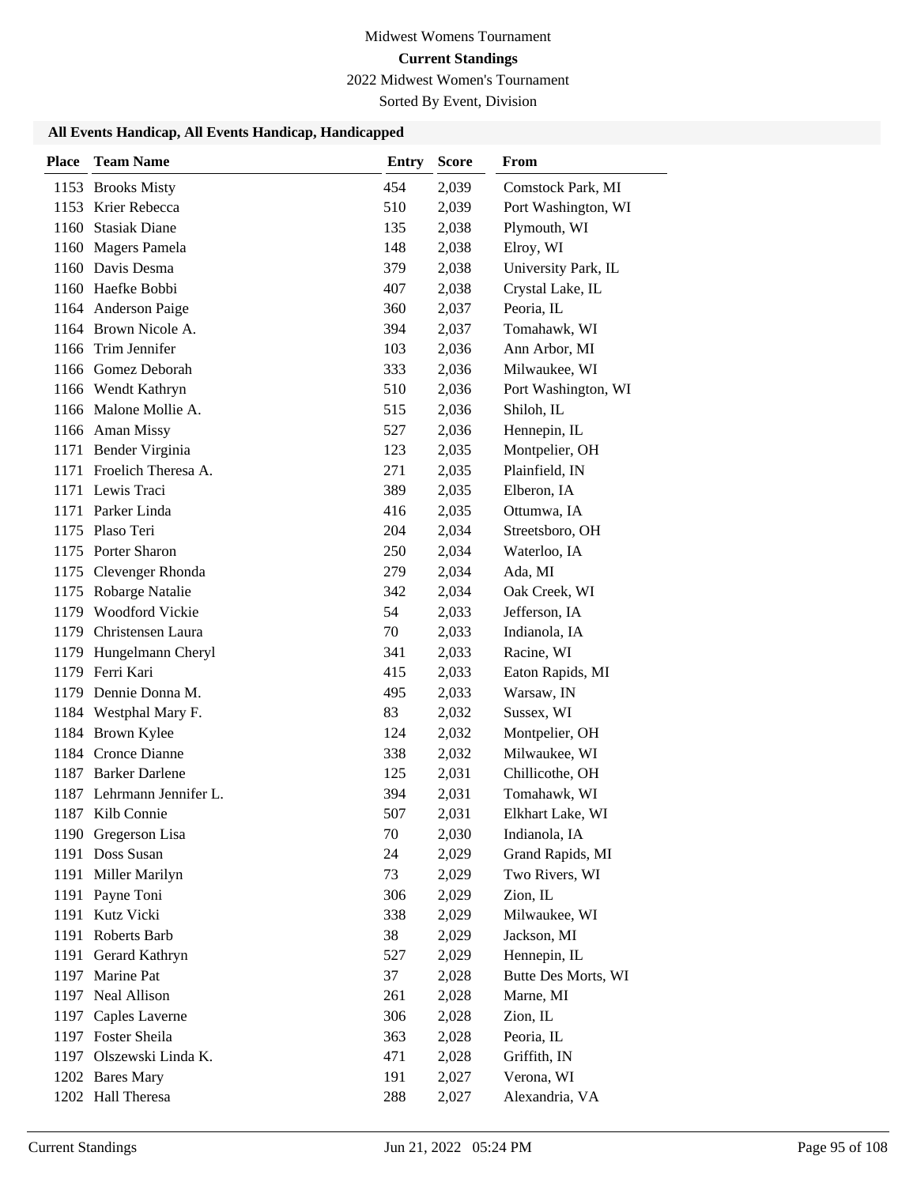Midwest Womens Tournament

**Current Standings**

2022 Midwest Women's Tournament

Sorted By Event, Division

### All Events Handicap, All Events Handicap, Handicapped

| Place | Team Name | Entry | Score | From |
|---|---|---|---|---|
| 1153 | Brooks Misty | 454 | 2,039 | Comstock Park, MI |
| 1153 | Krier Rebecca | 510 | 2,039 | Port Washington, WI |
| 1160 | Stasiak Diane | 135 | 2,038 | Plymouth, WI |
| 1160 | Magers Pamela | 148 | 2,038 | Elroy, WI |
| 1160 | Davis Desma | 379 | 2,038 | University Park, IL |
| 1160 | Haefke Bobbi | 407 | 2,038 | Crystal Lake, IL |
| 1164 | Anderson Paige | 360 | 2,037 | Peoria, IL |
| 1164 | Brown Nicole A. | 394 | 2,037 | Tomahawk, WI |
| 1166 | Trim Jennifer | 103 | 2,036 | Ann Arbor, MI |
| 1166 | Gomez Deborah | 333 | 2,036 | Milwaukee, WI |
| 1166 | Wendt Kathryn | 510 | 2,036 | Port Washington, WI |
| 1166 | Malone Mollie A. | 515 | 2,036 | Shiloh, IL |
| 1166 | Aman Missy | 527 | 2,036 | Hennepin, IL |
| 1171 | Bender Virginia | 123 | 2,035 | Montpelier, OH |
| 1171 | Froelich Theresa A. | 271 | 2,035 | Plainfield, IN |
| 1171 | Lewis Traci | 389 | 2,035 | Elberon, IA |
| 1171 | Parker Linda | 416 | 2,035 | Ottumwa, IA |
| 1175 | Plaso Teri | 204 | 2,034 | Streetsboro, OH |
| 1175 | Porter Sharon | 250 | 2,034 | Waterloo, IA |
| 1175 | Clevenger Rhonda | 279 | 2,034 | Ada, MI |
| 1175 | Robarge Natalie | 342 | 2,034 | Oak Creek, WI |
| 1179 | Woodford Vickie | 54 | 2,033 | Jefferson, IA |
| 1179 | Christensen Laura | 70 | 2,033 | Indianola, IA |
| 1179 | Hungelmann Cheryl | 341 | 2,033 | Racine, WI |
| 1179 | Ferri Kari | 415 | 2,033 | Eaton Rapids, MI |
| 1179 | Dennie Donna M. | 495 | 2,033 | Warsaw, IN |
| 1184 | Westphal Mary F. | 83 | 2,032 | Sussex, WI |
| 1184 | Brown Kylee | 124 | 2,032 | Montpelier, OH |
| 1184 | Cronce Dianne | 338 | 2,032 | Milwaukee, WI |
| 1187 | Barker Darlene | 125 | 2,031 | Chillicothe, OH |
| 1187 | Lehrmann Jennifer L. | 394 | 2,031 | Tomahawk, WI |
| 1187 | Kilb Connie | 507 | 2,031 | Elkhart Lake, WI |
| 1190 | Gregerson Lisa | 70 | 2,030 | Indianola, IA |
| 1191 | Doss Susan | 24 | 2,029 | Grand Rapids, MI |
| 1191 | Miller Marilyn | 73 | 2,029 | Two Rivers, WI |
| 1191 | Payne Toni | 306 | 2,029 | Zion, IL |
| 1191 | Kutz Vicki | 338 | 2,029 | Milwaukee, WI |
| 1191 | Roberts Barb | 38 | 2,029 | Jackson, MI |
| 1191 | Gerard Kathryn | 527 | 2,029 | Hennepin, IL |
| 1197 | Marine Pat | 37 | 2,028 | Butte Des Morts, WI |
| 1197 | Neal Allison | 261 | 2,028 | Marne, MI |
| 1197 | Caples Laverne | 306 | 2,028 | Zion, IL |
| 1197 | Foster Sheila | 363 | 2,028 | Peoria, IL |
| 1197 | Olszewski Linda K. | 471 | 2,028 | Griffith, IN |
| 1202 | Bares Mary | 191 | 2,027 | Verona, WI |
| 1202 | Hall Theresa | 288 | 2,027 | Alexandria, VA |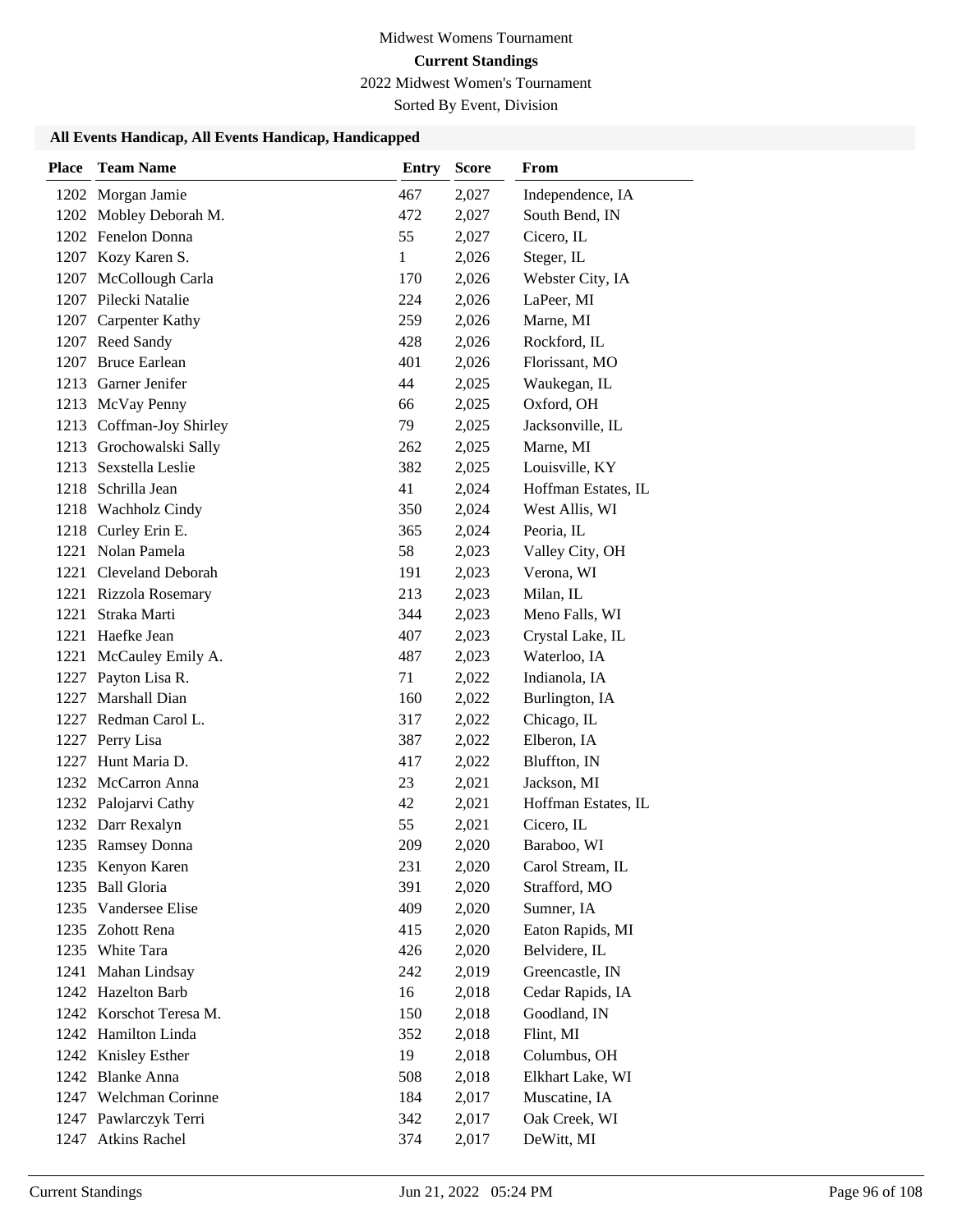Midwest Womens Tournament

**Current Standings**

2022 Midwest Women's Tournament

Sorted By Event, Division

### All Events Handicap, All Events Handicap, Handicapped

| Place | Team Name | Entry | Score | From |
|---|---|---|---|---|
| 1202 | Morgan Jamie | 467 | 2,027 | Independence, IA |
| 1202 | Mobley Deborah M. | 472 | 2,027 | South Bend, IN |
| 1202 | Fenelon Donna | 55 | 2,027 | Cicero, IL |
| 1207 | Kozy Karen S. | 1 | 2,026 | Steger, IL |
| 1207 | McCollough Carla | 170 | 2,026 | Webster City, IA |
| 1207 | Pilecki Natalie | 224 | 2,026 | LaPeer, MI |
| 1207 | Carpenter Kathy | 259 | 2,026 | Marne, MI |
| 1207 | Reed Sandy | 428 | 2,026 | Rockford, IL |
| 1207 | Bruce Earlean | 401 | 2,026 | Florissant, MO |
| 1213 | Garner Jenifer | 44 | 2,025 | Waukegan, IL |
| 1213 | McVay Penny | 66 | 2,025 | Oxford, OH |
| 1213 | Coffman-Joy Shirley | 79 | 2,025 | Jacksonville, IL |
| 1213 | Grochowalski Sally | 262 | 2,025 | Marne, MI |
| 1213 | Sexstella Leslie | 382 | 2,025 | Louisville, KY |
| 1218 | Schrilla Jean | 41 | 2,024 | Hoffman Estates, IL |
| 1218 | Wachholz Cindy | 350 | 2,024 | West Allis, WI |
| 1218 | Curley Erin E. | 365 | 2,024 | Peoria, IL |
| 1221 | Nolan Pamela | 58 | 2,023 | Valley City, OH |
| 1221 | Cleveland Deborah | 191 | 2,023 | Verona, WI |
| 1221 | Rizzola Rosemary | 213 | 2,023 | Milan, IL |
| 1221 | Straka Marti | 344 | 2,023 | Meno Falls, WI |
| 1221 | Haefke Jean | 407 | 2,023 | Crystal Lake, IL |
| 1221 | McCauley Emily A. | 487 | 2,023 | Waterloo, IA |
| 1227 | Payton Lisa R. | 71 | 2,022 | Indianola, IA |
| 1227 | Marshall Dian | 160 | 2,022 | Burlington, IA |
| 1227 | Redman Carol L. | 317 | 2,022 | Chicago, IL |
| 1227 | Perry Lisa | 387 | 2,022 | Elberon, IA |
| 1227 | Hunt Maria D. | 417 | 2,022 | Bluffton, IN |
| 1232 | McCarron Anna | 23 | 2,021 | Jackson, MI |
| 1232 | Palojarvi Cathy | 42 | 2,021 | Hoffman Estates, IL |
| 1232 | Darr Rexalyn | 55 | 2,021 | Cicero, IL |
| 1235 | Ramsey Donna | 209 | 2,020 | Baraboo, WI |
| 1235 | Kenyon Karen | 231 | 2,020 | Carol Stream, IL |
| 1235 | Ball Gloria | 391 | 2,020 | Strafford, MO |
| 1235 | Vandersee Elise | 409 | 2,020 | Sumner, IA |
| 1235 | Zohott Rena | 415 | 2,020 | Eaton Rapids, MI |
| 1235 | White Tara | 426 | 2,020 | Belvidere, IL |
| 1241 | Mahan Lindsay | 242 | 2,019 | Greencastle, IN |
| 1242 | Hazelton Barb | 16 | 2,018 | Cedar Rapids, IA |
| 1242 | Korschot Teresa M. | 150 | 2,018 | Goodland, IN |
| 1242 | Hamilton Linda | 352 | 2,018 | Flint, MI |
| 1242 | Knisley Esther | 19 | 2,018 | Columbus, OH |
| 1242 | Blanke Anna | 508 | 2,018 | Elkhart Lake, WI |
| 1247 | Welchman Corinne | 184 | 2,017 | Muscatine, IA |
| 1247 | Pawlarczyk Terri | 342 | 2,017 | Oak Creek, WI |
| 1247 | Atkins Rachel | 374 | 2,017 | DeWitt, MI |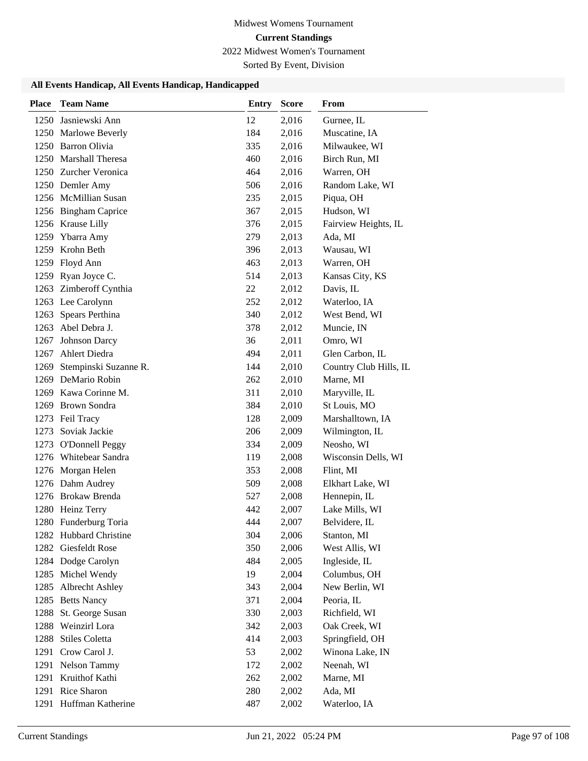Midwest Womens Tournament

**Current Standings**

2022 Midwest Women's Tournament

Sorted By Event, Division

### All Events Handicap, All Events Handicap, Handicapped

| Place | Team Name | Entry | Score | From |
|---|---|---|---|---|
| 1250 | Jasniewski Ann | 12 | 2,016 | Gurnee, IL |
| 1250 | Marlowe Beverly | 184 | 2,016 | Muscatine, IA |
| 1250 | Barron Olivia | 335 | 2,016 | Milwaukee, WI |
| 1250 | Marshall Theresa | 460 | 2,016 | Birch Run, MI |
| 1250 | Zurcher Veronica | 464 | 2,016 | Warren, OH |
| 1250 | Demler Amy | 506 | 2,016 | Random Lake, WI |
| 1256 | McMillian Susan | 235 | 2,015 | Piqua, OH |
| 1256 | Bingham Caprice | 367 | 2,015 | Hudson, WI |
| 1256 | Krause Lilly | 376 | 2,015 | Fairview Heights, IL |
| 1259 | Ybarra Amy | 279 | 2,013 | Ada, MI |
| 1259 | Krohn Beth | 396 | 2,013 | Wausau, WI |
| 1259 | Floyd Ann | 463 | 2,013 | Warren, OH |
| 1259 | Ryan Joyce C. | 514 | 2,013 | Kansas City, KS |
| 1263 | Zimberoff Cynthia | 22 | 2,012 | Davis, IL |
| 1263 | Lee Carolynn | 252 | 2,012 | Waterloo, IA |
| 1263 | Spears Perthina | 340 | 2,012 | West Bend, WI |
| 1263 | Abel Debra J. | 378 | 2,012 | Muncie, IN |
| 1267 | Johnson Darcy | 36 | 2,011 | Omro, WI |
| 1267 | Ahlert Diedra | 494 | 2,011 | Glen Carbon, IL |
| 1269 | Stempinski Suzanne R. | 144 | 2,010 | Country Club Hills, IL |
| 1269 | DeMario Robin | 262 | 2,010 | Marne, MI |
| 1269 | Kawa Corinne M. | 311 | 2,010 | Maryville, IL |
| 1269 | Brown Sondra | 384 | 2,010 | St Louis, MO |
| 1273 | Feil Tracy | 128 | 2,009 | Marshalltown, IA |
| 1273 | Soviak Jackie | 206 | 2,009 | Wilmington, IL |
| 1273 | O'Donnell Peggy | 334 | 2,009 | Neosho, WI |
| 1276 | Whitebear Sandra | 119 | 2,008 | Wisconsin Dells, WI |
| 1276 | Morgan Helen | 353 | 2,008 | Flint, MI |
| 1276 | Dahm Audrey | 509 | 2,008 | Elkhart Lake, WI |
| 1276 | Brokaw Brenda | 527 | 2,008 | Hennepin, IL |
| 1280 | Heinz Terry | 442 | 2,007 | Lake Mills, WI |
| 1280 | Funderburg Toria | 444 | 2,007 | Belvidere, IL |
| 1282 | Hubbard Christine | 304 | 2,006 | Stanton, MI |
| 1282 | Giesfeldt Rose | 350 | 2,006 | West Allis, WI |
| 1284 | Dodge Carolyn | 484 | 2,005 | Ingleside, IL |
| 1285 | Michel Wendy | 19 | 2,004 | Columbus, OH |
| 1285 | Albrecht Ashley | 343 | 2,004 | New Berlin, WI |
| 1285 | Betts Nancy | 371 | 2,004 | Peoria, IL |
| 1288 | St. George Susan | 330 | 2,003 | Richfield, WI |
| 1288 | Weinzirl Lora | 342 | 2,003 | Oak Creek, WI |
| 1288 | Stiles Coletta | 414 | 2,003 | Springfield, OH |
| 1291 | Crow Carol J. | 53 | 2,002 | Winona Lake, IN |
| 1291 | Nelson Tammy | 172 | 2,002 | Neenah, WI |
| 1291 | Kruithof Kathi | 262 | 2,002 | Marne, MI |
| 1291 | Rice Sharon | 280 | 2,002 | Ada, MI |
| 1291 | Huffman Katherine | 487 | 2,002 | Waterloo, IA |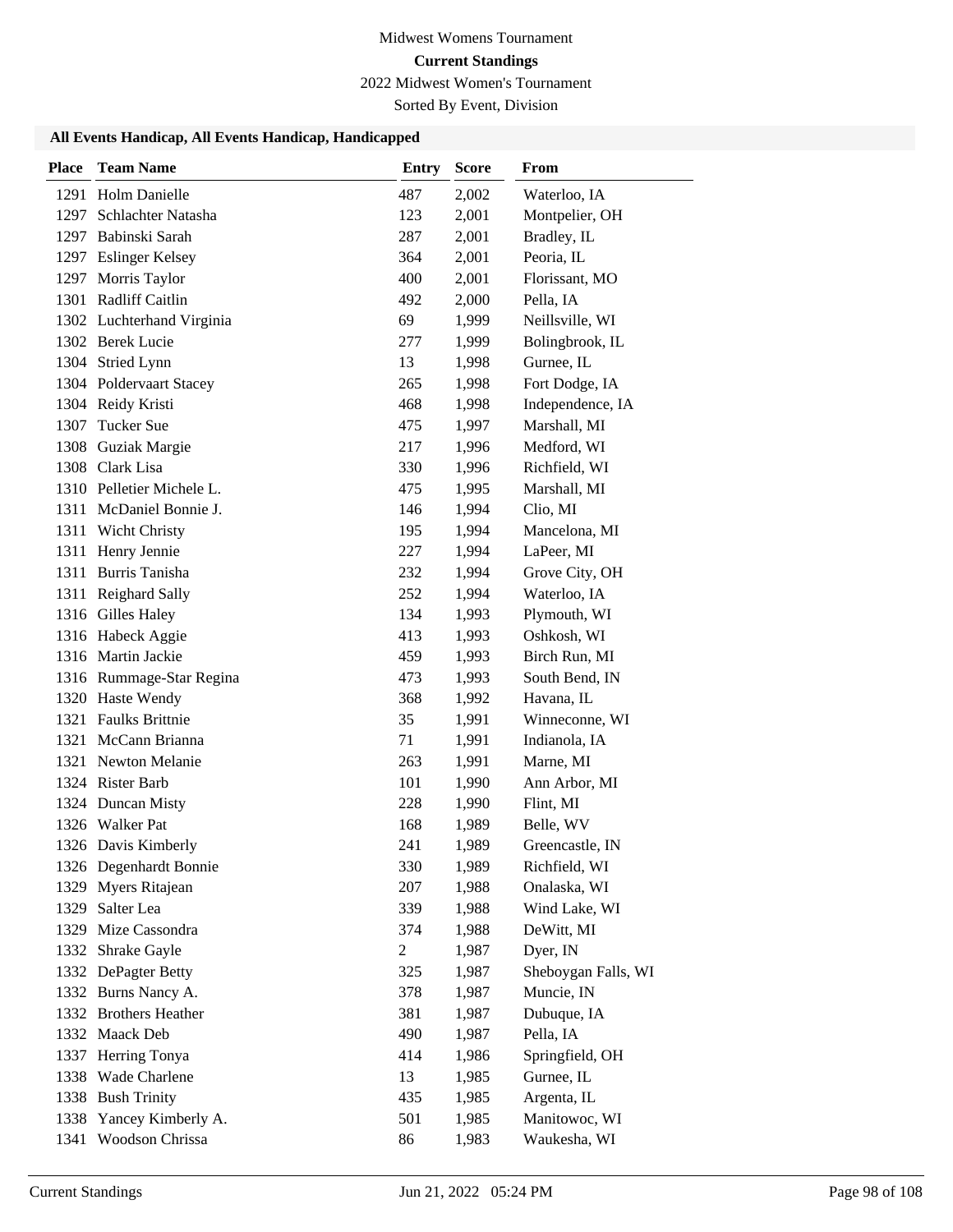Midwest Womens Tournament

**Current Standings**

2022 Midwest Women's Tournament

Sorted By Event, Division

### All Events Handicap, All Events Handicap, Handicapped

| Place | Team Name | Entry | Score | From |
|---|---|---|---|---|
| 1291 | Holm Danielle | 487 | 2,002 | Waterloo, IA |
| 1297 | Schlachter Natasha | 123 | 2,001 | Montpelier, OH |
| 1297 | Babinski Sarah | 287 | 2,001 | Bradley, IL |
| 1297 | Eslinger Kelsey | 364 | 2,001 | Peoria, IL |
| 1297 | Morris Taylor | 400 | 2,001 | Florissant, MO |
| 1301 | Radliff Caitlin | 492 | 2,000 | Pella, IA |
| 1302 | Luchterhand Virginia | 69 | 1,999 | Neillsville, WI |
| 1302 | Berek Lucie | 277 | 1,999 | Bolingbrook, IL |
| 1304 | Stried Lynn | 13 | 1,998 | Gurnee, IL |
| 1304 | Poldervaart Stacey | 265 | 1,998 | Fort Dodge, IA |
| 1304 | Reidy Kristi | 468 | 1,998 | Independence, IA |
| 1307 | Tucker Sue | 475 | 1,997 | Marshall, MI |
| 1308 | Guziak Margie | 217 | 1,996 | Medford, WI |
| 1308 | Clark Lisa | 330 | 1,996 | Richfield, WI |
| 1310 | Pelletier Michele L. | 475 | 1,995 | Marshall, MI |
| 1311 | McDaniel Bonnie J. | 146 | 1,994 | Clio, MI |
| 1311 | Wicht Christy | 195 | 1,994 | Mancelona, MI |
| 1311 | Henry Jennie | 227 | 1,994 | LaPeer, MI |
| 1311 | Burris Tanisha | 232 | 1,994 | Grove City, OH |
| 1311 | Reighard Sally | 252 | 1,994 | Waterloo, IA |
| 1316 | Gilles Haley | 134 | 1,993 | Plymouth, WI |
| 1316 | Habeck Aggie | 413 | 1,993 | Oshkosh, WI |
| 1316 | Martin Jackie | 459 | 1,993 | Birch Run, MI |
| 1316 | Rummage-Star Regina | 473 | 1,993 | South Bend, IN |
| 1320 | Haste Wendy | 368 | 1,992 | Havana, IL |
| 1321 | Faulks Brittnie | 35 | 1,991 | Winneconne, WI |
| 1321 | McCann Brianna | 71 | 1,991 | Indianola, IA |
| 1321 | Newton Melanie | 263 | 1,991 | Marne, MI |
| 1324 | Rister Barb | 101 | 1,990 | Ann Arbor, MI |
| 1324 | Duncan Misty | 228 | 1,990 | Flint, MI |
| 1326 | Walker Pat | 168 | 1,989 | Belle, WV |
| 1326 | Davis Kimberly | 241 | 1,989 | Greencastle, IN |
| 1326 | Degenhardt Bonnie | 330 | 1,989 | Richfield, WI |
| 1329 | Myers Ritajean | 207 | 1,988 | Onalaska, WI |
| 1329 | Salter Lea | 339 | 1,988 | Wind Lake, WI |
| 1329 | Mize Cassondra | 374 | 1,988 | DeWitt, MI |
| 1332 | Shrake Gayle | 2 | 1,987 | Dyer, IN |
| 1332 | DePagter Betty | 325 | 1,987 | Sheboygan Falls, WI |
| 1332 | Burns Nancy A. | 378 | 1,987 | Muncie, IN |
| 1332 | Brothers Heather | 381 | 1,987 | Dubuque, IA |
| 1332 | Maack Deb | 490 | 1,987 | Pella, IA |
| 1337 | Herring Tonya | 414 | 1,986 | Springfield, OH |
| 1338 | Wade Charlene | 13 | 1,985 | Gurnee, IL |
| 1338 | Bush Trinity | 435 | 1,985 | Argenta, IL |
| 1338 | Yancey Kimberly A. | 501 | 1,985 | Manitowoc, WI |
| 1341 | Woodson Chrissa | 86 | 1,983 | Waukesha, WI |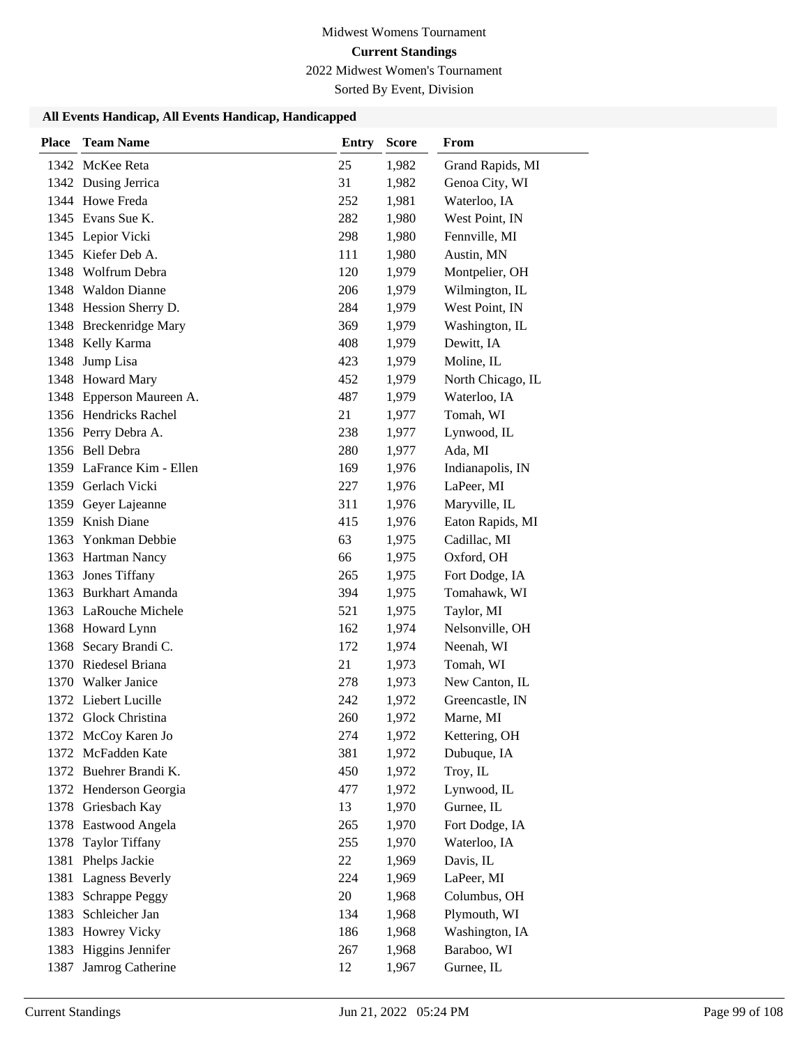Midwest Womens Tournament

**Current Standings**

2022 Midwest Women's Tournament

Sorted By Event, Division

### All Events Handicap, All Events Handicap, Handicapped

| Place | Team Name | Entry | Score | From |
|---|---|---|---|---|
| 1342 | McKee Reta | 25 | 1,982 | Grand Rapids, MI |
| 1342 | Dusing Jerrica | 31 | 1,982 | Genoa City, WI |
| 1344 | Howe Freda | 252 | 1,981 | Waterloo, IA |
| 1345 | Evans Sue K. | 282 | 1,980 | West Point, IN |
| 1345 | Lepior Vicki | 298 | 1,980 | Fennville, MI |
| 1345 | Kiefer Deb A. | 111 | 1,980 | Austin, MN |
| 1348 | Wolfrum Debra | 120 | 1,979 | Montpelier, OH |
| 1348 | Waldon Dianne | 206 | 1,979 | Wilmington, IL |
| 1348 | Hession Sherry D. | 284 | 1,979 | West Point, IN |
| 1348 | Breckenridge Mary | 369 | 1,979 | Washington, IL |
| 1348 | Kelly Karma | 408 | 1,979 | Dewitt, IA |
| 1348 | Jump Lisa | 423 | 1,979 | Moline, IL |
| 1348 | Howard Mary | 452 | 1,979 | North Chicago, IL |
| 1348 | Epperson Maureen A. | 487 | 1,979 | Waterloo, IA |
| 1356 | Hendricks Rachel | 21 | 1,977 | Tomah, WI |
| 1356 | Perry Debra A. | 238 | 1,977 | Lynwood, IL |
| 1356 | Bell Debra | 280 | 1,977 | Ada, MI |
| 1359 | LaFrance Kim - Ellen | 169 | 1,976 | Indianapolis, IN |
| 1359 | Gerlach Vicki | 227 | 1,976 | LaPeer, MI |
| 1359 | Geyer Lajeanne | 311 | 1,976 | Maryville, IL |
| 1359 | Knish Diane | 415 | 1,976 | Eaton Rapids, MI |
| 1363 | Yonkman Debbie | 63 | 1,975 | Cadillac, MI |
| 1363 | Hartman Nancy | 66 | 1,975 | Oxford, OH |
| 1363 | Jones Tiffany | 265 | 1,975 | Fort Dodge, IA |
| 1363 | Burkhart Amanda | 394 | 1,975 | Tomahawk, WI |
| 1363 | LaRouche Michele | 521 | 1,975 | Taylor, MI |
| 1368 | Howard Lynn | 162 | 1,974 | Nelsonville, OH |
| 1368 | Secary Brandi C. | 172 | 1,974 | Neenah, WI |
| 1370 | Riedesel Briana | 21 | 1,973 | Tomah, WI |
| 1370 | Walker Janice | 278 | 1,973 | New Canton, IL |
| 1372 | Liebert Lucille | 242 | 1,972 | Greencastle, IN |
| 1372 | Glock Christina | 260 | 1,972 | Marne, MI |
| 1372 | McCoy Karen Jo | 274 | 1,972 | Kettering, OH |
| 1372 | McFadden Kate | 381 | 1,972 | Dubuque, IA |
| 1372 | Buehrer Brandi K. | 450 | 1,972 | Troy, IL |
| 1372 | Henderson Georgia | 477 | 1,972 | Lynwood, IL |
| 1378 | Griesbach Kay | 13 | 1,970 | Gurnee, IL |
| 1378 | Eastwood Angela | 265 | 1,970 | Fort Dodge, IA |
| 1378 | Taylor Tiffany | 255 | 1,970 | Waterloo, IA |
| 1381 | Phelps Jackie | 22 | 1,969 | Davis, IL |
| 1381 | Lagness Beverly | 224 | 1,969 | LaPeer, MI |
| 1383 | Schrappe Peggy | 20 | 1,968 | Columbus, OH |
| 1383 | Schleicher Jan | 134 | 1,968 | Plymouth, WI |
| 1383 | Howrey Vicky | 186 | 1,968 | Washington, IA |
| 1383 | Higgins Jennifer | 267 | 1,968 | Baraboo, WI |
| 1387 | Jamrog Catherine | 12 | 1,967 | Gurnee, IL |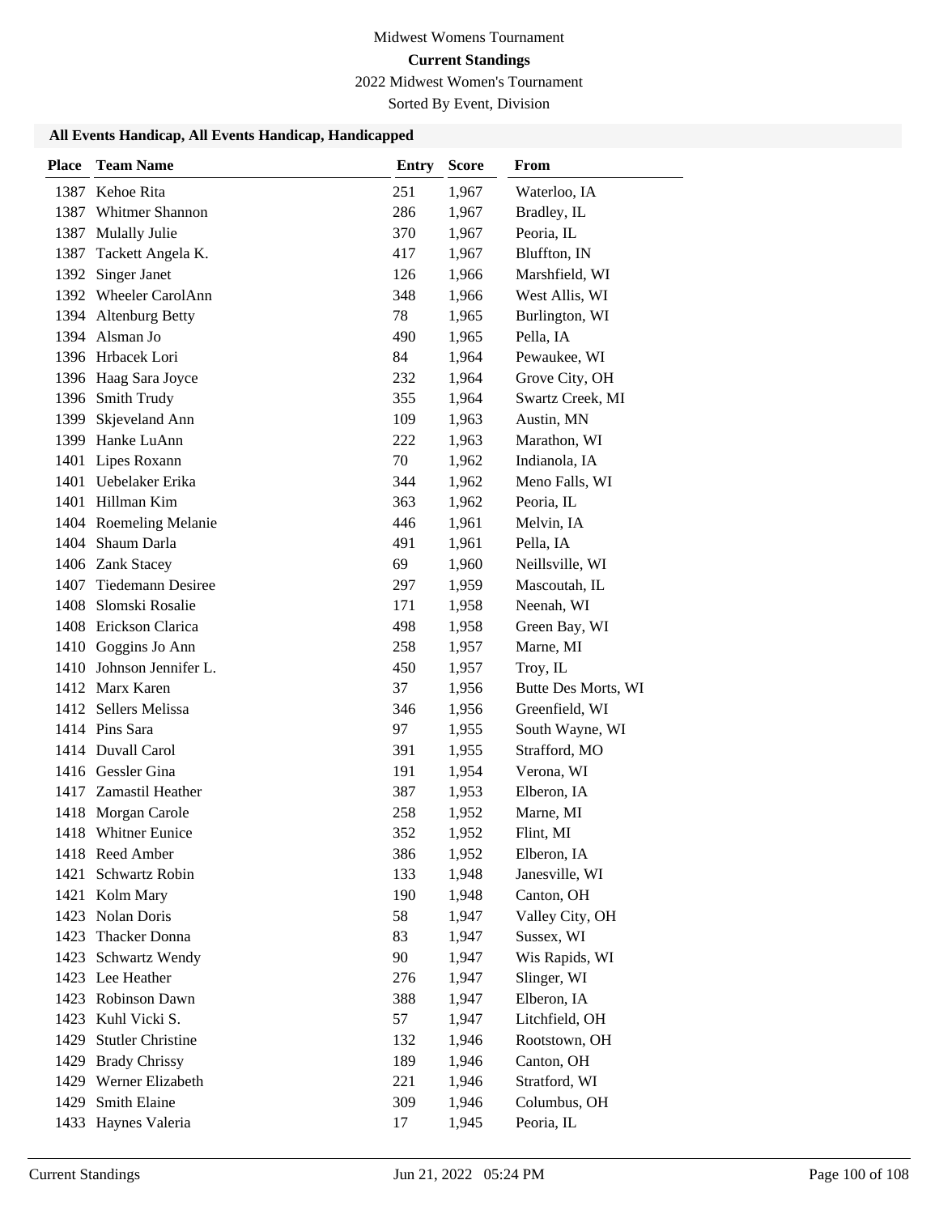Midwest Womens Tournament

**Current Standings**

2022 Midwest Women's Tournament

Sorted By Event, Division

### All Events Handicap, All Events Handicap, Handicapped

| Place | Team Name | Entry | Score | From |
|---|---|---|---|---|
| 1387 | Kehoe Rita | 251 | 1,967 | Waterloo, IA |
| 1387 | Whitmer Shannon | 286 | 1,967 | Bradley, IL |
| 1387 | Mulally Julie | 370 | 1,967 | Peoria, IL |
| 1387 | Tackett Angela K. | 417 | 1,967 | Bluffton, IN |
| 1392 | Singer Janet | 126 | 1,966 | Marshfield, WI |
| 1392 | Wheeler CarolAnn | 348 | 1,966 | West Allis, WI |
| 1394 | Altenburg Betty | 78 | 1,965 | Burlington, WI |
| 1394 | Alsman Jo | 490 | 1,965 | Pella, IA |
| 1396 | Hrbacek Lori | 84 | 1,964 | Pewaukee, WI |
| 1396 | Haag Sara Joyce | 232 | 1,964 | Grove City, OH |
| 1396 | Smith Trudy | 355 | 1,964 | Swartz Creek, MI |
| 1399 | Skjeveland Ann | 109 | 1,963 | Austin, MN |
| 1399 | Hanke LuAnn | 222 | 1,963 | Marathon, WI |
| 1401 | Lipes Roxann | 70 | 1,962 | Indianola, IA |
| 1401 | Uebelaker Erika | 344 | 1,962 | Meno Falls, WI |
| 1401 | Hillman Kim | 363 | 1,962 | Peoria, IL |
| 1404 | Roemeling Melanie | 446 | 1,961 | Melvin, IA |
| 1404 | Shaum Darla | 491 | 1,961 | Pella, IA |
| 1406 | Zank Stacey | 69 | 1,960 | Neillsville, WI |
| 1407 | Tiedemann Desiree | 297 | 1,959 | Mascoutah, IL |
| 1408 | Slomski Rosalie | 171 | 1,958 | Neenah, WI |
| 1408 | Erickson Clarica | 498 | 1,958 | Green Bay, WI |
| 1410 | Goggins Jo Ann | 258 | 1,957 | Marne, MI |
| 1410 | Johnson Jennifer L. | 450 | 1,957 | Troy, IL |
| 1412 | Marx Karen | 37 | 1,956 | Butte Des Morts, WI |
| 1412 | Sellers Melissa | 346 | 1,956 | Greenfield, WI |
| 1414 | Pins Sara | 97 | 1,955 | South Wayne, WI |
| 1414 | Duvall Carol | 391 | 1,955 | Strafford, MO |
| 1416 | Gessler Gina | 191 | 1,954 | Verona, WI |
| 1417 | Zamastil Heather | 387 | 1,953 | Elberon, IA |
| 1418 | Morgan Carole | 258 | 1,952 | Marne, MI |
| 1418 | Whitner Eunice | 352 | 1,952 | Flint, MI |
| 1418 | Reed Amber | 386 | 1,952 | Elberon, IA |
| 1421 | Schwartz Robin | 133 | 1,948 | Janesville, WI |
| 1421 | Kolm Mary | 190 | 1,948 | Canton, OH |
| 1423 | Nolan Doris | 58 | 1,947 | Valley City, OH |
| 1423 | Thacker Donna | 83 | 1,947 | Sussex, WI |
| 1423 | Schwartz Wendy | 90 | 1,947 | Wis Rapids, WI |
| 1423 | Lee Heather | 276 | 1,947 | Slinger, WI |
| 1423 | Robinson Dawn | 388 | 1,947 | Elberon, IA |
| 1423 | Kuhl Vicki S. | 57 | 1,947 | Litchfield, OH |
| 1429 | Stutler Christine | 132 | 1,946 | Rootstown, OH |
| 1429 | Brady Chrissy | 189 | 1,946 | Canton, OH |
| 1429 | Werner Elizabeth | 221 | 1,946 | Stratford, WI |
| 1429 | Smith Elaine | 309 | 1,946 | Columbus, OH |
| 1433 | Haynes Valeria | 17 | 1,945 | Peoria, IL |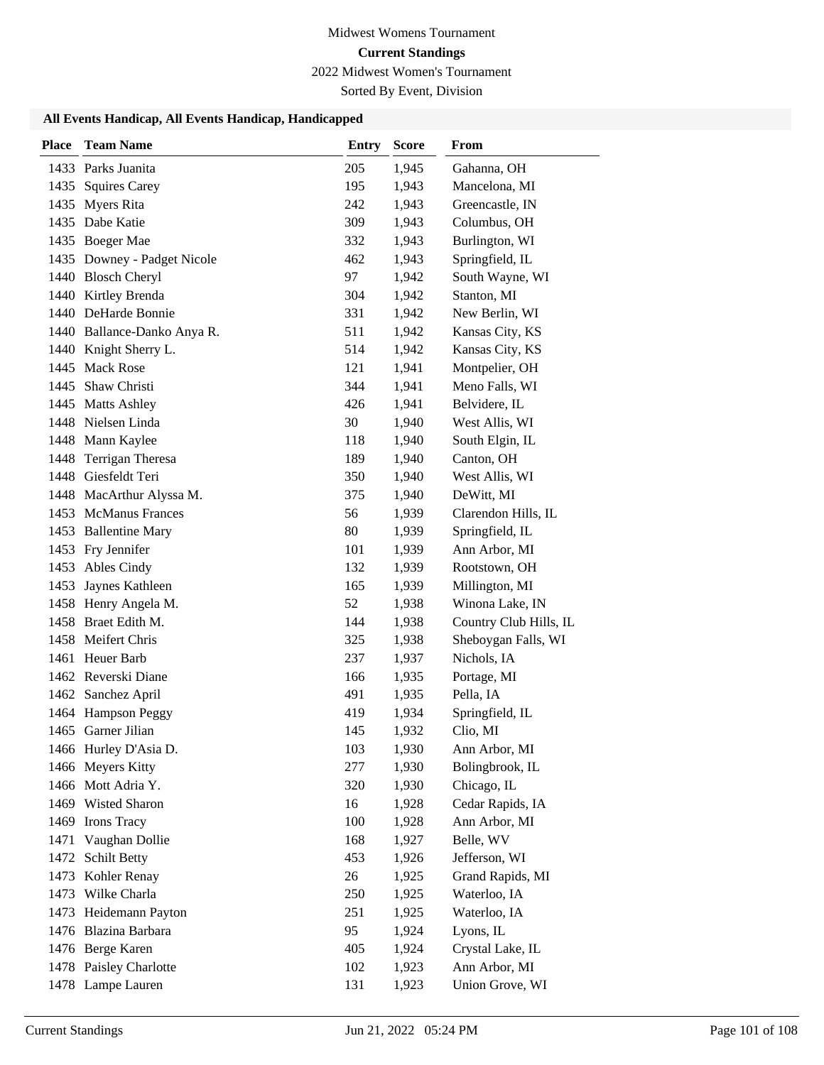Midwest Womens Tournament

**Current Standings**

2022 Midwest Women's Tournament

Sorted By Event, Division

### All Events Handicap, All Events Handicap, Handicapped

| Place | Team Name | Entry | Score | From |
|---|---|---|---|---|
| 1433 | Parks Juanita | 205 | 1,945 | Gahanna, OH |
| 1435 | Squires Carey | 195 | 1,943 | Mancelona, MI |
| 1435 | Myers Rita | 242 | 1,943 | Greencastle, IN |
| 1435 | Dabe Katie | 309 | 1,943 | Columbus, OH |
| 1435 | Boeger Mae | 332 | 1,943 | Burlington, WI |
| 1435 | Downey - Padget Nicole | 462 | 1,943 | Springfield, IL |
| 1440 | Blosch Cheryl | 97 | 1,942 | South Wayne, WI |
| 1440 | Kirtley Brenda | 304 | 1,942 | Stanton, MI |
| 1440 | DeHarde Bonnie | 331 | 1,942 | New Berlin, WI |
| 1440 | Ballance-Danko Anya R. | 511 | 1,942 | Kansas City, KS |
| 1440 | Knight Sherry L. | 514 | 1,942 | Kansas City, KS |
| 1445 | Mack Rose | 121 | 1,941 | Montpelier, OH |
| 1445 | Shaw Christi | 344 | 1,941 | Meno Falls, WI |
| 1445 | Matts Ashley | 426 | 1,941 | Belvidere, IL |
| 1448 | Nielsen Linda | 30 | 1,940 | West Allis, WI |
| 1448 | Mann Kaylee | 118 | 1,940 | South Elgin, IL |
| 1448 | Terrigan Theresa | 189 | 1,940 | Canton, OH |
| 1448 | Giesfeldt Teri | 350 | 1,940 | West Allis, WI |
| 1448 | MacArthur Alyssa M. | 375 | 1,940 | DeWitt, MI |
| 1453 | McManus Frances | 56 | 1,939 | Clarendon Hills, IL |
| 1453 | Ballentine Mary | 80 | 1,939 | Springfield, IL |
| 1453 | Fry Jennifer | 101 | 1,939 | Ann Arbor, MI |
| 1453 | Ables Cindy | 132 | 1,939 | Rootstown, OH |
| 1453 | Jaynes Kathleen | 165 | 1,939 | Millington, MI |
| 1458 | Henry Angela M. | 52 | 1,938 | Winona Lake, IN |
| 1458 | Braet Edith M. | 144 | 1,938 | Country Club Hills, IL |
| 1458 | Meifert Chris | 325 | 1,938 | Sheboygan Falls, WI |
| 1461 | Heuer Barb | 237 | 1,937 | Nichols, IA |
| 1462 | Reverski Diane | 166 | 1,935 | Portage, MI |
| 1462 | Sanchez April | 491 | 1,935 | Pella, IA |
| 1464 | Hampson Peggy | 419 | 1,934 | Springfield, IL |
| 1465 | Garner Jilian | 145 | 1,932 | Clio, MI |
| 1466 | Hurley D'Asia D. | 103 | 1,930 | Ann Arbor, MI |
| 1466 | Meyers Kitty | 277 | 1,930 | Bolingbrook, IL |
| 1466 | Mott Adria Y. | 320 | 1,930 | Chicago, IL |
| 1469 | Wisted Sharon | 16 | 1,928 | Cedar Rapids, IA |
| 1469 | Irons Tracy | 100 | 1,928 | Ann Arbor, MI |
| 1471 | Vaughan Dollie | 168 | 1,927 | Belle, WV |
| 1472 | Schilt Betty | 453 | 1,926 | Jefferson, WI |
| 1473 | Kohler Renay | 26 | 1,925 | Grand Rapids, MI |
| 1473 | Wilke Charla | 250 | 1,925 | Waterloo, IA |
| 1473 | Heidemann Payton | 251 | 1,925 | Waterloo, IA |
| 1476 | Blazina Barbara | 95 | 1,924 | Lyons, IL |
| 1476 | Berge Karen | 405 | 1,924 | Crystal Lake, IL |
| 1478 | Paisley Charlotte | 102 | 1,923 | Ann Arbor, MI |
| 1478 | Lampe Lauren | 131 | 1,923 | Union Grove, WI |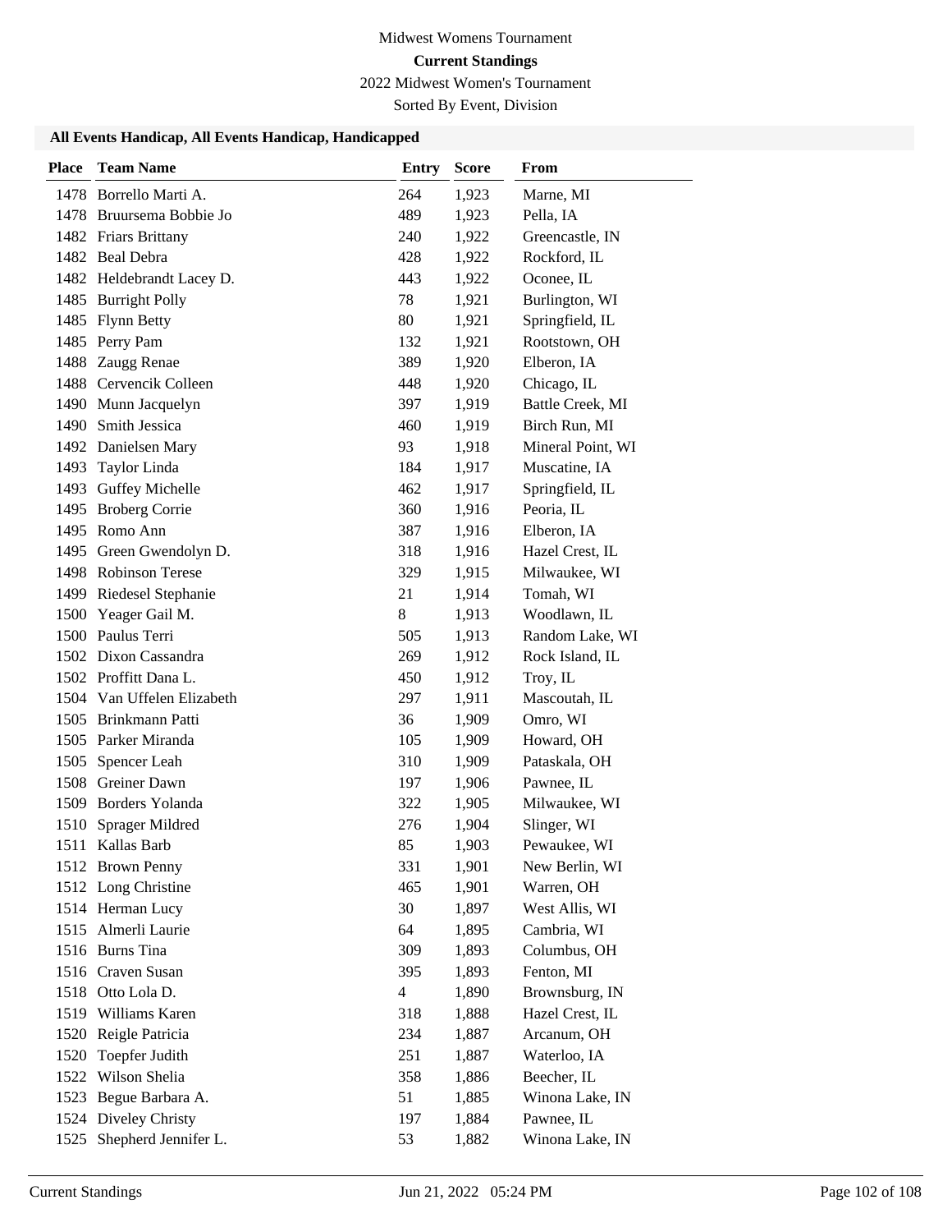Midwest Womens Tournament

**Current Standings**

2022 Midwest Women's Tournament

Sorted By Event, Division

### All Events Handicap, All Events Handicap, Handicapped

| Place | Team Name | Entry | Score | From |
|---|---|---|---|---|
| 1478 | Borrello Marti A. | 264 | 1,923 | Marne, MI |
| 1478 | Bruursema Bobbie Jo | 489 | 1,923 | Pella, IA |
| 1482 | Friars Brittany | 240 | 1,922 | Greencastle, IN |
| 1482 | Beal Debra | 428 | 1,922 | Rockford, IL |
| 1482 | Heldebrandt Lacey D. | 443 | 1,922 | Oconee, IL |
| 1485 | Burright Polly | 78 | 1,921 | Burlington, WI |
| 1485 | Flynn Betty | 80 | 1,921 | Springfield, IL |
| 1485 | Perry Pam | 132 | 1,921 | Rootstown, OH |
| 1488 | Zaugg Renae | 389 | 1,920 | Elberon, IA |
| 1488 | Cervencik Colleen | 448 | 1,920 | Chicago, IL |
| 1490 | Munn Jacquelyn | 397 | 1,919 | Battle Creek, MI |
| 1490 | Smith Jessica | 460 | 1,919 | Birch Run, MI |
| 1492 | Danielsen Mary | 93 | 1,918 | Mineral Point, WI |
| 1493 | Taylor Linda | 184 | 1,917 | Muscatine, IA |
| 1493 | Guffey Michelle | 462 | 1,917 | Springfield, IL |
| 1495 | Broberg Corrie | 360 | 1,916 | Peoria, IL |
| 1495 | Romo Ann | 387 | 1,916 | Elberon, IA |
| 1495 | Green Gwendolyn D. | 318 | 1,916 | Hazel Crest, IL |
| 1498 | Robinson Terese | 329 | 1,915 | Milwaukee, WI |
| 1499 | Riedesel Stephanie | 21 | 1,914 | Tomah, WI |
| 1500 | Yeager Gail M. | 8 | 1,913 | Woodlawn, IL |
| 1500 | Paulus Terri | 505 | 1,913 | Random Lake, WI |
| 1502 | Dixon Cassandra | 269 | 1,912 | Rock Island, IL |
| 1502 | Proffitt Dana L. | 450 | 1,912 | Troy, IL |
| 1504 | Van Uffelen Elizabeth | 297 | 1,911 | Mascoutah, IL |
| 1505 | Brinkmann Patti | 36 | 1,909 | Omro, WI |
| 1505 | Parker Miranda | 105 | 1,909 | Howard, OH |
| 1505 | Spencer Leah | 310 | 1,909 | Pataskala, OH |
| 1508 | Greiner Dawn | 197 | 1,906 | Pawnee, IL |
| 1509 | Borders Yolanda | 322 | 1,905 | Milwaukee, WI |
| 1510 | Sprager Mildred | 276 | 1,904 | Slinger, WI |
| 1511 | Kallas Barb | 85 | 1,903 | Pewaukee, WI |
| 1512 | Brown Penny | 331 | 1,901 | New Berlin, WI |
| 1512 | Long Christine | 465 | 1,901 | Warren, OH |
| 1514 | Herman Lucy | 30 | 1,897 | West Allis, WI |
| 1515 | Almerli Laurie | 64 | 1,895 | Cambria, WI |
| 1516 | Burns Tina | 309 | 1,893 | Columbus, OH |
| 1516 | Craven Susan | 395 | 1,893 | Fenton, MI |
| 1518 | Otto Lola D. | 4 | 1,890 | Brownsburg, IN |
| 1519 | Williams Karen | 318 | 1,888 | Hazel Crest, IL |
| 1520 | Reigle Patricia | 234 | 1,887 | Arcanum, OH |
| 1520 | Toepfer Judith | 251 | 1,887 | Waterloo, IA |
| 1522 | Wilson Shelia | 358 | 1,886 | Beecher, IL |
| 1523 | Begue Barbara A. | 51 | 1,885 | Winona Lake, IN |
| 1524 | Diveley Christy | 197 | 1,884 | Pawnee, IL |
| 1525 | Shepherd Jennifer L. | 53 | 1,882 | Winona Lake, IN |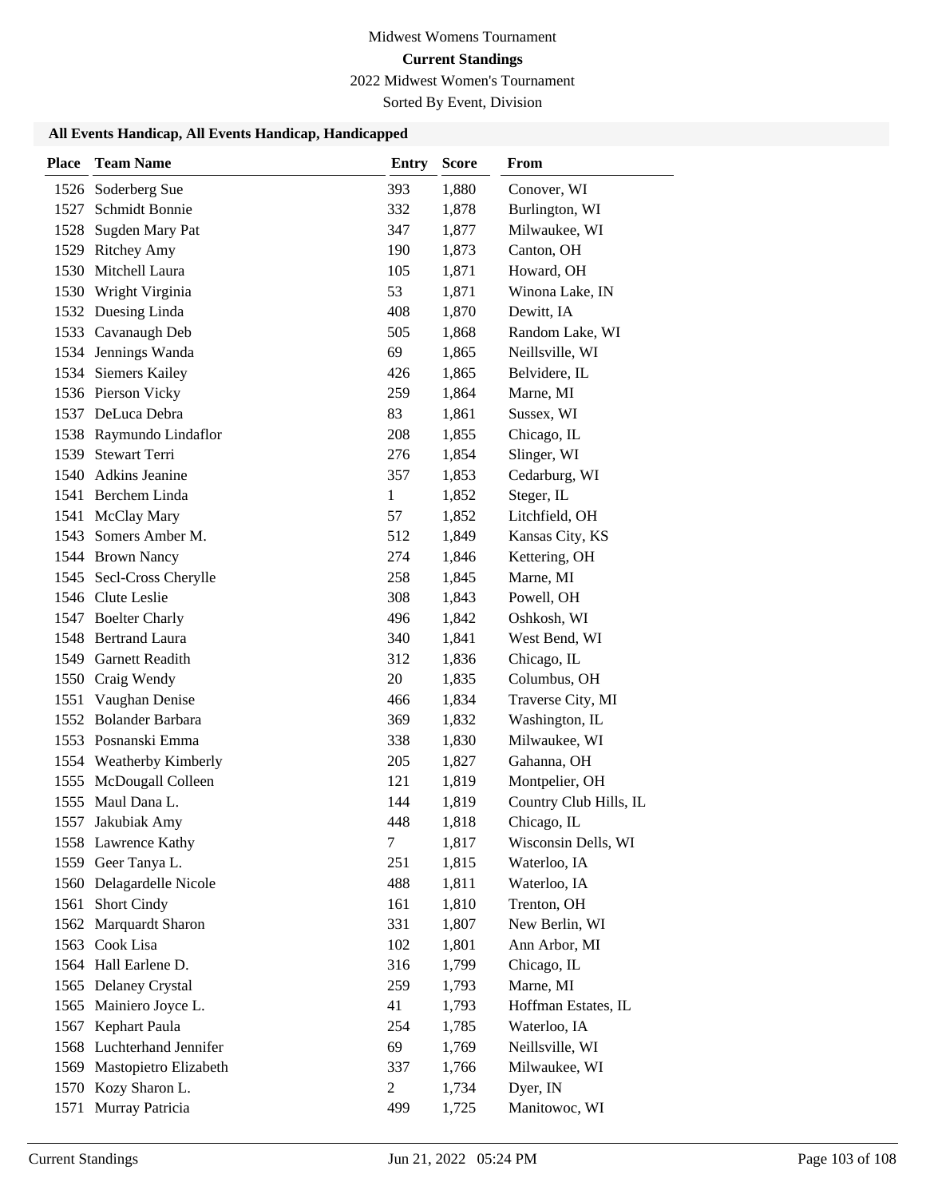Midwest Womens Tournament

**Current Standings**

2022 Midwest Women's Tournament

Sorted By Event, Division

### All Events Handicap, All Events Handicap, Handicapped

| Place | Team Name | Entry | Score | From |
|---|---|---|---|---|
| 1526 | Soderberg Sue | 393 | 1,880 | Conover, WI |
| 1527 | Schmidt Bonnie | 332 | 1,878 | Burlington, WI |
| 1528 | Sugden Mary Pat | 347 | 1,877 | Milwaukee, WI |
| 1529 | Ritchey Amy | 190 | 1,873 | Canton, OH |
| 1530 | Mitchell Laura | 105 | 1,871 | Howard, OH |
| 1530 | Wright Virginia | 53 | 1,871 | Winona Lake, IN |
| 1532 | Duesing Linda | 408 | 1,870 | Dewitt, IA |
| 1533 | Cavanaugh Deb | 505 | 1,868 | Random Lake, WI |
| 1534 | Jennings Wanda | 69 | 1,865 | Neillsville, WI |
| 1534 | Siemers Kailey | 426 | 1,865 | Belvidere, IL |
| 1536 | Pierson Vicky | 259 | 1,864 | Marne, MI |
| 1537 | DeLuca Debra | 83 | 1,861 | Sussex, WI |
| 1538 | Raymundo Lindaflor | 208 | 1,855 | Chicago, IL |
| 1539 | Stewart Terri | 276 | 1,854 | Slinger, WI |
| 1540 | Adkins Jeanine | 357 | 1,853 | Cedarburg, WI |
| 1541 | Berchem Linda | 1 | 1,852 | Steger, IL |
| 1541 | McClay Mary | 57 | 1,852 | Litchfield, OH |
| 1543 | Somers Amber M. | 512 | 1,849 | Kansas City, KS |
| 1544 | Brown Nancy | 274 | 1,846 | Kettering, OH |
| 1545 | Secl-Cross Cherylle | 258 | 1,845 | Marne, MI |
| 1546 | Clute Leslie | 308 | 1,843 | Powell, OH |
| 1547 | Boelter Charly | 496 | 1,842 | Oshkosh, WI |
| 1548 | Bertrand Laura | 340 | 1,841 | West Bend, WI |
| 1549 | Garnett Readith | 312 | 1,836 | Chicago, IL |
| 1550 | Craig Wendy | 20 | 1,835 | Columbus, OH |
| 1551 | Vaughan Denise | 466 | 1,834 | Traverse City, MI |
| 1552 | Bolander Barbara | 369 | 1,832 | Washington, IL |
| 1553 | Posnanski Emma | 338 | 1,830 | Milwaukee, WI |
| 1554 | Weatherby Kimberly | 205 | 1,827 | Gahanna, OH |
| 1555 | McDougall Colleen | 121 | 1,819 | Montpelier, OH |
| 1555 | Maul Dana L. | 144 | 1,819 | Country Club Hills, IL |
| 1557 | Jakubiak Amy | 448 | 1,818 | Chicago, IL |
| 1558 | Lawrence Kathy | 7 | 1,817 | Wisconsin Dells, WI |
| 1559 | Geer Tanya L. | 251 | 1,815 | Waterloo, IA |
| 1560 | Delagardelle Nicole | 488 | 1,811 | Waterloo, IA |
| 1561 | Short Cindy | 161 | 1,810 | Trenton, OH |
| 1562 | Marquardt Sharon | 331 | 1,807 | New Berlin, WI |
| 1563 | Cook Lisa | 102 | 1,801 | Ann Arbor, MI |
| 1564 | Hall Earlene D. | 316 | 1,799 | Chicago, IL |
| 1565 | Delaney Crystal | 259 | 1,793 | Marne, MI |
| 1565 | Mainiero Joyce L. | 41 | 1,793 | Hoffman Estates, IL |
| 1567 | Kephart Paula | 254 | 1,785 | Waterloo, IA |
| 1568 | Luchterhand Jennifer | 69 | 1,769 | Neillsville, WI |
| 1569 | Mastopietro Elizabeth | 337 | 1,766 | Milwaukee, WI |
| 1570 | Kozy Sharon L. | 2 | 1,734 | Dyer, IN |
| 1571 | Murray Patricia | 499 | 1,725 | Manitowoc, WI |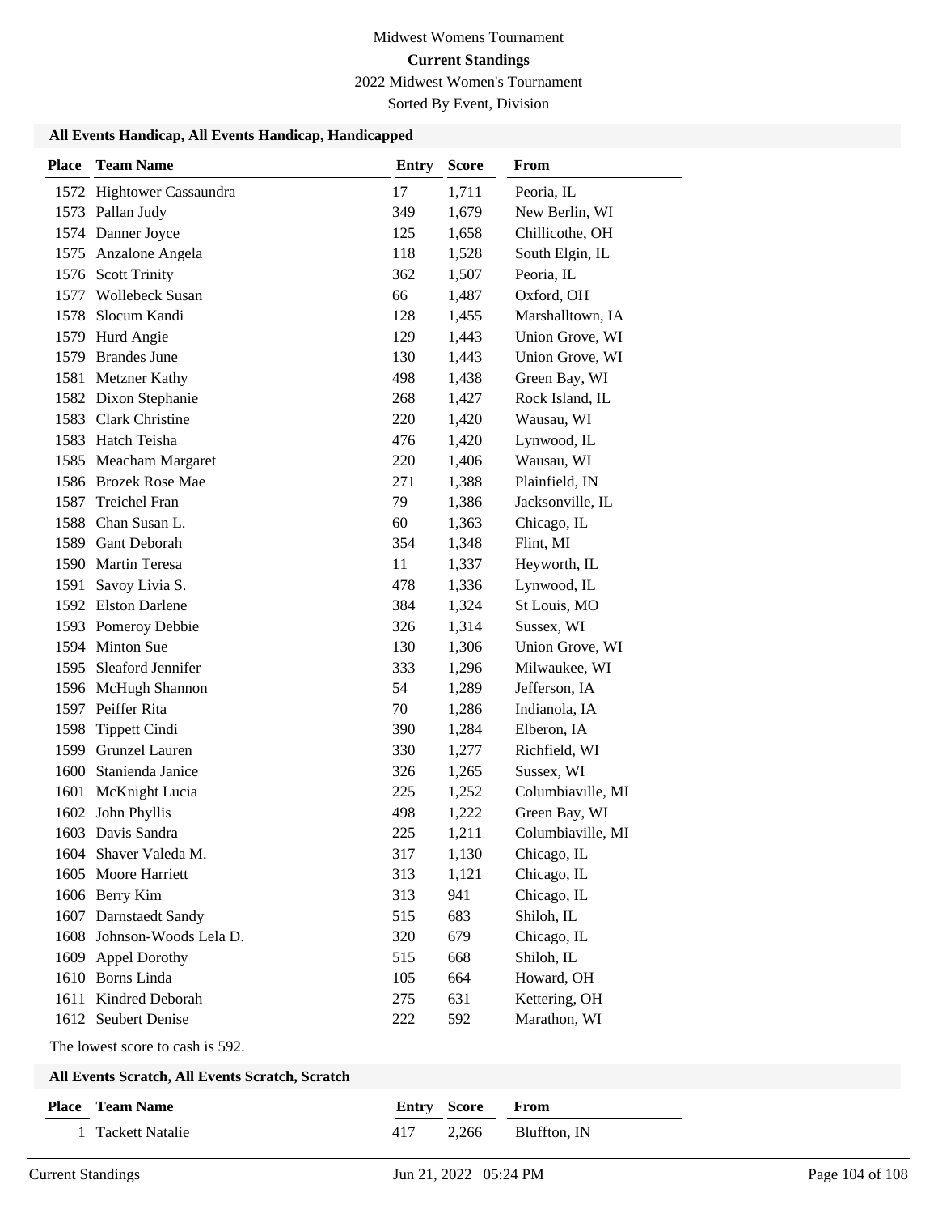# Midwest Womens Tournament

## Current Standings

2022 Midwest Women's Tournament

Sorted By Event, Division

### All Events Handicap, All Events Handicap, Handicapped

| Place | Team Name | Entry | Score | From |
|---|---|---|---|---|
| 1572 | Hightower Cassaundra | 17 | 1,711 | Peoria, IL |
| 1573 | Pallan Judy | 349 | 1,679 | New Berlin, WI |
| 1574 | Danner Joyce | 125 | 1,658 | Chillicothe, OH |
| 1575 | Anzalone Angela | 118 | 1,528 | South Elgin, IL |
| 1576 | Scott Trinity | 362 | 1,507 | Peoria, IL |
| 1577 | Wollebeck Susan | 66 | 1,487 | Oxford, OH |
| 1578 | Slocum Kandi | 128 | 1,455 | Marshalltown, IA |
| 1579 | Hurd Angie | 129 | 1,443 | Union Grove, WI |
| 1579 | Brandes June | 130 | 1,443 | Union Grove, WI |
| 1581 | Metzner Kathy | 498 | 1,438 | Green Bay, WI |
| 1582 | Dixon Stephanie | 268 | 1,427 | Rock Island, IL |
| 1583 | Clark Christine | 220 | 1,420 | Wausau, WI |
| 1583 | Hatch Teisha | 476 | 1,420 | Lynwood, IL |
| 1585 | Meacham Margaret | 220 | 1,406 | Wausau, WI |
| 1586 | Brozek Rose Mae | 271 | 1,388 | Plainfield, IN |
| 1587 | Treichel Fran | 79 | 1,386 | Jacksonville, IL |
| 1588 | Chan Susan L. | 60 | 1,363 | Chicago, IL |
| 1589 | Gant Deborah | 354 | 1,348 | Flint, MI |
| 1590 | Martin Teresa | 11 | 1,337 | Heyworth, IL |
| 1591 | Savoy Livia S. | 478 | 1,336 | Lynwood, IL |
| 1592 | Elston Darlene | 384 | 1,324 | St Louis, MO |
| 1593 | Pomeroy Debbie | 326 | 1,314 | Sussex, WI |
| 1594 | Minton Sue | 130 | 1,306 | Union Grove, WI |
| 1595 | Sleaford Jennifer | 333 | 1,296 | Milwaukee, WI |
| 1596 | McHugh Shannon | 54 | 1,289 | Jefferson, IA |
| 1597 | Peiffer Rita | 70 | 1,286 | Indianola, IA |
| 1598 | Tippett Cindi | 390 | 1,284 | Elberon, IA |
| 1599 | Grunzel Lauren | 330 | 1,277 | Richfield, WI |
| 1600 | Stanienda Janice | 326 | 1,265 | Sussex, WI |
| 1601 | McKnight Lucia | 225 | 1,252 | Columbiaville, MI |
| 1602 | John Phyllis | 498 | 1,222 | Green Bay, WI |
| 1603 | Davis Sandra | 225 | 1,211 | Columbiaville, MI |
| 1604 | Shaver Valeda M. | 317 | 1,130 | Chicago, IL |
| 1605 | Moore Harriett | 313 | 1,121 | Chicago, IL |
| 1606 | Berry Kim | 313 | 941 | Chicago, IL |
| 1607 | Darnstaedt Sandy | 515 | 683 | Shiloh, IL |
| 1608 | Johnson-Woods Lela D. | 320 | 679 | Chicago, IL |
| 1609 | Appel Dorothy | 515 | 668 | Shiloh, IL |
| 1610 | Borns Linda | 105 | 664 | Howard, OH |
| 1611 | Kindred Deborah | 275 | 631 | Kettering, OH |
| 1612 | Seubert Denise | 222 | 592 | Marathon, WI |

The lowest score to cash is 592.

### All Events Scratch, All Events Scratch, Scratch

| Place | Team Name | Entry | Score | From |
|---|---|---|---|---|
| 1 | Tackett Natalie | 417 | 2,266 | Bluffton, IN |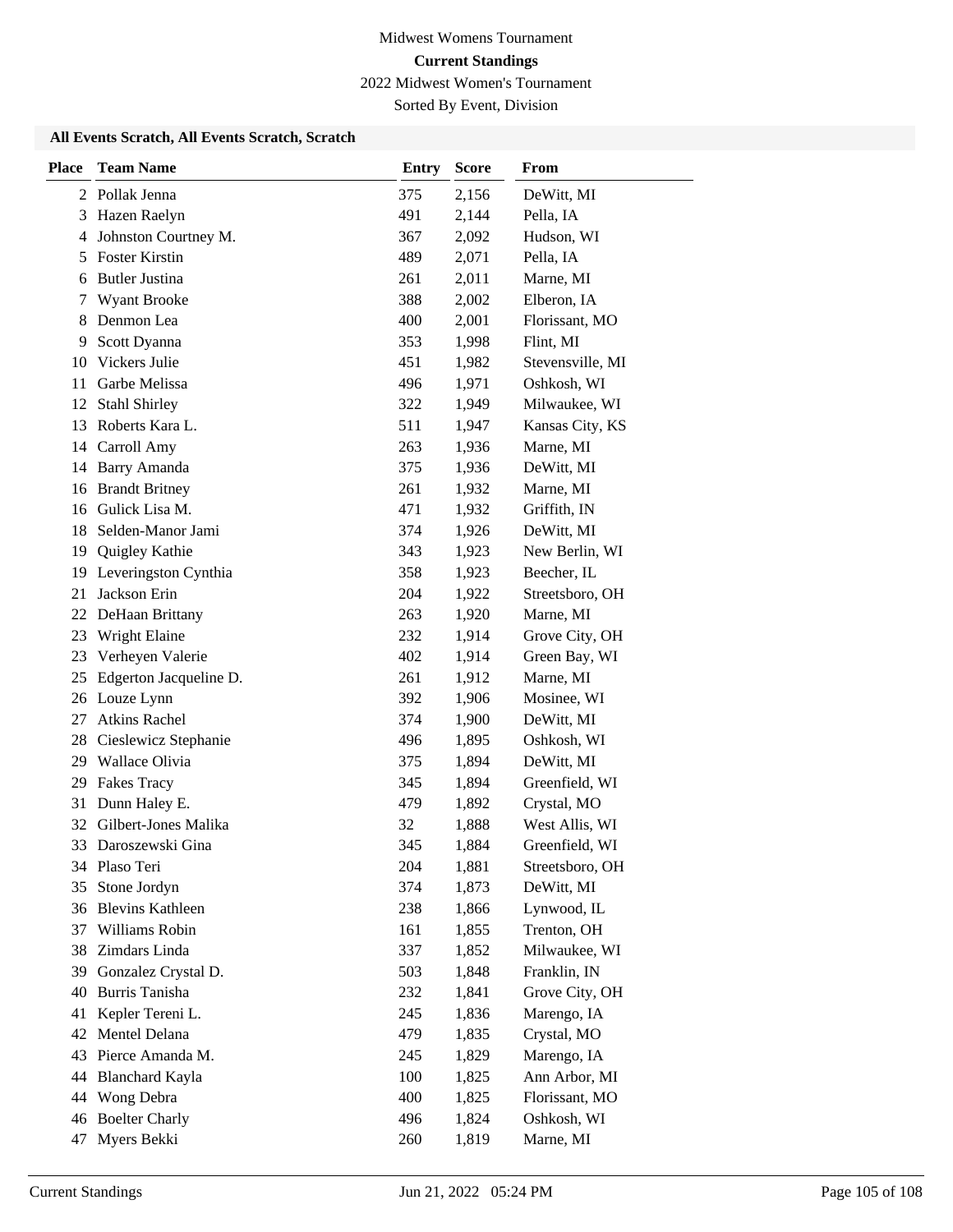Midwest Womens Tournament

**Current Standings**

2022 Midwest Women's Tournament

Sorted By Event, Division

### All Events Scratch, All Events Scratch, Scratch

| Place | Team Name | Entry | Score | From |
|---|---|---|---|---|
| 2 | Pollak Jenna | 375 | 2,156 | DeWitt, MI |
| 3 | Hazen Raelyn | 491 | 2,144 | Pella, IA |
| 4 | Johnston Courtney M. | 367 | 2,092 | Hudson, WI |
| 5 | Foster Kirstin | 489 | 2,071 | Pella, IA |
| 6 | Butler Justina | 261 | 2,011 | Marne, MI |
| 7 | Wyant Brooke | 388 | 2,002 | Elberon, IA |
| 8 | Denmon Lea | 400 | 2,001 | Florissant, MO |
| 9 | Scott Dyanna | 353 | 1,998 | Flint, MI |
| 10 | Vickers Julie | 451 | 1,982 | Stevensville, MI |
| 11 | Garbe Melissa | 496 | 1,971 | Oshkosh, WI |
| 12 | Stahl Shirley | 322 | 1,949 | Milwaukee, WI |
| 13 | Roberts Kara L. | 511 | 1,947 | Kansas City, KS |
| 14 | Carroll Amy | 263 | 1,936 | Marne, MI |
| 14 | Barry Amanda | 375 | 1,936 | DeWitt, MI |
| 16 | Brandt Britney | 261 | 1,932 | Marne, MI |
| 16 | Gulick Lisa M. | 471 | 1,932 | Griffith, IN |
| 18 | Selden-Manor Jami | 374 | 1,926 | DeWitt, MI |
| 19 | Quigley Kathie | 343 | 1,923 | New Berlin, WI |
| 19 | Leveringston Cynthia | 358 | 1,923 | Beecher, IL |
| 21 | Jackson Erin | 204 | 1,922 | Streetsboro, OH |
| 22 | DeHaan Brittany | 263 | 1,920 | Marne, MI |
| 23 | Wright Elaine | 232 | 1,914 | Grove City, OH |
| 23 | Verheyen Valerie | 402 | 1,914 | Green Bay, WI |
| 25 | Edgerton Jacqueline D. | 261 | 1,912 | Marne, MI |
| 26 | Louze Lynn | 392 | 1,906 | Mosinee, WI |
| 27 | Atkins Rachel | 374 | 1,900 | DeWitt, MI |
| 28 | Cieslewicz Stephanie | 496 | 1,895 | Oshkosh, WI |
| 29 | Wallace Olivia | 375 | 1,894 | DeWitt, MI |
| 29 | Fakes Tracy | 345 | 1,894 | Greenfield, WI |
| 31 | Dunn Haley E. | 479 | 1,892 | Crystal, MO |
| 32 | Gilbert-Jones Malika | 32 | 1,888 | West Allis, WI |
| 33 | Daroszewski Gina | 345 | 1,884 | Greenfield, WI |
| 34 | Plaso Teri | 204 | 1,881 | Streetsboro, OH |
| 35 | Stone Jordyn | 374 | 1,873 | DeWitt, MI |
| 36 | Blevins Kathleen | 238 | 1,866 | Lynwood, IL |
| 37 | Williams Robin | 161 | 1,855 | Trenton, OH |
| 38 | Zimdars Linda | 337 | 1,852 | Milwaukee, WI |
| 39 | Gonzalez Crystal D. | 503 | 1,848 | Franklin, IN |
| 40 | Burris Tanisha | 232 | 1,841 | Grove City, OH |
| 41 | Kepler Tereni L. | 245 | 1,836 | Marengo, IA |
| 42 | Mentel Delana | 479 | 1,835 | Crystal, MO |
| 43 | Pierce Amanda M. | 245 | 1,829 | Marengo, IA |
| 44 | Blanchard Kayla | 100 | 1,825 | Ann Arbor, MI |
| 44 | Wong Debra | 400 | 1,825 | Florissant, MO |
| 46 | Boelter Charly | 496 | 1,824 | Oshkosh, WI |
| 47 | Myers Bekki | 260 | 1,819 | Marne, MI |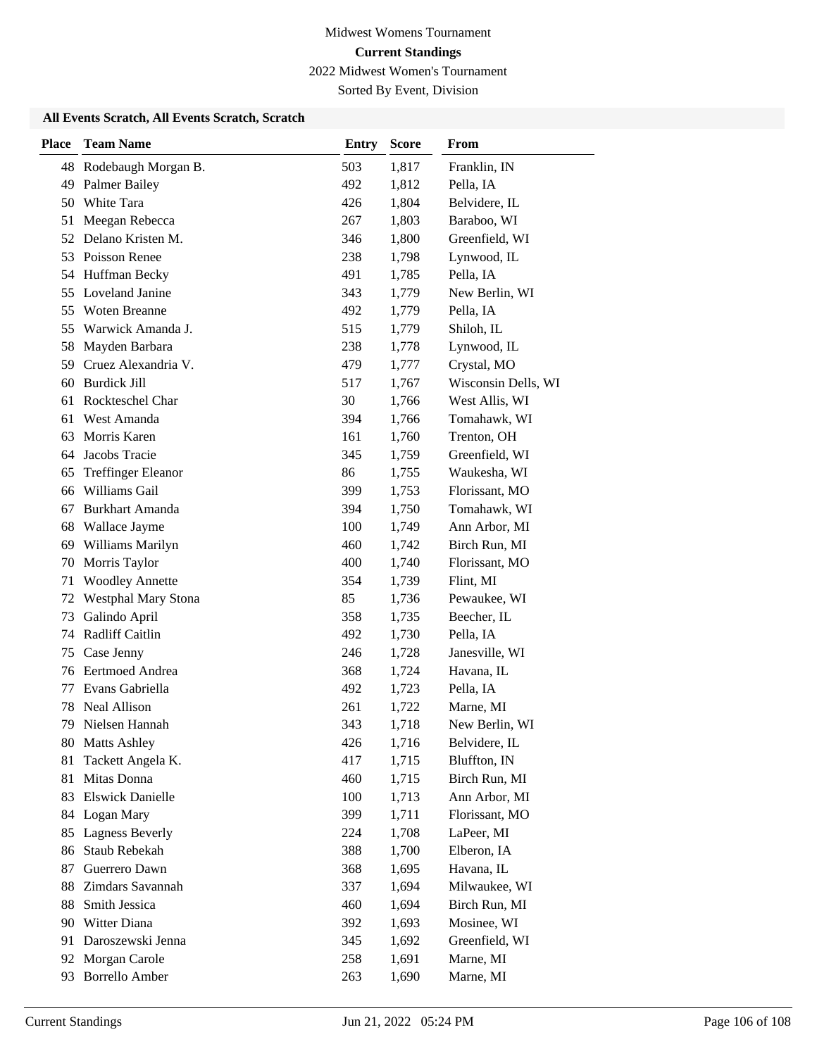Midwest Womens Tournament

**Current Standings**

2022 Midwest Women's Tournament

Sorted By Event, Division

### All Events Scratch, All Events Scratch, Scratch

| Place | Team Name | Entry | Score | From |
|---|---|---|---|---|
| 48 | Rodebaugh Morgan B. | 503 | 1,817 | Franklin, IN |
| 49 | Palmer Bailey | 492 | 1,812 | Pella, IA |
| 50 | White Tara | 426 | 1,804 | Belvidere, IL |
| 51 | Meegan Rebecca | 267 | 1,803 | Baraboo, WI |
| 52 | Delano Kristen M. | 346 | 1,800 | Greenfield, WI |
| 53 | Poisson Renee | 238 | 1,798 | Lynwood, IL |
| 54 | Huffman Becky | 491 | 1,785 | Pella, IA |
| 55 | Loveland Janine | 343 | 1,779 | New Berlin, WI |
| 55 | Woten Breanne | 492 | 1,779 | Pella, IA |
| 55 | Warwick Amanda J. | 515 | 1,779 | Shiloh, IL |
| 58 | Mayden Barbara | 238 | 1,778 | Lynwood, IL |
| 59 | Cruez Alexandria V. | 479 | 1,777 | Crystal, MO |
| 60 | Burdick Jill | 517 | 1,767 | Wisconsin Dells, WI |
| 61 | Rockteschel Char | 30 | 1,766 | West Allis, WI |
| 61 | West Amanda | 394 | 1,766 | Tomahawk, WI |
| 63 | Morris Karen | 161 | 1,760 | Trenton, OH |
| 64 | Jacobs Tracie | 345 | 1,759 | Greenfield, WI |
| 65 | Treffinger Eleanor | 86 | 1,755 | Waukesha, WI |
| 66 | Williams Gail | 399 | 1,753 | Florissant, MO |
| 67 | Burkhart Amanda | 394 | 1,750 | Tomahawk, WI |
| 68 | Wallace Jayme | 100 | 1,749 | Ann Arbor, MI |
| 69 | Williams Marilyn | 460 | 1,742 | Birch Run, MI |
| 70 | Morris Taylor | 400 | 1,740 | Florissant, MO |
| 71 | Woodley Annette | 354 | 1,739 | Flint, MI |
| 72 | Westphal Mary Stona | 85 | 1,736 | Pewaukee, WI |
| 73 | Galindo April | 358 | 1,735 | Beecher, IL |
| 74 | Radliff Caitlin | 492 | 1,730 | Pella, IA |
| 75 | Case Jenny | 246 | 1,728 | Janesville, WI |
| 76 | Eertmoed Andrea | 368 | 1,724 | Havana, IL |
| 77 | Evans Gabriella | 492 | 1,723 | Pella, IA |
| 78 | Neal Allison | 261 | 1,722 | Marne, MI |
| 79 | Nielsen Hannah | 343 | 1,718 | New Berlin, WI |
| 80 | Matts Ashley | 426 | 1,716 | Belvidere, IL |
| 81 | Tackett Angela K. | 417 | 1,715 | Bluffton, IN |
| 81 | Mitas Donna | 460 | 1,715 | Birch Run, MI |
| 83 | Elswick Danielle | 100 | 1,713 | Ann Arbor, MI |
| 84 | Logan Mary | 399 | 1,711 | Florissant, MO |
| 85 | Lagness Beverly | 224 | 1,708 | LaPeer, MI |
| 86 | Staub Rebekah | 388 | 1,700 | Elberon, IA |
| 87 | Guerrero Dawn | 368 | 1,695 | Havana, IL |
| 88 | Zimdars Savannah | 337 | 1,694 | Milwaukee, WI |
| 88 | Smith Jessica | 460 | 1,694 | Birch Run, MI |
| 90 | Witter Diana | 392 | 1,693 | Mosinee, WI |
| 91 | Daroszewski Jenna | 345 | 1,692 | Greenfield, WI |
| 92 | Morgan Carole | 258 | 1,691 | Marne, MI |
| 93 | Borrello Amber | 263 | 1,690 | Marne, MI |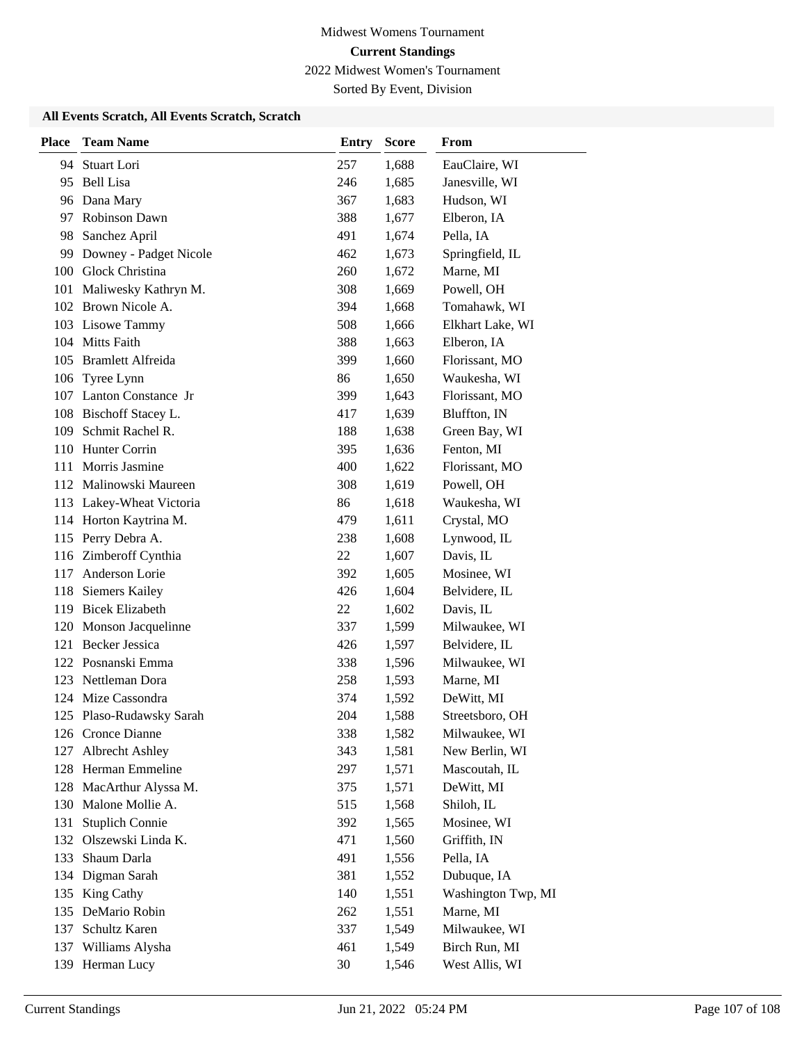Midwest Womens Tournament

**Current Standings**

2022 Midwest Women's Tournament

Sorted By Event, Division

### All Events Scratch, All Events Scratch, Scratch

| Place | Team Name | Entry | Score | From |
|---|---|---|---|---|
| 94 | Stuart Lori | 257 | 1,688 | EauClaire, WI |
| 95 | Bell Lisa | 246 | 1,685 | Janesville, WI |
| 96 | Dana Mary | 367 | 1,683 | Hudson, WI |
| 97 | Robinson Dawn | 388 | 1,677 | Elberon, IA |
| 98 | Sanchez April | 491 | 1,674 | Pella, IA |
| 99 | Downey - Padget Nicole | 462 | 1,673 | Springfield, IL |
| 100 | Glock Christina | 260 | 1,672 | Marne, MI |
| 101 | Maliwesky Kathryn M. | 308 | 1,669 | Powell, OH |
| 102 | Brown Nicole A. | 394 | 1,668 | Tomahawk, WI |
| 103 | Lisowe Tammy | 508 | 1,666 | Elkhart Lake, WI |
| 104 | Mitts Faith | 388 | 1,663 | Elberon, IA |
| 105 | Bramlett Alfreida | 399 | 1,660 | Florissant, MO |
| 106 | Tyree Lynn | 86 | 1,650 | Waukesha, WI |
| 107 | Lanton Constance Jr | 399 | 1,643 | Florissant, MO |
| 108 | Bischoff Stacey L. | 417 | 1,639 | Bluffton, IN |
| 109 | Schmit Rachel R. | 188 | 1,638 | Green Bay, WI |
| 110 | Hunter Corrin | 395 | 1,636 | Fenton, MI |
| 111 | Morris Jasmine | 400 | 1,622 | Florissant, MO |
| 112 | Malinowski Maureen | 308 | 1,619 | Powell, OH |
| 113 | Lakey-Wheat Victoria | 86 | 1,618 | Waukesha, WI |
| 114 | Horton Kaytrina M. | 479 | 1,611 | Crystal, MO |
| 115 | Perry Debra A. | 238 | 1,608 | Lynwood, IL |
| 116 | Zimberoff Cynthia | 22 | 1,607 | Davis, IL |
| 117 | Anderson Lorie | 392 | 1,605 | Mosinee, WI |
| 118 | Siemers Kailey | 426 | 1,604 | Belvidere, IL |
| 119 | Bicek Elizabeth | 22 | 1,602 | Davis, IL |
| 120 | Monson Jacquelinne | 337 | 1,599 | Milwaukee, WI |
| 121 | Becker Jessica | 426 | 1,597 | Belvidere, IL |
| 122 | Posnanski Emma | 338 | 1,596 | Milwaukee, WI |
| 123 | Nettleman Dora | 258 | 1,593 | Marne, MI |
| 124 | Mize Cassondra | 374 | 1,592 | DeWitt, MI |
| 125 | Plaso-Rudawsky Sarah | 204 | 1,588 | Streetsboro, OH |
| 126 | Cronce Dianne | 338 | 1,582 | Milwaukee, WI |
| 127 | Albrecht Ashley | 343 | 1,581 | New Berlin, WI |
| 128 | Herman Emmeline | 297 | 1,571 | Mascoutah, IL |
| 128 | MacArthur Alyssa M. | 375 | 1,571 | DeWitt, MI |
| 130 | Malone Mollie A. | 515 | 1,568 | Shiloh, IL |
| 131 | Stuplich Connie | 392 | 1,565 | Mosinee, WI |
| 132 | Olszewski Linda K. | 471 | 1,560 | Griffith, IN |
| 133 | Shaum Darla | 491 | 1,556 | Pella, IA |
| 134 | Digman Sarah | 381 | 1,552 | Dubuque, IA |
| 135 | King Cathy | 140 | 1,551 | Washington Twp, MI |
| 135 | DeMario Robin | 262 | 1,551 | Marne, MI |
| 137 | Schultz Karen | 337 | 1,549 | Milwaukee, WI |
| 137 | Williams Alysha | 461 | 1,549 | Birch Run, MI |
| 139 | Herman Lucy | 30 | 1,546 | West Allis, WI |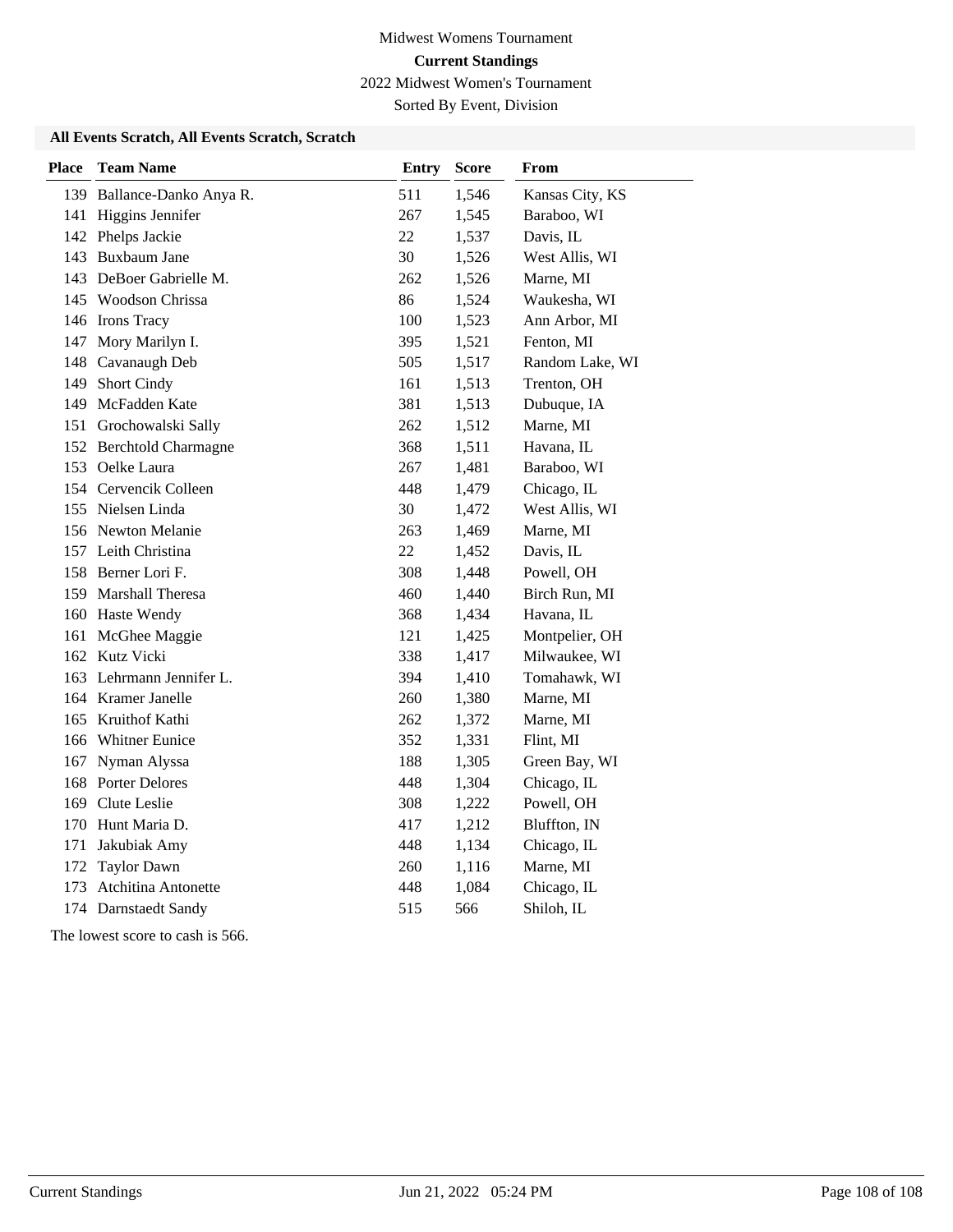Midwest Womens Tournament

**Current Standings**

2022 Midwest Women's Tournament

Sorted By Event, Division

### All Events Scratch, All Events Scratch, Scratch

| Place | Team Name | Entry | Score | From |
|---|---|---|---|---|
| 139 | Ballance-Danko Anya R. | 511 | 1,546 | Kansas City, KS |
| 141 | Higgins Jennifer | 267 | 1,545 | Baraboo, WI |
| 142 | Phelps Jackie | 22 | 1,537 | Davis, IL |
| 143 | Buxbaum Jane | 30 | 1,526 | West Allis, WI |
| 143 | DeBoer Gabrielle M. | 262 | 1,526 | Marne, MI |
| 145 | Woodson Chrissa | 86 | 1,524 | Waukesha, WI |
| 146 | Irons Tracy | 100 | 1,523 | Ann Arbor, MI |
| 147 | Mory Marilyn I. | 395 | 1,521 | Fenton, MI |
| 148 | Cavanaugh Deb | 505 | 1,517 | Random Lake, WI |
| 149 | Short Cindy | 161 | 1,513 | Trenton, OH |
| 149 | McFadden Kate | 381 | 1,513 | Dubuque, IA |
| 151 | Grochowalski Sally | 262 | 1,512 | Marne, MI |
| 152 | Berchtold Charmagne | 368 | 1,511 | Havana, IL |
| 153 | Oelke Laura | 267 | 1,481 | Baraboo, WI |
| 154 | Cervencik Colleen | 448 | 1,479 | Chicago, IL |
| 155 | Nielsen Linda | 30 | 1,472 | West Allis, WI |
| 156 | Newton Melanie | 263 | 1,469 | Marne, MI |
| 157 | Leith Christina | 22 | 1,452 | Davis, IL |
| 158 | Berner Lori F. | 308 | 1,448 | Powell, OH |
| 159 | Marshall Theresa | 460 | 1,440 | Birch Run, MI |
| 160 | Haste Wendy | 368 | 1,434 | Havana, IL |
| 161 | McGhee Maggie | 121 | 1,425 | Montpelier, OH |
| 162 | Kutz Vicki | 338 | 1,417 | Milwaukee, WI |
| 163 | Lehrmann Jennifer L. | 394 | 1,410 | Tomahawk, WI |
| 164 | Kramer Janelle | 260 | 1,380 | Marne, MI |
| 165 | Kruithof Kathi | 262 | 1,372 | Marne, MI |
| 166 | Whitner Eunice | 352 | 1,331 | Flint, MI |
| 167 | Nyman Alyssa | 188 | 1,305 | Green Bay, WI |
| 168 | Porter Delores | 448 | 1,304 | Chicago, IL |
| 169 | Clute Leslie | 308 | 1,222 | Powell, OH |
| 170 | Hunt Maria D. | 417 | 1,212 | Bluffton, IN |
| 171 | Jakubiak Amy | 448 | 1,134 | Chicago, IL |
| 172 | Taylor Dawn | 260 | 1,116 | Marne, MI |
| 173 | Atchitina Antonette | 448 | 1,084 | Chicago, IL |
| 174 | Darnstaedt Sandy | 515 | 566 | Shiloh, IL |

The lowest score to cash is 566.